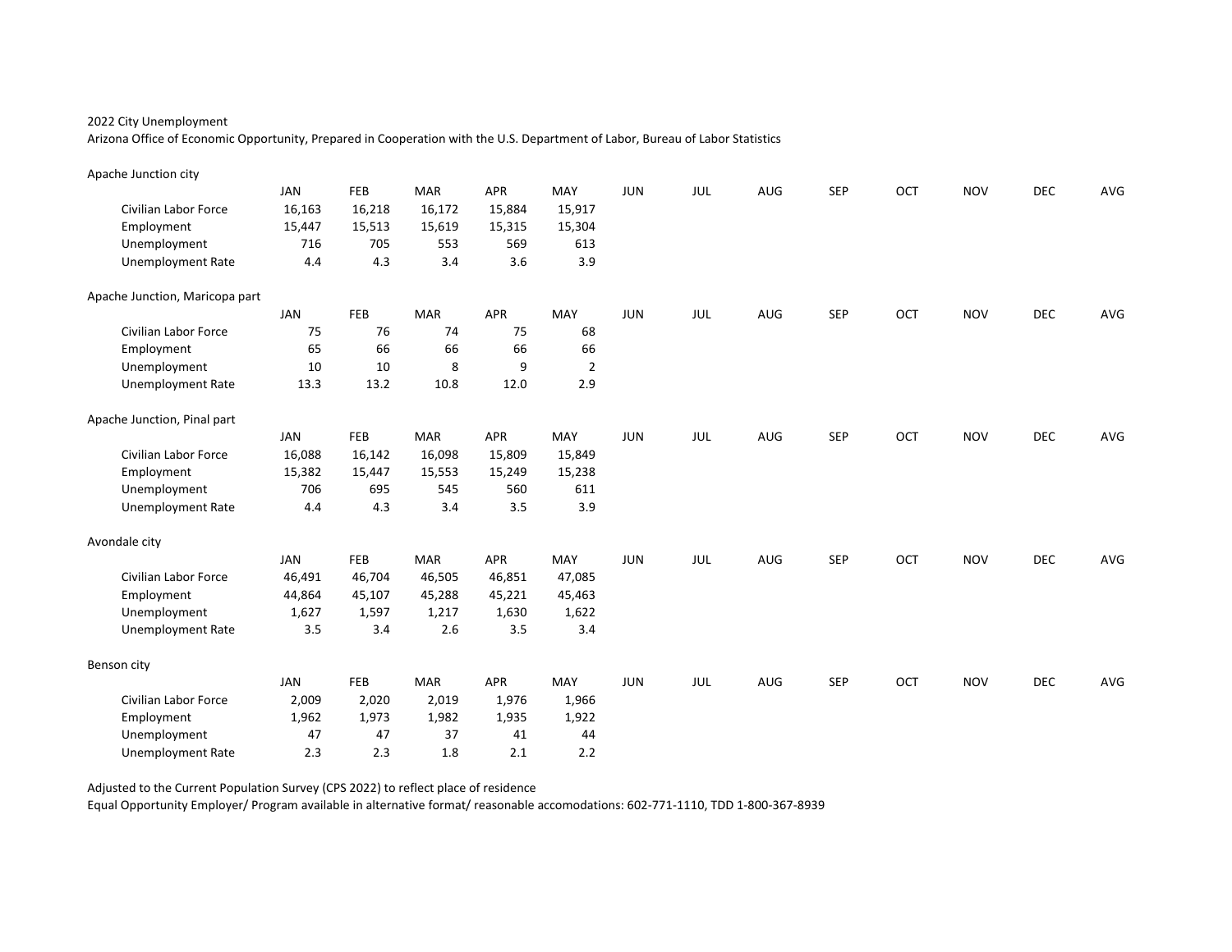2022 City Unemployment

Arizona Office of Economic Opportunity, Prepared in Cooperation with the U.S. Department of Labor, Bureau of Labor Statistics

Apache Junction city

| | JAN | FEB | MAR | APR | MAY | JUN | JUL | AUG | SEP | OCT | NOV | DEC | AVG |
|---|---|---|---|---|---|---|---|---|---|---|---|---|---|
| Civilian Labor Force | 16,163 | 16,218 | 16,172 | 15,884 | 15,917 | | | | | | | | |
| Employment | 15,447 | 15,513 | 15,619 | 15,315 | 15,304 | | | | | | | | |
| Unemployment | 716 | 705 | 553 | 569 | 613 | | | | | | | | |
| Unemployment Rate | 4.4 | 4.3 | 3.4 | 3.6 | 3.9 | | | | | | | | |

Apache Junction, Maricopa part

| | JAN | FEB | MAR | APR | MAY | JUN | JUL | AUG | SEP | OCT | NOV | DEC | AVG |
|---|---|---|---|---|---|---|---|---|---|---|---|---|---|
| Civilian Labor Force | 75 | 76 | 74 | 75 | 68 | | | | | | | | |
| Employment | 65 | 66 | 66 | 66 | 66 | | | | | | | | |
| Unemployment | 10 | 10 | 8 | 9 | 2 | | | | | | | | |
| Unemployment Rate | 13.3 | 13.2 | 10.8 | 12.0 | 2.9 | | | | | | | | |

Apache Junction, Pinal part

| | JAN | FEB | MAR | APR | MAY | JUN | JUL | AUG | SEP | OCT | NOV | DEC | AVG |
|---|---|---|---|---|---|---|---|---|---|---|---|---|---|
| Civilian Labor Force | 16,088 | 16,142 | 16,098 | 15,809 | 15,849 | | | | | | | | |
| Employment | 15,382 | 15,447 | 15,553 | 15,249 | 15,238 | | | | | | | | |
| Unemployment | 706 | 695 | 545 | 560 | 611 | | | | | | | | |
| Unemployment Rate | 4.4 | 4.3 | 3.4 | 3.5 | 3.9 | | | | | | | | |

Avondale city

| | JAN | FEB | MAR | APR | MAY | JUN | JUL | AUG | SEP | OCT | NOV | DEC | AVG |
|---|---|---|---|---|---|---|---|---|---|---|---|---|---|
| Civilian Labor Force | 46,491 | 46,704 | 46,505 | 46,851 | 47,085 | | | | | | | | |
| Employment | 44,864 | 45,107 | 45,288 | 45,221 | 45,463 | | | | | | | | |
| Unemployment | 1,627 | 1,597 | 1,217 | 1,630 | 1,622 | | | | | | | | |
| Unemployment Rate | 3.5 | 3.4 | 2.6 | 3.5 | 3.4 | | | | | | | | |

Benson city

| | JAN | FEB | MAR | APR | MAY | JUN | JUL | AUG | SEP | OCT | NOV | DEC | AVG |
|---|---|---|---|---|---|---|---|---|---|---|---|---|---|
| Civilian Labor Force | 2,009 | 2,020 | 2,019 | 1,976 | 1,966 | | | | | | | | |
| Employment | 1,962 | 1,973 | 1,982 | 1,935 | 1,922 | | | | | | | | |
| Unemployment | 47 | 47 | 37 | 41 | 44 | | | | | | | | |
| Unemployment Rate | 2.3 | 2.3 | 1.8 | 2.1 | 2.2 | | | | | | | | |

Adjusted to the Current Population Survey (CPS 2022) to reflect place of residence

Equal Opportunity Employer/ Program available in alternative format/ reasonable accomodations: 602-771-1110, TDD 1-800-367-8939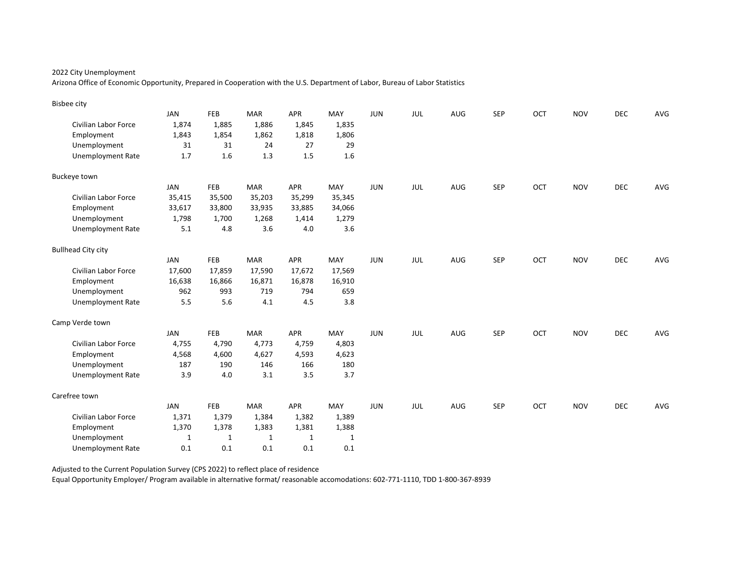2022 City Unemployment

Arizona Office of Economic Opportunity, Prepared in Cooperation with the U.S. Department of Labor, Bureau of Labor Statistics

Bisbee city

| | JAN | FEB | MAR | APR | MAY | JUN | JUL | AUG | SEP | OCT | NOV | DEC | AVG |
|---|---|---|---|---|---|---|---|---|---|---|---|---|---|
| Civilian Labor Force | 1,874 | 1,885 | 1,886 | 1,845 | 1,835 | | | | | | | | |
| Employment | 1,843 | 1,854 | 1,862 | 1,818 | 1,806 | | | | | | | | |
| Unemployment | 31 | 31 | 24 | 27 | 29 | | | | | | | | |
| Unemployment Rate | 1.7 | 1.6 | 1.3 | 1.5 | 1.6 | | | | | | | | |

Buckeye town

| | JAN | FEB | MAR | APR | MAY | JUN | JUL | AUG | SEP | OCT | NOV | DEC | AVG |
|---|---|---|---|---|---|---|---|---|---|---|---|---|---|
| Civilian Labor Force | 35,415 | 35,500 | 35,203 | 35,299 | 35,345 | | | | | | | | |
| Employment | 33,617 | 33,800 | 33,935 | 33,885 | 34,066 | | | | | | | | |
| Unemployment | 1,798 | 1,700 | 1,268 | 1,414 | 1,279 | | | | | | | | |
| Unemployment Rate | 5.1 | 4.8 | 3.6 | 4.0 | 3.6 | | | | | | | | |

Bullhead City city

| | JAN | FEB | MAR | APR | MAY | JUN | JUL | AUG | SEP | OCT | NOV | DEC | AVG |
|---|---|---|---|---|---|---|---|---|---|---|---|---|---|
| Civilian Labor Force | 17,600 | 17,859 | 17,590 | 17,672 | 17,569 | | | | | | | | |
| Employment | 16,638 | 16,866 | 16,871 | 16,878 | 16,910 | | | | | | | | |
| Unemployment | 962 | 993 | 719 | 794 | 659 | | | | | | | | |
| Unemployment Rate | 5.5 | 5.6 | 4.1 | 4.5 | 3.8 | | | | | | | | |

Camp Verde town

| | JAN | FEB | MAR | APR | MAY | JUN | JUL | AUG | SEP | OCT | NOV | DEC | AVG |
|---|---|---|---|---|---|---|---|---|---|---|---|---|---|
| Civilian Labor Force | 4,755 | 4,790 | 4,773 | 4,759 | 4,803 | | | | | | | | |
| Employment | 4,568 | 4,600 | 4,627 | 4,593 | 4,623 | | | | | | | | |
| Unemployment | 187 | 190 | 146 | 166 | 180 | | | | | | | | |
| Unemployment Rate | 3.9 | 4.0 | 3.1 | 3.5 | 3.7 | | | | | | | | |

Carefree town

| | JAN | FEB | MAR | APR | MAY | JUN | JUL | AUG | SEP | OCT | NOV | DEC | AVG |
|---|---|---|---|---|---|---|---|---|---|---|---|---|---|
| Civilian Labor Force | 1,371 | 1,379 | 1,384 | 1,382 | 1,389 | | | | | | | | |
| Employment | 1,370 | 1,378 | 1,383 | 1,381 | 1,388 | | | | | | | | |
| Unemployment | 1 | 1 | 1 | 1 | 1 | | | | | | | | |
| Unemployment Rate | 0.1 | 0.1 | 0.1 | 0.1 | 0.1 | | | | | | | | |

Adjusted to the Current Population Survey (CPS 2022) to reflect place of residence

Equal Opportunity Employer/ Program available in alternative format/ reasonable accomodations: 602-771-1110, TDD 1-800-367-8939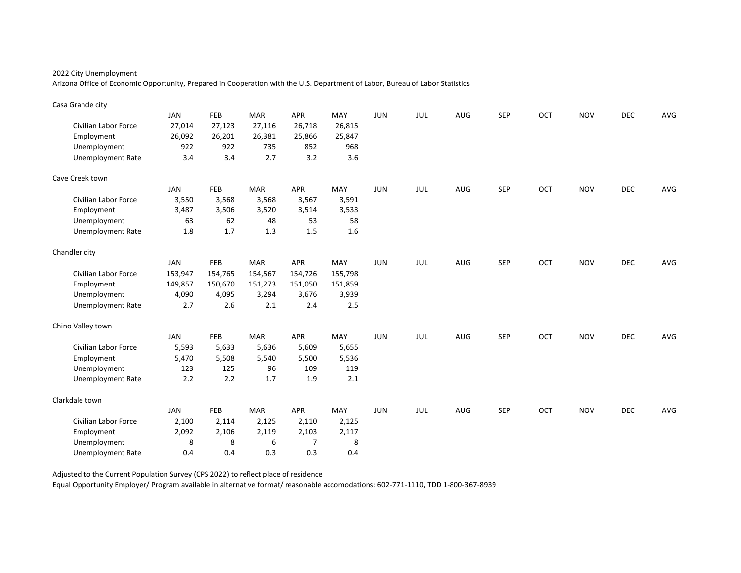2022 City Unemployment

Arizona Office of Economic Opportunity, Prepared in Cooperation with the U.S. Department of Labor, Bureau of Labor Statistics

Casa Grande city

| | JAN | FEB | MAR | APR | MAY | JUN | JUL | AUG | SEP | OCT | NOV | DEC | AVG |
|---|---|---|---|---|---|---|---|---|---|---|---|---|---|
| Civilian Labor Force | 27,014 | 27,123 | 27,116 | 26,718 | 26,815 | | | | | | | | |
| Employment | 26,092 | 26,201 | 26,381 | 25,866 | 25,847 | | | | | | | | |
| Unemployment | 922 | 922 | 735 | 852 | 968 | | | | | | | | |
| Unemployment Rate | 3.4 | 3.4 | 2.7 | 3.2 | 3.6 | | | | | | | | |

Cave Creek town

| | JAN | FEB | MAR | APR | MAY | JUN | JUL | AUG | SEP | OCT | NOV | DEC | AVG |
|---|---|---|---|---|---|---|---|---|---|---|---|---|---|
| Civilian Labor Force | 3,550 | 3,568 | 3,568 | 3,567 | 3,591 | | | | | | | | |
| Employment | 3,487 | 3,506 | 3,520 | 3,514 | 3,533 | | | | | | | | |
| Unemployment | 63 | 62 | 48 | 53 | 58 | | | | | | | | |
| Unemployment Rate | 1.8 | 1.7 | 1.3 | 1.5 | 1.6 | | | | | | | | |

Chandler city

| | JAN | FEB | MAR | APR | MAY | JUN | JUL | AUG | SEP | OCT | NOV | DEC | AVG |
|---|---|---|---|---|---|---|---|---|---|---|---|---|---|
| Civilian Labor Force | 153,947 | 154,765 | 154,567 | 154,726 | 155,798 | | | | | | | | |
| Employment | 149,857 | 150,670 | 151,273 | 151,050 | 151,859 | | | | | | | | |
| Unemployment | 4,090 | 4,095 | 3,294 | 3,676 | 3,939 | | | | | | | | |
| Unemployment Rate | 2.7 | 2.6 | 2.1 | 2.4 | 2.5 | | | | | | | | |

Chino Valley town

| | JAN | FEB | MAR | APR | MAY | JUN | JUL | AUG | SEP | OCT | NOV | DEC | AVG |
|---|---|---|---|---|---|---|---|---|---|---|---|---|---|
| Civilian Labor Force | 5,593 | 5,633 | 5,636 | 5,609 | 5,655 | | | | | | | | |
| Employment | 5,470 | 5,508 | 5,540 | 5,500 | 5,536 | | | | | | | | |
| Unemployment | 123 | 125 | 96 | 109 | 119 | | | | | | | | |
| Unemployment Rate | 2.2 | 2.2 | 1.7 | 1.9 | 2.1 | | | | | | | | |

Clarkdale town

| | JAN | FEB | MAR | APR | MAY | JUN | JUL | AUG | SEP | OCT | NOV | DEC | AVG |
|---|---|---|---|---|---|---|---|---|---|---|---|---|---|
| Civilian Labor Force | 2,100 | 2,114 | 2,125 | 2,110 | 2,125 | | | | | | | | |
| Employment | 2,092 | 2,106 | 2,119 | 2,103 | 2,117 | | | | | | | | |
| Unemployment | 8 | 8 | 6 | 7 | 8 | | | | | | | | |
| Unemployment Rate | 0.4 | 0.4 | 0.3 | 0.3 | 0.4 | | | | | | | | |

Adjusted to the Current Population Survey (CPS 2022) to reflect place of residence

Equal Opportunity Employer/ Program available in alternative format/ reasonable accomodations: 602-771-1110, TDD 1-800-367-8939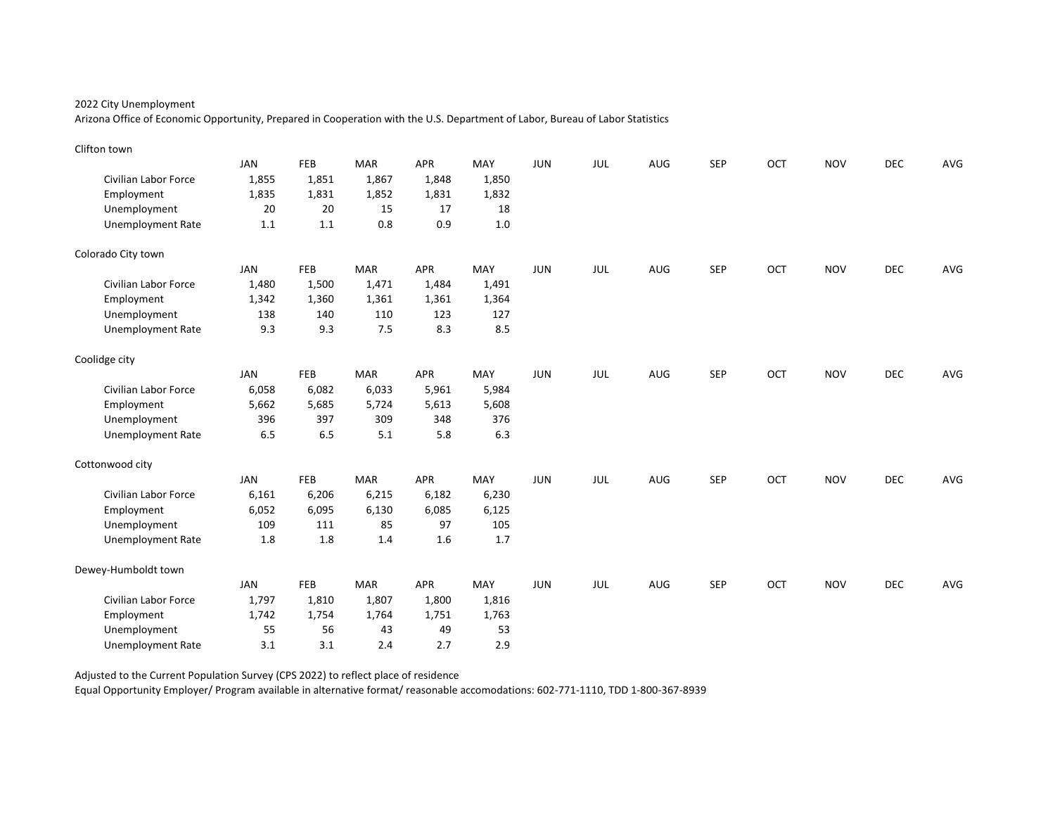2022 City Unemployment

Arizona Office of Economic Opportunity, Prepared in Cooperation with the U.S. Department of Labor, Bureau of Labor Statistics

Clifton town

| | JAN | FEB | MAR | APR | MAY | JUN | JUL | AUG | SEP | OCT | NOV | DEC | AVG |
|---|---|---|---|---|---|---|---|---|---|---|---|---|---|
| Civilian Labor Force | 1,855 | 1,851 | 1,867 | 1,848 | 1,850 | | | | | | | | |
| Employment | 1,835 | 1,831 | 1,852 | 1,831 | 1,832 | | | | | | | | |
| Unemployment | 20 | 20 | 15 | 17 | 18 | | | | | | | | |
| Unemployment Rate | 1.1 | 1.1 | 0.8 | 0.9 | 1.0 | | | | | | | | |

Colorado City town

| | JAN | FEB | MAR | APR | MAY | JUN | JUL | AUG | SEP | OCT | NOV | DEC | AVG |
|---|---|---|---|---|---|---|---|---|---|---|---|---|---|
| Civilian Labor Force | 1,480 | 1,500 | 1,471 | 1,484 | 1,491 | | | | | | | | |
| Employment | 1,342 | 1,360 | 1,361 | 1,361 | 1,364 | | | | | | | | |
| Unemployment | 138 | 140 | 110 | 123 | 127 | | | | | | | | |
| Unemployment Rate | 9.3 | 9.3 | 7.5 | 8.3 | 8.5 | | | | | | | | |

Coolidge city

| | JAN | FEB | MAR | APR | MAY | JUN | JUL | AUG | SEP | OCT | NOV | DEC | AVG |
|---|---|---|---|---|---|---|---|---|---|---|---|---|---|
| Civilian Labor Force | 6,058 | 6,082 | 6,033 | 5,961 | 5,984 | | | | | | | | |
| Employment | 5,662 | 5,685 | 5,724 | 5,613 | 5,608 | | | | | | | | |
| Unemployment | 396 | 397 | 309 | 348 | 376 | | | | | | | | |
| Unemployment Rate | 6.5 | 6.5 | 5.1 | 5.8 | 6.3 | | | | | | | | |

Cottonwood city

| | JAN | FEB | MAR | APR | MAY | JUN | JUL | AUG | SEP | OCT | NOV | DEC | AVG |
|---|---|---|---|---|---|---|---|---|---|---|---|---|---|
| Civilian Labor Force | 6,161 | 6,206 | 6,215 | 6,182 | 6,230 | | | | | | | | |
| Employment | 6,052 | 6,095 | 6,130 | 6,085 | 6,125 | | | | | | | | |
| Unemployment | 109 | 111 | 85 | 97 | 105 | | | | | | | | |
| Unemployment Rate | 1.8 | 1.8 | 1.4 | 1.6 | 1.7 | | | | | | | | |

Dewey-Humboldt town

| | JAN | FEB | MAR | APR | MAY | JUN | JUL | AUG | SEP | OCT | NOV | DEC | AVG |
|---|---|---|---|---|---|---|---|---|---|---|---|---|---|
| Civilian Labor Force | 1,797 | 1,810 | 1,807 | 1,800 | 1,816 | | | | | | | | |
| Employment | 1,742 | 1,754 | 1,764 | 1,751 | 1,763 | | | | | | | | |
| Unemployment | 55 | 56 | 43 | 49 | 53 | | | | | | | | |
| Unemployment Rate | 3.1 | 3.1 | 2.4 | 2.7 | 2.9 | | | | | | | | |

Adjusted to the Current Population Survey (CPS 2022) to reflect place of residence

Equal Opportunity Employer/ Program available in alternative format/ reasonable accomodations: 602-771-1110, TDD 1-800-367-8939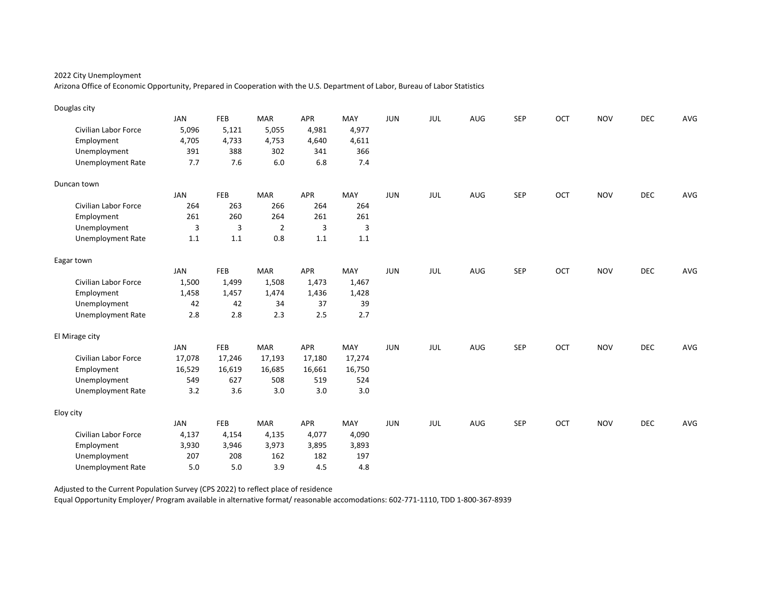2022 City Unemployment

Arizona Office of Economic Opportunity, Prepared in Cooperation with the U.S. Department of Labor, Bureau of Labor Statistics

Douglas city

| | JAN | FEB | MAR | APR | MAY | JUN | JUL | AUG | SEP | OCT | NOV | DEC | AVG |
|---|---|---|---|---|---|---|---|---|---|---|---|---|---|
| Civilian Labor Force | 5,096 | 5,121 | 5,055 | 4,981 | 4,977 | | | | | | | | |
| Employment | 4,705 | 4,733 | 4,753 | 4,640 | 4,611 | | | | | | | | |
| Unemployment | 391 | 388 | 302 | 341 | 366 | | | | | | | | |
| Unemployment Rate | 7.7 | 7.6 | 6.0 | 6.8 | 7.4 | | | | | | | | |

Duncan town

| | JAN | FEB | MAR | APR | MAY | JUN | JUL | AUG | SEP | OCT | NOV | DEC | AVG |
|---|---|---|---|---|---|---|---|---|---|---|---|---|---|
| Civilian Labor Force | 264 | 263 | 266 | 264 | 264 | | | | | | | | |
| Employment | 261 | 260 | 264 | 261 | 261 | | | | | | | | |
| Unemployment | 3 | 3 | 2 | 3 | 3 | | | | | | | | |
| Unemployment Rate | 1.1 | 1.1 | 0.8 | 1.1 | 1.1 | | | | | | | | |

Eagar town

| | JAN | FEB | MAR | APR | MAY | JUN | JUL | AUG | SEP | OCT | NOV | DEC | AVG |
|---|---|---|---|---|---|---|---|---|---|---|---|---|---|
| Civilian Labor Force | 1,500 | 1,499 | 1,508 | 1,473 | 1,467 | | | | | | | | |
| Employment | 1,458 | 1,457 | 1,474 | 1,436 | 1,428 | | | | | | | | |
| Unemployment | 42 | 42 | 34 | 37 | 39 | | | | | | | | |
| Unemployment Rate | 2.8 | 2.8 | 2.3 | 2.5 | 2.7 | | | | | | | | |

El Mirage city

| | JAN | FEB | MAR | APR | MAY | JUN | JUL | AUG | SEP | OCT | NOV | DEC | AVG |
|---|---|---|---|---|---|---|---|---|---|---|---|---|---|
| Civilian Labor Force | 17,078 | 17,246 | 17,193 | 17,180 | 17,274 | | | | | | | | |
| Employment | 16,529 | 16,619 | 16,685 | 16,661 | 16,750 | | | | | | | | |
| Unemployment | 549 | 627 | 508 | 519 | 524 | | | | | | | | |
| Unemployment Rate | 3.2 | 3.6 | 3.0 | 3.0 | 3.0 | | | | | | | | |

Eloy city

| | JAN | FEB | MAR | APR | MAY | JUN | JUL | AUG | SEP | OCT | NOV | DEC | AVG |
|---|---|---|---|---|---|---|---|---|---|---|---|---|---|
| Civilian Labor Force | 4,137 | 4,154 | 4,135 | 4,077 | 4,090 | | | | | | | | |
| Employment | 3,930 | 3,946 | 3,973 | 3,895 | 3,893 | | | | | | | | |
| Unemployment | 207 | 208 | 162 | 182 | 197 | | | | | | | | |
| Unemployment Rate | 5.0 | 5.0 | 3.9 | 4.5 | 4.8 | | | | | | | | |

Adjusted to the Current Population Survey (CPS 2022) to reflect place of residence

Equal Opportunity Employer/ Program available in alternative format/ reasonable accomodations: 602-771-1110, TDD 1-800-367-8939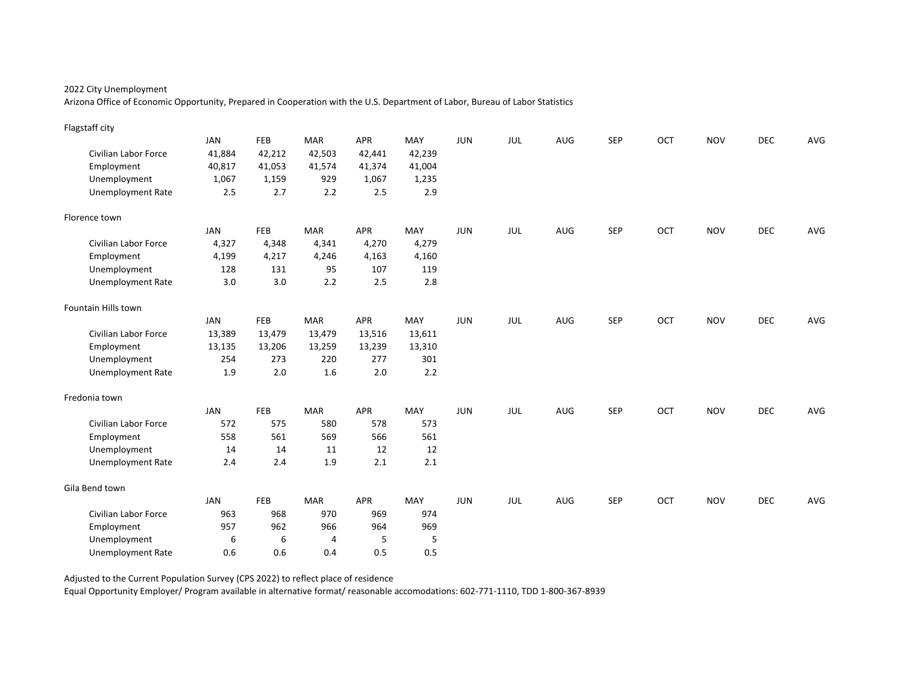2022 City Unemployment

Arizona Office of Economic Opportunity, Prepared in Cooperation with the U.S. Department of Labor, Bureau of Labor Statistics

Flagstaff city

| | JAN | FEB | MAR | APR | MAY | JUN | JUL | AUG | SEP | OCT | NOV | DEC | AVG |
|---|---|---|---|---|---|---|---|---|---|---|---|---|---|
| Civilian Labor Force | 41,884 | 42,212 | 42,503 | 42,441 | 42,239 | | | | | | | | |
| Employment | 40,817 | 41,053 | 41,574 | 41,374 | 41,004 | | | | | | | | |
| Unemployment | 1,067 | 1,159 | 929 | 1,067 | 1,235 | | | | | | | | |
| Unemployment Rate | 2.5 | 2.7 | 2.2 | 2.5 | 2.9 | | | | | | | | |

Florence town

| | JAN | FEB | MAR | APR | MAY | JUN | JUL | AUG | SEP | OCT | NOV | DEC | AVG |
|---|---|---|---|---|---|---|---|---|---|---|---|---|---|
| Civilian Labor Force | 4,327 | 4,348 | 4,341 | 4,270 | 4,279 | | | | | | | | |
| Employment | 4,199 | 4,217 | 4,246 | 4,163 | 4,160 | | | | | | | | |
| Unemployment | 128 | 131 | 95 | 107 | 119 | | | | | | | | |
| Unemployment Rate | 3.0 | 3.0 | 2.2 | 2.5 | 2.8 | | | | | | | | |

Fountain Hills town

| | JAN | FEB | MAR | APR | MAY | JUN | JUL | AUG | SEP | OCT | NOV | DEC | AVG |
|---|---|---|---|---|---|---|---|---|---|---|---|---|---|
| Civilian Labor Force | 13,389 | 13,479 | 13,479 | 13,516 | 13,611 | | | | | | | | |
| Employment | 13,135 | 13,206 | 13,259 | 13,239 | 13,310 | | | | | | | | |
| Unemployment | 254 | 273 | 220 | 277 | 301 | | | | | | | | |
| Unemployment Rate | 1.9 | 2.0 | 1.6 | 2.0 | 2.2 | | | | | | | | |

Fredonia town

| | JAN | FEB | MAR | APR | MAY | JUN | JUL | AUG | SEP | OCT | NOV | DEC | AVG |
|---|---|---|---|---|---|---|---|---|---|---|---|---|---|
| Civilian Labor Force | 572 | 575 | 580 | 578 | 573 | | | | | | | | |
| Employment | 558 | 561 | 569 | 566 | 561 | | | | | | | | |
| Unemployment | 14 | 14 | 11 | 12 | 12 | | | | | | | | |
| Unemployment Rate | 2.4 | 2.4 | 1.9 | 2.1 | 2.1 | | | | | | | | |

Gila Bend town

| | JAN | FEB | MAR | APR | MAY | JUN | JUL | AUG | SEP | OCT | NOV | DEC | AVG |
|---|---|---|---|---|---|---|---|---|---|---|---|---|---|
| Civilian Labor Force | 963 | 968 | 970 | 969 | 974 | | | | | | | | |
| Employment | 957 | 962 | 966 | 964 | 969 | | | | | | | | |
| Unemployment | 6 | 6 | 4 | 5 | 5 | | | | | | | | |
| Unemployment Rate | 0.6 | 0.6 | 0.4 | 0.5 | 0.5 | | | | | | | | |

Adjusted to the Current Population Survey (CPS 2022) to reflect place of residence

Equal Opportunity Employer/ Program available in alternative format/ reasonable accomodations: 602-771-1110, TDD 1-800-367-8939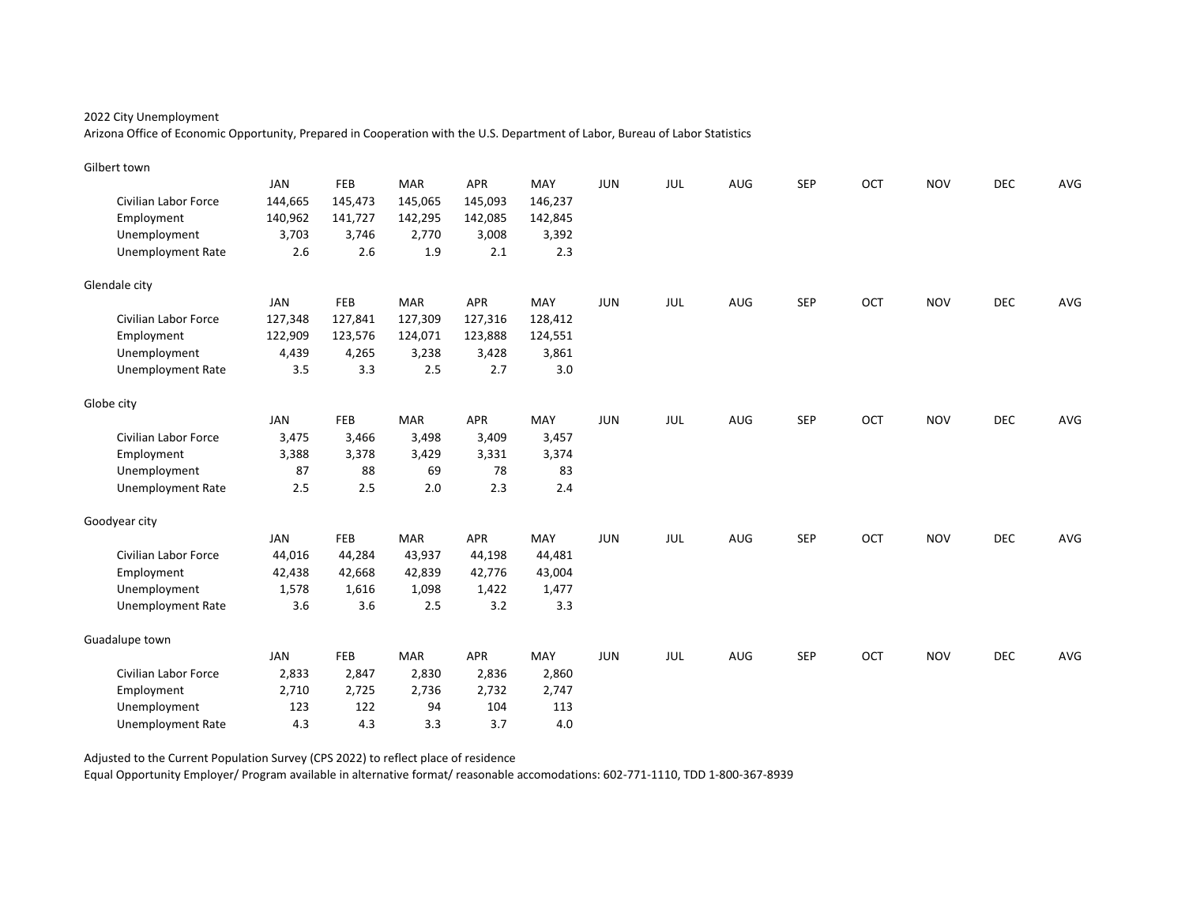2022 City Unemployment

Arizona Office of Economic Opportunity, Prepared in Cooperation with the U.S. Department of Labor, Bureau of Labor Statistics

Gilbert town

| | JAN | FEB | MAR | APR | MAY | JUN | JUL | AUG | SEP | OCT | NOV | DEC | AVG |
|---|---|---|---|---|---|---|---|---|---|---|---|---|---|
| Civilian Labor Force | 144,665 | 145,473 | 145,065 | 145,093 | 146,237 | | | | | | | | |
| Employment | 140,962 | 141,727 | 142,295 | 142,085 | 142,845 | | | | | | | | |
| Unemployment | 3,703 | 3,746 | 2,770 | 3,008 | 3,392 | | | | | | | | |
| Unemployment Rate | 2.6 | 2.6 | 1.9 | 2.1 | 2.3 | | | | | | | | |

Glendale city

| | JAN | FEB | MAR | APR | MAY | JUN | JUL | AUG | SEP | OCT | NOV | DEC | AVG |
|---|---|---|---|---|---|---|---|---|---|---|---|---|---|
| Civilian Labor Force | 127,348 | 127,841 | 127,309 | 127,316 | 128,412 | | | | | | | | |
| Employment | 122,909 | 123,576 | 124,071 | 123,888 | 124,551 | | | | | | | | |
| Unemployment | 4,439 | 4,265 | 3,238 | 3,428 | 3,861 | | | | | | | | |
| Unemployment Rate | 3.5 | 3.3 | 2.5 | 2.7 | 3.0 | | | | | | | | |

Globe city

| | JAN | FEB | MAR | APR | MAY | JUN | JUL | AUG | SEP | OCT | NOV | DEC | AVG |
|---|---|---|---|---|---|---|---|---|---|---|---|---|---|
| Civilian Labor Force | 3,475 | 3,466 | 3,498 | 3,409 | 3,457 | | | | | | | | |
| Employment | 3,388 | 3,378 | 3,429 | 3,331 | 3,374 | | | | | | | | |
| Unemployment | 87 | 88 | 69 | 78 | 83 | | | | | | | | |
| Unemployment Rate | 2.5 | 2.5 | 2.0 | 2.3 | 2.4 | | | | | | | | |

Goodyear city

| | JAN | FEB | MAR | APR | MAY | JUN | JUL | AUG | SEP | OCT | NOV | DEC | AVG |
|---|---|---|---|---|---|---|---|---|---|---|---|---|---|
| Civilian Labor Force | 44,016 | 44,284 | 43,937 | 44,198 | 44,481 | | | | | | | | |
| Employment | 42,438 | 42,668 | 42,839 | 42,776 | 43,004 | | | | | | | | |
| Unemployment | 1,578 | 1,616 | 1,098 | 1,422 | 1,477 | | | | | | | | |
| Unemployment Rate | 3.6 | 3.6 | 2.5 | 3.2 | 3.3 | | | | | | | | |

Guadalupe town

| | JAN | FEB | MAR | APR | MAY | JUN | JUL | AUG | SEP | OCT | NOV | DEC | AVG |
|---|---|---|---|---|---|---|---|---|---|---|---|---|---|
| Civilian Labor Force | 2,833 | 2,847 | 2,830 | 2,836 | 2,860 | | | | | | | | |
| Employment | 2,710 | 2,725 | 2,736 | 2,732 | 2,747 | | | | | | | | |
| Unemployment | 123 | 122 | 94 | 104 | 113 | | | | | | | | |
| Unemployment Rate | 4.3 | 4.3 | 3.3 | 3.7 | 4.0 | | | | | | | | |

Adjusted to the Current Population Survey (CPS 2022) to reflect place of residence

Equal Opportunity Employer/ Program available in alternative format/ reasonable accomodations: 602-771-1110, TDD 1-800-367-8939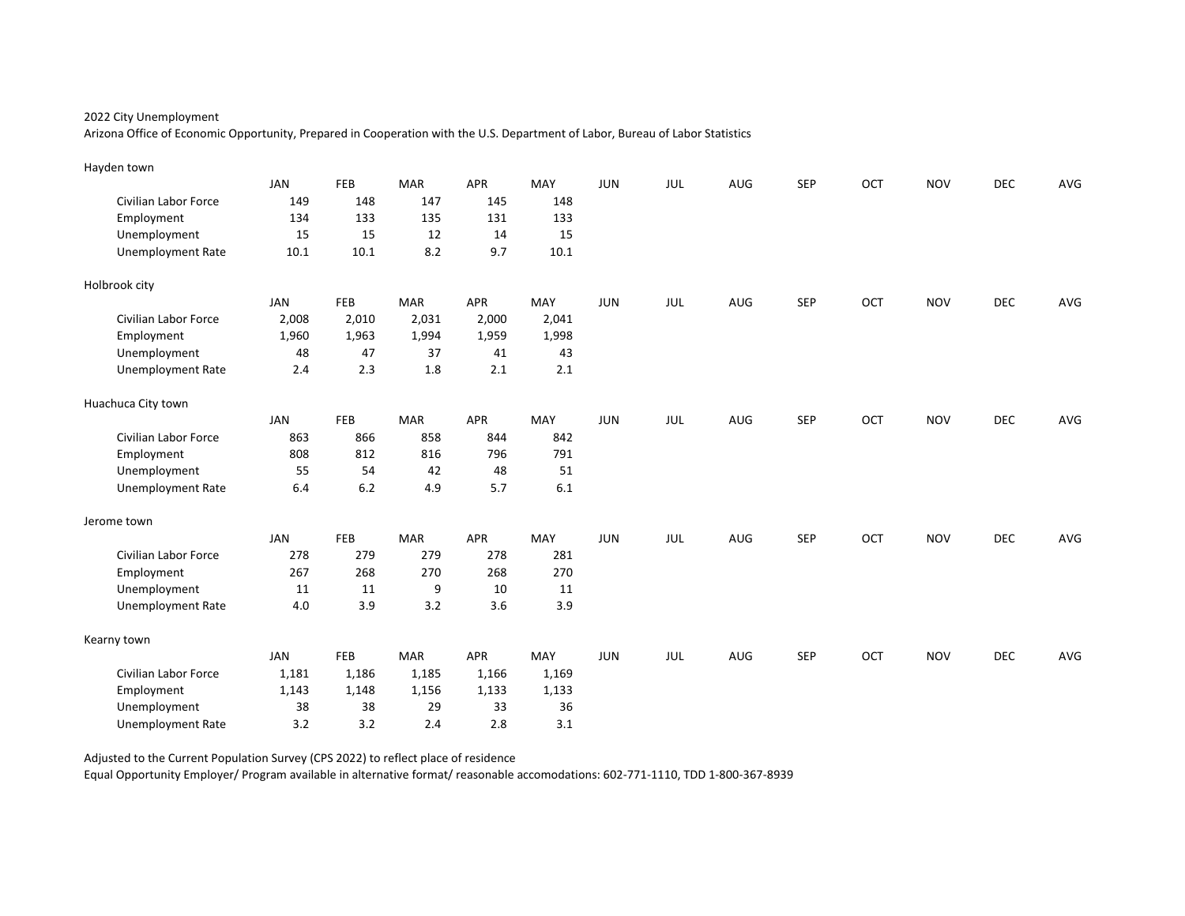2022 City Unemployment

Arizona Office of Economic Opportunity, Prepared in Cooperation with the U.S. Department of Labor, Bureau of Labor Statistics

Hayden town

| | JAN | FEB | MAR | APR | MAY | JUN | JUL | AUG | SEP | OCT | NOV | DEC | AVG |
|---|---|---|---|---|---|---|---|---|---|---|---|---|---|
| Civilian Labor Force | 149 | 148 | 147 | 145 | 148 | | | | | | | | |
| Employment | 134 | 133 | 135 | 131 | 133 | | | | | | | | |
| Unemployment | 15 | 15 | 12 | 14 | 15 | | | | | | | | |
| Unemployment Rate | 10.1 | 10.1 | 8.2 | 9.7 | 10.1 | | | | | | | | |

Holbrook city

| | JAN | FEB | MAR | APR | MAY | JUN | JUL | AUG | SEP | OCT | NOV | DEC | AVG |
|---|---|---|---|---|---|---|---|---|---|---|---|---|---|
| Civilian Labor Force | 2,008 | 2,010 | 2,031 | 2,000 | 2,041 | | | | | | | | |
| Employment | 1,960 | 1,963 | 1,994 | 1,959 | 1,998 | | | | | | | | |
| Unemployment | 48 | 47 | 37 | 41 | 43 | | | | | | | | |
| Unemployment Rate | 2.4 | 2.3 | 1.8 | 2.1 | 2.1 | | | | | | | | |

Huachuca City town

| | JAN | FEB | MAR | APR | MAY | JUN | JUL | AUG | SEP | OCT | NOV | DEC | AVG |
|---|---|---|---|---|---|---|---|---|---|---|---|---|---|
| Civilian Labor Force | 863 | 866 | 858 | 844 | 842 | | | | | | | | |
| Employment | 808 | 812 | 816 | 796 | 791 | | | | | | | | |
| Unemployment | 55 | 54 | 42 | 48 | 51 | | | | | | | | |
| Unemployment Rate | 6.4 | 6.2 | 4.9 | 5.7 | 6.1 | | | | | | | | |

Jerome town

| | JAN | FEB | MAR | APR | MAY | JUN | JUL | AUG | SEP | OCT | NOV | DEC | AVG |
|---|---|---|---|---|---|---|---|---|---|---|---|---|---|
| Civilian Labor Force | 278 | 279 | 279 | 278 | 281 | | | | | | | | |
| Employment | 267 | 268 | 270 | 268 | 270 | | | | | | | | |
| Unemployment | 11 | 11 | 9 | 10 | 11 | | | | | | | | |
| Unemployment Rate | 4.0 | 3.9 | 3.2 | 3.6 | 3.9 | | | | | | | | |

Kearny town

| | JAN | FEB | MAR | APR | MAY | JUN | JUL | AUG | SEP | OCT | NOV | DEC | AVG |
|---|---|---|---|---|---|---|---|---|---|---|---|---|---|
| Civilian Labor Force | 1,181 | 1,186 | 1,185 | 1,166 | 1,169 | | | | | | | | |
| Employment | 1,143 | 1,148 | 1,156 | 1,133 | 1,133 | | | | | | | | |
| Unemployment | 38 | 38 | 29 | 33 | 36 | | | | | | | | |
| Unemployment Rate | 3.2 | 3.2 | 2.4 | 2.8 | 3.1 | | | | | | | | |

Adjusted to the Current Population Survey (CPS 2022) to reflect place of residence

Equal Opportunity Employer/ Program available in alternative format/ reasonable accomodations: 602-771-1110, TDD 1-800-367-8939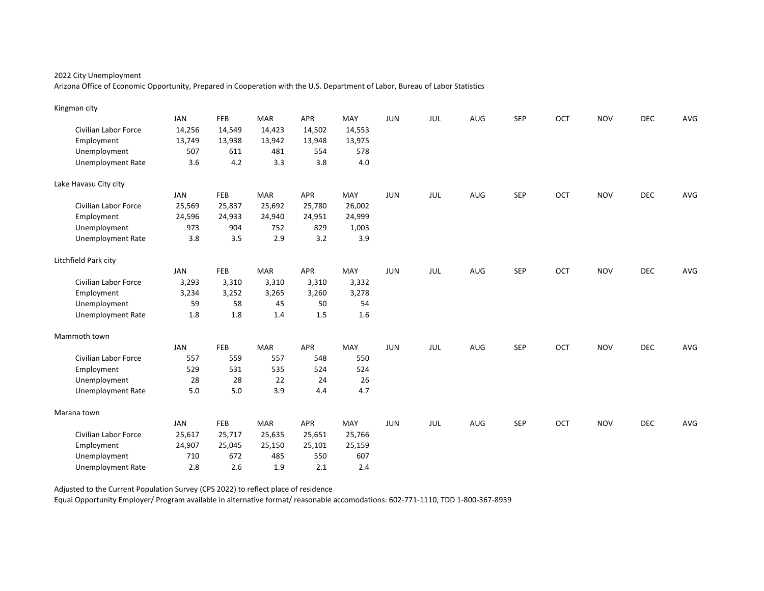2022 City Unemployment

Arizona Office of Economic Opportunity, Prepared in Cooperation with the U.S. Department of Labor, Bureau of Labor Statistics

Kingman city

| | JAN | FEB | MAR | APR | MAY | JUN | JUL | AUG | SEP | OCT | NOV | DEC | AVG |
|---|---|---|---|---|---|---|---|---|---|---|---|---|---|
| Civilian Labor Force | 14,256 | 14,549 | 14,423 | 14,502 | 14,553 | | | | | | | | |
| Employment | 13,749 | 13,938 | 13,942 | 13,948 | 13,975 | | | | | | | | |
| Unemployment | 507 | 611 | 481 | 554 | 578 | | | | | | | | |
| Unemployment Rate | 3.6 | 4.2 | 3.3 | 3.8 | 4.0 | | | | | | | | |

Lake Havasu City city

| | JAN | FEB | MAR | APR | MAY | JUN | JUL | AUG | SEP | OCT | NOV | DEC | AVG |
|---|---|---|---|---|---|---|---|---|---|---|---|---|---|
| Civilian Labor Force | 25,569 | 25,837 | 25,692 | 25,780 | 26,002 | | | | | | | | |
| Employment | 24,596 | 24,933 | 24,940 | 24,951 | 24,999 | | | | | | | | |
| Unemployment | 973 | 904 | 752 | 829 | 1,003 | | | | | | | | |
| Unemployment Rate | 3.8 | 3.5 | 2.9 | 3.2 | 3.9 | | | | | | | | |

Litchfield Park city

| | JAN | FEB | MAR | APR | MAY | JUN | JUL | AUG | SEP | OCT | NOV | DEC | AVG |
|---|---|---|---|---|---|---|---|---|---|---|---|---|---|
| Civilian Labor Force | 3,293 | 3,310 | 3,310 | 3,310 | 3,332 | | | | | | | | |
| Employment | 3,234 | 3,252 | 3,265 | 3,260 | 3,278 | | | | | | | | |
| Unemployment | 59 | 58 | 45 | 50 | 54 | | | | | | | | |
| Unemployment Rate | 1.8 | 1.8 | 1.4 | 1.5 | 1.6 | | | | | | | | |

Mammoth town

| | JAN | FEB | MAR | APR | MAY | JUN | JUL | AUG | SEP | OCT | NOV | DEC | AVG |
|---|---|---|---|---|---|---|---|---|---|---|---|---|---|
| Civilian Labor Force | 557 | 559 | 557 | 548 | 550 | | | | | | | | |
| Employment | 529 | 531 | 535 | 524 | 524 | | | | | | | | |
| Unemployment | 28 | 28 | 22 | 24 | 26 | | | | | | | | |
| Unemployment Rate | 5.0 | 5.0 | 3.9 | 4.4 | 4.7 | | | | | | | | |

Marana town

| | JAN | FEB | MAR | APR | MAY | JUN | JUL | AUG | SEP | OCT | NOV | DEC | AVG |
|---|---|---|---|---|---|---|---|---|---|---|---|---|---|
| Civilian Labor Force | 25,617 | 25,717 | 25,635 | 25,651 | 25,766 | | | | | | | | |
| Employment | 24,907 | 25,045 | 25,150 | 25,101 | 25,159 | | | | | | | | |
| Unemployment | 710 | 672 | 485 | 550 | 607 | | | | | | | | |
| Unemployment Rate | 2.8 | 2.6 | 1.9 | 2.1 | 2.4 | | | | | | | | |

Adjusted to the Current Population Survey (CPS 2022) to reflect place of residence

Equal Opportunity Employer/ Program available in alternative format/ reasonable accomodations: 602-771-1110, TDD 1-800-367-8939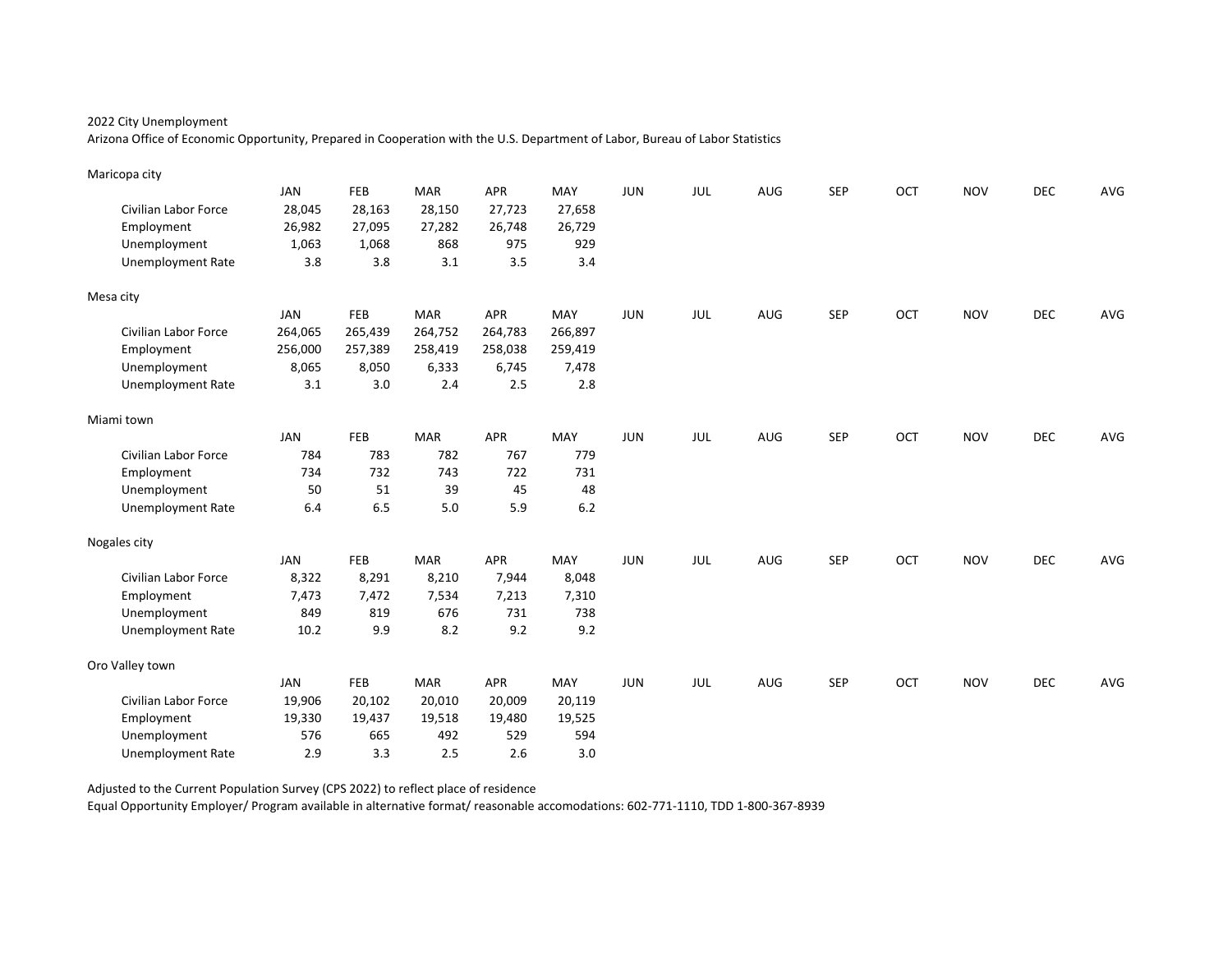2022 City Unemployment

Arizona Office of Economic Opportunity, Prepared in Cooperation with the U.S. Department of Labor, Bureau of Labor Statistics

Maricopa city

| | JAN | FEB | MAR | APR | MAY | JUN | JUL | AUG | SEP | OCT | NOV | DEC | AVG |
|---|---|---|---|---|---|---|---|---|---|---|---|---|---|
| Civilian Labor Force | 28,045 | 28,163 | 28,150 | 27,723 | 27,658 | | | | | | | | |
| Employment | 26,982 | 27,095 | 27,282 | 26,748 | 26,729 | | | | | | | | |
| Unemployment | 1,063 | 1,068 | 868 | 975 | 929 | | | | | | | | |
| Unemployment Rate | 3.8 | 3.8 | 3.1 | 3.5 | 3.4 | | | | | | | | |

Mesa city

| | JAN | FEB | MAR | APR | MAY | JUN | JUL | AUG | SEP | OCT | NOV | DEC | AVG |
|---|---|---|---|---|---|---|---|---|---|---|---|---|---|
| Civilian Labor Force | 264,065 | 265,439 | 264,752 | 264,783 | 266,897 | | | | | | | | |
| Employment | 256,000 | 257,389 | 258,419 | 258,038 | 259,419 | | | | | | | | |
| Unemployment | 8,065 | 8,050 | 6,333 | 6,745 | 7,478 | | | | | | | | |
| Unemployment Rate | 3.1 | 3.0 | 2.4 | 2.5 | 2.8 | | | | | | | | |

Miami town

| | JAN | FEB | MAR | APR | MAY | JUN | JUL | AUG | SEP | OCT | NOV | DEC | AVG |
|---|---|---|---|---|---|---|---|---|---|---|---|---|---|
| Civilian Labor Force | 784 | 783 | 782 | 767 | 779 | | | | | | | | |
| Employment | 734 | 732 | 743 | 722 | 731 | | | | | | | | |
| Unemployment | 50 | 51 | 39 | 45 | 48 | | | | | | | | |
| Unemployment Rate | 6.4 | 6.5 | 5.0 | 5.9 | 6.2 | | | | | | | | |

Nogales city

| | JAN | FEB | MAR | APR | MAY | JUN | JUL | AUG | SEP | OCT | NOV | DEC | AVG |
|---|---|---|---|---|---|---|---|---|---|---|---|---|---|
| Civilian Labor Force | 8,322 | 8,291 | 8,210 | 7,944 | 8,048 | | | | | | | | |
| Employment | 7,473 | 7,472 | 7,534 | 7,213 | 7,310 | | | | | | | | |
| Unemployment | 849 | 819 | 676 | 731 | 738 | | | | | | | | |
| Unemployment Rate | 10.2 | 9.9 | 8.2 | 9.2 | 9.2 | | | | | | | | |

Oro Valley town

| | JAN | FEB | MAR | APR | MAY | JUN | JUL | AUG | SEP | OCT | NOV | DEC | AVG |
|---|---|---|---|---|---|---|---|---|---|---|---|---|---|
| Civilian Labor Force | 19,906 | 20,102 | 20,010 | 20,009 | 20,119 | | | | | | | | |
| Employment | 19,330 | 19,437 | 19,518 | 19,480 | 19,525 | | | | | | | | |
| Unemployment | 576 | 665 | 492 | 529 | 594 | | | | | | | | |
| Unemployment Rate | 2.9 | 3.3 | 2.5 | 2.6 | 3.0 | | | | | | | | |

Adjusted to the Current Population Survey (CPS 2022) to reflect place of residence

Equal Opportunity Employer/ Program available in alternative format/ reasonable accomodations: 602-771-1110, TDD 1-800-367-8939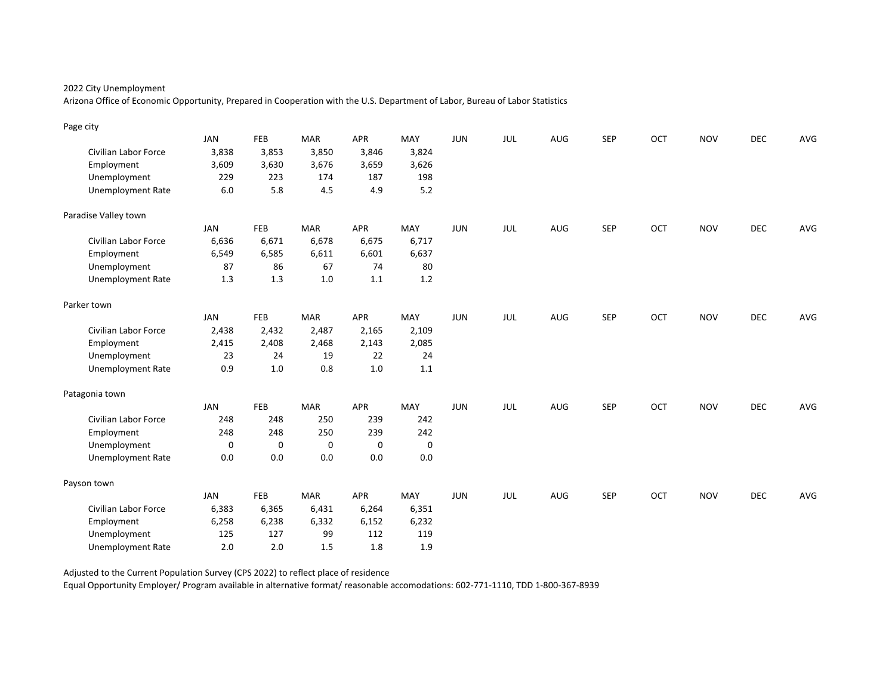2022 City Unemployment

Arizona Office of Economic Opportunity, Prepared in Cooperation with the U.S. Department of Labor, Bureau of Labor Statistics

Page city

| | JAN | FEB | MAR | APR | MAY | JUN | JUL | AUG | SEP | OCT | NOV | DEC | AVG |
|---|---|---|---|---|---|---|---|---|---|---|---|---|---|
| Civilian Labor Force | 3,838 | 3,853 | 3,850 | 3,846 | 3,824 | | | | | | | | |
| Employment | 3,609 | 3,630 | 3,676 | 3,659 | 3,626 | | | | | | | | |
| Unemployment | 229 | 223 | 174 | 187 | 198 | | | | | | | | |
| Unemployment Rate | 6.0 | 5.8 | 4.5 | 4.9 | 5.2 | | | | | | | | |

Paradise Valley town

| | JAN | FEB | MAR | APR | MAY | JUN | JUL | AUG | SEP | OCT | NOV | DEC | AVG |
|---|---|---|---|---|---|---|---|---|---|---|---|---|---|
| Civilian Labor Force | 6,636 | 6,671 | 6,678 | 6,675 | 6,717 | | | | | | | | |
| Employment | 6,549 | 6,585 | 6,611 | 6,601 | 6,637 | | | | | | | | |
| Unemployment | 87 | 86 | 67 | 74 | 80 | | | | | | | | |
| Unemployment Rate | 1.3 | 1.3 | 1.0 | 1.1 | 1.2 | | | | | | | | |

Parker town

| | JAN | FEB | MAR | APR | MAY | JUN | JUL | AUG | SEP | OCT | NOV | DEC | AVG |
|---|---|---|---|---|---|---|---|---|---|---|---|---|---|
| Civilian Labor Force | 2,438 | 2,432 | 2,487 | 2,165 | 2,109 | | | | | | | | |
| Employment | 2,415 | 2,408 | 2,468 | 2,143 | 2,085 | | | | | | | | |
| Unemployment | 23 | 24 | 19 | 22 | 24 | | | | | | | | |
| Unemployment Rate | 0.9 | 1.0 | 0.8 | 1.0 | 1.1 | | | | | | | | |

Patagonia town

| | JAN | FEB | MAR | APR | MAY | JUN | JUL | AUG | SEP | OCT | NOV | DEC | AVG |
|---|---|---|---|---|---|---|---|---|---|---|---|---|---|
| Civilian Labor Force | 248 | 248 | 250 | 239 | 242 | | | | | | | | |
| Employment | 248 | 248 | 250 | 239 | 242 | | | | | | | | |
| Unemployment | 0 | 0 | 0 | 0 | 0 | | | | | | | | |
| Unemployment Rate | 0.0 | 0.0 | 0.0 | 0.0 | 0.0 | | | | | | | | |

Payson town

| | JAN | FEB | MAR | APR | MAY | JUN | JUL | AUG | SEP | OCT | NOV | DEC | AVG |
|---|---|---|---|---|---|---|---|---|---|---|---|---|---|
| Civilian Labor Force | 6,383 | 6,365 | 6,431 | 6,264 | 6,351 | | | | | | | | |
| Employment | 6,258 | 6,238 | 6,332 | 6,152 | 6,232 | | | | | | | | |
| Unemployment | 125 | 127 | 99 | 112 | 119 | | | | | | | | |
| Unemployment Rate | 2.0 | 2.0 | 1.5 | 1.8 | 1.9 | | | | | | | | |

Adjusted to the Current Population Survey (CPS 2022) to reflect place of residence

Equal Opportunity Employer/ Program available in alternative format/ reasonable accomodations: 602-771-1110, TDD 1-800-367-8939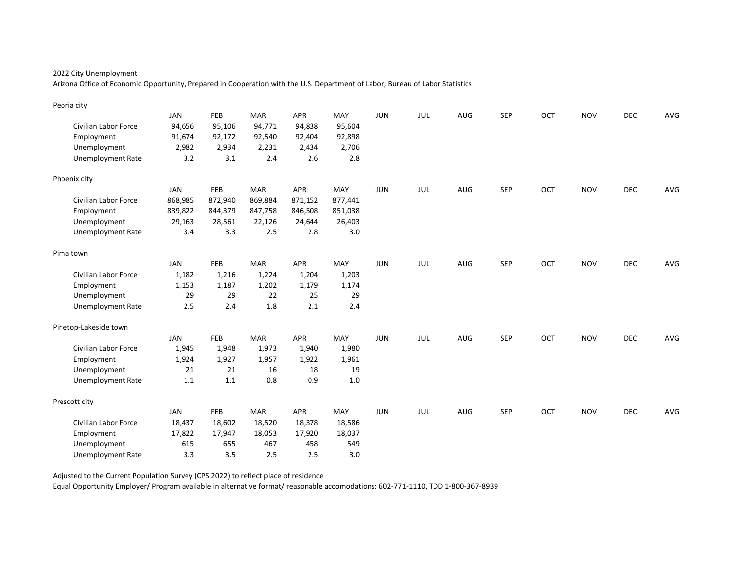2022 City Unemployment

Arizona Office of Economic Opportunity, Prepared in Cooperation with the U.S. Department of Labor, Bureau of Labor Statistics

Peoria city

| | JAN | FEB | MAR | APR | MAY | JUN | JUL | AUG | SEP | OCT | NOV | DEC | AVG |
|---|---|---|---|---|---|---|---|---|---|---|---|---|---|
| Civilian Labor Force | 94,656 | 95,106 | 94,771 | 94,838 | 95,604 | | | | | | | | |
| Employment | 91,674 | 92,172 | 92,540 | 92,404 | 92,898 | | | | | | | | |
| Unemployment | 2,982 | 2,934 | 2,231 | 2,434 | 2,706 | | | | | | | | |
| Unemployment Rate | 3.2 | 3.1 | 2.4 | 2.6 | 2.8 | | | | | | | | |

Phoenix city

| | JAN | FEB | MAR | APR | MAY | JUN | JUL | AUG | SEP | OCT | NOV | DEC | AVG |
|---|---|---|---|---|---|---|---|---|---|---|---|---|---|
| Civilian Labor Force | 868,985 | 872,940 | 869,884 | 871,152 | 877,441 | | | | | | | | |
| Employment | 839,822 | 844,379 | 847,758 | 846,508 | 851,038 | | | | | | | | |
| Unemployment | 29,163 | 28,561 | 22,126 | 24,644 | 26,403 | | | | | | | | |
| Unemployment Rate | 3.4 | 3.3 | 2.5 | 2.8 | 3.0 | | | | | | | | |

Pima town

| | JAN | FEB | MAR | APR | MAY | JUN | JUL | AUG | SEP | OCT | NOV | DEC | AVG |
|---|---|---|---|---|---|---|---|---|---|---|---|---|---|
| Civilian Labor Force | 1,182 | 1,216 | 1,224 | 1,204 | 1,203 | | | | | | | | |
| Employment | 1,153 | 1,187 | 1,202 | 1,179 | 1,174 | | | | | | | | |
| Unemployment | 29 | 29 | 22 | 25 | 29 | | | | | | | | |
| Unemployment Rate | 2.5 | 2.4 | 1.8 | 2.1 | 2.4 | | | | | | | | |

Pinetop-Lakeside town

| | JAN | FEB | MAR | APR | MAY | JUN | JUL | AUG | SEP | OCT | NOV | DEC | AVG |
|---|---|---|---|---|---|---|---|---|---|---|---|---|---|
| Civilian Labor Force | 1,945 | 1,948 | 1,973 | 1,940 | 1,980 | | | | | | | | |
| Employment | 1,924 | 1,927 | 1,957 | 1,922 | 1,961 | | | | | | | | |
| Unemployment | 21 | 21 | 16 | 18 | 19 | | | | | | | | |
| Unemployment Rate | 1.1 | 1.1 | 0.8 | 0.9 | 1.0 | | | | | | | | |

Prescott city

| | JAN | FEB | MAR | APR | MAY | JUN | JUL | AUG | SEP | OCT | NOV | DEC | AVG |
|---|---|---|---|---|---|---|---|---|---|---|---|---|---|
| Civilian Labor Force | 18,437 | 18,602 | 18,520 | 18,378 | 18,586 | | | | | | | | |
| Employment | 17,822 | 17,947 | 18,053 | 17,920 | 18,037 | | | | | | | | |
| Unemployment | 615 | 655 | 467 | 458 | 549 | | | | | | | | |
| Unemployment Rate | 3.3 | 3.5 | 2.5 | 2.5 | 3.0 | | | | | | | | |

Adjusted to the Current Population Survey (CPS 2022) to reflect place of residence

Equal Opportunity Employer/ Program available in alternative format/ reasonable accomodations: 602-771-1110, TDD 1-800-367-8939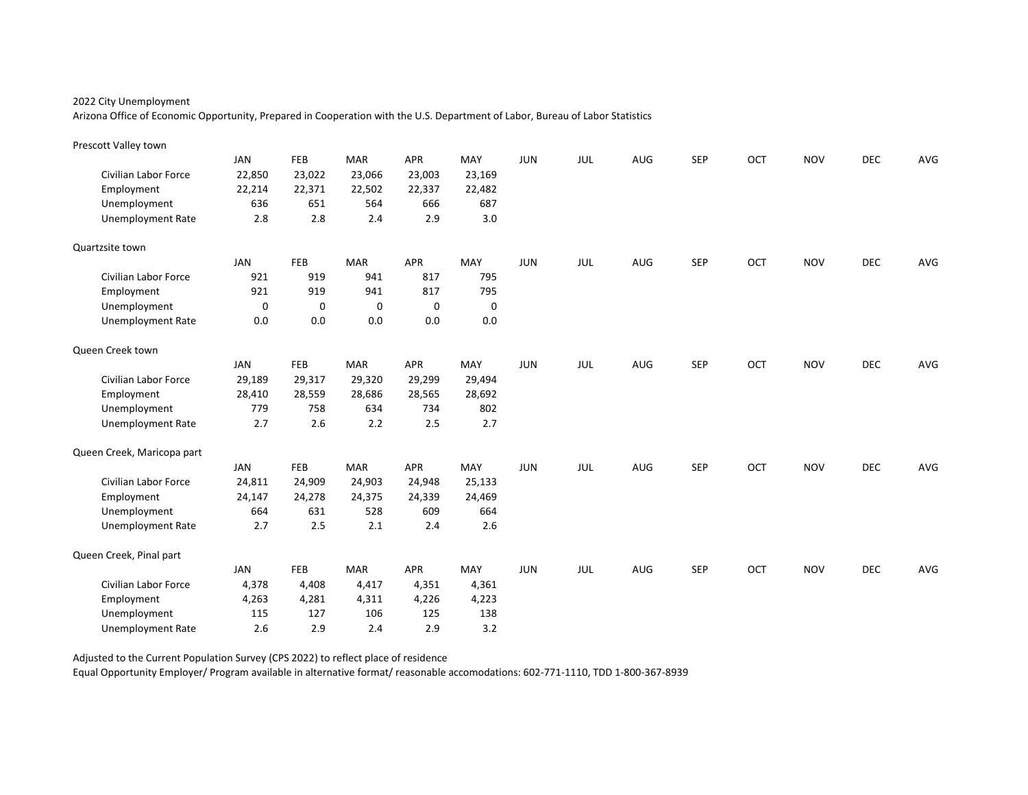2022 City Unemployment

Arizona Office of Economic Opportunity, Prepared in Cooperation with the U.S. Department of Labor, Bureau of Labor Statistics

Prescott Valley town

| | JAN | FEB | MAR | APR | MAY | JUN | JUL | AUG | SEP | OCT | NOV | DEC | AVG |
|---|---|---|---|---|---|---|---|---|---|---|---|---|---|
| Civilian Labor Force | 22,850 | 23,022 | 23,066 | 23,003 | 23,169 | | | | | | | | |
| Employment | 22,214 | 22,371 | 22,502 | 22,337 | 22,482 | | | | | | | | |
| Unemployment | 636 | 651 | 564 | 666 | 687 | | | | | | | | |
| Unemployment Rate | 2.8 | 2.8 | 2.4 | 2.9 | 3.0 | | | | | | | | |

Quartzsite town

| | JAN | FEB | MAR | APR | MAY | JUN | JUL | AUG | SEP | OCT | NOV | DEC | AVG |
|---|---|---|---|---|---|---|---|---|---|---|---|---|---|
| Civilian Labor Force | 921 | 919 | 941 | 817 | 795 | | | | | | | | |
| Employment | 921 | 919 | 941 | 817 | 795 | | | | | | | | |
| Unemployment | 0 | 0 | 0 | 0 | 0 | | | | | | | | |
| Unemployment Rate | 0.0 | 0.0 | 0.0 | 0.0 | 0.0 | | | | | | | | |

Queen Creek town

| | JAN | FEB | MAR | APR | MAY | JUN | JUL | AUG | SEP | OCT | NOV | DEC | AVG |
|---|---|---|---|---|---|---|---|---|---|---|---|---|---|
| Civilian Labor Force | 29,189 | 29,317 | 29,320 | 29,299 | 29,494 | | | | | | | | |
| Employment | 28,410 | 28,559 | 28,686 | 28,565 | 28,692 | | | | | | | | |
| Unemployment | 779 | 758 | 634 | 734 | 802 | | | | | | | | |
| Unemployment Rate | 2.7 | 2.6 | 2.2 | 2.5 | 2.7 | | | | | | | | |

Queen Creek, Maricopa part

| | JAN | FEB | MAR | APR | MAY | JUN | JUL | AUG | SEP | OCT | NOV | DEC | AVG |
|---|---|---|---|---|---|---|---|---|---|---|---|---|---|
| Civilian Labor Force | 24,811 | 24,909 | 24,903 | 24,948 | 25,133 | | | | | | | | |
| Employment | 24,147 | 24,278 | 24,375 | 24,339 | 24,469 | | | | | | | | |
| Unemployment | 664 | 631 | 528 | 609 | 664 | | | | | | | | |
| Unemployment Rate | 2.7 | 2.5 | 2.1 | 2.4 | 2.6 | | | | | | | | |

Queen Creek, Pinal part

| | JAN | FEB | MAR | APR | MAY | JUN | JUL | AUG | SEP | OCT | NOV | DEC | AVG |
|---|---|---|---|---|---|---|---|---|---|---|---|---|---|
| Civilian Labor Force | 4,378 | 4,408 | 4,417 | 4,351 | 4,361 | | | | | | | | |
| Employment | 4,263 | 4,281 | 4,311 | 4,226 | 4,223 | | | | | | | | |
| Unemployment | 115 | 127 | 106 | 125 | 138 | | | | | | | | |
| Unemployment Rate | 2.6 | 2.9 | 2.4 | 2.9 | 3.2 | | | | | | | | |

Adjusted to the Current Population Survey (CPS 2022) to reflect place of residence

Equal Opportunity Employer/ Program available in alternative format/ reasonable accomodations: 602-771-1110, TDD 1-800-367-8939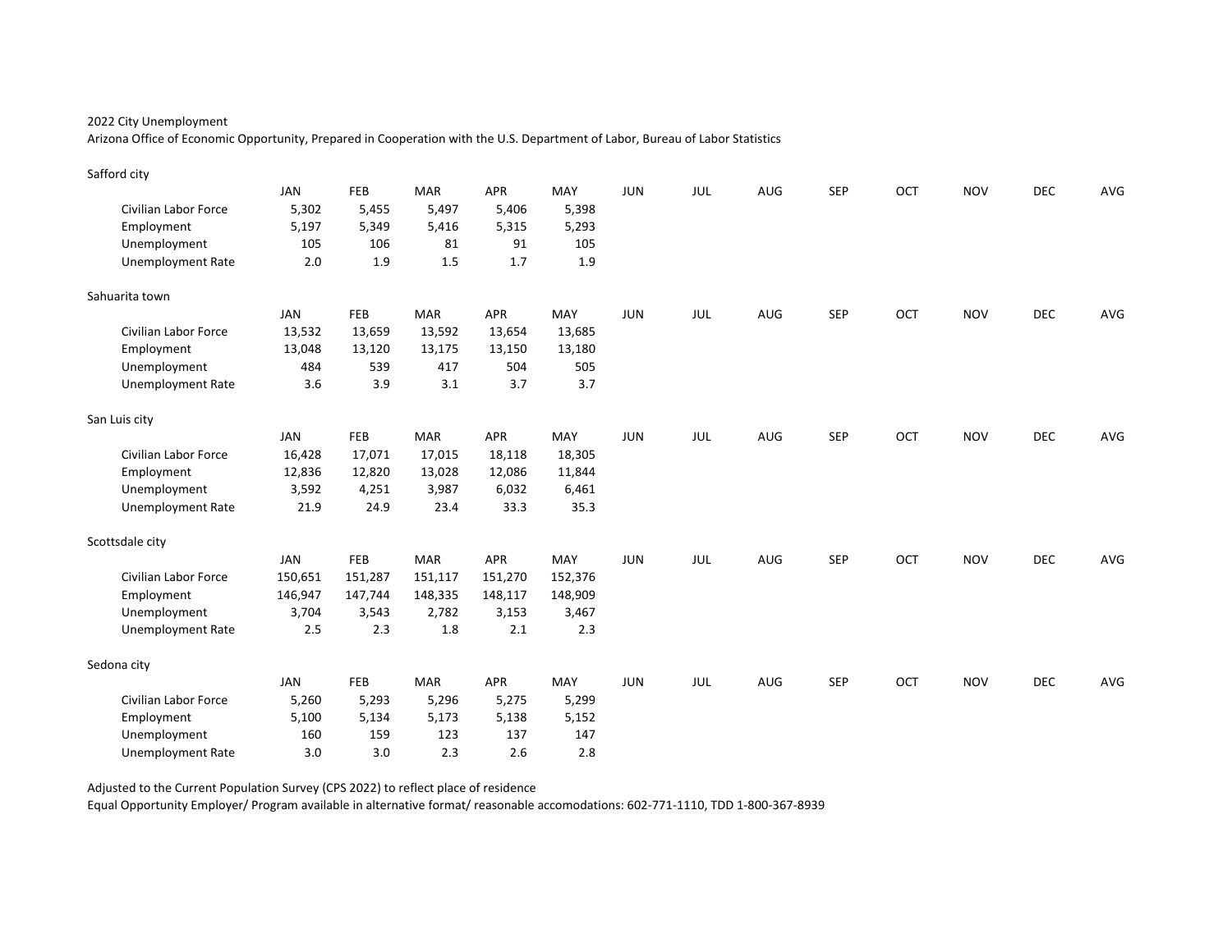2022 City Unemployment

Arizona Office of Economic Opportunity, Prepared in Cooperation with the U.S. Department of Labor, Bureau of Labor Statistics

Safford city

| | JAN | FEB | MAR | APR | MAY | JUN | JUL | AUG | SEP | OCT | NOV | DEC | AVG |
|---|---|---|---|---|---|---|---|---|---|---|---|---|---|
| Civilian Labor Force | 5,302 | 5,455 | 5,497 | 5,406 | 5,398 | | | | | | | | |
| Employment | 5,197 | 5,349 | 5,416 | 5,315 | 5,293 | | | | | | | | |
| Unemployment | 105 | 106 | 81 | 91 | 105 | | | | | | | | |
| Unemployment Rate | 2.0 | 1.9 | 1.5 | 1.7 | 1.9 | | | | | | | | |

Sahuarita town

| | JAN | FEB | MAR | APR | MAY | JUN | JUL | AUG | SEP | OCT | NOV | DEC | AVG |
|---|---|---|---|---|---|---|---|---|---|---|---|---|---|
| Civilian Labor Force | 13,532 | 13,659 | 13,592 | 13,654 | 13,685 | | | | | | | | |
| Employment | 13,048 | 13,120 | 13,175 | 13,150 | 13,180 | | | | | | | | |
| Unemployment | 484 | 539 | 417 | 504 | 505 | | | | | | | | |
| Unemployment Rate | 3.6 | 3.9 | 3.1 | 3.7 | 3.7 | | | | | | | | |

San Luis city

| | JAN | FEB | MAR | APR | MAY | JUN | JUL | AUG | SEP | OCT | NOV | DEC | AVG |
|---|---|---|---|---|---|---|---|---|---|---|---|---|---|
| Civilian Labor Force | 16,428 | 17,071 | 17,015 | 18,118 | 18,305 | | | | | | | | |
| Employment | 12,836 | 12,820 | 13,028 | 12,086 | 11,844 | | | | | | | | |
| Unemployment | 3,592 | 4,251 | 3,987 | 6,032 | 6,461 | | | | | | | | |
| Unemployment Rate | 21.9 | 24.9 | 23.4 | 33.3 | 35.3 | | | | | | | | |

Scottsdale city

| | JAN | FEB | MAR | APR | MAY | JUN | JUL | AUG | SEP | OCT | NOV | DEC | AVG |
|---|---|---|---|---|---|---|---|---|---|---|---|---|---|
| Civilian Labor Force | 150,651 | 151,287 | 151,117 | 151,270 | 152,376 | | | | | | | | |
| Employment | 146,947 | 147,744 | 148,335 | 148,117 | 148,909 | | | | | | | | |
| Unemployment | 3,704 | 3,543 | 2,782 | 3,153 | 3,467 | | | | | | | | |
| Unemployment Rate | 2.5 | 2.3 | 1.8 | 2.1 | 2.3 | | | | | | | | |

Sedona city

| | JAN | FEB | MAR | APR | MAY | JUN | JUL | AUG | SEP | OCT | NOV | DEC | AVG |
|---|---|---|---|---|---|---|---|---|---|---|---|---|---|
| Civilian Labor Force | 5,260 | 5,293 | 5,296 | 5,275 | 5,299 | | | | | | | | |
| Employment | 5,100 | 5,134 | 5,173 | 5,138 | 5,152 | | | | | | | | |
| Unemployment | 160 | 159 | 123 | 137 | 147 | | | | | | | | |
| Unemployment Rate | 3.0 | 3.0 | 2.3 | 2.6 | 2.8 | | | | | | | | |

Adjusted to the Current Population Survey (CPS 2022) to reflect place of residence

Equal Opportunity Employer/ Program available in alternative format/ reasonable accomodations: 602-771-1110, TDD 1-800-367-8939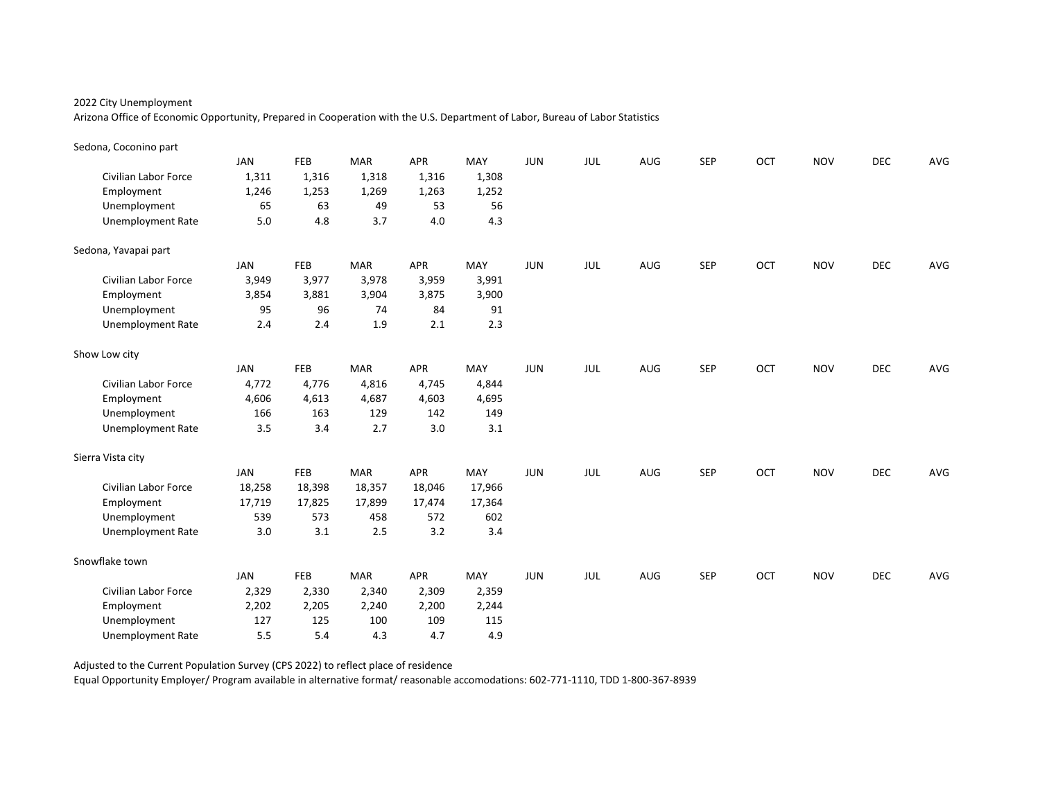2022 City Unemployment

Arizona Office of Economic Opportunity, Prepared in Cooperation with the U.S. Department of Labor, Bureau of Labor Statistics

Sedona, Coconino part

| | JAN | FEB | MAR | APR | MAY | JUN | JUL | AUG | SEP | OCT | NOV | DEC | AVG |
|---|---|---|---|---|---|---|---|---|---|---|---|---|---|
| Civilian Labor Force | 1,311 | 1,316 | 1,318 | 1,316 | 1,308 | | | | | | | | |
| Employment | 1,246 | 1,253 | 1,269 | 1,263 | 1,252 | | | | | | | | |
| Unemployment | 65 | 63 | 49 | 53 | 56 | | | | | | | | |
| Unemployment Rate | 5.0 | 4.8 | 3.7 | 4.0 | 4.3 | | | | | | | | |

Sedona, Yavapai part

| | JAN | FEB | MAR | APR | MAY | JUN | JUL | AUG | SEP | OCT | NOV | DEC | AVG |
|---|---|---|---|---|---|---|---|---|---|---|---|---|---|
| Civilian Labor Force | 3,949 | 3,977 | 3,978 | 3,959 | 3,991 | | | | | | | | |
| Employment | 3,854 | 3,881 | 3,904 | 3,875 | 3,900 | | | | | | | | |
| Unemployment | 95 | 96 | 74 | 84 | 91 | | | | | | | | |
| Unemployment Rate | 2.4 | 2.4 | 1.9 | 2.1 | 2.3 | | | | | | | | |

Show Low city

| | JAN | FEB | MAR | APR | MAY | JUN | JUL | AUG | SEP | OCT | NOV | DEC | AVG |
|---|---|---|---|---|---|---|---|---|---|---|---|---|---|
| Civilian Labor Force | 4,772 | 4,776 | 4,816 | 4,745 | 4,844 | | | | | | | | |
| Employment | 4,606 | 4,613 | 4,687 | 4,603 | 4,695 | | | | | | | | |
| Unemployment | 166 | 163 | 129 | 142 | 149 | | | | | | | | |
| Unemployment Rate | 3.5 | 3.4 | 2.7 | 3.0 | 3.1 | | | | | | | | |

Sierra Vista city

| | JAN | FEB | MAR | APR | MAY | JUN | JUL | AUG | SEP | OCT | NOV | DEC | AVG |
|---|---|---|---|---|---|---|---|---|---|---|---|---|---|
| Civilian Labor Force | 18,258 | 18,398 | 18,357 | 18,046 | 17,966 | | | | | | | | |
| Employment | 17,719 | 17,825 | 17,899 | 17,474 | 17,364 | | | | | | | | |
| Unemployment | 539 | 573 | 458 | 572 | 602 | | | | | | | | |
| Unemployment Rate | 3.0 | 3.1 | 2.5 | 3.2 | 3.4 | | | | | | | | |

Snowflake town

| | JAN | FEB | MAR | APR | MAY | JUN | JUL | AUG | SEP | OCT | NOV | DEC | AVG |
|---|---|---|---|---|---|---|---|---|---|---|---|---|---|
| Civilian Labor Force | 2,329 | 2,330 | 2,340 | 2,309 | 2,359 | | | | | | | | |
| Employment | 2,202 | 2,205 | 2,240 | 2,200 | 2,244 | | | | | | | | |
| Unemployment | 127 | 125 | 100 | 109 | 115 | | | | | | | | |
| Unemployment Rate | 5.5 | 5.4 | 4.3 | 4.7 | 4.9 | | | | | | | | |

Adjusted to the Current Population Survey (CPS 2022) to reflect place of residence

Equal Opportunity Employer/ Program available in alternative format/ reasonable accomodations: 602-771-1110, TDD 1-800-367-8939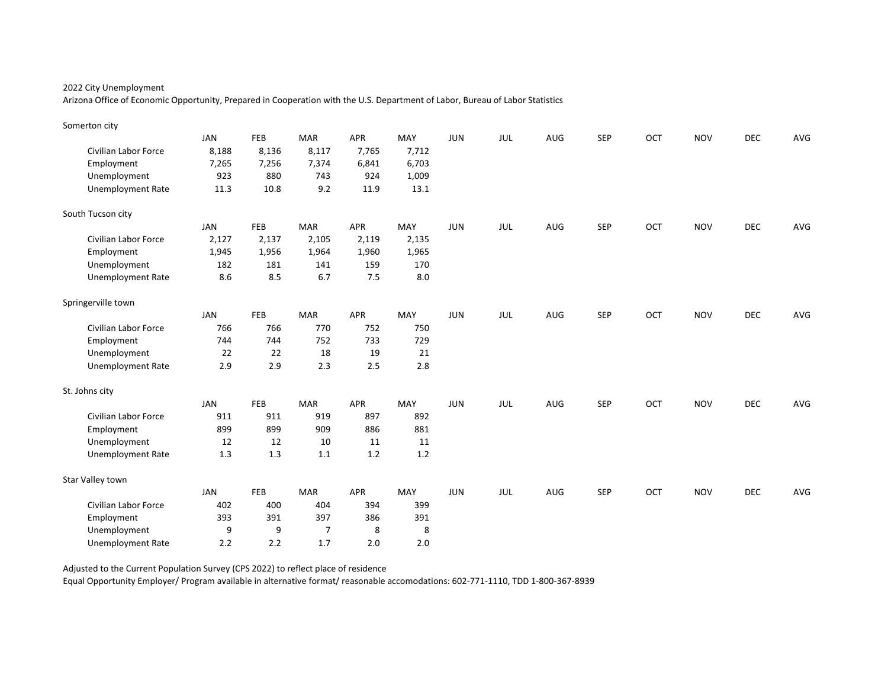2022 City Unemployment

Arizona Office of Economic Opportunity, Prepared in Cooperation with the U.S. Department of Labor, Bureau of Labor Statistics

Somerton city

| | JAN | FEB | MAR | APR | MAY | JUN | JUL | AUG | SEP | OCT | NOV | DEC | AVG |
|---|---|---|---|---|---|---|---|---|---|---|---|---|---|
| Civilian Labor Force | 8,188 | 8,136 | 8,117 | 7,765 | 7,712 | | | | | | | | |
| Employment | 7,265 | 7,256 | 7,374 | 6,841 | 6,703 | | | | | | | | |
| Unemployment | 923 | 880 | 743 | 924 | 1,009 | | | | | | | | |
| Unemployment Rate | 11.3 | 10.8 | 9.2 | 11.9 | 13.1 | | | | | | | | |

South Tucson city

| | JAN | FEB | MAR | APR | MAY | JUN | JUL | AUG | SEP | OCT | NOV | DEC | AVG |
|---|---|---|---|---|---|---|---|---|---|---|---|---|---|
| Civilian Labor Force | 2,127 | 2,137 | 2,105 | 2,119 | 2,135 | | | | | | | | |
| Employment | 1,945 | 1,956 | 1,964 | 1,960 | 1,965 | | | | | | | | |
| Unemployment | 182 | 181 | 141 | 159 | 170 | | | | | | | | |
| Unemployment Rate | 8.6 | 8.5 | 6.7 | 7.5 | 8.0 | | | | | | | | |

Springerville town

| | JAN | FEB | MAR | APR | MAY | JUN | JUL | AUG | SEP | OCT | NOV | DEC | AVG |
|---|---|---|---|---|---|---|---|---|---|---|---|---|---|
| Civilian Labor Force | 766 | 766 | 770 | 752 | 750 | | | | | | | | |
| Employment | 744 | 744 | 752 | 733 | 729 | | | | | | | | |
| Unemployment | 22 | 22 | 18 | 19 | 21 | | | | | | | | |
| Unemployment Rate | 2.9 | 2.9 | 2.3 | 2.5 | 2.8 | | | | | | | | |

St. Johns city

| | JAN | FEB | MAR | APR | MAY | JUN | JUL | AUG | SEP | OCT | NOV | DEC | AVG |
|---|---|---|---|---|---|---|---|---|---|---|---|---|---|
| Civilian Labor Force | 911 | 911 | 919 | 897 | 892 | | | | | | | | |
| Employment | 899 | 899 | 909 | 886 | 881 | | | | | | | | |
| Unemployment | 12 | 12 | 10 | 11 | 11 | | | | | | | | |
| Unemployment Rate | 1.3 | 1.3 | 1.1 | 1.2 | 1.2 | | | | | | | | |

Star Valley town

| | JAN | FEB | MAR | APR | MAY | JUN | JUL | AUG | SEP | OCT | NOV | DEC | AVG |
|---|---|---|---|---|---|---|---|---|---|---|---|---|---|
| Civilian Labor Force | 402 | 400 | 404 | 394 | 399 | | | | | | | | |
| Employment | 393 | 391 | 397 | 386 | 391 | | | | | | | | |
| Unemployment | 9 | 9 | 7 | 8 | 8 | | | | | | | | |
| Unemployment Rate | 2.2 | 2.2 | 1.7 | 2.0 | 2.0 | | | | | | | | |

Adjusted to the Current Population Survey (CPS 2022) to reflect place of residence

Equal Opportunity Employer/ Program available in alternative format/ reasonable accomodations: 602-771-1110, TDD 1-800-367-8939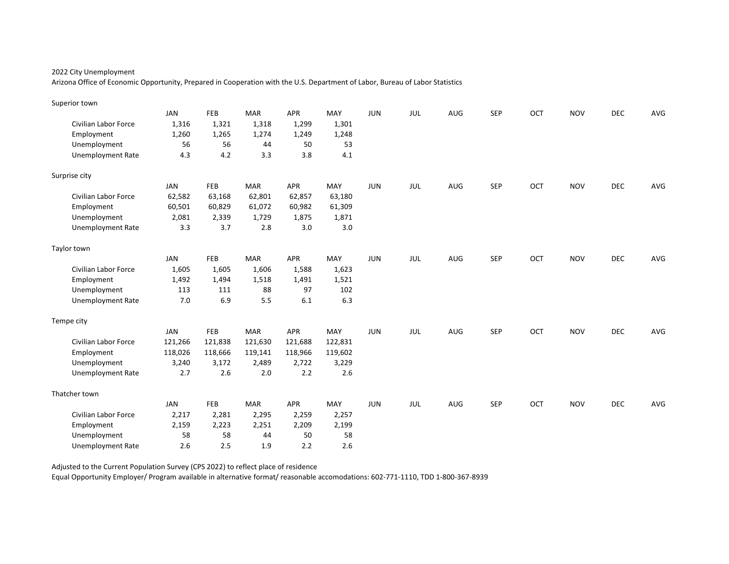2022 City Unemployment

Arizona Office of Economic Opportunity, Prepared in Cooperation with the U.S. Department of Labor, Bureau of Labor Statistics

Superior town

| | JAN | FEB | MAR | APR | MAY | JUN | JUL | AUG | SEP | OCT | NOV | DEC | AVG |
|---|---|---|---|---|---|---|---|---|---|---|---|---|---|
| Civilian Labor Force | 1,316 | 1,321 | 1,318 | 1,299 | 1,301 | | | | | | | | |
| Employment | 1,260 | 1,265 | 1,274 | 1,249 | 1,248 | | | | | | | | |
| Unemployment | 56 | 56 | 44 | 50 | 53 | | | | | | | | |
| Unemployment Rate | 4.3 | 4.2 | 3.3 | 3.8 | 4.1 | | | | | | | | |

Surprise city

| | JAN | FEB | MAR | APR | MAY | JUN | JUL | AUG | SEP | OCT | NOV | DEC | AVG |
|---|---|---|---|---|---|---|---|---|---|---|---|---|---|
| Civilian Labor Force | 62,582 | 63,168 | 62,801 | 62,857 | 63,180 | | | | | | | | |
| Employment | 60,501 | 60,829 | 61,072 | 60,982 | 61,309 | | | | | | | | |
| Unemployment | 2,081 | 2,339 | 1,729 | 1,875 | 1,871 | | | | | | | | |
| Unemployment Rate | 3.3 | 3.7 | 2.8 | 3.0 | 3.0 | | | | | | | | |

Taylor town

| | JAN | FEB | MAR | APR | MAY | JUN | JUL | AUG | SEP | OCT | NOV | DEC | AVG |
|---|---|---|---|---|---|---|---|---|---|---|---|---|---|
| Civilian Labor Force | 1,605 | 1,605 | 1,606 | 1,588 | 1,623 | | | | | | | | |
| Employment | 1,492 | 1,494 | 1,518 | 1,491 | 1,521 | | | | | | | | |
| Unemployment | 113 | 111 | 88 | 97 | 102 | | | | | | | | |
| Unemployment Rate | 7.0 | 6.9 | 5.5 | 6.1 | 6.3 | | | | | | | | |

Tempe city

| | JAN | FEB | MAR | APR | MAY | JUN | JUL | AUG | SEP | OCT | NOV | DEC | AVG |
|---|---|---|---|---|---|---|---|---|---|---|---|---|---|
| Civilian Labor Force | 121,266 | 121,838 | 121,630 | 121,688 | 122,831 | | | | | | | | |
| Employment | 118,026 | 118,666 | 119,141 | 118,966 | 119,602 | | | | | | | | |
| Unemployment | 3,240 | 3,172 | 2,489 | 2,722 | 3,229 | | | | | | | | |
| Unemployment Rate | 2.7 | 2.6 | 2.0 | 2.2 | 2.6 | | | | | | | | |

Thatcher town

| | JAN | FEB | MAR | APR | MAY | JUN | JUL | AUG | SEP | OCT | NOV | DEC | AVG |
|---|---|---|---|---|---|---|---|---|---|---|---|---|---|
| Civilian Labor Force | 2,217 | 2,281 | 2,295 | 2,259 | 2,257 | | | | | | | | |
| Employment | 2,159 | 2,223 | 2,251 | 2,209 | 2,199 | | | | | | | | |
| Unemployment | 58 | 58 | 44 | 50 | 58 | | | | | | | | |
| Unemployment Rate | 2.6 | 2.5 | 1.9 | 2.2 | 2.6 | | | | | | | | |

Adjusted to the Current Population Survey (CPS 2022) to reflect place of residence

Equal Opportunity Employer/ Program available in alternative format/ reasonable accomodations: 602-771-1110, TDD 1-800-367-8939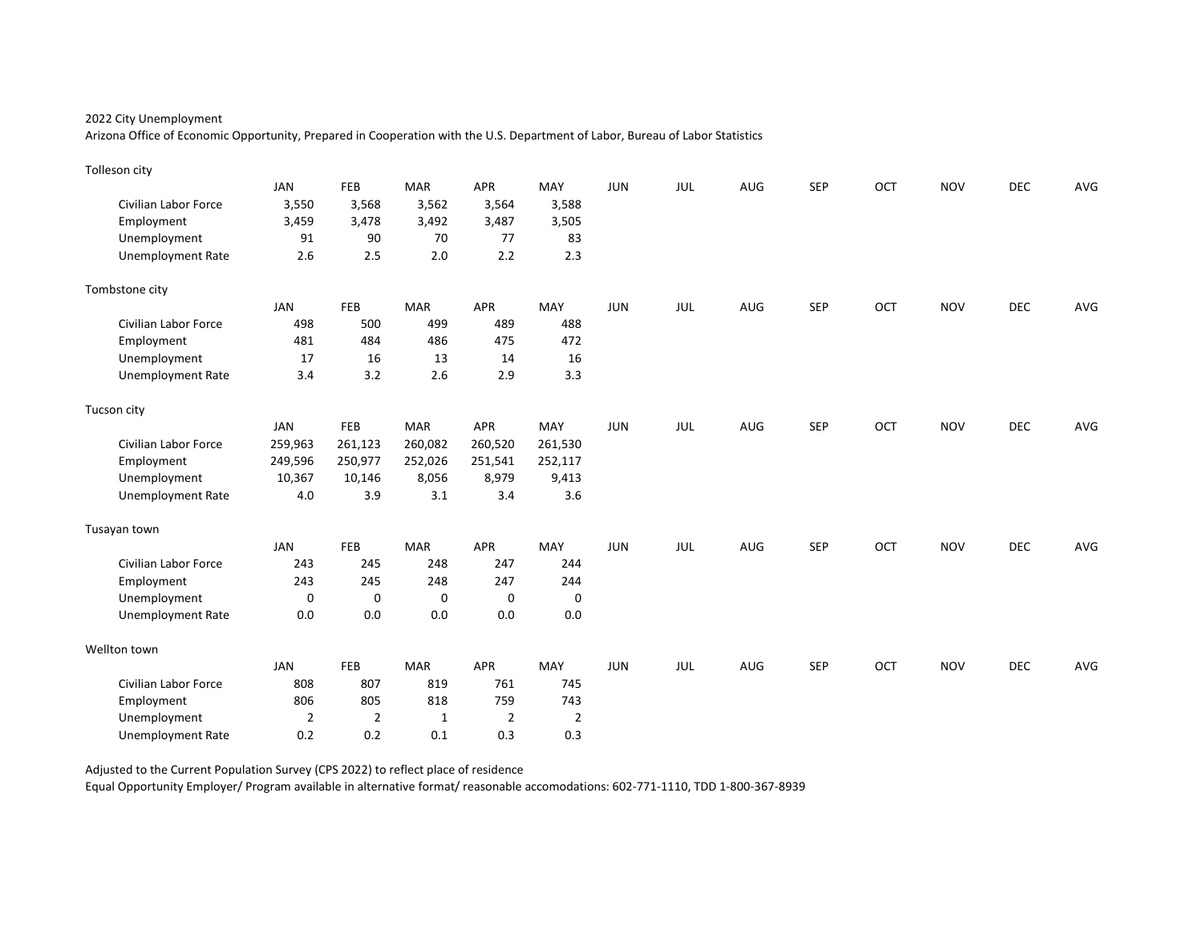2022 City Unemployment

Arizona Office of Economic Opportunity, Prepared in Cooperation with the U.S. Department of Labor, Bureau of Labor Statistics

Tolleson city

| | JAN | FEB | MAR | APR | MAY | JUN | JUL | AUG | SEP | OCT | NOV | DEC | AVG |
|---|---|---|---|---|---|---|---|---|---|---|---|---|---|
| Civilian Labor Force | 3,550 | 3,568 | 3,562 | 3,564 | 3,588 | | | | | | | | |
| Employment | 3,459 | 3,478 | 3,492 | 3,487 | 3,505 | | | | | | | | |
| Unemployment | 91 | 90 | 70 | 77 | 83 | | | | | | | | |
| Unemployment Rate | 2.6 | 2.5 | 2.0 | 2.2 | 2.3 | | | | | | | | |

Tombstone city

| | JAN | FEB | MAR | APR | MAY | JUN | JUL | AUG | SEP | OCT | NOV | DEC | AVG |
|---|---|---|---|---|---|---|---|---|---|---|---|---|---|
| Civilian Labor Force | 498 | 500 | 499 | 489 | 488 | | | | | | | | |
| Employment | 481 | 484 | 486 | 475 | 472 | | | | | | | | |
| Unemployment | 17 | 16 | 13 | 14 | 16 | | | | | | | | |
| Unemployment Rate | 3.4 | 3.2 | 2.6 | 2.9 | 3.3 | | | | | | | | |

Tucson city

| | JAN | FEB | MAR | APR | MAY | JUN | JUL | AUG | SEP | OCT | NOV | DEC | AVG |
|---|---|---|---|---|---|---|---|---|---|---|---|---|---|
| Civilian Labor Force | 259,963 | 261,123 | 260,082 | 260,520 | 261,530 | | | | | | | | |
| Employment | 249,596 | 250,977 | 252,026 | 251,541 | 252,117 | | | | | | | | |
| Unemployment | 10,367 | 10,146 | 8,056 | 8,979 | 9,413 | | | | | | | | |
| Unemployment Rate | 4.0 | 3.9 | 3.1 | 3.4 | 3.6 | | | | | | | | |

Tusayan town

| | JAN | FEB | MAR | APR | MAY | JUN | JUL | AUG | SEP | OCT | NOV | DEC | AVG |
|---|---|---|---|---|---|---|---|---|---|---|---|---|---|
| Civilian Labor Force | 243 | 245 | 248 | 247 | 244 | | | | | | | | |
| Employment | 243 | 245 | 248 | 247 | 244 | | | | | | | | |
| Unemployment | 0 | 0 | 0 | 0 | 0 | | | | | | | | |
| Unemployment Rate | 0.0 | 0.0 | 0.0 | 0.0 | 0.0 | | | | | | | | |

Wellton town

| | JAN | FEB | MAR | APR | MAY | JUN | JUL | AUG | SEP | OCT | NOV | DEC | AVG |
|---|---|---|---|---|---|---|---|---|---|---|---|---|---|
| Civilian Labor Force | 808 | 807 | 819 | 761 | 745 | | | | | | | | |
| Employment | 806 | 805 | 818 | 759 | 743 | | | | | | | | |
| Unemployment | 2 | 2 | 1 | 2 | 2 | | | | | | | | |
| Unemployment Rate | 0.2 | 0.2 | 0.1 | 0.3 | 0.3 | | | | | | | | |

Adjusted to the Current Population Survey (CPS 2022) to reflect place of residence

Equal Opportunity Employer/ Program available in alternative format/ reasonable accomodations: 602-771-1110, TDD 1-800-367-8939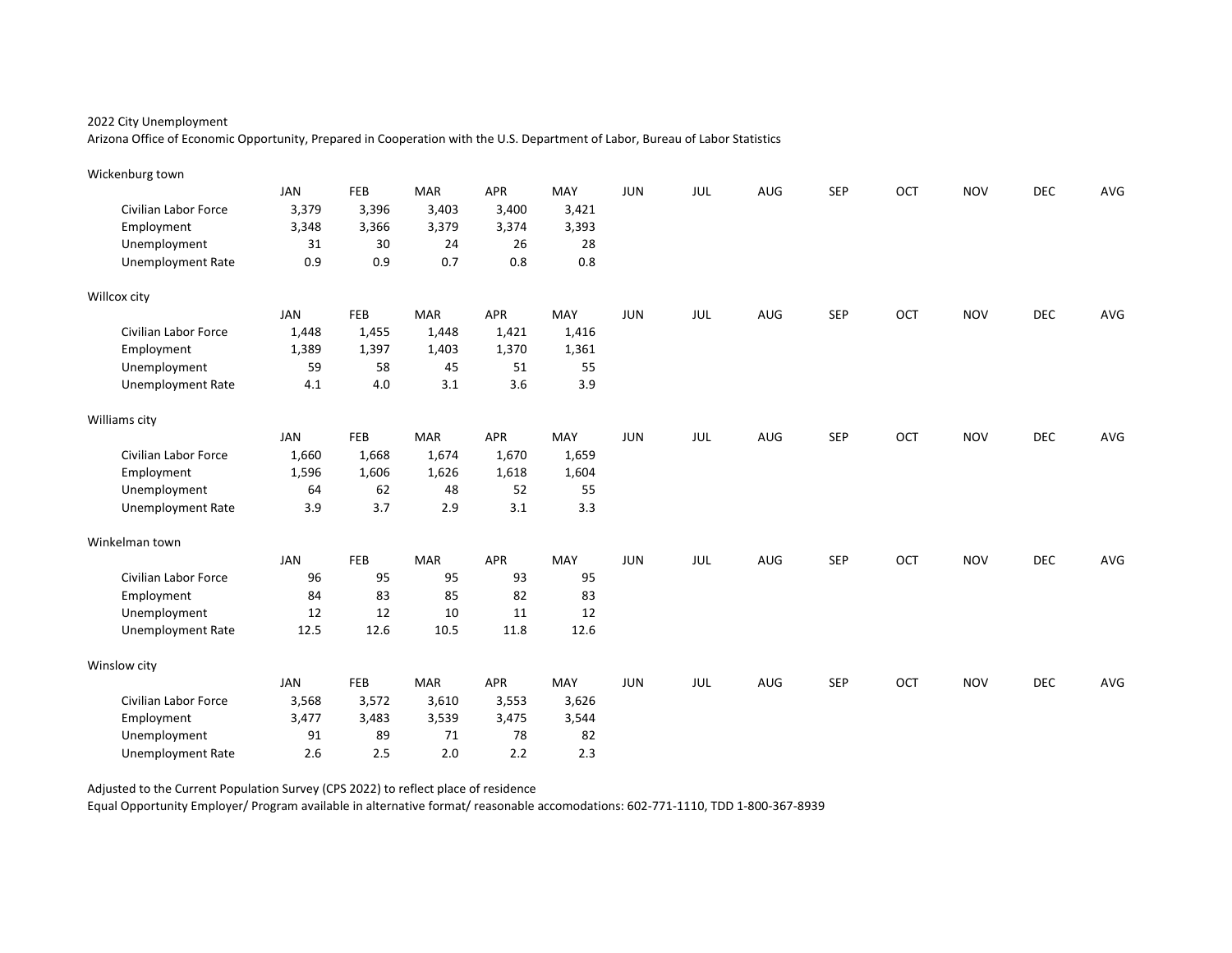2022 City Unemployment

Arizona Office of Economic Opportunity, Prepared in Cooperation with the U.S. Department of Labor, Bureau of Labor Statistics

Wickenburg town

| | JAN | FEB | MAR | APR | MAY | JUN | JUL | AUG | SEP | OCT | NOV | DEC | AVG |
|---|---|---|---|---|---|---|---|---|---|---|---|---|---|
| Civilian Labor Force | 3,379 | 3,396 | 3,403 | 3,400 | 3,421 | | | | | | | | |
| Employment | 3,348 | 3,366 | 3,379 | 3,374 | 3,393 | | | | | | | | |
| Unemployment | 31 | 30 | 24 | 26 | 28 | | | | | | | | |
| Unemployment Rate | 0.9 | 0.9 | 0.7 | 0.8 | 0.8 | | | | | | | | |

Willcox city

| | JAN | FEB | MAR | APR | MAY | JUN | JUL | AUG | SEP | OCT | NOV | DEC | AVG |
|---|---|---|---|---|---|---|---|---|---|---|---|---|---|
| Civilian Labor Force | 1,448 | 1,455 | 1,448 | 1,421 | 1,416 | | | | | | | | |
| Employment | 1,389 | 1,397 | 1,403 | 1,370 | 1,361 | | | | | | | | |
| Unemployment | 59 | 58 | 45 | 51 | 55 | | | | | | | | |
| Unemployment Rate | 4.1 | 4.0 | 3.1 | 3.6 | 3.9 | | | | | | | | |

Williams city

| | JAN | FEB | MAR | APR | MAY | JUN | JUL | AUG | SEP | OCT | NOV | DEC | AVG |
|---|---|---|---|---|---|---|---|---|---|---|---|---|---|
| Civilian Labor Force | 1,660 | 1,668 | 1,674 | 1,670 | 1,659 | | | | | | | | |
| Employment | 1,596 | 1,606 | 1,626 | 1,618 | 1,604 | | | | | | | | |
| Unemployment | 64 | 62 | 48 | 52 | 55 | | | | | | | | |
| Unemployment Rate | 3.9 | 3.7 | 2.9 | 3.1 | 3.3 | | | | | | | | |

Winkelman town

| | JAN | FEB | MAR | APR | MAY | JUN | JUL | AUG | SEP | OCT | NOV | DEC | AVG |
|---|---|---|---|---|---|---|---|---|---|---|---|---|---|
| Civilian Labor Force | 96 | 95 | 95 | 93 | 95 | | | | | | | | |
| Employment | 84 | 83 | 85 | 82 | 83 | | | | | | | | |
| Unemployment | 12 | 12 | 10 | 11 | 12 | | | | | | | | |
| Unemployment Rate | 12.5 | 12.6 | 10.5 | 11.8 | 12.6 | | | | | | | | |

Winslow city

| | JAN | FEB | MAR | APR | MAY | JUN | JUL | AUG | SEP | OCT | NOV | DEC | AVG |
|---|---|---|---|---|---|---|---|---|---|---|---|---|---|
| Civilian Labor Force | 3,568 | 3,572 | 3,610 | 3,553 | 3,626 | | | | | | | | |
| Employment | 3,477 | 3,483 | 3,539 | 3,475 | 3,544 | | | | | | | | |
| Unemployment | 91 | 89 | 71 | 78 | 82 | | | | | | | | |
| Unemployment Rate | 2.6 | 2.5 | 2.0 | 2.2 | 2.3 | | | | | | | | |

Adjusted to the Current Population Survey (CPS 2022) to reflect place of residence

Equal Opportunity Employer/ Program available in alternative format/ reasonable accomodations: 602-771-1110, TDD 1-800-367-8939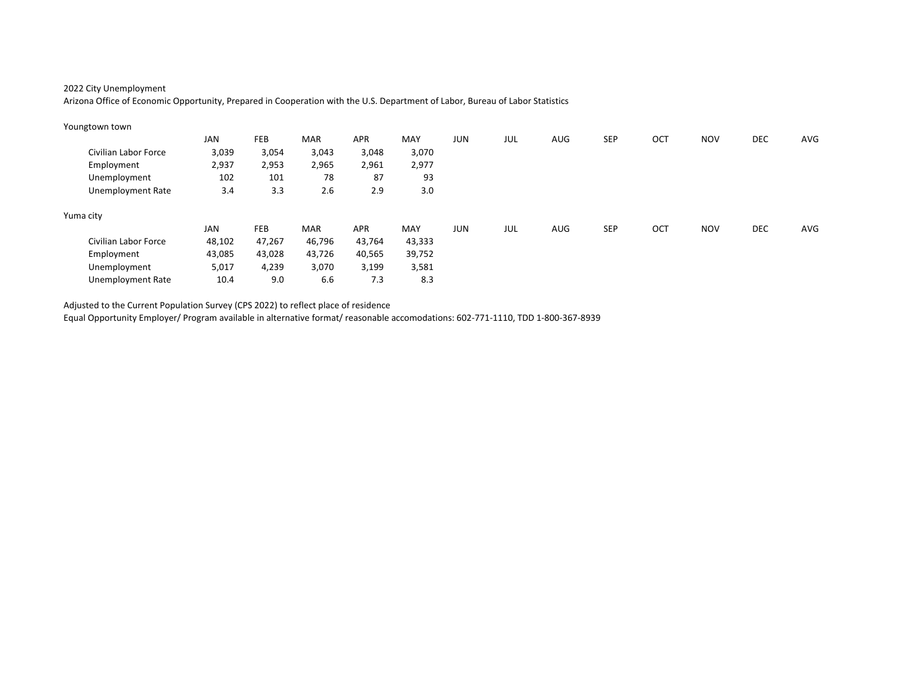2022 City Unemployment

Arizona Office of Economic Opportunity, Prepared in Cooperation with the U.S. Department of Labor, Bureau of Labor Statistics

Youngtown town

| | JAN | FEB | MAR | APR | MAY | JUN | JUL | AUG | SEP | OCT | NOV | DEC | AVG |
|---|---|---|---|---|---|---|---|---|---|---|---|---|---|
| Civilian Labor Force | 3,039 | 3,054 | 3,043 | 3,048 | 3,070 | | | | | | | | |
| Employment | 2,937 | 2,953 | 2,965 | 2,961 | 2,977 | | | | | | | | |
| Unemployment | 102 | 101 | 78 | 87 | 93 | | | | | | | | |
| Unemployment Rate | 3.4 | 3.3 | 2.6 | 2.9 | 3.0 | | | | | | | | |

Yuma city

| | JAN | FEB | MAR | APR | MAY | JUN | JUL | AUG | SEP | OCT | NOV | DEC | AVG |
|---|---|---|---|---|---|---|---|---|---|---|---|---|---|
| Civilian Labor Force | 48,102 | 47,267 | 46,796 | 43,764 | 43,333 | | | | | | | | |
| Employment | 43,085 | 43,028 | 43,726 | 40,565 | 39,752 | | | | | | | | |
| Unemployment | 5,017 | 4,239 | 3,070 | 3,199 | 3,581 | | | | | | | | |
| Unemployment Rate | 10.4 | 9.0 | 6.6 | 7.3 | 8.3 | | | | | | | | |

Adjusted to the Current Population Survey (CPS 2022) to reflect place of residence

Equal Opportunity Employer/ Program available in alternative format/ reasonable accomodations: 602-771-1110, TDD 1-800-367-8939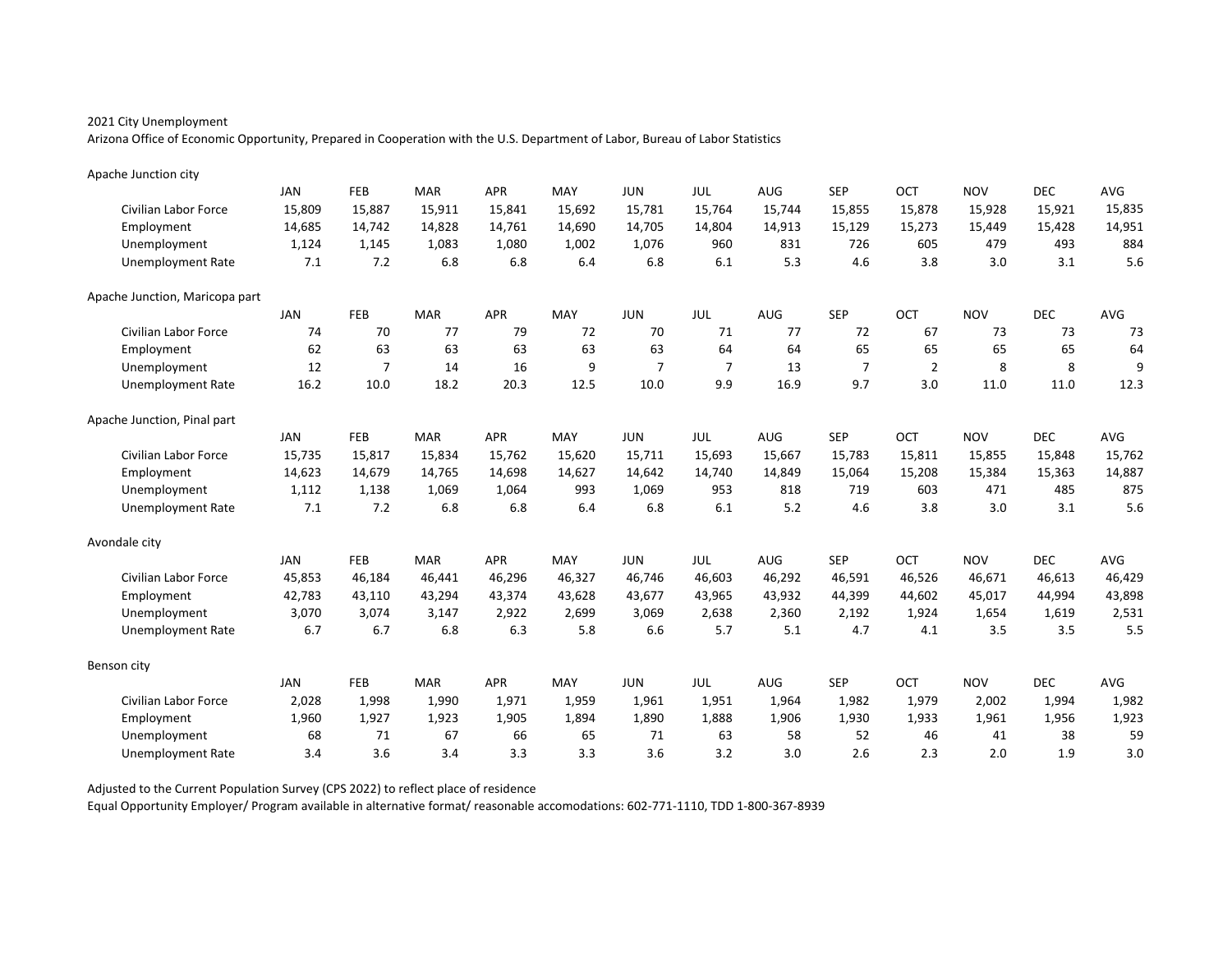2021 City Unemployment

Arizona Office of Economic Opportunity, Prepared in Cooperation with the U.S. Department of Labor, Bureau of Labor Statistics

Apache Junction city

| | JAN | FEB | MAR | APR | MAY | JUN | JUL | AUG | SEP | OCT | NOV | DEC | AVG |
|---|---|---|---|---|---|---|---|---|---|---|---|---|---|
| Civilian Labor Force | 15,809 | 15,887 | 15,911 | 15,841 | 15,692 | 15,781 | 15,764 | 15,744 | 15,855 | 15,878 | 15,928 | 15,921 | 15,835 |
| Employment | 14,685 | 14,742 | 14,828 | 14,761 | 14,690 | 14,705 | 14,804 | 14,913 | 15,129 | 15,273 | 15,449 | 15,428 | 14,951 |
| Unemployment | 1,124 | 1,145 | 1,083 | 1,080 | 1,002 | 1,076 | 960 | 831 | 726 | 605 | 479 | 493 | 884 |
| Unemployment Rate | 7.1 | 7.2 | 6.8 | 6.8 | 6.4 | 6.8 | 6.1 | 5.3 | 4.6 | 3.8 | 3.0 | 3.1 | 5.6 |

Apache Junction, Maricopa part

| | JAN | FEB | MAR | APR | MAY | JUN | JUL | AUG | SEP | OCT | NOV | DEC | AVG |
|---|---|---|---|---|---|---|---|---|---|---|---|---|---|
| Civilian Labor Force | 74 | 70 | 77 | 79 | 72 | 70 | 71 | 77 | 72 | 67 | 73 | 73 | 73 |
| Employment | 62 | 63 | 63 | 63 | 63 | 63 | 64 | 64 | 65 | 65 | 65 | 65 | 64 |
| Unemployment | 12 | 7 | 14 | 16 | 9 | 7 | 7 | 13 | 7 | 2 | 8 | 8 | 9 |
| Unemployment Rate | 16.2 | 10.0 | 18.2 | 20.3 | 12.5 | 10.0 | 9.9 | 16.9 | 9.7 | 3.0 | 11.0 | 11.0 | 12.3 |

Apache Junction, Pinal part

| | JAN | FEB | MAR | APR | MAY | JUN | JUL | AUG | SEP | OCT | NOV | DEC | AVG |
|---|---|---|---|---|---|---|---|---|---|---|---|---|---|
| Civilian Labor Force | 15,735 | 15,817 | 15,834 | 15,762 | 15,620 | 15,711 | 15,693 | 15,667 | 15,783 | 15,811 | 15,855 | 15,848 | 15,762 |
| Employment | 14,623 | 14,679 | 14,765 | 14,698 | 14,627 | 14,642 | 14,740 | 14,849 | 15,064 | 15,208 | 15,384 | 15,363 | 14,887 |
| Unemployment | 1,112 | 1,138 | 1,069 | 1,064 | 993 | 1,069 | 953 | 818 | 719 | 603 | 471 | 485 | 875 |
| Unemployment Rate | 7.1 | 7.2 | 6.8 | 6.8 | 6.4 | 6.8 | 6.1 | 5.2 | 4.6 | 3.8 | 3.0 | 3.1 | 5.6 |

Avondale city

| | JAN | FEB | MAR | APR | MAY | JUN | JUL | AUG | SEP | OCT | NOV | DEC | AVG |
|---|---|---|---|---|---|---|---|---|---|---|---|---|---|
| Civilian Labor Force | 45,853 | 46,184 | 46,441 | 46,296 | 46,327 | 46,746 | 46,603 | 46,292 | 46,591 | 46,526 | 46,671 | 46,613 | 46,429 |
| Employment | 42,783 | 43,110 | 43,294 | 43,374 | 43,628 | 43,677 | 43,965 | 43,932 | 44,399 | 44,602 | 45,017 | 44,994 | 43,898 |
| Unemployment | 3,070 | 3,074 | 3,147 | 2,922 | 2,699 | 3,069 | 2,638 | 2,360 | 2,192 | 1,924 | 1,654 | 1,619 | 2,531 |
| Unemployment Rate | 6.7 | 6.7 | 6.8 | 6.3 | 5.8 | 6.6 | 5.7 | 5.1 | 4.7 | 4.1 | 3.5 | 3.5 | 5.5 |

Benson city

| | JAN | FEB | MAR | APR | MAY | JUN | JUL | AUG | SEP | OCT | NOV | DEC | AVG |
|---|---|---|---|---|---|---|---|---|---|---|---|---|---|
| Civilian Labor Force | 2,028 | 1,998 | 1,990 | 1,971 | 1,959 | 1,961 | 1,951 | 1,964 | 1,982 | 1,979 | 2,002 | 1,994 | 1,982 |
| Employment | 1,960 | 1,927 | 1,923 | 1,905 | 1,894 | 1,890 | 1,888 | 1,906 | 1,930 | 1,933 | 1,961 | 1,956 | 1,923 |
| Unemployment | 68 | 71 | 67 | 66 | 65 | 71 | 63 | 58 | 52 | 46 | 41 | 38 | 59 |
| Unemployment Rate | 3.4 | 3.6 | 3.4 | 3.3 | 3.3 | 3.6 | 3.2 | 3.0 | 2.6 | 2.3 | 2.0 | 1.9 | 3.0 |

Adjusted to the Current Population Survey (CPS 2022) to reflect place of residence

Equal Opportunity Employer/ Program available in alternative format/ reasonable accomodations: 602-771-1110, TDD 1-800-367-8939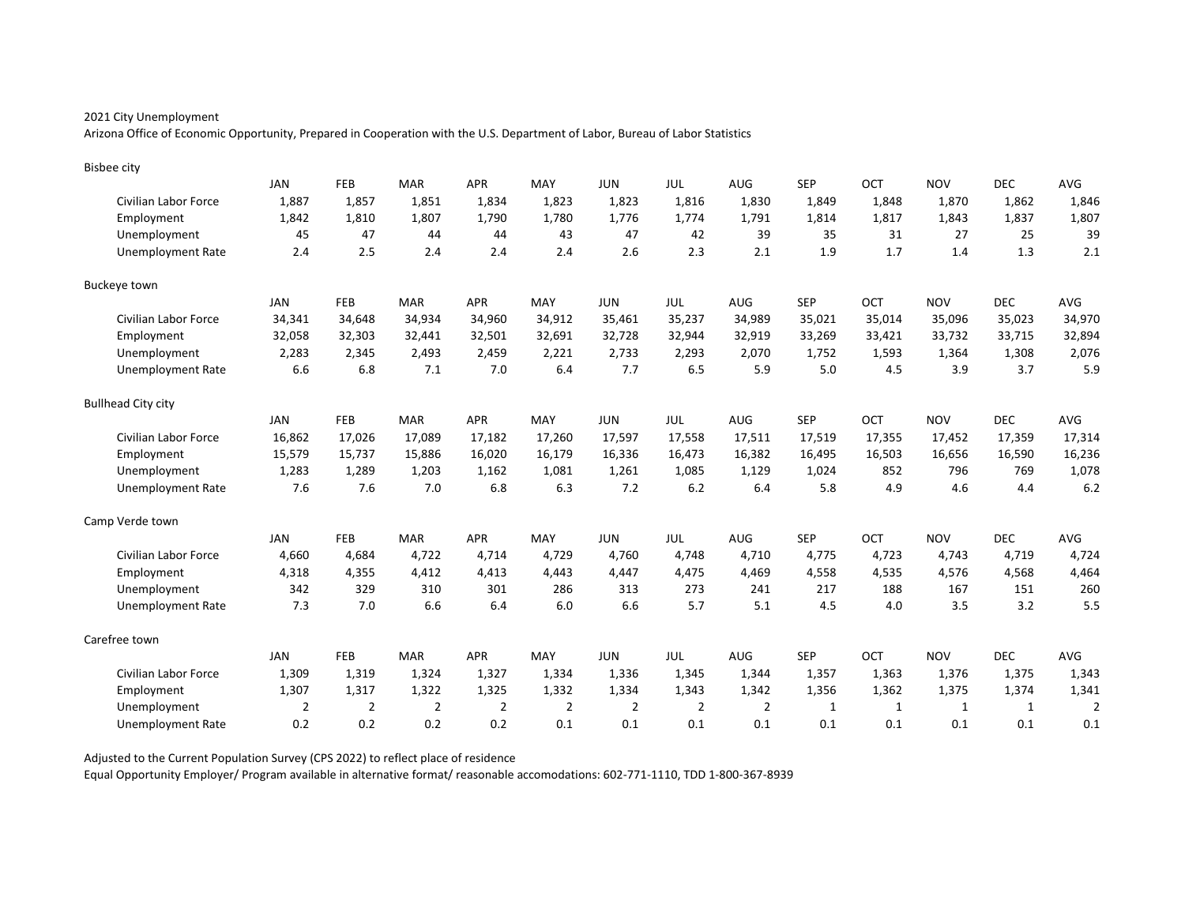2021 City Unemployment

Arizona Office of Economic Opportunity, Prepared in Cooperation with the U.S. Department of Labor, Bureau of Labor Statistics

Bisbee city

| | JAN | FEB | MAR | APR | MAY | JUN | JUL | AUG | SEP | OCT | NOV | DEC | AVG |
|---|---|---|---|---|---|---|---|---|---|---|---|---|---|
| Civilian Labor Force | 1,887 | 1,857 | 1,851 | 1,834 | 1,823 | 1,823 | 1,816 | 1,830 | 1,849 | 1,848 | 1,870 | 1,862 | 1,846 |
| Employment | 1,842 | 1,810 | 1,807 | 1,790 | 1,780 | 1,776 | 1,774 | 1,791 | 1,814 | 1,817 | 1,843 | 1,837 | 1,807 |
| Unemployment | 45 | 47 | 44 | 44 | 43 | 47 | 42 | 39 | 35 | 31 | 27 | 25 | 39 |
| Unemployment Rate | 2.4 | 2.5 | 2.4 | 2.4 | 2.4 | 2.6 | 2.3 | 2.1 | 1.9 | 1.7 | 1.4 | 1.3 | 2.1 |

Buckeye town

| | JAN | FEB | MAR | APR | MAY | JUN | JUL | AUG | SEP | OCT | NOV | DEC | AVG |
|---|---|---|---|---|---|---|---|---|---|---|---|---|---|
| Civilian Labor Force | 34,341 | 34,648 | 34,934 | 34,960 | 34,912 | 35,461 | 35,237 | 34,989 | 35,021 | 35,014 | 35,096 | 35,023 | 34,970 |
| Employment | 32,058 | 32,303 | 32,441 | 32,501 | 32,691 | 32,728 | 32,944 | 32,919 | 33,269 | 33,421 | 33,732 | 33,715 | 32,894 |
| Unemployment | 2,283 | 2,345 | 2,493 | 2,459 | 2,221 | 2,733 | 2,293 | 2,070 | 1,752 | 1,593 | 1,364 | 1,308 | 2,076 |
| Unemployment Rate | 6.6 | 6.8 | 7.1 | 7.0 | 6.4 | 7.7 | 6.5 | 5.9 | 5.0 | 4.5 | 3.9 | 3.7 | 5.9 |

Bullhead City city

| | JAN | FEB | MAR | APR | MAY | JUN | JUL | AUG | SEP | OCT | NOV | DEC | AVG |
|---|---|---|---|---|---|---|---|---|---|---|---|---|---|
| Civilian Labor Force | 16,862 | 17,026 | 17,089 | 17,182 | 17,260 | 17,597 | 17,558 | 17,511 | 17,519 | 17,355 | 17,452 | 17,359 | 17,314 |
| Employment | 15,579 | 15,737 | 15,886 | 16,020 | 16,179 | 16,336 | 16,473 | 16,382 | 16,495 | 16,503 | 16,656 | 16,590 | 16,236 |
| Unemployment | 1,283 | 1,289 | 1,203 | 1,162 | 1,081 | 1,261 | 1,085 | 1,129 | 1,024 | 852 | 796 | 769 | 1,078 |
| Unemployment Rate | 7.6 | 7.6 | 7.0 | 6.8 | 6.3 | 7.2 | 6.2 | 6.4 | 5.8 | 4.9 | 4.6 | 4.4 | 6.2 |

Camp Verde town

| | JAN | FEB | MAR | APR | MAY | JUN | JUL | AUG | SEP | OCT | NOV | DEC | AVG |
|---|---|---|---|---|---|---|---|---|---|---|---|---|---|
| Civilian Labor Force | 4,660 | 4,684 | 4,722 | 4,714 | 4,729 | 4,760 | 4,748 | 4,710 | 4,775 | 4,723 | 4,743 | 4,719 | 4,724 |
| Employment | 4,318 | 4,355 | 4,412 | 4,413 | 4,443 | 4,447 | 4,475 | 4,469 | 4,558 | 4,535 | 4,576 | 4,568 | 4,464 |
| Unemployment | 342 | 329 | 310 | 301 | 286 | 313 | 273 | 241 | 217 | 188 | 167 | 151 | 260 |
| Unemployment Rate | 7.3 | 7.0 | 6.6 | 6.4 | 6.0 | 6.6 | 5.7 | 5.1 | 4.5 | 4.0 | 3.5 | 3.2 | 5.5 |

Carefree town

| | JAN | FEB | MAR | APR | MAY | JUN | JUL | AUG | SEP | OCT | NOV | DEC | AVG |
|---|---|---|---|---|---|---|---|---|---|---|---|---|---|
| Civilian Labor Force | 1,309 | 1,319 | 1,324 | 1,327 | 1,334 | 1,336 | 1,345 | 1,344 | 1,357 | 1,363 | 1,376 | 1,375 | 1,343 |
| Employment | 1,307 | 1,317 | 1,322 | 1,325 | 1,332 | 1,334 | 1,343 | 1,342 | 1,356 | 1,362 | 1,375 | 1,374 | 1,341 |
| Unemployment | 2 | 2 | 2 | 2 | 2 | 2 | 2 | 2 | 1 | 1 | 1 | 1 | 2 |
| Unemployment Rate | 0.2 | 0.2 | 0.2 | 0.2 | 0.1 | 0.1 | 0.1 | 0.1 | 0.1 | 0.1 | 0.1 | 0.1 | 0.1 |

Adjusted to the Current Population Survey (CPS 2022) to reflect place of residence

Equal Opportunity Employer/ Program available in alternative format/ reasonable accomodations: 602-771-1110, TDD 1-800-367-8939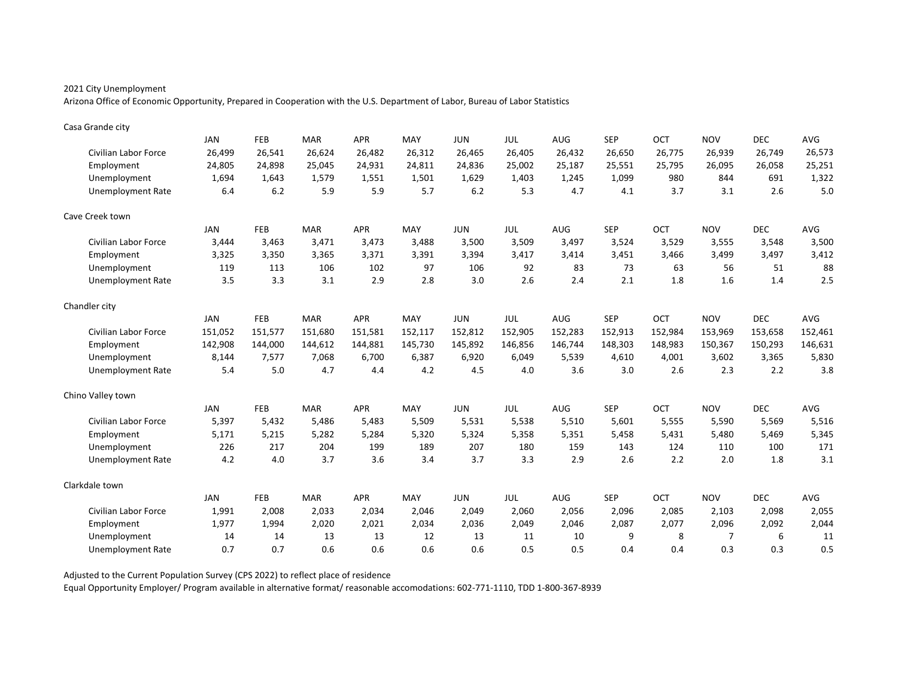2021 City Unemployment

Arizona Office of Economic Opportunity, Prepared in Cooperation with the U.S. Department of Labor, Bureau of Labor Statistics

Casa Grande city

| | JAN | FEB | MAR | APR | MAY | JUN | JUL | AUG | SEP | OCT | NOV | DEC | AVG |
|---|---|---|---|---|---|---|---|---|---|---|---|---|---|
| Civilian Labor Force | 26,499 | 26,541 | 26,624 | 26,482 | 26,312 | 26,465 | 26,405 | 26,432 | 26,650 | 26,775 | 26,939 | 26,749 | 26,573 |
| Employment | 24,805 | 24,898 | 25,045 | 24,931 | 24,811 | 24,836 | 25,002 | 25,187 | 25,551 | 25,795 | 26,095 | 26,058 | 25,251 |
| Unemployment | 1,694 | 1,643 | 1,579 | 1,551 | 1,501 | 1,629 | 1,403 | 1,245 | 1,099 | 980 | 844 | 691 | 1,322 |
| Unemployment Rate | 6.4 | 6.2 | 5.9 | 5.9 | 5.7 | 6.2 | 5.3 | 4.7 | 4.1 | 3.7 | 3.1 | 2.6 | 5.0 |

Cave Creek town

| | JAN | FEB | MAR | APR | MAY | JUN | JUL | AUG | SEP | OCT | NOV | DEC | AVG |
|---|---|---|---|---|---|---|---|---|---|---|---|---|---|
| Civilian Labor Force | 3,444 | 3,463 | 3,471 | 3,473 | 3,488 | 3,500 | 3,509 | 3,497 | 3,524 | 3,529 | 3,555 | 3,548 | 3,500 |
| Employment | 3,325 | 3,350 | 3,365 | 3,371 | 3,391 | 3,394 | 3,417 | 3,414 | 3,451 | 3,466 | 3,499 | 3,497 | 3,412 |
| Unemployment | 119 | 113 | 106 | 102 | 97 | 106 | 92 | 83 | 73 | 63 | 56 | 51 | 88 |
| Unemployment Rate | 3.5 | 3.3 | 3.1 | 2.9 | 2.8 | 3.0 | 2.6 | 2.4 | 2.1 | 1.8 | 1.6 | 1.4 | 2.5 |

Chandler city

| | JAN | FEB | MAR | APR | MAY | JUN | JUL | AUG | SEP | OCT | NOV | DEC | AVG |
|---|---|---|---|---|---|---|---|---|---|---|---|---|---|
| Civilian Labor Force | 151,052 | 151,577 | 151,680 | 151,581 | 152,117 | 152,812 | 152,905 | 152,283 | 152,913 | 152,984 | 153,969 | 153,658 | 152,461 |
| Employment | 142,908 | 144,000 | 144,612 | 144,881 | 145,730 | 145,892 | 146,856 | 146,744 | 148,303 | 148,983 | 150,367 | 150,293 | 146,631 |
| Unemployment | 8,144 | 7,577 | 7,068 | 6,700 | 6,387 | 6,920 | 6,049 | 5,539 | 4,610 | 4,001 | 3,602 | 3,365 | 5,830 |
| Unemployment Rate | 5.4 | 5.0 | 4.7 | 4.4 | 4.2 | 4.5 | 4.0 | 3.6 | 3.0 | 2.6 | 2.3 | 2.2 | 3.8 |

Chino Valley town

| | JAN | FEB | MAR | APR | MAY | JUN | JUL | AUG | SEP | OCT | NOV | DEC | AVG |
|---|---|---|---|---|---|---|---|---|---|---|---|---|---|
| Civilian Labor Force | 5,397 | 5,432 | 5,486 | 5,483 | 5,509 | 5,531 | 5,538 | 5,510 | 5,601 | 5,555 | 5,590 | 5,569 | 5,516 |
| Employment | 5,171 | 5,215 | 5,282 | 5,284 | 5,320 | 5,324 | 5,358 | 5,351 | 5,458 | 5,431 | 5,480 | 5,469 | 5,345 |
| Unemployment | 226 | 217 | 204 | 199 | 189 | 207 | 180 | 159 | 143 | 124 | 110 | 100 | 171 |
| Unemployment Rate | 4.2 | 4.0 | 3.7 | 3.6 | 3.4 | 3.7 | 3.3 | 2.9 | 2.6 | 2.2 | 2.0 | 1.8 | 3.1 |

Clarkdale town

| | JAN | FEB | MAR | APR | MAY | JUN | JUL | AUG | SEP | OCT | NOV | DEC | AVG |
|---|---|---|---|---|---|---|---|---|---|---|---|---|---|
| Civilian Labor Force | 1,991 | 2,008 | 2,033 | 2,034 | 2,046 | 2,049 | 2,060 | 2,056 | 2,096 | 2,085 | 2,103 | 2,098 | 2,055 |
| Employment | 1,977 | 1,994 | 2,020 | 2,021 | 2,034 | 2,036 | 2,049 | 2,046 | 2,087 | 2,077 | 2,096 | 2,092 | 2,044 |
| Unemployment | 14 | 14 | 13 | 13 | 12 | 13 | 11 | 10 | 9 | 8 | 7 | 6 | 11 |
| Unemployment Rate | 0.7 | 0.7 | 0.6 | 0.6 | 0.6 | 0.6 | 0.5 | 0.5 | 0.4 | 0.4 | 0.3 | 0.3 | 0.5 |

Adjusted to the Current Population Survey (CPS 2022) to reflect place of residence

Equal Opportunity Employer/ Program available in alternative format/ reasonable accomodations: 602-771-1110, TDD 1-800-367-8939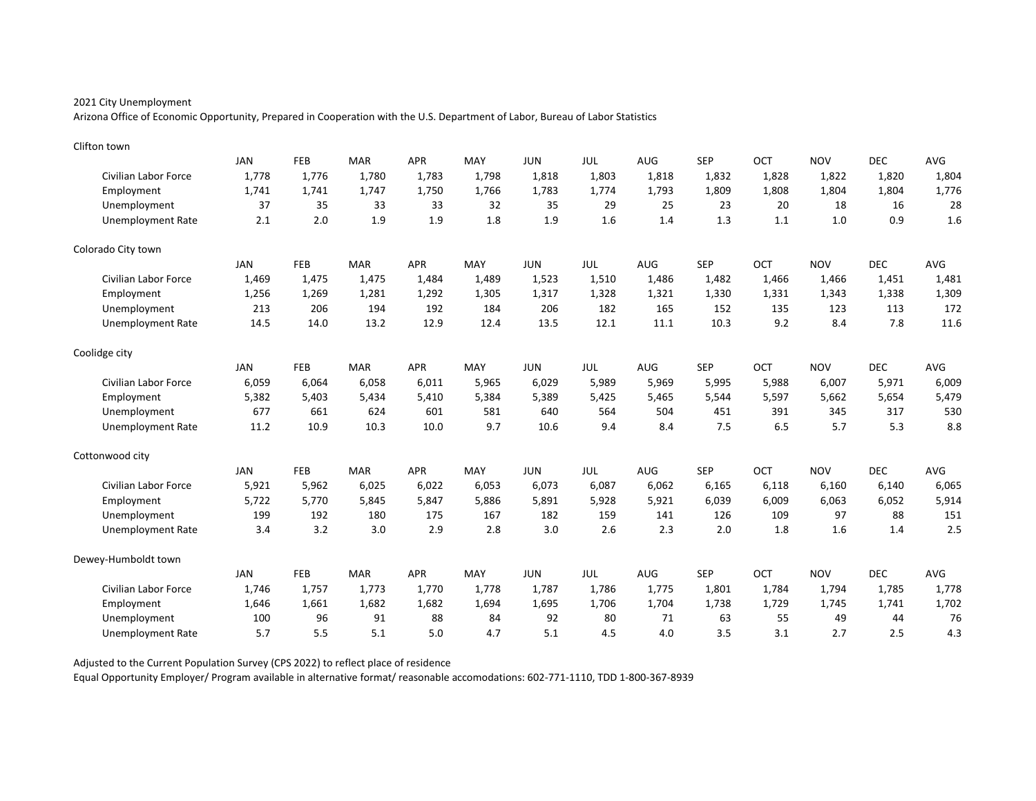2021 City Unemployment

Arizona Office of Economic Opportunity, Prepared in Cooperation with the U.S. Department of Labor, Bureau of Labor Statistics

Clifton town

| | JAN | FEB | MAR | APR | MAY | JUN | JUL | AUG | SEP | OCT | NOV | DEC | AVG |
|---|---|---|---|---|---|---|---|---|---|---|---|---|---|
| Civilian Labor Force | 1,778 | 1,776 | 1,780 | 1,783 | 1,798 | 1,818 | 1,803 | 1,818 | 1,832 | 1,828 | 1,822 | 1,820 | 1,804 |
| Employment | 1,741 | 1,741 | 1,747 | 1,750 | 1,766 | 1,783 | 1,774 | 1,793 | 1,809 | 1,808 | 1,804 | 1,804 | 1,776 |
| Unemployment | 37 | 35 | 33 | 33 | 32 | 35 | 29 | 25 | 23 | 20 | 18 | 16 | 28 |
| Unemployment Rate | 2.1 | 2.0 | 1.9 | 1.9 | 1.8 | 1.9 | 1.6 | 1.4 | 1.3 | 1.1 | 1.0 | 0.9 | 1.6 |

Colorado City town

| | JAN | FEB | MAR | APR | MAY | JUN | JUL | AUG | SEP | OCT | NOV | DEC | AVG |
|---|---|---|---|---|---|---|---|---|---|---|---|---|---|
| Civilian Labor Force | 1,469 | 1,475 | 1,475 | 1,484 | 1,489 | 1,523 | 1,510 | 1,486 | 1,482 | 1,466 | 1,466 | 1,451 | 1,481 |
| Employment | 1,256 | 1,269 | 1,281 | 1,292 | 1,305 | 1,317 | 1,328 | 1,321 | 1,330 | 1,331 | 1,343 | 1,338 | 1,309 |
| Unemployment | 213 | 206 | 194 | 192 | 184 | 206 | 182 | 165 | 152 | 135 | 123 | 113 | 172 |
| Unemployment Rate | 14.5 | 14.0 | 13.2 | 12.9 | 12.4 | 13.5 | 12.1 | 11.1 | 10.3 | 9.2 | 8.4 | 7.8 | 11.6 |

Coolidge city

| | JAN | FEB | MAR | APR | MAY | JUN | JUL | AUG | SEP | OCT | NOV | DEC | AVG |
|---|---|---|---|---|---|---|---|---|---|---|---|---|---|
| Civilian Labor Force | 6,059 | 6,064 | 6,058 | 6,011 | 5,965 | 6,029 | 5,989 | 5,969 | 5,995 | 5,988 | 6,007 | 5,971 | 6,009 |
| Employment | 5,382 | 5,403 | 5,434 | 5,410 | 5,384 | 5,389 | 5,425 | 5,465 | 5,544 | 5,597 | 5,662 | 5,654 | 5,479 |
| Unemployment | 677 | 661 | 624 | 601 | 581 | 640 | 564 | 504 | 451 | 391 | 345 | 317 | 530 |
| Unemployment Rate | 11.2 | 10.9 | 10.3 | 10.0 | 9.7 | 10.6 | 9.4 | 8.4 | 7.5 | 6.5 | 5.7 | 5.3 | 8.8 |

Cottonwood city

| | JAN | FEB | MAR | APR | MAY | JUN | JUL | AUG | SEP | OCT | NOV | DEC | AVG |
|---|---|---|---|---|---|---|---|---|---|---|---|---|---|
| Civilian Labor Force | 5,921 | 5,962 | 6,025 | 6,022 | 6,053 | 6,073 | 6,087 | 6,062 | 6,165 | 6,118 | 6,160 | 6,140 | 6,065 |
| Employment | 5,722 | 5,770 | 5,845 | 5,847 | 5,886 | 5,891 | 5,928 | 5,921 | 6,039 | 6,009 | 6,063 | 6,052 | 5,914 |
| Unemployment | 199 | 192 | 180 | 175 | 167 | 182 | 159 | 141 | 126 | 109 | 97 | 88 | 151 |
| Unemployment Rate | 3.4 | 3.2 | 3.0 | 2.9 | 2.8 | 3.0 | 2.6 | 2.3 | 2.0 | 1.8 | 1.6 | 1.4 | 2.5 |

Dewey-Humboldt town

| | JAN | FEB | MAR | APR | MAY | JUN | JUL | AUG | SEP | OCT | NOV | DEC | AVG |
|---|---|---|---|---|---|---|---|---|---|---|---|---|---|
| Civilian Labor Force | 1,746 | 1,757 | 1,773 | 1,770 | 1,778 | 1,787 | 1,786 | 1,775 | 1,801 | 1,784 | 1,794 | 1,785 | 1,778 |
| Employment | 1,646 | 1,661 | 1,682 | 1,682 | 1,694 | 1,695 | 1,706 | 1,704 | 1,738 | 1,729 | 1,745 | 1,741 | 1,702 |
| Unemployment | 100 | 96 | 91 | 88 | 84 | 92 | 80 | 71 | 63 | 55 | 49 | 44 | 76 |
| Unemployment Rate | 5.7 | 5.5 | 5.1 | 5.0 | 4.7 | 5.1 | 4.5 | 4.0 | 3.5 | 3.1 | 2.7 | 2.5 | 4.3 |

Adjusted to the Current Population Survey (CPS 2022) to reflect place of residence

Equal Opportunity Employer/ Program available in alternative format/ reasonable accomodations: 602-771-1110, TDD 1-800-367-8939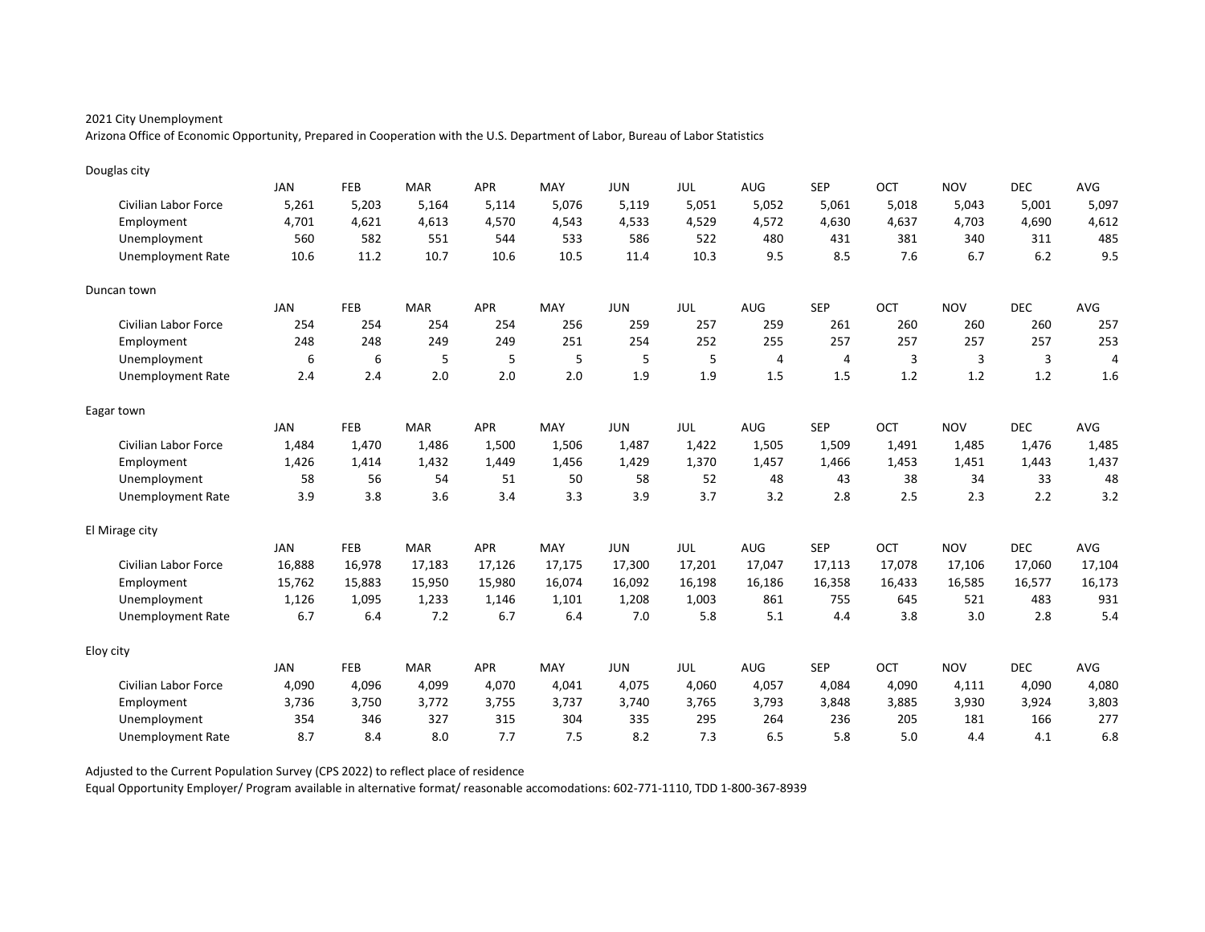2021 City Unemployment

Arizona Office of Economic Opportunity, Prepared in Cooperation with the U.S. Department of Labor, Bureau of Labor Statistics

Douglas city

| | JAN | FEB | MAR | APR | MAY | JUN | JUL | AUG | SEP | OCT | NOV | DEC | AVG |
|---|---|---|---|---|---|---|---|---|---|---|---|---|---|
| Civilian Labor Force | 5,261 | 5,203 | 5,164 | 5,114 | 5,076 | 5,119 | 5,051 | 5,052 | 5,061 | 5,018 | 5,043 | 5,001 | 5,097 |
| Employment | 4,701 | 4,621 | 4,613 | 4,570 | 4,543 | 4,533 | 4,529 | 4,572 | 4,630 | 4,637 | 4,703 | 4,690 | 4,612 |
| Unemployment | 560 | 582 | 551 | 544 | 533 | 586 | 522 | 480 | 431 | 381 | 340 | 311 | 485 |
| Unemployment Rate | 10.6 | 11.2 | 10.7 | 10.6 | 10.5 | 11.4 | 10.3 | 9.5 | 8.5 | 7.6 | 6.7 | 6.2 | 9.5 |

Duncan town

| | JAN | FEB | MAR | APR | MAY | JUN | JUL | AUG | SEP | OCT | NOV | DEC | AVG |
|---|---|---|---|---|---|---|---|---|---|---|---|---|---|
| Civilian Labor Force | 254 | 254 | 254 | 254 | 256 | 259 | 257 | 259 | 261 | 260 | 260 | 260 | 257 |
| Employment | 248 | 248 | 249 | 249 | 251 | 254 | 252 | 255 | 257 | 257 | 257 | 257 | 253 |
| Unemployment | 6 | 6 | 5 | 5 | 5 | 5 | 5 | 4 | 4 | 3 | 3 | 3 | 4 |
| Unemployment Rate | 2.4 | 2.4 | 2.0 | 2.0 | 2.0 | 1.9 | 1.9 | 1.5 | 1.5 | 1.2 | 1.2 | 1.2 | 1.6 |

Eagar town

| | JAN | FEB | MAR | APR | MAY | JUN | JUL | AUG | SEP | OCT | NOV | DEC | AVG |
|---|---|---|---|---|---|---|---|---|---|---|---|---|---|
| Civilian Labor Force | 1,484 | 1,470 | 1,486 | 1,500 | 1,506 | 1,487 | 1,422 | 1,505 | 1,509 | 1,491 | 1,485 | 1,476 | 1,485 |
| Employment | 1,426 | 1,414 | 1,432 | 1,449 | 1,456 | 1,429 | 1,370 | 1,457 | 1,466 | 1,453 | 1,451 | 1,443 | 1,437 |
| Unemployment | 58 | 56 | 54 | 51 | 50 | 58 | 52 | 48 | 43 | 38 | 34 | 33 | 48 |
| Unemployment Rate | 3.9 | 3.8 | 3.6 | 3.4 | 3.3 | 3.9 | 3.7 | 3.2 | 2.8 | 2.5 | 2.3 | 2.2 | 3.2 |

El Mirage city

| | JAN | FEB | MAR | APR | MAY | JUN | JUL | AUG | SEP | OCT | NOV | DEC | AVG |
|---|---|---|---|---|---|---|---|---|---|---|---|---|---|
| Civilian Labor Force | 16,888 | 16,978 | 17,183 | 17,126 | 17,175 | 17,300 | 17,201 | 17,047 | 17,113 | 17,078 | 17,106 | 17,060 | 17,104 |
| Employment | 15,762 | 15,883 | 15,950 | 15,980 | 16,074 | 16,092 | 16,198 | 16,186 | 16,358 | 16,433 | 16,585 | 16,577 | 16,173 |
| Unemployment | 1,126 | 1,095 | 1,233 | 1,146 | 1,101 | 1,208 | 1,003 | 861 | 755 | 645 | 521 | 483 | 931 |
| Unemployment Rate | 6.7 | 6.4 | 7.2 | 6.7 | 6.4 | 7.0 | 5.8 | 5.1 | 4.4 | 3.8 | 3.0 | 2.8 | 5.4 |

Eloy city

| | JAN | FEB | MAR | APR | MAY | JUN | JUL | AUG | SEP | OCT | NOV | DEC | AVG |
|---|---|---|---|---|---|---|---|---|---|---|---|---|---|
| Civilian Labor Force | 4,090 | 4,096 | 4,099 | 4,070 | 4,041 | 4,075 | 4,060 | 4,057 | 4,084 | 4,090 | 4,111 | 4,090 | 4,080 |
| Employment | 3,736 | 3,750 | 3,772 | 3,755 | 3,737 | 3,740 | 3,765 | 3,793 | 3,848 | 3,885 | 3,930 | 3,924 | 3,803 |
| Unemployment | 354 | 346 | 327 | 315 | 304 | 335 | 295 | 264 | 236 | 205 | 181 | 166 | 277 |
| Unemployment Rate | 8.7 | 8.4 | 8.0 | 7.7 | 7.5 | 8.2 | 7.3 | 6.5 | 5.8 | 5.0 | 4.4 | 4.1 | 6.8 |

Adjusted to the Current Population Survey (CPS 2022) to reflect place of residence

Equal Opportunity Employer/ Program available in alternative format/ reasonable accomodations: 602-771-1110, TDD 1-800-367-8939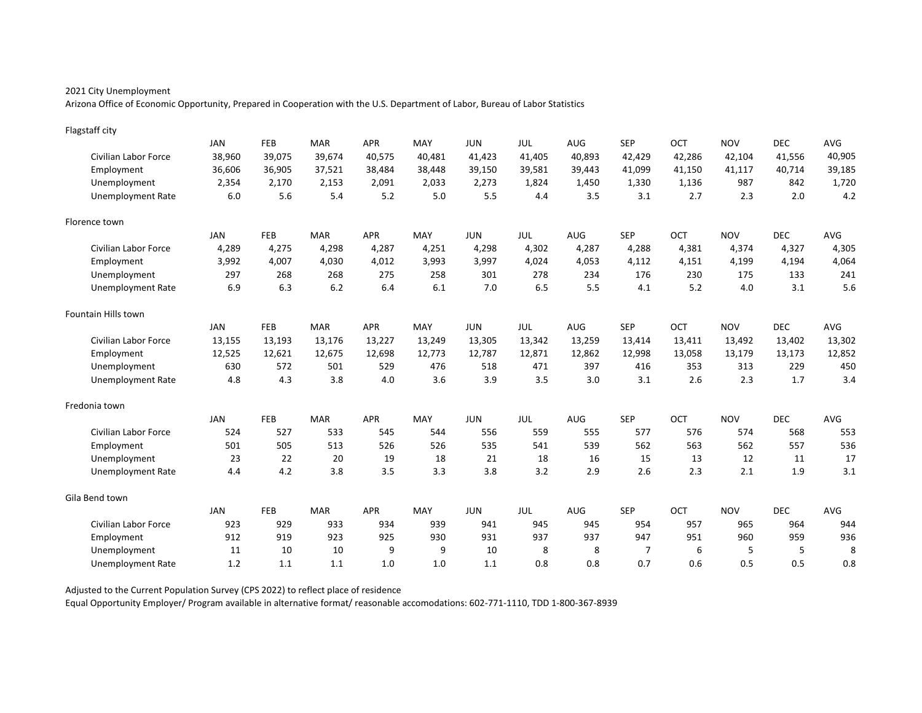2021 City Unemployment

Arizona Office of Economic Opportunity, Prepared in Cooperation with the U.S. Department of Labor, Bureau of Labor Statistics

Flagstaff city

| | JAN | FEB | MAR | APR | MAY | JUN | JUL | AUG | SEP | OCT | NOV | DEC | AVG |
|---|---|---|---|---|---|---|---|---|---|---|---|---|---|
| Civilian Labor Force | 38,960 | 39,075 | 39,674 | 40,575 | 40,481 | 41,423 | 41,405 | 40,893 | 42,429 | 42,286 | 42,104 | 41,556 | 40,905 |
| Employment | 36,606 | 36,905 | 37,521 | 38,484 | 38,448 | 39,150 | 39,581 | 39,443 | 41,099 | 41,150 | 41,117 | 40,714 | 39,185 |
| Unemployment | 2,354 | 2,170 | 2,153 | 2,091 | 2,033 | 2,273 | 1,824 | 1,450 | 1,330 | 1,136 | 987 | 842 | 1,720 |
| Unemployment Rate | 6.0 | 5.6 | 5.4 | 5.2 | 5.0 | 5.5 | 4.4 | 3.5 | 3.1 | 2.7 | 2.3 | 2.0 | 4.2 |

Florence town

| | JAN | FEB | MAR | APR | MAY | JUN | JUL | AUG | SEP | OCT | NOV | DEC | AVG |
|---|---|---|---|---|---|---|---|---|---|---|---|---|---|
| Civilian Labor Force | 4,289 | 4,275 | 4,298 | 4,287 | 4,251 | 4,298 | 4,302 | 4,287 | 4,288 | 4,381 | 4,374 | 4,327 | 4,305 |
| Employment | 3,992 | 4,007 | 4,030 | 4,012 | 3,993 | 3,997 | 4,024 | 4,053 | 4,112 | 4,151 | 4,199 | 4,194 | 4,064 |
| Unemployment | 297 | 268 | 268 | 275 | 258 | 301 | 278 | 234 | 176 | 230 | 175 | 133 | 241 |
| Unemployment Rate | 6.9 | 6.3 | 6.2 | 6.4 | 6.1 | 7.0 | 6.5 | 5.5 | 4.1 | 5.2 | 4.0 | 3.1 | 5.6 |

Fountain Hills town

| | JAN | FEB | MAR | APR | MAY | JUN | JUL | AUG | SEP | OCT | NOV | DEC | AVG |
|---|---|---|---|---|---|---|---|---|---|---|---|---|---|
| Civilian Labor Force | 13,155 | 13,193 | 13,176 | 13,227 | 13,249 | 13,305 | 13,342 | 13,259 | 13,414 | 13,411 | 13,492 | 13,402 | 13,302 |
| Employment | 12,525 | 12,621 | 12,675 | 12,698 | 12,773 | 12,787 | 12,871 | 12,862 | 12,998 | 13,058 | 13,179 | 13,173 | 12,852 |
| Unemployment | 630 | 572 | 501 | 529 | 476 | 518 | 471 | 397 | 416 | 353 | 313 | 229 | 450 |
| Unemployment Rate | 4.8 | 4.3 | 3.8 | 4.0 | 3.6 | 3.9 | 3.5 | 3.0 | 3.1 | 2.6 | 2.3 | 1.7 | 3.4 |

Fredonia town

| | JAN | FEB | MAR | APR | MAY | JUN | JUL | AUG | SEP | OCT | NOV | DEC | AVG |
|---|---|---|---|---|---|---|---|---|---|---|---|---|---|
| Civilian Labor Force | 524 | 527 | 533 | 545 | 544 | 556 | 559 | 555 | 577 | 576 | 574 | 568 | 553 |
| Employment | 501 | 505 | 513 | 526 | 526 | 535 | 541 | 539 | 562 | 563 | 562 | 557 | 536 |
| Unemployment | 23 | 22 | 20 | 19 | 18 | 21 | 18 | 16 | 15 | 13 | 12 | 11 | 17 |
| Unemployment Rate | 4.4 | 4.2 | 3.8 | 3.5 | 3.3 | 3.8 | 3.2 | 2.9 | 2.6 | 2.3 | 2.1 | 1.9 | 3.1 |

Gila Bend town

| | JAN | FEB | MAR | APR | MAY | JUN | JUL | AUG | SEP | OCT | NOV | DEC | AVG |
|---|---|---|---|---|---|---|---|---|---|---|---|---|---|
| Civilian Labor Force | 923 | 929 | 933 | 934 | 939 | 941 | 945 | 945 | 954 | 957 | 965 | 964 | 944 |
| Employment | 912 | 919 | 923 | 925 | 930 | 931 | 937 | 937 | 947 | 951 | 960 | 959 | 936 |
| Unemployment | 11 | 10 | 10 | 9 | 9 | 10 | 8 | 8 | 7 | 6 | 5 | 5 | 8 |
| Unemployment Rate | 1.2 | 1.1 | 1.1 | 1.0 | 1.0 | 1.1 | 0.8 | 0.8 | 0.7 | 0.6 | 0.5 | 0.5 | 0.8 |

Adjusted to the Current Population Survey (CPS 2022) to reflect place of residence

Equal Opportunity Employer/ Program available in alternative format/ reasonable accomodations: 602-771-1110, TDD 1-800-367-8939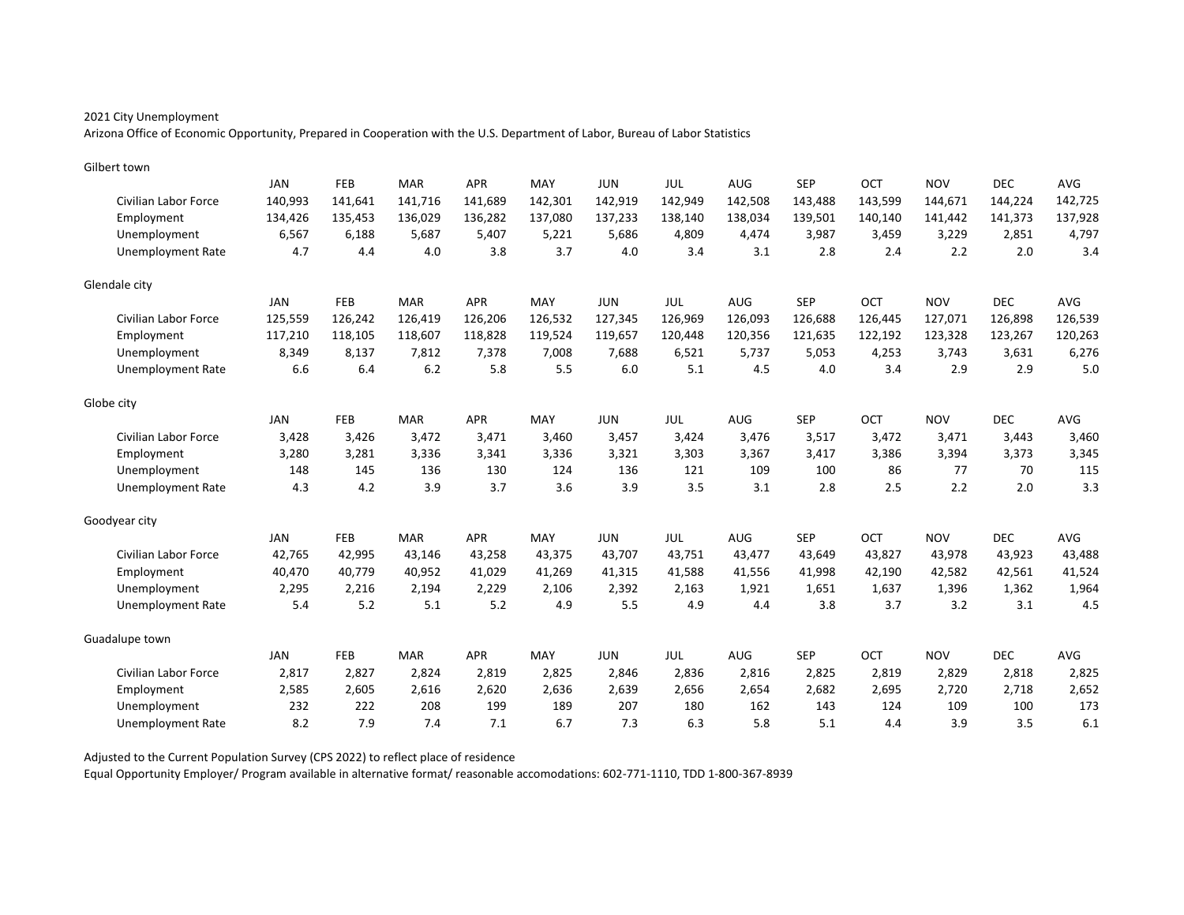2021 City Unemployment

Arizona Office of Economic Opportunity, Prepared in Cooperation with the U.S. Department of Labor, Bureau of Labor Statistics

Gilbert town

| | JAN | FEB | MAR | APR | MAY | JUN | JUL | AUG | SEP | OCT | NOV | DEC | AVG |
|---|---|---|---|---|---|---|---|---|---|---|---|---|---|
| Civilian Labor Force | 140,993 | 141,641 | 141,716 | 141,689 | 142,301 | 142,919 | 142,949 | 142,508 | 143,488 | 143,599 | 144,671 | 144,224 | 142,725 |
| Employment | 134,426 | 135,453 | 136,029 | 136,282 | 137,080 | 137,233 | 138,140 | 138,034 | 139,501 | 140,140 | 141,442 | 141,373 | 137,928 |
| Unemployment | 6,567 | 6,188 | 5,687 | 5,407 | 5,221 | 5,686 | 4,809 | 4,474 | 3,987 | 3,459 | 3,229 | 2,851 | 4,797 |
| Unemployment Rate | 4.7 | 4.4 | 4.0 | 3.8 | 3.7 | 4.0 | 3.4 | 3.1 | 2.8 | 2.4 | 2.2 | 2.0 | 3.4 |

Glendale city

| | JAN | FEB | MAR | APR | MAY | JUN | JUL | AUG | SEP | OCT | NOV | DEC | AVG |
|---|---|---|---|---|---|---|---|---|---|---|---|---|---|
| Civilian Labor Force | 125,559 | 126,242 | 126,419 | 126,206 | 126,532 | 127,345 | 126,969 | 126,093 | 126,688 | 126,445 | 127,071 | 126,898 | 126,539 |
| Employment | 117,210 | 118,105 | 118,607 | 118,828 | 119,524 | 119,657 | 120,448 | 120,356 | 121,635 | 122,192 | 123,328 | 123,267 | 120,263 |
| Unemployment | 8,349 | 8,137 | 7,812 | 7,378 | 7,008 | 7,688 | 6,521 | 5,737 | 5,053 | 4,253 | 3,743 | 3,631 | 6,276 |
| Unemployment Rate | 6.6 | 6.4 | 6.2 | 5.8 | 5.5 | 6.0 | 5.1 | 4.5 | 4.0 | 3.4 | 2.9 | 2.9 | 5.0 |

Globe city

| | JAN | FEB | MAR | APR | MAY | JUN | JUL | AUG | SEP | OCT | NOV | DEC | AVG |
|---|---|---|---|---|---|---|---|---|---|---|---|---|---|
| Civilian Labor Force | 3,428 | 3,426 | 3,472 | 3,471 | 3,460 | 3,457 | 3,424 | 3,476 | 3,517 | 3,472 | 3,471 | 3,443 | 3,460 |
| Employment | 3,280 | 3,281 | 3,336 | 3,341 | 3,336 | 3,321 | 3,303 | 3,367 | 3,417 | 3,386 | 3,394 | 3,373 | 3,345 |
| Unemployment | 148 | 145 | 136 | 130 | 124 | 136 | 121 | 109 | 100 | 86 | 77 | 70 | 115 |
| Unemployment Rate | 4.3 | 4.2 | 3.9 | 3.7 | 3.6 | 3.9 | 3.5 | 3.1 | 2.8 | 2.5 | 2.2 | 2.0 | 3.3 |

Goodyear city

| | JAN | FEB | MAR | APR | MAY | JUN | JUL | AUG | SEP | OCT | NOV | DEC | AVG |
|---|---|---|---|---|---|---|---|---|---|---|---|---|---|
| Civilian Labor Force | 42,765 | 42,995 | 43,146 | 43,258 | 43,375 | 43,707 | 43,751 | 43,477 | 43,649 | 43,827 | 43,978 | 43,923 | 43,488 |
| Employment | 40,470 | 40,779 | 40,952 | 41,029 | 41,269 | 41,315 | 41,588 | 41,556 | 41,998 | 42,190 | 42,582 | 42,561 | 41,524 |
| Unemployment | 2,295 | 2,216 | 2,194 | 2,229 | 2,106 | 2,392 | 2,163 | 1,921 | 1,651 | 1,637 | 1,396 | 1,362 | 1,964 |
| Unemployment Rate | 5.4 | 5.2 | 5.1 | 5.2 | 4.9 | 5.5 | 4.9 | 4.4 | 3.8 | 3.7 | 3.2 | 3.1 | 4.5 |

Guadalupe town

| | JAN | FEB | MAR | APR | MAY | JUN | JUL | AUG | SEP | OCT | NOV | DEC | AVG |
|---|---|---|---|---|---|---|---|---|---|---|---|---|---|
| Civilian Labor Force | 2,817 | 2,827 | 2,824 | 2,819 | 2,825 | 2,846 | 2,836 | 2,816 | 2,825 | 2,819 | 2,829 | 2,818 | 2,825 |
| Employment | 2,585 | 2,605 | 2,616 | 2,620 | 2,636 | 2,639 | 2,656 | 2,654 | 2,682 | 2,695 | 2,720 | 2,718 | 2,652 |
| Unemployment | 232 | 222 | 208 | 199 | 189 | 207 | 180 | 162 | 143 | 124 | 109 | 100 | 173 |
| Unemployment Rate | 8.2 | 7.9 | 7.4 | 7.1 | 6.7 | 7.3 | 6.3 | 5.8 | 5.1 | 4.4 | 3.9 | 3.5 | 6.1 |

Adjusted to the Current Population Survey (CPS 2022) to reflect place of residence

Equal Opportunity Employer/ Program available in alternative format/ reasonable accomodations: 602-771-1110, TDD 1-800-367-8939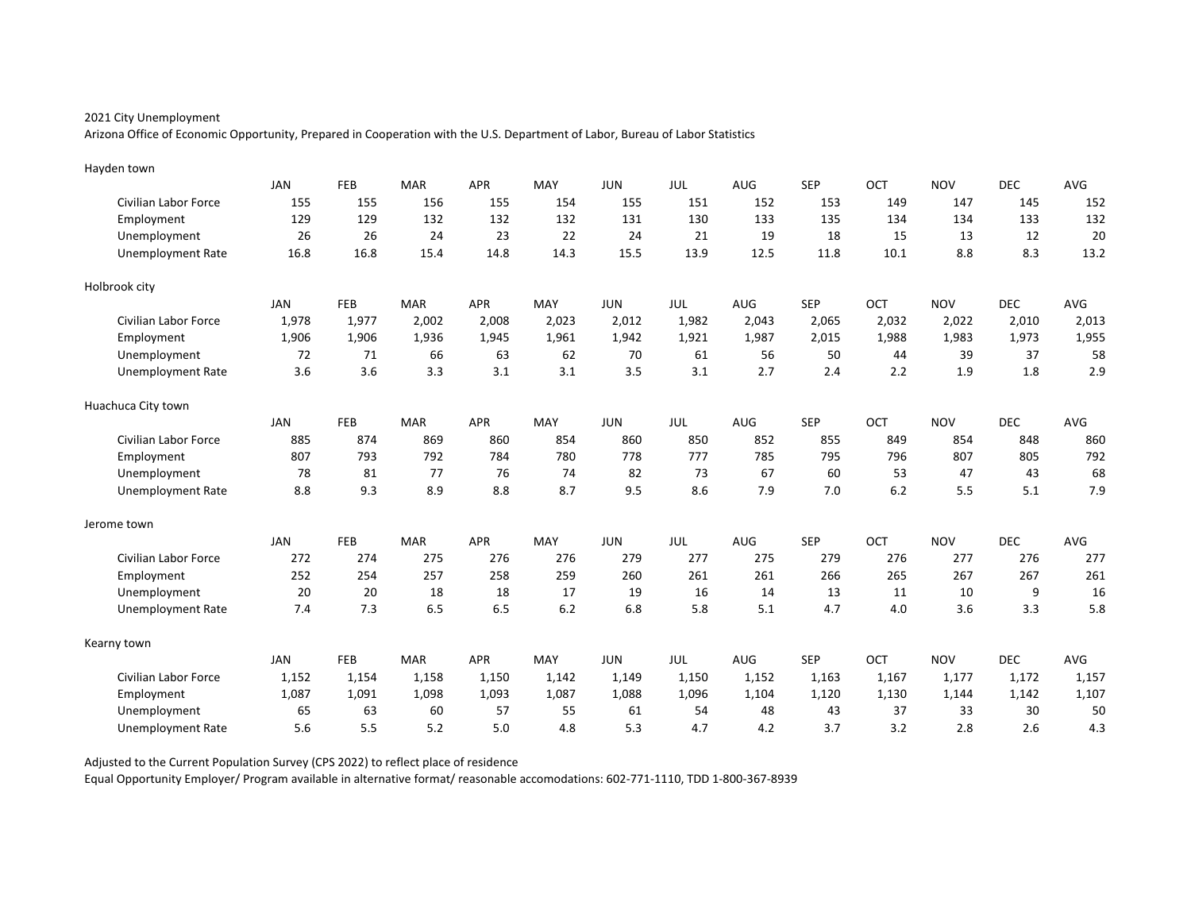2021 City Unemployment

Arizona Office of Economic Opportunity, Prepared in Cooperation with the U.S. Department of Labor, Bureau of Labor Statistics

Hayden town

| | JAN | FEB | MAR | APR | MAY | JUN | JUL | AUG | SEP | OCT | NOV | DEC | AVG |
|---|---|---|---|---|---|---|---|---|---|---|---|---|---|
| Civilian Labor Force | 155 | 155 | 156 | 155 | 154 | 155 | 151 | 152 | 153 | 149 | 147 | 145 | 152 |
| Employment | 129 | 129 | 132 | 132 | 132 | 131 | 130 | 133 | 135 | 134 | 134 | 133 | 132 |
| Unemployment | 26 | 26 | 24 | 23 | 22 | 24 | 21 | 19 | 18 | 15 | 13 | 12 | 20 |
| Unemployment Rate | 16.8 | 16.8 | 15.4 | 14.8 | 14.3 | 15.5 | 13.9 | 12.5 | 11.8 | 10.1 | 8.8 | 8.3 | 13.2 |

Holbrook city

| | JAN | FEB | MAR | APR | MAY | JUN | JUL | AUG | SEP | OCT | NOV | DEC | AVG |
|---|---|---|---|---|---|---|---|---|---|---|---|---|---|
| Civilian Labor Force | 1,978 | 1,977 | 2,002 | 2,008 | 2,023 | 2,012 | 1,982 | 2,043 | 2,065 | 2,032 | 2,022 | 2,010 | 2,013 |
| Employment | 1,906 | 1,906 | 1,936 | 1,945 | 1,961 | 1,942 | 1,921 | 1,987 | 2,015 | 1,988 | 1,983 | 1,973 | 1,955 |
| Unemployment | 72 | 71 | 66 | 63 | 62 | 70 | 61 | 56 | 50 | 44 | 39 | 37 | 58 |
| Unemployment Rate | 3.6 | 3.6 | 3.3 | 3.1 | 3.1 | 3.5 | 3.1 | 2.7 | 2.4 | 2.2 | 1.9 | 1.8 | 2.9 |

Huachuca City town

| | JAN | FEB | MAR | APR | MAY | JUN | JUL | AUG | SEP | OCT | NOV | DEC | AVG |
|---|---|---|---|---|---|---|---|---|---|---|---|---|---|
| Civilian Labor Force | 885 | 874 | 869 | 860 | 854 | 860 | 850 | 852 | 855 | 849 | 854 | 848 | 860 |
| Employment | 807 | 793 | 792 | 784 | 780 | 778 | 777 | 785 | 795 | 796 | 807 | 805 | 792 |
| Unemployment | 78 | 81 | 77 | 76 | 74 | 82 | 73 | 67 | 60 | 53 | 47 | 43 | 68 |
| Unemployment Rate | 8.8 | 9.3 | 8.9 | 8.8 | 8.7 | 9.5 | 8.6 | 7.9 | 7.0 | 6.2 | 5.5 | 5.1 | 7.9 |

Jerome town

| | JAN | FEB | MAR | APR | MAY | JUN | JUL | AUG | SEP | OCT | NOV | DEC | AVG |
|---|---|---|---|---|---|---|---|---|---|---|---|---|---|
| Civilian Labor Force | 272 | 274 | 275 | 276 | 276 | 279 | 277 | 275 | 279 | 276 | 277 | 276 | 277 |
| Employment | 252 | 254 | 257 | 258 | 259 | 260 | 261 | 261 | 266 | 265 | 267 | 267 | 261 |
| Unemployment | 20 | 20 | 18 | 18 | 17 | 19 | 16 | 14 | 13 | 11 | 10 | 9 | 16 |
| Unemployment Rate | 7.4 | 7.3 | 6.5 | 6.5 | 6.2 | 6.8 | 5.8 | 5.1 | 4.7 | 4.0 | 3.6 | 3.3 | 5.8 |

Kearny town

| | JAN | FEB | MAR | APR | MAY | JUN | JUL | AUG | SEP | OCT | NOV | DEC | AVG |
|---|---|---|---|---|---|---|---|---|---|---|---|---|---|
| Civilian Labor Force | 1,152 | 1,154 | 1,158 | 1,150 | 1,142 | 1,149 | 1,150 | 1,152 | 1,163 | 1,167 | 1,177 | 1,172 | 1,157 |
| Employment | 1,087 | 1,091 | 1,098 | 1,093 | 1,087 | 1,088 | 1,096 | 1,104 | 1,120 | 1,130 | 1,144 | 1,142 | 1,107 |
| Unemployment | 65 | 63 | 60 | 57 | 55 | 61 | 54 | 48 | 43 | 37 | 33 | 30 | 50 |
| Unemployment Rate | 5.6 | 5.5 | 5.2 | 5.0 | 4.8 | 5.3 | 4.7 | 4.2 | 3.7 | 3.2 | 2.8 | 2.6 | 4.3 |

Adjusted to the Current Population Survey (CPS 2022) to reflect place of residence

Equal Opportunity Employer/ Program available in alternative format/ reasonable accomodations: 602-771-1110, TDD 1-800-367-8939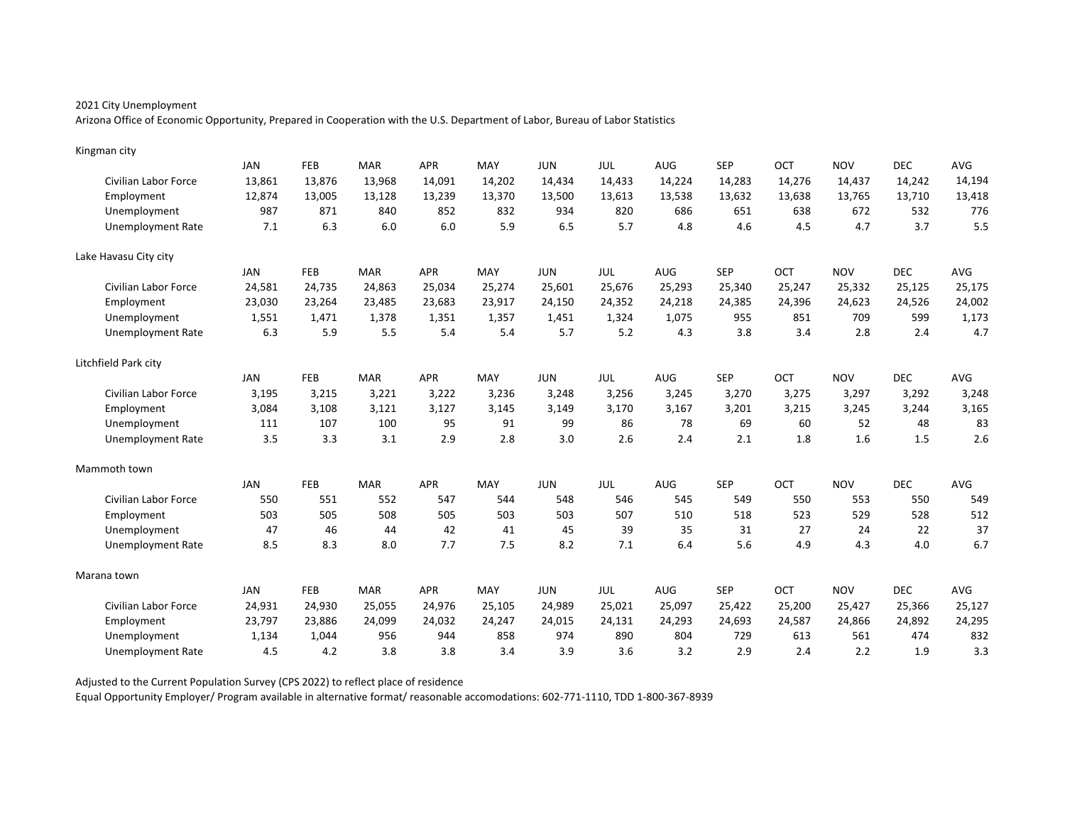2021 City Unemployment

Arizona Office of Economic Opportunity, Prepared in Cooperation with the U.S. Department of Labor, Bureau of Labor Statistics

Kingman city

| | JAN | FEB | MAR | APR | MAY | JUN | JUL | AUG | SEP | OCT | NOV | DEC | AVG |
|---|---|---|---|---|---|---|---|---|---|---|---|---|---|
| Civilian Labor Force | 13,861 | 13,876 | 13,968 | 14,091 | 14,202 | 14,434 | 14,433 | 14,224 | 14,283 | 14,276 | 14,437 | 14,242 | 14,194 |
| Employment | 12,874 | 13,005 | 13,128 | 13,239 | 13,370 | 13,500 | 13,613 | 13,538 | 13,632 | 13,638 | 13,765 | 13,710 | 13,418 |
| Unemployment | 987 | 871 | 840 | 852 | 832 | 934 | 820 | 686 | 651 | 638 | 672 | 532 | 776 |
| Unemployment Rate | 7.1 | 6.3 | 6.0 | 6.0 | 5.9 | 6.5 | 5.7 | 4.8 | 4.6 | 4.5 | 4.7 | 3.7 | 5.5 |

Lake Havasu City city

| | JAN | FEB | MAR | APR | MAY | JUN | JUL | AUG | SEP | OCT | NOV | DEC | AVG |
|---|---|---|---|---|---|---|---|---|---|---|---|---|---|
| Civilian Labor Force | 24,581 | 24,735 | 24,863 | 25,034 | 25,274 | 25,601 | 25,676 | 25,293 | 25,340 | 25,247 | 25,332 | 25,125 | 25,175 |
| Employment | 23,030 | 23,264 | 23,485 | 23,683 | 23,917 | 24,150 | 24,352 | 24,218 | 24,385 | 24,396 | 24,623 | 24,526 | 24,002 |
| Unemployment | 1,551 | 1,471 | 1,378 | 1,351 | 1,357 | 1,451 | 1,324 | 1,075 | 955 | 851 | 709 | 599 | 1,173 |
| Unemployment Rate | 6.3 | 5.9 | 5.5 | 5.4 | 5.4 | 5.7 | 5.2 | 4.3 | 3.8 | 3.4 | 2.8 | 2.4 | 4.7 |

Litchfield Park city

| | JAN | FEB | MAR | APR | MAY | JUN | JUL | AUG | SEP | OCT | NOV | DEC | AVG |
|---|---|---|---|---|---|---|---|---|---|---|---|---|---|
| Civilian Labor Force | 3,195 | 3,215 | 3,221 | 3,222 | 3,236 | 3,248 | 3,256 | 3,245 | 3,270 | 3,275 | 3,297 | 3,292 | 3,248 |
| Employment | 3,084 | 3,108 | 3,121 | 3,127 | 3,145 | 3,149 | 3,170 | 3,167 | 3,201 | 3,215 | 3,245 | 3,244 | 3,165 |
| Unemployment | 111 | 107 | 100 | 95 | 91 | 99 | 86 | 78 | 69 | 60 | 52 | 48 | 83 |
| Unemployment Rate | 3.5 | 3.3 | 3.1 | 2.9 | 2.8 | 3.0 | 2.6 | 2.4 | 2.1 | 1.8 | 1.6 | 1.5 | 2.6 |

Mammoth town

| | JAN | FEB | MAR | APR | MAY | JUN | JUL | AUG | SEP | OCT | NOV | DEC | AVG |
|---|---|---|---|---|---|---|---|---|---|---|---|---|---|
| Civilian Labor Force | 550 | 551 | 552 | 547 | 544 | 548 | 546 | 545 | 549 | 550 | 553 | 550 | 549 |
| Employment | 503 | 505 | 508 | 505 | 503 | 503 | 507 | 510 | 518 | 523 | 529 | 528 | 512 |
| Unemployment | 47 | 46 | 44 | 42 | 41 | 45 | 39 | 35 | 31 | 27 | 24 | 22 | 37 |
| Unemployment Rate | 8.5 | 8.3 | 8.0 | 7.7 | 7.5 | 8.2 | 7.1 | 6.4 | 5.6 | 4.9 | 4.3 | 4.0 | 6.7 |

Marana town

| | JAN | FEB | MAR | APR | MAY | JUN | JUL | AUG | SEP | OCT | NOV | DEC | AVG |
|---|---|---|---|---|---|---|---|---|---|---|---|---|---|
| Civilian Labor Force | 24,931 | 24,930 | 25,055 | 24,976 | 25,105 | 24,989 | 25,021 | 25,097 | 25,422 | 25,200 | 25,427 | 25,366 | 25,127 |
| Employment | 23,797 | 23,886 | 24,099 | 24,032 | 24,247 | 24,015 | 24,131 | 24,293 | 24,693 | 24,587 | 24,866 | 24,892 | 24,295 |
| Unemployment | 1,134 | 1,044 | 956 | 944 | 858 | 974 | 890 | 804 | 729 | 613 | 561 | 474 | 832 |
| Unemployment Rate | 4.5 | 4.2 | 3.8 | 3.8 | 3.4 | 3.9 | 3.6 | 3.2 | 2.9 | 2.4 | 2.2 | 1.9 | 3.3 |

Adjusted to the Current Population Survey (CPS 2022) to reflect place of residence

Equal Opportunity Employer/ Program available in alternative format/ reasonable accomodations: 602-771-1110, TDD 1-800-367-8939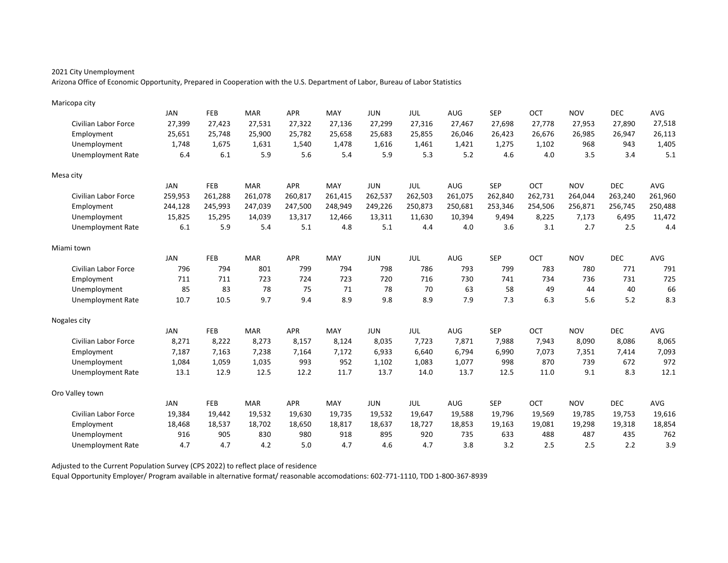2021 City Unemployment

Arizona Office of Economic Opportunity, Prepared in Cooperation with the U.S. Department of Labor, Bureau of Labor Statistics

Maricopa city

| | JAN | FEB | MAR | APR | MAY | JUN | JUL | AUG | SEP | OCT | NOV | DEC | AVG |
|---|---|---|---|---|---|---|---|---|---|---|---|---|---|
| Civilian Labor Force | 27,399 | 27,423 | 27,531 | 27,322 | 27,136 | 27,299 | 27,316 | 27,467 | 27,698 | 27,778 | 27,953 | 27,890 | 27,518 |
| Employment | 25,651 | 25,748 | 25,900 | 25,782 | 25,658 | 25,683 | 25,855 | 26,046 | 26,423 | 26,676 | 26,985 | 26,947 | 26,113 |
| Unemployment | 1,748 | 1,675 | 1,631 | 1,540 | 1,478 | 1,616 | 1,461 | 1,421 | 1,275 | 1,102 | 968 | 943 | 1,405 |
| Unemployment Rate | 6.4 | 6.1 | 5.9 | 5.6 | 5.4 | 5.9 | 5.3 | 5.2 | 4.6 | 4.0 | 3.5 | 3.4 | 5.1 |

Mesa city

| | JAN | FEB | MAR | APR | MAY | JUN | JUL | AUG | SEP | OCT | NOV | DEC | AVG |
|---|---|---|---|---|---|---|---|---|---|---|---|---|---|
| Civilian Labor Force | 259,953 | 261,288 | 261,078 | 260,817 | 261,415 | 262,537 | 262,503 | 261,075 | 262,840 | 262,731 | 264,044 | 263,240 | 261,960 |
| Employment | 244,128 | 245,993 | 247,039 | 247,500 | 248,949 | 249,226 | 250,873 | 250,681 | 253,346 | 254,506 | 256,871 | 256,745 | 250,488 |
| Unemployment | 15,825 | 15,295 | 14,039 | 13,317 | 12,466 | 13,311 | 11,630 | 10,394 | 9,494 | 8,225 | 7,173 | 6,495 | 11,472 |
| Unemployment Rate | 6.1 | 5.9 | 5.4 | 5.1 | 4.8 | 5.1 | 4.4 | 4.0 | 3.6 | 3.1 | 2.7 | 2.5 | 4.4 |

Miami town

| | JAN | FEB | MAR | APR | MAY | JUN | JUL | AUG | SEP | OCT | NOV | DEC | AVG |
|---|---|---|---|---|---|---|---|---|---|---|---|---|---|
| Civilian Labor Force | 796 | 794 | 801 | 799 | 794 | 798 | 786 | 793 | 799 | 783 | 780 | 771 | 791 |
| Employment | 711 | 711 | 723 | 724 | 723 | 720 | 716 | 730 | 741 | 734 | 736 | 731 | 725 |
| Unemployment | 85 | 83 | 78 | 75 | 71 | 78 | 70 | 63 | 58 | 49 | 44 | 40 | 66 |
| Unemployment Rate | 10.7 | 10.5 | 9.7 | 9.4 | 8.9 | 9.8 | 8.9 | 7.9 | 7.3 | 6.3 | 5.6 | 5.2 | 8.3 |

Nogales city

| | JAN | FEB | MAR | APR | MAY | JUN | JUL | AUG | SEP | OCT | NOV | DEC | AVG |
|---|---|---|---|---|---|---|---|---|---|---|---|---|---|
| Civilian Labor Force | 8,271 | 8,222 | 8,273 | 8,157 | 8,124 | 8,035 | 7,723 | 7,871 | 7,988 | 7,943 | 8,090 | 8,086 | 8,065 |
| Employment | 7,187 | 7,163 | 7,238 | 7,164 | 7,172 | 6,933 | 6,640 | 6,794 | 6,990 | 7,073 | 7,351 | 7,414 | 7,093 |
| Unemployment | 1,084 | 1,059 | 1,035 | 993 | 952 | 1,102 | 1,083 | 1,077 | 998 | 870 | 739 | 672 | 972 |
| Unemployment Rate | 13.1 | 12.9 | 12.5 | 12.2 | 11.7 | 13.7 | 14.0 | 13.7 | 12.5 | 11.0 | 9.1 | 8.3 | 12.1 |

Oro Valley town

| | JAN | FEB | MAR | APR | MAY | JUN | JUL | AUG | SEP | OCT | NOV | DEC | AVG |
|---|---|---|---|---|---|---|---|---|---|---|---|---|---|
| Civilian Labor Force | 19,384 | 19,442 | 19,532 | 19,630 | 19,735 | 19,532 | 19,647 | 19,588 | 19,796 | 19,569 | 19,785 | 19,753 | 19,616 |
| Employment | 18,468 | 18,537 | 18,702 | 18,650 | 18,817 | 18,637 | 18,727 | 18,853 | 19,163 | 19,081 | 19,298 | 19,318 | 18,854 |
| Unemployment | 916 | 905 | 830 | 980 | 918 | 895 | 920 | 735 | 633 | 488 | 487 | 435 | 762 |
| Unemployment Rate | 4.7 | 4.7 | 4.2 | 5.0 | 4.7 | 4.6 | 4.7 | 3.8 | 3.2 | 2.5 | 2.5 | 2.2 | 3.9 |

Adjusted to the Current Population Survey (CPS 2022) to reflect place of residence

Equal Opportunity Employer/ Program available in alternative format/ reasonable accomodations: 602-771-1110, TDD 1-800-367-8939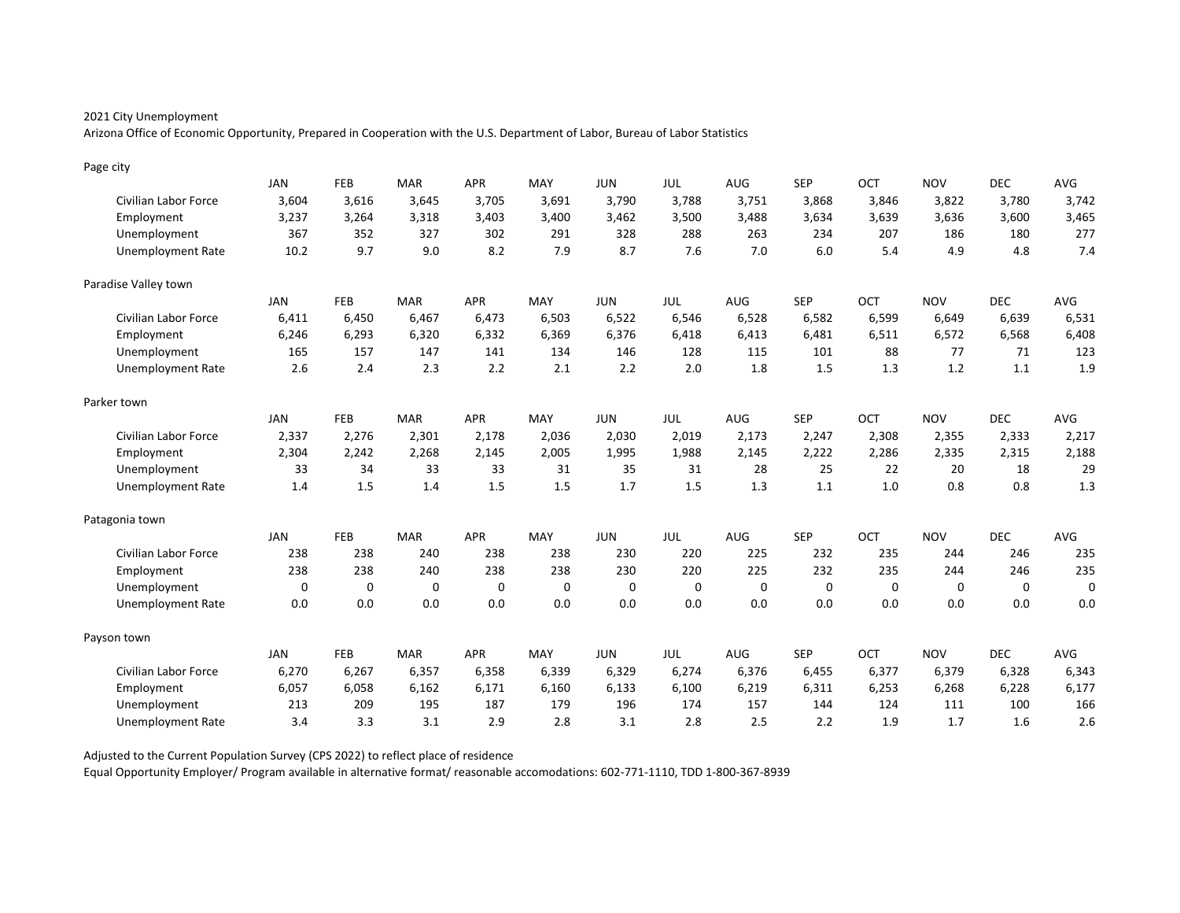2021 City Unemployment

Arizona Office of Economic Opportunity, Prepared in Cooperation with the U.S. Department of Labor, Bureau of Labor Statistics

Page city

| | JAN | FEB | MAR | APR | MAY | JUN | JUL | AUG | SEP | OCT | NOV | DEC | AVG |
|---|---|---|---|---|---|---|---|---|---|---|---|---|---|
| Civilian Labor Force | 3,604 | 3,616 | 3,645 | 3,705 | 3,691 | 3,790 | 3,788 | 3,751 | 3,868 | 3,846 | 3,822 | 3,780 | 3,742 |
| Employment | 3,237 | 3,264 | 3,318 | 3,403 | 3,400 | 3,462 | 3,500 | 3,488 | 3,634 | 3,639 | 3,636 | 3,600 | 3,465 |
| Unemployment | 367 | 352 | 327 | 302 | 291 | 328 | 288 | 263 | 234 | 207 | 186 | 180 | 277 |
| Unemployment Rate | 10.2 | 9.7 | 9.0 | 8.2 | 7.9 | 8.7 | 7.6 | 7.0 | 6.0 | 5.4 | 4.9 | 4.8 | 7.4 |

Paradise Valley town

| | JAN | FEB | MAR | APR | MAY | JUN | JUL | AUG | SEP | OCT | NOV | DEC | AVG |
|---|---|---|---|---|---|---|---|---|---|---|---|---|---|
| Civilian Labor Force | 6,411 | 6,450 | 6,467 | 6,473 | 6,503 | 6,522 | 6,546 | 6,528 | 6,582 | 6,599 | 6,649 | 6,639 | 6,531 |
| Employment | 6,246 | 6,293 | 6,320 | 6,332 | 6,369 | 6,376 | 6,418 | 6,413 | 6,481 | 6,511 | 6,572 | 6,568 | 6,408 |
| Unemployment | 165 | 157 | 147 | 141 | 134 | 146 | 128 | 115 | 101 | 88 | 77 | 71 | 123 |
| Unemployment Rate | 2.6 | 2.4 | 2.3 | 2.2 | 2.1 | 2.2 | 2.0 | 1.8 | 1.5 | 1.3 | 1.2 | 1.1 | 1.9 |

Parker town

| | JAN | FEB | MAR | APR | MAY | JUN | JUL | AUG | SEP | OCT | NOV | DEC | AVG |
|---|---|---|---|---|---|---|---|---|---|---|---|---|---|
| Civilian Labor Force | 2,337 | 2,276 | 2,301 | 2,178 | 2,036 | 2,030 | 2,019 | 2,173 | 2,247 | 2,308 | 2,355 | 2,333 | 2,217 |
| Employment | 2,304 | 2,242 | 2,268 | 2,145 | 2,005 | 1,995 | 1,988 | 2,145 | 2,222 | 2,286 | 2,335 | 2,315 | 2,188 |
| Unemployment | 33 | 34 | 33 | 33 | 31 | 35 | 31 | 28 | 25 | 22 | 20 | 18 | 29 |
| Unemployment Rate | 1.4 | 1.5 | 1.4 | 1.5 | 1.5 | 1.7 | 1.5 | 1.3 | 1.1 | 1.0 | 0.8 | 0.8 | 1.3 |

Patagonia town

| | JAN | FEB | MAR | APR | MAY | JUN | JUL | AUG | SEP | OCT | NOV | DEC | AVG |
|---|---|---|---|---|---|---|---|---|---|---|---|---|---|
| Civilian Labor Force | 238 | 238 | 240 | 238 | 238 | 230 | 220 | 225 | 232 | 235 | 244 | 246 | 235 |
| Employment | 238 | 238 | 240 | 238 | 238 | 230 | 220 | 225 | 232 | 235 | 244 | 246 | 235 |
| Unemployment | 0 | 0 | 0 | 0 | 0 | 0 | 0 | 0 | 0 | 0 | 0 | 0 | 0 |
| Unemployment Rate | 0.0 | 0.0 | 0.0 | 0.0 | 0.0 | 0.0 | 0.0 | 0.0 | 0.0 | 0.0 | 0.0 | 0.0 | 0.0 |

Payson town

| | JAN | FEB | MAR | APR | MAY | JUN | JUL | AUG | SEP | OCT | NOV | DEC | AVG |
|---|---|---|---|---|---|---|---|---|---|---|---|---|---|
| Civilian Labor Force | 6,270 | 6,267 | 6,357 | 6,358 | 6,339 | 6,329 | 6,274 | 6,376 | 6,455 | 6,377 | 6,379 | 6,328 | 6,343 |
| Employment | 6,057 | 6,058 | 6,162 | 6,171 | 6,160 | 6,133 | 6,100 | 6,219 | 6,311 | 6,253 | 6,268 | 6,228 | 6,177 |
| Unemployment | 213 | 209 | 195 | 187 | 179 | 196 | 174 | 157 | 144 | 124 | 111 | 100 | 166 |
| Unemployment Rate | 3.4 | 3.3 | 3.1 | 2.9 | 2.8 | 3.1 | 2.8 | 2.5 | 2.2 | 1.9 | 1.7 | 1.6 | 2.6 |

Adjusted to the Current Population Survey (CPS 2022) to reflect place of residence

Equal Opportunity Employer/ Program available in alternative format/ reasonable accomodations: 602-771-1110, TDD 1-800-367-8939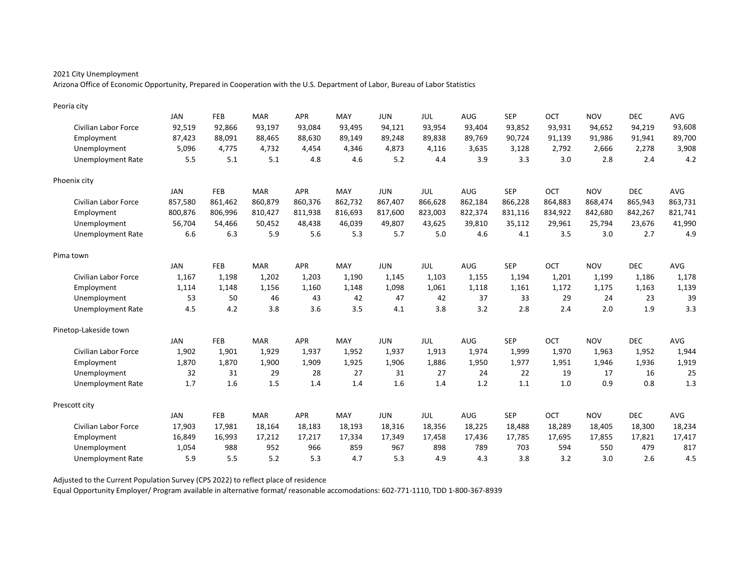2021 City Unemployment

Arizona Office of Economic Opportunity, Prepared in Cooperation with the U.S. Department of Labor, Bureau of Labor Statistics

Peoria city

| | JAN | FEB | MAR | APR | MAY | JUN | JUL | AUG | SEP | OCT | NOV | DEC | AVG |
|---|---|---|---|---|---|---|---|---|---|---|---|---|---|
| Civilian Labor Force | 92,519 | 92,866 | 93,197 | 93,084 | 93,495 | 94,121 | 93,954 | 93,404 | 93,852 | 93,931 | 94,652 | 94,219 | 93,608 |
| Employment | 87,423 | 88,091 | 88,465 | 88,630 | 89,149 | 89,248 | 89,838 | 89,769 | 90,724 | 91,139 | 91,986 | 91,941 | 89,700 |
| Unemployment | 5,096 | 4,775 | 4,732 | 4,454 | 4,346 | 4,873 | 4,116 | 3,635 | 3,128 | 2,792 | 2,666 | 2,278 | 3,908 |
| Unemployment Rate | 5.5 | 5.1 | 5.1 | 4.8 | 4.6 | 5.2 | 4.4 | 3.9 | 3.3 | 3.0 | 2.8 | 2.4 | 4.2 |

Phoenix city

| | JAN | FEB | MAR | APR | MAY | JUN | JUL | AUG | SEP | OCT | NOV | DEC | AVG |
|---|---|---|---|---|---|---|---|---|---|---|---|---|---|
| Civilian Labor Force | 857,580 | 861,462 | 860,879 | 860,376 | 862,732 | 867,407 | 866,628 | 862,184 | 866,228 | 864,883 | 868,474 | 865,943 | 863,731 |
| Employment | 800,876 | 806,996 | 810,427 | 811,938 | 816,693 | 817,600 | 823,003 | 822,374 | 831,116 | 834,922 | 842,680 | 842,267 | 821,741 |
| Unemployment | 56,704 | 54,466 | 50,452 | 48,438 | 46,039 | 49,807 | 43,625 | 39,810 | 35,112 | 29,961 | 25,794 | 23,676 | 41,990 |
| Unemployment Rate | 6.6 | 6.3 | 5.9 | 5.6 | 5.3 | 5.7 | 5.0 | 4.6 | 4.1 | 3.5 | 3.0 | 2.7 | 4.9 |

Pima town

| | JAN | FEB | MAR | APR | MAY | JUN | JUL | AUG | SEP | OCT | NOV | DEC | AVG |
|---|---|---|---|---|---|---|---|---|---|---|---|---|---|
| Civilian Labor Force | 1,167 | 1,198 | 1,202 | 1,203 | 1,190 | 1,145 | 1,103 | 1,155 | 1,194 | 1,201 | 1,199 | 1,186 | 1,178 |
| Employment | 1,114 | 1,148 | 1,156 | 1,160 | 1,148 | 1,098 | 1,061 | 1,118 | 1,161 | 1,172 | 1,175 | 1,163 | 1,139 |
| Unemployment | 53 | 50 | 46 | 43 | 42 | 47 | 42 | 37 | 33 | 29 | 24 | 23 | 39 |
| Unemployment Rate | 4.5 | 4.2 | 3.8 | 3.6 | 3.5 | 4.1 | 3.8 | 3.2 | 2.8 | 2.4 | 2.0 | 1.9 | 3.3 |

Pinetop-Lakeside town

| | JAN | FEB | MAR | APR | MAY | JUN | JUL | AUG | SEP | OCT | NOV | DEC | AVG |
|---|---|---|---|---|---|---|---|---|---|---|---|---|---|
| Civilian Labor Force | 1,902 | 1,901 | 1,929 | 1,937 | 1,952 | 1,937 | 1,913 | 1,974 | 1,999 | 1,970 | 1,963 | 1,952 | 1,944 |
| Employment | 1,870 | 1,870 | 1,900 | 1,909 | 1,925 | 1,906 | 1,886 | 1,950 | 1,977 | 1,951 | 1,946 | 1,936 | 1,919 |
| Unemployment | 32 | 31 | 29 | 28 | 27 | 31 | 27 | 24 | 22 | 19 | 17 | 16 | 25 |
| Unemployment Rate | 1.7 | 1.6 | 1.5 | 1.4 | 1.4 | 1.6 | 1.4 | 1.2 | 1.1 | 1.0 | 0.9 | 0.8 | 1.3 |

Prescott city

| | JAN | FEB | MAR | APR | MAY | JUN | JUL | AUG | SEP | OCT | NOV | DEC | AVG |
|---|---|---|---|---|---|---|---|---|---|---|---|---|---|
| Civilian Labor Force | 17,903 | 17,981 | 18,164 | 18,183 | 18,193 | 18,316 | 18,356 | 18,225 | 18,488 | 18,289 | 18,405 | 18,300 | 18,234 |
| Employment | 16,849 | 16,993 | 17,212 | 17,217 | 17,334 | 17,349 | 17,458 | 17,436 | 17,785 | 17,695 | 17,855 | 17,821 | 17,417 |
| Unemployment | 1,054 | 988 | 952 | 966 | 859 | 967 | 898 | 789 | 703 | 594 | 550 | 479 | 817 |
| Unemployment Rate | 5.9 | 5.5 | 5.2 | 5.3 | 4.7 | 5.3 | 4.9 | 4.3 | 3.8 | 3.2 | 3.0 | 2.6 | 4.5 |

Adjusted to the Current Population Survey (CPS 2022) to reflect place of residence

Equal Opportunity Employer/ Program available in alternative format/ reasonable accomodations: 602-771-1110, TDD 1-800-367-8939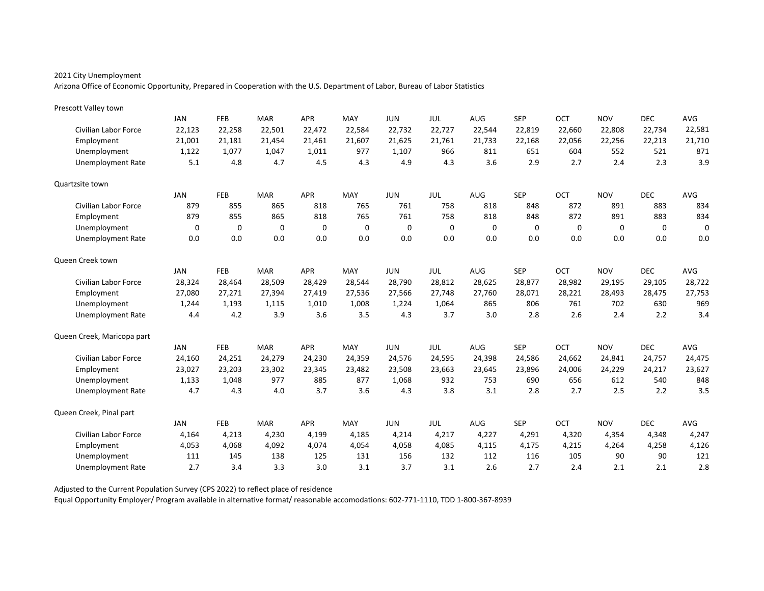2021 City Unemployment

Arizona Office of Economic Opportunity, Prepared in Cooperation with the U.S. Department of Labor, Bureau of Labor Statistics

Prescott Valley town

| | JAN | FEB | MAR | APR | MAY | JUN | JUL | AUG | SEP | OCT | NOV | DEC | AVG |
|---|---|---|---|---|---|---|---|---|---|---|---|---|---|
| Civilian Labor Force | 22,123 | 22,258 | 22,501 | 22,472 | 22,584 | 22,732 | 22,727 | 22,544 | 22,819 | 22,660 | 22,808 | 22,734 | 22,581 |
| Employment | 21,001 | 21,181 | 21,454 | 21,461 | 21,607 | 21,625 | 21,761 | 21,733 | 22,168 | 22,056 | 22,256 | 22,213 | 21,710 |
| Unemployment | 1,122 | 1,077 | 1,047 | 1,011 | 977 | 1,107 | 966 | 811 | 651 | 604 | 552 | 521 | 871 |
| Unemployment Rate | 5.1 | 4.8 | 4.7 | 4.5 | 4.3 | 4.9 | 4.3 | 3.6 | 2.9 | 2.7 | 2.4 | 2.3 | 3.9 |

Quartzsite town

| | JAN | FEB | MAR | APR | MAY | JUN | JUL | AUG | SEP | OCT | NOV | DEC | AVG |
|---|---|---|---|---|---|---|---|---|---|---|---|---|---|
| Civilian Labor Force | 879 | 855 | 865 | 818 | 765 | 761 | 758 | 818 | 848 | 872 | 891 | 883 | 834 |
| Employment | 879 | 855 | 865 | 818 | 765 | 761 | 758 | 818 | 848 | 872 | 891 | 883 | 834 |
| Unemployment | 0 | 0 | 0 | 0 | 0 | 0 | 0 | 0 | 0 | 0 | 0 | 0 | 0 |
| Unemployment Rate | 0.0 | 0.0 | 0.0 | 0.0 | 0.0 | 0.0 | 0.0 | 0.0 | 0.0 | 0.0 | 0.0 | 0.0 | 0.0 |

Queen Creek town

| | JAN | FEB | MAR | APR | MAY | JUN | JUL | AUG | SEP | OCT | NOV | DEC | AVG |
|---|---|---|---|---|---|---|---|---|---|---|---|---|---|
| Civilian Labor Force | 28,324 | 28,464 | 28,509 | 28,429 | 28,544 | 28,790 | 28,812 | 28,625 | 28,877 | 28,982 | 29,195 | 29,105 | 28,722 |
| Employment | 27,080 | 27,271 | 27,394 | 27,419 | 27,536 | 27,566 | 27,748 | 27,760 | 28,071 | 28,221 | 28,493 | 28,475 | 27,753 |
| Unemployment | 1,244 | 1,193 | 1,115 | 1,010 | 1,008 | 1,224 | 1,064 | 865 | 806 | 761 | 702 | 630 | 969 |
| Unemployment Rate | 4.4 | 4.2 | 3.9 | 3.6 | 3.5 | 4.3 | 3.7 | 3.0 | 2.8 | 2.6 | 2.4 | 2.2 | 3.4 |

Queen Creek, Maricopa part

| | JAN | FEB | MAR | APR | MAY | JUN | JUL | AUG | SEP | OCT | NOV | DEC | AVG |
|---|---|---|---|---|---|---|---|---|---|---|---|---|---|
| Civilian Labor Force | 24,160 | 24,251 | 24,279 | 24,230 | 24,359 | 24,576 | 24,595 | 24,398 | 24,586 | 24,662 | 24,841 | 24,757 | 24,475 |
| Employment | 23,027 | 23,203 | 23,302 | 23,345 | 23,482 | 23,508 | 23,663 | 23,645 | 23,896 | 24,006 | 24,229 | 24,217 | 23,627 |
| Unemployment | 1,133 | 1,048 | 977 | 885 | 877 | 1,068 | 932 | 753 | 690 | 656 | 612 | 540 | 848 |
| Unemployment Rate | 4.7 | 4.3 | 4.0 | 3.7 | 3.6 | 4.3 | 3.8 | 3.1 | 2.8 | 2.7 | 2.5 | 2.2 | 3.5 |

Queen Creek, Pinal part

| | JAN | FEB | MAR | APR | MAY | JUN | JUL | AUG | SEP | OCT | NOV | DEC | AVG |
|---|---|---|---|---|---|---|---|---|---|---|---|---|---|
| Civilian Labor Force | 4,164 | 4,213 | 4,230 | 4,199 | 4,185 | 4,214 | 4,217 | 4,227 | 4,291 | 4,320 | 4,354 | 4,348 | 4,247 |
| Employment | 4,053 | 4,068 | 4,092 | 4,074 | 4,054 | 4,058 | 4,085 | 4,115 | 4,175 | 4,215 | 4,264 | 4,258 | 4,126 |
| Unemployment | 111 | 145 | 138 | 125 | 131 | 156 | 132 | 112 | 116 | 105 | 90 | 90 | 121 |
| Unemployment Rate | 2.7 | 3.4 | 3.3 | 3.0 | 3.1 | 3.7 | 3.1 | 2.6 | 2.7 | 2.4 | 2.1 | 2.1 | 2.8 |

Adjusted to the Current Population Survey (CPS 2022) to reflect place of residence

Equal Opportunity Employer/ Program available in alternative format/ reasonable accomodations: 602-771-1110, TDD 1-800-367-8939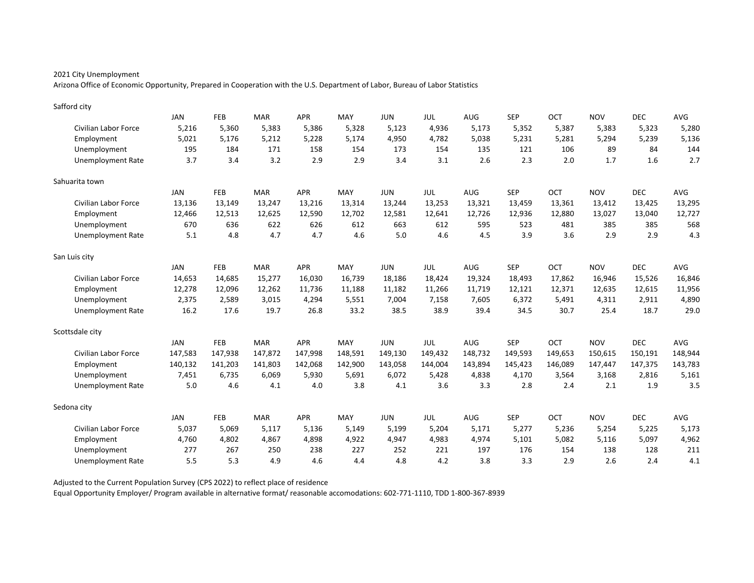2021 City Unemployment

Arizona Office of Economic Opportunity, Prepared in Cooperation with the U.S. Department of Labor, Bureau of Labor Statistics

Safford city

| | JAN | FEB | MAR | APR | MAY | JUN | JUL | AUG | SEP | OCT | NOV | DEC | AVG |
|---|---|---|---|---|---|---|---|---|---|---|---|---|---|
| Civilian Labor Force | 5,216 | 5,360 | 5,383 | 5,386 | 5,328 | 5,123 | 4,936 | 5,173 | 5,352 | 5,387 | 5,383 | 5,323 | 5,280 |
| Employment | 5,021 | 5,176 | 5,212 | 5,228 | 5,174 | 4,950 | 4,782 | 5,038 | 5,231 | 5,281 | 5,294 | 5,239 | 5,136 |
| Unemployment | 195 | 184 | 171 | 158 | 154 | 173 | 154 | 135 | 121 | 106 | 89 | 84 | 144 |
| Unemployment Rate | 3.7 | 3.4 | 3.2 | 2.9 | 2.9 | 3.4 | 3.1 | 2.6 | 2.3 | 2.0 | 1.7 | 1.6 | 2.7 |

Sahuarita town

| | JAN | FEB | MAR | APR | MAY | JUN | JUL | AUG | SEP | OCT | NOV | DEC | AVG |
|---|---|---|---|---|---|---|---|---|---|---|---|---|---|
| Civilian Labor Force | 13,136 | 13,149 | 13,247 | 13,216 | 13,314 | 13,244 | 13,253 | 13,321 | 13,459 | 13,361 | 13,412 | 13,425 | 13,295 |
| Employment | 12,466 | 12,513 | 12,625 | 12,590 | 12,702 | 12,581 | 12,641 | 12,726 | 12,936 | 12,880 | 13,027 | 13,040 | 12,727 |
| Unemployment | 670 | 636 | 622 | 626 | 612 | 663 | 612 | 595 | 523 | 481 | 385 | 385 | 568 |
| Unemployment Rate | 5.1 | 4.8 | 4.7 | 4.7 | 4.6 | 5.0 | 4.6 | 4.5 | 3.9 | 3.6 | 2.9 | 2.9 | 4.3 |

San Luis city

| | JAN | FEB | MAR | APR | MAY | JUN | JUL | AUG | SEP | OCT | NOV | DEC | AVG |
|---|---|---|---|---|---|---|---|---|---|---|---|---|---|
| Civilian Labor Force | 14,653 | 14,685 | 15,277 | 16,030 | 16,739 | 18,186 | 18,424 | 19,324 | 18,493 | 17,862 | 16,946 | 15,526 | 16,846 |
| Employment | 12,278 | 12,096 | 12,262 | 11,736 | 11,188 | 11,182 | 11,266 | 11,719 | 12,121 | 12,371 | 12,635 | 12,615 | 11,956 |
| Unemployment | 2,375 | 2,589 | 3,015 | 4,294 | 5,551 | 7,004 | 7,158 | 7,605 | 6,372 | 5,491 | 4,311 | 2,911 | 4,890 |
| Unemployment Rate | 16.2 | 17.6 | 19.7 | 26.8 | 33.2 | 38.5 | 38.9 | 39.4 | 34.5 | 30.7 | 25.4 | 18.7 | 29.0 |

Scottsdale city

| | JAN | FEB | MAR | APR | MAY | JUN | JUL | AUG | SEP | OCT | NOV | DEC | AVG |
|---|---|---|---|---|---|---|---|---|---|---|---|---|---|
| Civilian Labor Force | 147,583 | 147,938 | 147,872 | 147,998 | 148,591 | 149,130 | 149,432 | 148,732 | 149,593 | 149,653 | 150,615 | 150,191 | 148,944 |
| Employment | 140,132 | 141,203 | 141,803 | 142,068 | 142,900 | 143,058 | 144,004 | 143,894 | 145,423 | 146,089 | 147,447 | 147,375 | 143,783 |
| Unemployment | 7,451 | 6,735 | 6,069 | 5,930 | 5,691 | 6,072 | 5,428 | 4,838 | 4,170 | 3,564 | 3,168 | 2,816 | 5,161 |
| Unemployment Rate | 5.0 | 4.6 | 4.1 | 4.0 | 3.8 | 4.1 | 3.6 | 3.3 | 2.8 | 2.4 | 2.1 | 1.9 | 3.5 |

Sedona city

| | JAN | FEB | MAR | APR | MAY | JUN | JUL | AUG | SEP | OCT | NOV | DEC | AVG |
|---|---|---|---|---|---|---|---|---|---|---|---|---|---|
| Civilian Labor Force | 5,037 | 5,069 | 5,117 | 5,136 | 5,149 | 5,199 | 5,204 | 5,171 | 5,277 | 5,236 | 5,254 | 5,225 | 5,173 |
| Employment | 4,760 | 4,802 | 4,867 | 4,898 | 4,922 | 4,947 | 4,983 | 4,974 | 5,101 | 5,082 | 5,116 | 5,097 | 4,962 |
| Unemployment | 277 | 267 | 250 | 238 | 227 | 252 | 221 | 197 | 176 | 154 | 138 | 128 | 211 |
| Unemployment Rate | 5.5 | 5.3 | 4.9 | 4.6 | 4.4 | 4.8 | 4.2 | 3.8 | 3.3 | 2.9 | 2.6 | 2.4 | 4.1 |

Adjusted to the Current Population Survey (CPS 2022) to reflect place of residence

Equal Opportunity Employer/ Program available in alternative format/ reasonable accomodations: 602-771-1110, TDD 1-800-367-8939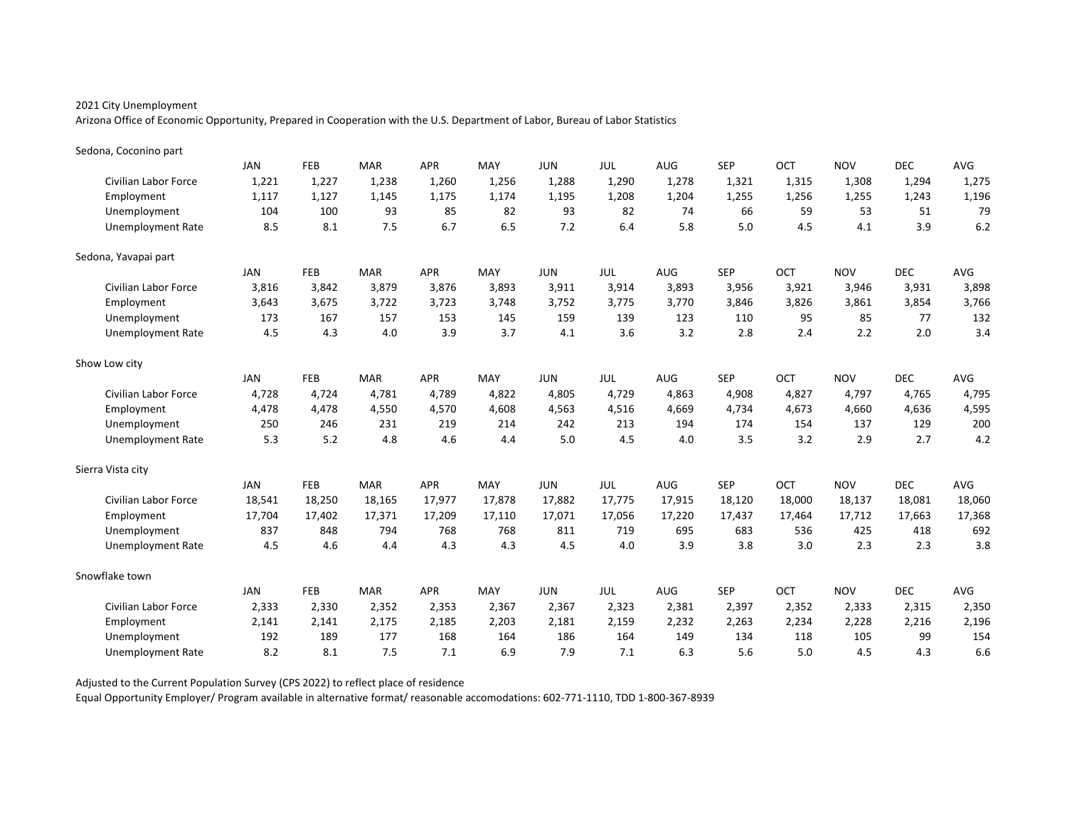2021 City Unemployment

Arizona Office of Economic Opportunity, Prepared in Cooperation with the U.S. Department of Labor, Bureau of Labor Statistics

Sedona, Coconino part

| | JAN | FEB | MAR | APR | MAY | JUN | JUL | AUG | SEP | OCT | NOV | DEC | AVG |
|---|---|---|---|---|---|---|---|---|---|---|---|---|---|
| Civilian Labor Force | 1,221 | 1,227 | 1,238 | 1,260 | 1,256 | 1,288 | 1,290 | 1,278 | 1,321 | 1,315 | 1,308 | 1,294 | 1,275 |
| Employment | 1,117 | 1,127 | 1,145 | 1,175 | 1,174 | 1,195 | 1,208 | 1,204 | 1,255 | 1,256 | 1,255 | 1,243 | 1,196 |
| Unemployment | 104 | 100 | 93 | 85 | 82 | 93 | 82 | 74 | 66 | 59 | 53 | 51 | 79 |
| Unemployment Rate | 8.5 | 8.1 | 7.5 | 6.7 | 6.5 | 7.2 | 6.4 | 5.8 | 5.0 | 4.5 | 4.1 | 3.9 | 6.2 |

Sedona, Yavapai part

| | JAN | FEB | MAR | APR | MAY | JUN | JUL | AUG | SEP | OCT | NOV | DEC | AVG |
|---|---|---|---|---|---|---|---|---|---|---|---|---|---|
| Civilian Labor Force | 3,816 | 3,842 | 3,879 | 3,876 | 3,893 | 3,911 | 3,914 | 3,893 | 3,956 | 3,921 | 3,946 | 3,931 | 3,898 |
| Employment | 3,643 | 3,675 | 3,722 | 3,723 | 3,748 | 3,752 | 3,775 | 3,770 | 3,846 | 3,826 | 3,861 | 3,854 | 3,766 |
| Unemployment | 173 | 167 | 157 | 153 | 145 | 159 | 139 | 123 | 110 | 95 | 85 | 77 | 132 |
| Unemployment Rate | 4.5 | 4.3 | 4.0 | 3.9 | 3.7 | 4.1 | 3.6 | 3.2 | 2.8 | 2.4 | 2.2 | 2.0 | 3.4 |

Show Low city

| | JAN | FEB | MAR | APR | MAY | JUN | JUL | AUG | SEP | OCT | NOV | DEC | AVG |
|---|---|---|---|---|---|---|---|---|---|---|---|---|---|
| Civilian Labor Force | 4,728 | 4,724 | 4,781 | 4,789 | 4,822 | 4,805 | 4,729 | 4,863 | 4,908 | 4,827 | 4,797 | 4,765 | 4,795 |
| Employment | 4,478 | 4,478 | 4,550 | 4,570 | 4,608 | 4,563 | 4,516 | 4,669 | 4,734 | 4,673 | 4,660 | 4,636 | 4,595 |
| Unemployment | 250 | 246 | 231 | 219 | 214 | 242 | 213 | 194 | 174 | 154 | 137 | 129 | 200 |
| Unemployment Rate | 5.3 | 5.2 | 4.8 | 4.6 | 4.4 | 5.0 | 4.5 | 4.0 | 3.5 | 3.2 | 2.9 | 2.7 | 4.2 |

Sierra Vista city

| | JAN | FEB | MAR | APR | MAY | JUN | JUL | AUG | SEP | OCT | NOV | DEC | AVG |
|---|---|---|---|---|---|---|---|---|---|---|---|---|---|
| Civilian Labor Force | 18,541 | 18,250 | 18,165 | 17,977 | 17,878 | 17,882 | 17,775 | 17,915 | 18,120 | 18,000 | 18,137 | 18,081 | 18,060 |
| Employment | 17,704 | 17,402 | 17,371 | 17,209 | 17,110 | 17,071 | 17,056 | 17,220 | 17,437 | 17,464 | 17,712 | 17,663 | 17,368 |
| Unemployment | 837 | 848 | 794 | 768 | 768 | 811 | 719 | 695 | 683 | 536 | 425 | 418 | 692 |
| Unemployment Rate | 4.5 | 4.6 | 4.4 | 4.3 | 4.3 | 4.5 | 4.0 | 3.9 | 3.8 | 3.0 | 2.3 | 2.3 | 3.8 |

Snowflake town

| | JAN | FEB | MAR | APR | MAY | JUN | JUL | AUG | SEP | OCT | NOV | DEC | AVG |
|---|---|---|---|---|---|---|---|---|---|---|---|---|---|
| Civilian Labor Force | 2,333 | 2,330 | 2,352 | 2,353 | 2,367 | 2,367 | 2,323 | 2,381 | 2,397 | 2,352 | 2,333 | 2,315 | 2,350 |
| Employment | 2,141 | 2,141 | 2,175 | 2,185 | 2,203 | 2,181 | 2,159 | 2,232 | 2,263 | 2,234 | 2,228 | 2,216 | 2,196 |
| Unemployment | 192 | 189 | 177 | 168 | 164 | 186 | 164 | 149 | 134 | 118 | 105 | 99 | 154 |
| Unemployment Rate | 8.2 | 8.1 | 7.5 | 7.1 | 6.9 | 7.9 | 7.1 | 6.3 | 5.6 | 5.0 | 4.5 | 4.3 | 6.6 |

Adjusted to the Current Population Survey (CPS 2022) to reflect place of residence

Equal Opportunity Employer/ Program available in alternative format/ reasonable accomodations: 602-771-1110, TDD 1-800-367-8939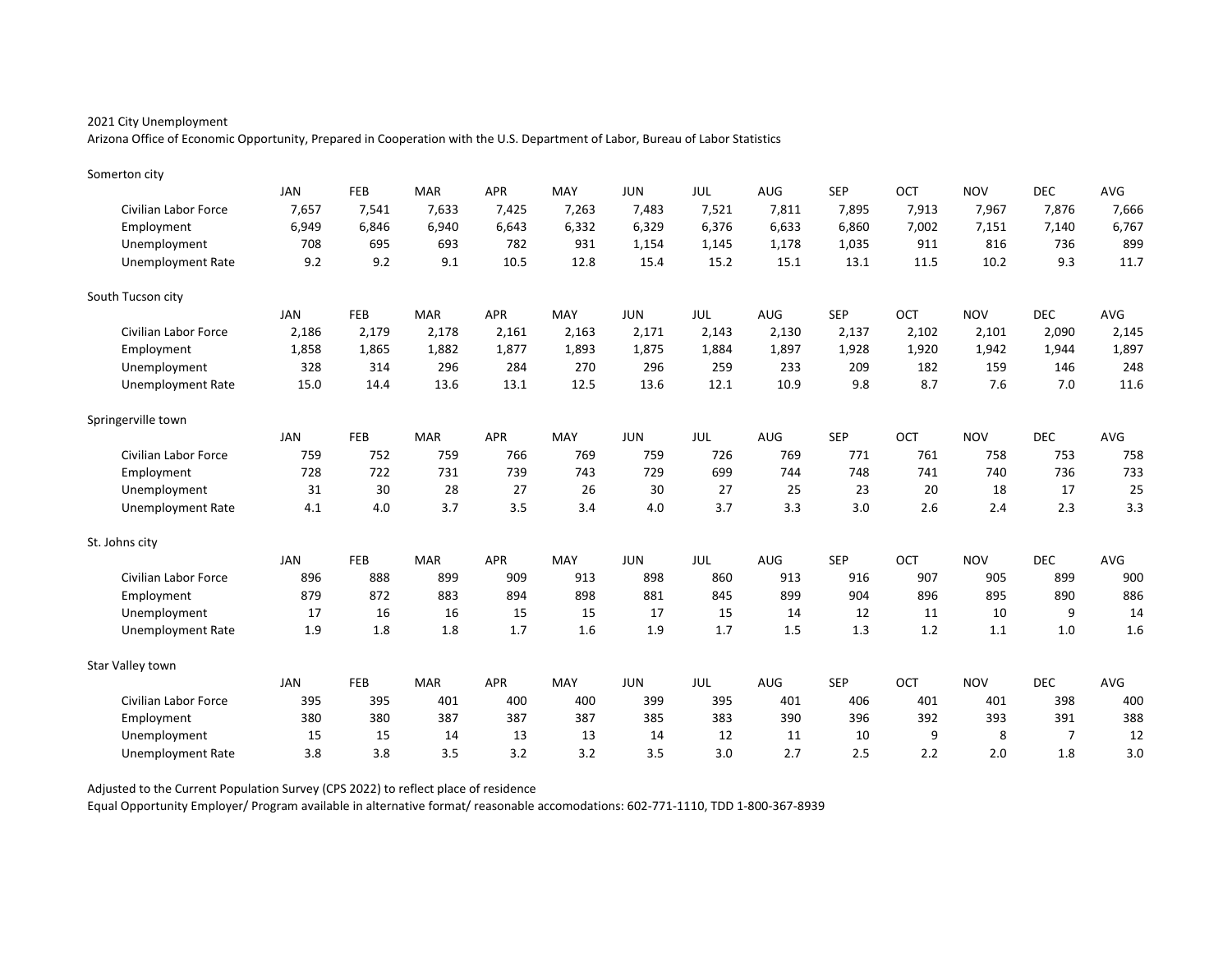2021 City Unemployment

Arizona Office of Economic Opportunity, Prepared in Cooperation with the U.S. Department of Labor, Bureau of Labor Statistics

Somerton city

| | JAN | FEB | MAR | APR | MAY | JUN | JUL | AUG | SEP | OCT | NOV | DEC | AVG |
|---|---|---|---|---|---|---|---|---|---|---|---|---|---|
| Civilian Labor Force | 7,657 | 7,541 | 7,633 | 7,425 | 7,263 | 7,483 | 7,521 | 7,811 | 7,895 | 7,913 | 7,967 | 7,876 | 7,666 |
| Employment | 6,949 | 6,846 | 6,940 | 6,643 | 6,332 | 6,329 | 6,376 | 6,633 | 6,860 | 7,002 | 7,151 | 7,140 | 6,767 |
| Unemployment | 708 | 695 | 693 | 782 | 931 | 1,154 | 1,145 | 1,178 | 1,035 | 911 | 816 | 736 | 899 |
| Unemployment Rate | 9.2 | 9.2 | 9.1 | 10.5 | 12.8 | 15.4 | 15.2 | 15.1 | 13.1 | 11.5 | 10.2 | 9.3 | 11.7 |

South Tucson city

| | JAN | FEB | MAR | APR | MAY | JUN | JUL | AUG | SEP | OCT | NOV | DEC | AVG |
|---|---|---|---|---|---|---|---|---|---|---|---|---|---|
| Civilian Labor Force | 2,186 | 2,179 | 2,178 | 2,161 | 2,163 | 2,171 | 2,143 | 2,130 | 2,137 | 2,102 | 2,101 | 2,090 | 2,145 |
| Employment | 1,858 | 1,865 | 1,882 | 1,877 | 1,893 | 1,875 | 1,884 | 1,897 | 1,928 | 1,920 | 1,942 | 1,944 | 1,897 |
| Unemployment | 328 | 314 | 296 | 284 | 270 | 296 | 259 | 233 | 209 | 182 | 159 | 146 | 248 |
| Unemployment Rate | 15.0 | 14.4 | 13.6 | 13.1 | 12.5 | 13.6 | 12.1 | 10.9 | 9.8 | 8.7 | 7.6 | 7.0 | 11.6 |

Springerville town

| | JAN | FEB | MAR | APR | MAY | JUN | JUL | AUG | SEP | OCT | NOV | DEC | AVG |
|---|---|---|---|---|---|---|---|---|---|---|---|---|---|
| Civilian Labor Force | 759 | 752 | 759 | 766 | 769 | 759 | 726 | 769 | 771 | 761 | 758 | 753 | 758 |
| Employment | 728 | 722 | 731 | 739 | 743 | 729 | 699 | 744 | 748 | 741 | 740 | 736 | 733 |
| Unemployment | 31 | 30 | 28 | 27 | 26 | 30 | 27 | 25 | 23 | 20 | 18 | 17 | 25 |
| Unemployment Rate | 4.1 | 4.0 | 3.7 | 3.5 | 3.4 | 4.0 | 3.7 | 3.3 | 3.0 | 2.6 | 2.4 | 2.3 | 3.3 |

St. Johns city

| | JAN | FEB | MAR | APR | MAY | JUN | JUL | AUG | SEP | OCT | NOV | DEC | AVG |
|---|---|---|---|---|---|---|---|---|---|---|---|---|---|
| Civilian Labor Force | 896 | 888 | 899 | 909 | 913 | 898 | 860 | 913 | 916 | 907 | 905 | 899 | 900 |
| Employment | 879 | 872 | 883 | 894 | 898 | 881 | 845 | 899 | 904 | 896 | 895 | 890 | 886 |
| Unemployment | 17 | 16 | 16 | 15 | 15 | 17 | 15 | 14 | 12 | 11 | 10 | 9 | 14 |
| Unemployment Rate | 1.9 | 1.8 | 1.8 | 1.7 | 1.6 | 1.9 | 1.7 | 1.5 | 1.3 | 1.2 | 1.1 | 1.0 | 1.6 |

Star Valley town

| | JAN | FEB | MAR | APR | MAY | JUN | JUL | AUG | SEP | OCT | NOV | DEC | AVG |
|---|---|---|---|---|---|---|---|---|---|---|---|---|---|
| Civilian Labor Force | 395 | 395 | 401 | 400 | 400 | 399 | 395 | 401 | 406 | 401 | 401 | 398 | 400 |
| Employment | 380 | 380 | 387 | 387 | 387 | 385 | 383 | 390 | 396 | 392 | 393 | 391 | 388 |
| Unemployment | 15 | 15 | 14 | 13 | 13 | 14 | 12 | 11 | 10 | 9 | 8 | 7 | 12 |
| Unemployment Rate | 3.8 | 3.8 | 3.5 | 3.2 | 3.2 | 3.5 | 3.0 | 2.7 | 2.5 | 2.2 | 2.0 | 1.8 | 3.0 |

Adjusted to the Current Population Survey (CPS 2022) to reflect place of residence

Equal Opportunity Employer/ Program available in alternative format/ reasonable accomodations: 602-771-1110, TDD 1-800-367-8939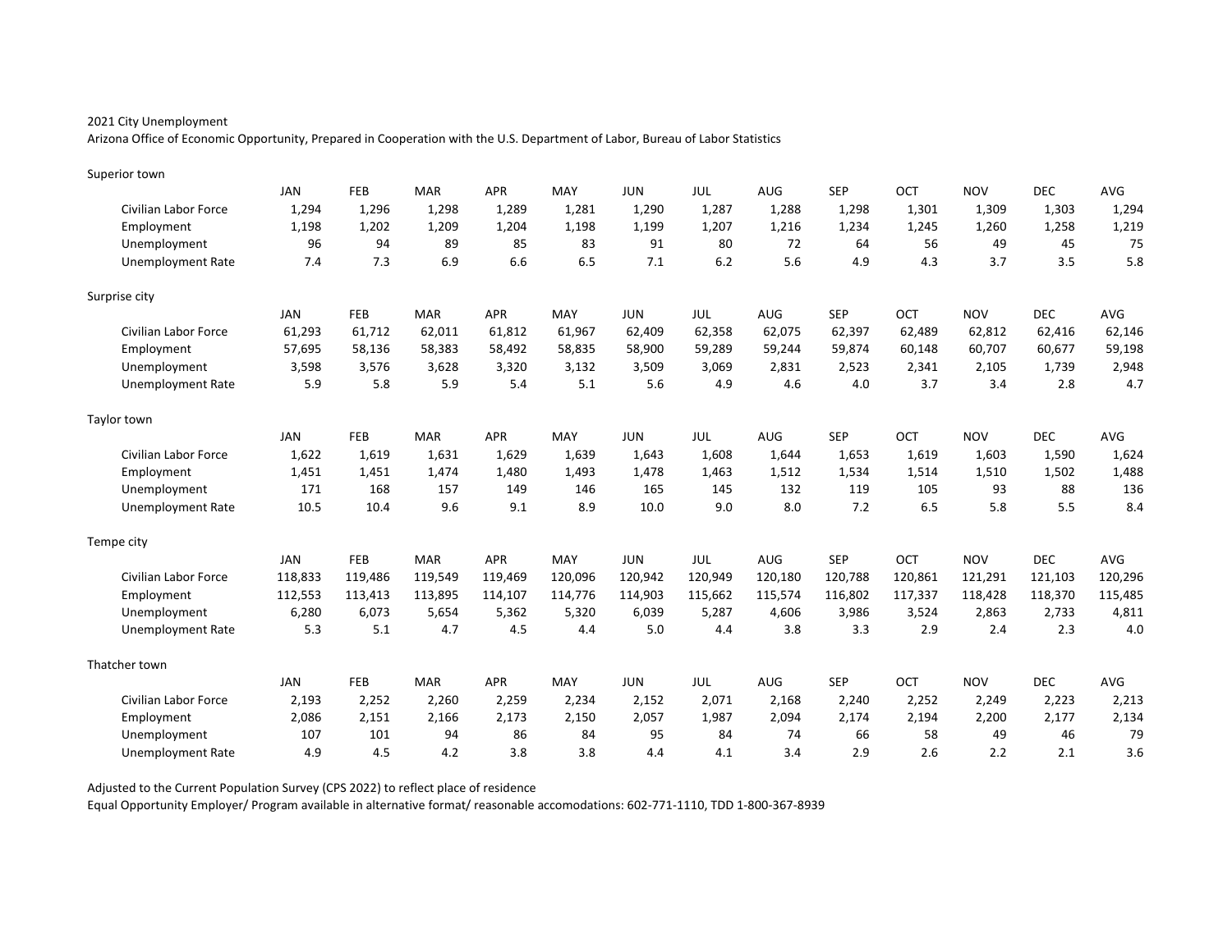2021 City Unemployment

Arizona Office of Economic Opportunity, Prepared in Cooperation with the U.S. Department of Labor, Bureau of Labor Statistics

Superior town

| | JAN | FEB | MAR | APR | MAY | JUN | JUL | AUG | SEP | OCT | NOV | DEC | AVG |
|---|---|---|---|---|---|---|---|---|---|---|---|---|---|
| Civilian Labor Force | 1,294 | 1,296 | 1,298 | 1,289 | 1,281 | 1,290 | 1,287 | 1,288 | 1,298 | 1,301 | 1,309 | 1,303 | 1,294 |
| Employment | 1,198 | 1,202 | 1,209 | 1,204 | 1,198 | 1,199 | 1,207 | 1,216 | 1,234 | 1,245 | 1,260 | 1,258 | 1,219 |
| Unemployment | 96 | 94 | 89 | 85 | 83 | 91 | 80 | 72 | 64 | 56 | 49 | 45 | 75 |
| Unemployment Rate | 7.4 | 7.3 | 6.9 | 6.6 | 6.5 | 7.1 | 6.2 | 5.6 | 4.9 | 4.3 | 3.7 | 3.5 | 5.8 |

Surprise city

| | JAN | FEB | MAR | APR | MAY | JUN | JUL | AUG | SEP | OCT | NOV | DEC | AVG |
|---|---|---|---|---|---|---|---|---|---|---|---|---|---|
| Civilian Labor Force | 61,293 | 61,712 | 62,011 | 61,812 | 61,967 | 62,409 | 62,358 | 62,075 | 62,397 | 62,489 | 62,812 | 62,416 | 62,146 |
| Employment | 57,695 | 58,136 | 58,383 | 58,492 | 58,835 | 58,900 | 59,289 | 59,244 | 59,874 | 60,148 | 60,707 | 60,677 | 59,198 |
| Unemployment | 3,598 | 3,576 | 3,628 | 3,320 | 3,132 | 3,509 | 3,069 | 2,831 | 2,523 | 2,341 | 2,105 | 1,739 | 2,948 |
| Unemployment Rate | 5.9 | 5.8 | 5.9 | 5.4 | 5.1 | 5.6 | 4.9 | 4.6 | 4.0 | 3.7 | 3.4 | 2.8 | 4.7 |

Taylor town

| | JAN | FEB | MAR | APR | MAY | JUN | JUL | AUG | SEP | OCT | NOV | DEC | AVG |
|---|---|---|---|---|---|---|---|---|---|---|---|---|---|
| Civilian Labor Force | 1,622 | 1,619 | 1,631 | 1,629 | 1,639 | 1,643 | 1,608 | 1,644 | 1,653 | 1,619 | 1,603 | 1,590 | 1,624 |
| Employment | 1,451 | 1,451 | 1,474 | 1,480 | 1,493 | 1,478 | 1,463 | 1,512 | 1,534 | 1,514 | 1,510 | 1,502 | 1,488 |
| Unemployment | 171 | 168 | 157 | 149 | 146 | 165 | 145 | 132 | 119 | 105 | 93 | 88 | 136 |
| Unemployment Rate | 10.5 | 10.4 | 9.6 | 9.1 | 8.9 | 10.0 | 9.0 | 8.0 | 7.2 | 6.5 | 5.8 | 5.5 | 8.4 |

Tempe city

| | JAN | FEB | MAR | APR | MAY | JUN | JUL | AUG | SEP | OCT | NOV | DEC | AVG |
|---|---|---|---|---|---|---|---|---|---|---|---|---|---|
| Civilian Labor Force | 118,833 | 119,486 | 119,549 | 119,469 | 120,096 | 120,942 | 120,949 | 120,180 | 120,788 | 120,861 | 121,291 | 121,103 | 120,296 |
| Employment | 112,553 | 113,413 | 113,895 | 114,107 | 114,776 | 114,903 | 115,662 | 115,574 | 116,802 | 117,337 | 118,428 | 118,370 | 115,485 |
| Unemployment | 6,280 | 6,073 | 5,654 | 5,362 | 5,320 | 6,039 | 5,287 | 4,606 | 3,986 | 3,524 | 2,863 | 2,733 | 4,811 |
| Unemployment Rate | 5.3 | 5.1 | 4.7 | 4.5 | 4.4 | 5.0 | 4.4 | 3.8 | 3.3 | 2.9 | 2.4 | 2.3 | 4.0 |

Thatcher town

| | JAN | FEB | MAR | APR | MAY | JUN | JUL | AUG | SEP | OCT | NOV | DEC | AVG |
|---|---|---|---|---|---|---|---|---|---|---|---|---|---|
| Civilian Labor Force | 2,193 | 2,252 | 2,260 | 2,259 | 2,234 | 2,152 | 2,071 | 2,168 | 2,240 | 2,252 | 2,249 | 2,223 | 2,213 |
| Employment | 2,086 | 2,151 | 2,166 | 2,173 | 2,150 | 2,057 | 1,987 | 2,094 | 2,174 | 2,194 | 2,200 | 2,177 | 2,134 |
| Unemployment | 107 | 101 | 94 | 86 | 84 | 95 | 84 | 74 | 66 | 58 | 49 | 46 | 79 |
| Unemployment Rate | 4.9 | 4.5 | 4.2 | 3.8 | 3.8 | 4.4 | 4.1 | 3.4 | 2.9 | 2.6 | 2.2 | 2.1 | 3.6 |

Adjusted to the Current Population Survey (CPS 2022) to reflect place of residence

Equal Opportunity Employer/ Program available in alternative format/ reasonable accomodations: 602-771-1110, TDD 1-800-367-8939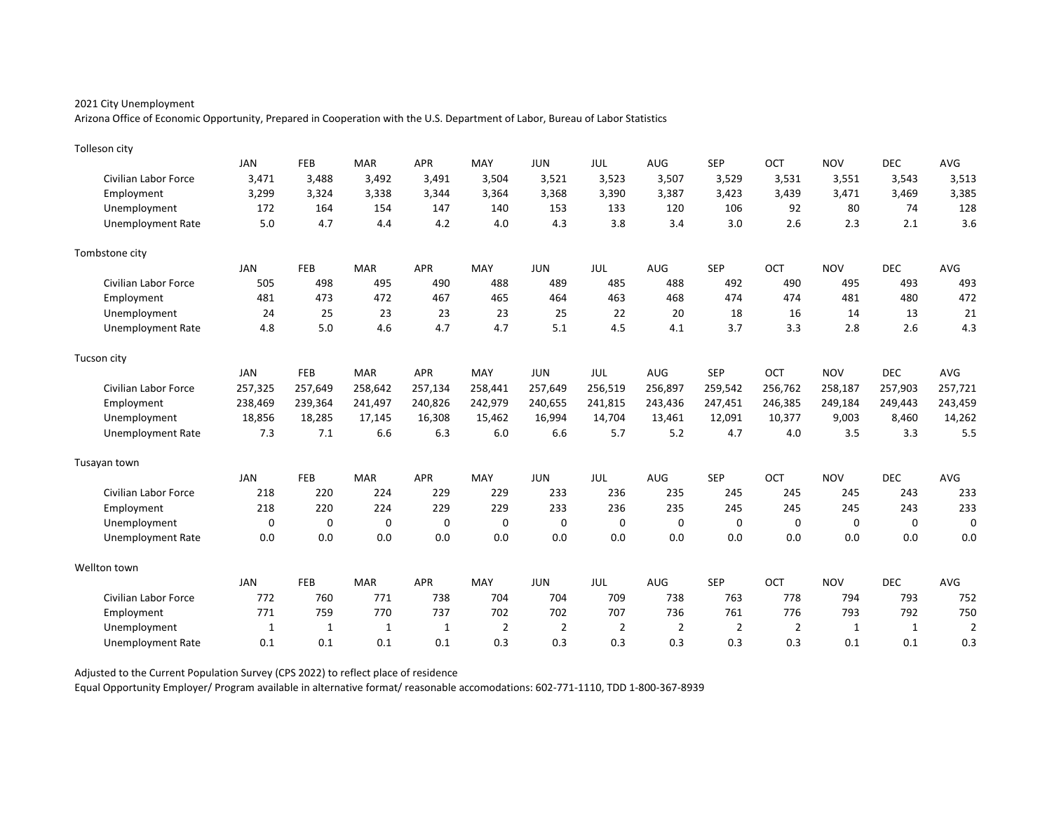2021 City Unemployment

Arizona Office of Economic Opportunity, Prepared in Cooperation with the U.S. Department of Labor, Bureau of Labor Statistics

Tolleson city

| | JAN | FEB | MAR | APR | MAY | JUN | JUL | AUG | SEP | OCT | NOV | DEC | AVG |
|---|---|---|---|---|---|---|---|---|---|---|---|---|---|
| Civilian Labor Force | 3,471 | 3,488 | 3,492 | 3,491 | 3,504 | 3,521 | 3,523 | 3,507 | 3,529 | 3,531 | 3,551 | 3,543 | 3,513 |
| Employment | 3,299 | 3,324 | 3,338 | 3,344 | 3,364 | 3,368 | 3,390 | 3,387 | 3,423 | 3,439 | 3,471 | 3,469 | 3,385 |
| Unemployment | 172 | 164 | 154 | 147 | 140 | 153 | 133 | 120 | 106 | 92 | 80 | 74 | 128 |
| Unemployment Rate | 5.0 | 4.7 | 4.4 | 4.2 | 4.0 | 4.3 | 3.8 | 3.4 | 3.0 | 2.6 | 2.3 | 2.1 | 3.6 |

Tombstone city

| | JAN | FEB | MAR | APR | MAY | JUN | JUL | AUG | SEP | OCT | NOV | DEC | AVG |
|---|---|---|---|---|---|---|---|---|---|---|---|---|---|
| Civilian Labor Force | 505 | 498 | 495 | 490 | 488 | 489 | 485 | 488 | 492 | 490 | 495 | 493 | 493 |
| Employment | 481 | 473 | 472 | 467 | 465 | 464 | 463 | 468 | 474 | 474 | 481 | 480 | 472 |
| Unemployment | 24 | 25 | 23 | 23 | 23 | 25 | 22 | 20 | 18 | 16 | 14 | 13 | 21 |
| Unemployment Rate | 4.8 | 5.0 | 4.6 | 4.7 | 4.7 | 5.1 | 4.5 | 4.1 | 3.7 | 3.3 | 2.8 | 2.6 | 4.3 |

Tucson city

| | JAN | FEB | MAR | APR | MAY | JUN | JUL | AUG | SEP | OCT | NOV | DEC | AVG |
|---|---|---|---|---|---|---|---|---|---|---|---|---|---|
| Civilian Labor Force | 257,325 | 257,649 | 258,642 | 257,134 | 258,441 | 257,649 | 256,519 | 256,897 | 259,542 | 256,762 | 258,187 | 257,903 | 257,721 |
| Employment | 238,469 | 239,364 | 241,497 | 240,826 | 242,979 | 240,655 | 241,815 | 243,436 | 247,451 | 246,385 | 249,184 | 249,443 | 243,459 |
| Unemployment | 18,856 | 18,285 | 17,145 | 16,308 | 15,462 | 16,994 | 14,704 | 13,461 | 12,091 | 10,377 | 9,003 | 8,460 | 14,262 |
| Unemployment Rate | 7.3 | 7.1 | 6.6 | 6.3 | 6.0 | 6.6 | 5.7 | 5.2 | 4.7 | 4.0 | 3.5 | 3.3 | 5.5 |

Tusayan town

| | JAN | FEB | MAR | APR | MAY | JUN | JUL | AUG | SEP | OCT | NOV | DEC | AVG |
|---|---|---|---|---|---|---|---|---|---|---|---|---|---|
| Civilian Labor Force | 218 | 220 | 224 | 229 | 229 | 233 | 236 | 235 | 245 | 245 | 245 | 243 | 233 |
| Employment | 218 | 220 | 224 | 229 | 229 | 233 | 236 | 235 | 245 | 245 | 245 | 243 | 233 |
| Unemployment | 0 | 0 | 0 | 0 | 0 | 0 | 0 | 0 | 0 | 0 | 0 | 0 | 0 |
| Unemployment Rate | 0.0 | 0.0 | 0.0 | 0.0 | 0.0 | 0.0 | 0.0 | 0.0 | 0.0 | 0.0 | 0.0 | 0.0 | 0.0 |

Wellton town

| | JAN | FEB | MAR | APR | MAY | JUN | JUL | AUG | SEP | OCT | NOV | DEC | AVG |
|---|---|---|---|---|---|---|---|---|---|---|---|---|---|
| Civilian Labor Force | 772 | 760 | 771 | 738 | 704 | 704 | 709 | 738 | 763 | 778 | 794 | 793 | 752 |
| Employment | 771 | 759 | 770 | 737 | 702 | 702 | 707 | 736 | 761 | 776 | 793 | 792 | 750 |
| Unemployment | 1 | 1 | 1 | 1 | 2 | 2 | 2 | 2 | 2 | 2 | 1 | 1 | 2 |
| Unemployment Rate | 0.1 | 0.1 | 0.1 | 0.1 | 0.3 | 0.3 | 0.3 | 0.3 | 0.3 | 0.3 | 0.1 | 0.1 | 0.3 |

Adjusted to the Current Population Survey (CPS 2022) to reflect place of residence

Equal Opportunity Employer/ Program available in alternative format/ reasonable accomodations: 602-771-1110, TDD 1-800-367-8939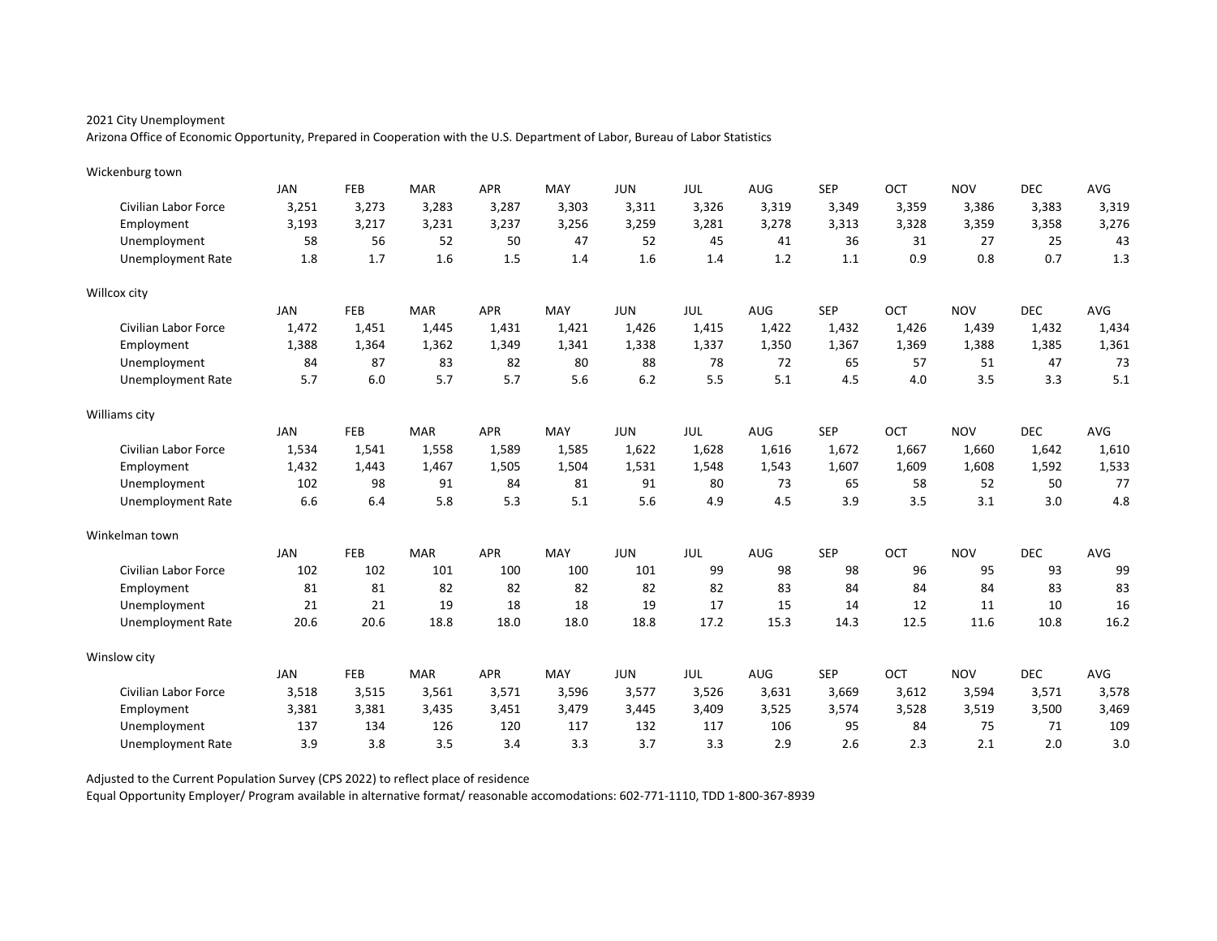2021 City Unemployment

Arizona Office of Economic Opportunity, Prepared in Cooperation with the U.S. Department of Labor, Bureau of Labor Statistics

Wickenburg town

| | JAN | FEB | MAR | APR | MAY | JUN | JUL | AUG | SEP | OCT | NOV | DEC | AVG |
|---|---|---|---|---|---|---|---|---|---|---|---|---|---|
| Civilian Labor Force | 3,251 | 3,273 | 3,283 | 3,287 | 3,303 | 3,311 | 3,326 | 3,319 | 3,349 | 3,359 | 3,386 | 3,383 | 3,319 |
| Employment | 3,193 | 3,217 | 3,231 | 3,237 | 3,256 | 3,259 | 3,281 | 3,278 | 3,313 | 3,328 | 3,359 | 3,358 | 3,276 |
| Unemployment | 58 | 56 | 52 | 50 | 47 | 52 | 45 | 41 | 36 | 31 | 27 | 25 | 43 |
| Unemployment Rate | 1.8 | 1.7 | 1.6 | 1.5 | 1.4 | 1.6 | 1.4 | 1.2 | 1.1 | 0.9 | 0.8 | 0.7 | 1.3 |

Willcox city

| | JAN | FEB | MAR | APR | MAY | JUN | JUL | AUG | SEP | OCT | NOV | DEC | AVG |
|---|---|---|---|---|---|---|---|---|---|---|---|---|---|
| Civilian Labor Force | 1,472 | 1,451 | 1,445 | 1,431 | 1,421 | 1,426 | 1,415 | 1,422 | 1,432 | 1,426 | 1,439 | 1,432 | 1,434 |
| Employment | 1,388 | 1,364 | 1,362 | 1,349 | 1,341 | 1,338 | 1,337 | 1,350 | 1,367 | 1,369 | 1,388 | 1,385 | 1,361 |
| Unemployment | 84 | 87 | 83 | 82 | 80 | 88 | 78 | 72 | 65 | 57 | 51 | 47 | 73 |
| Unemployment Rate | 5.7 | 6.0 | 5.7 | 5.7 | 5.6 | 6.2 | 5.5 | 5.1 | 4.5 | 4.0 | 3.5 | 3.3 | 5.1 |

Williams city

| | JAN | FEB | MAR | APR | MAY | JUN | JUL | AUG | SEP | OCT | NOV | DEC | AVG |
|---|---|---|---|---|---|---|---|---|---|---|---|---|---|
| Civilian Labor Force | 1,534 | 1,541 | 1,558 | 1,589 | 1,585 | 1,622 | 1,628 | 1,616 | 1,672 | 1,667 | 1,660 | 1,642 | 1,610 |
| Employment | 1,432 | 1,443 | 1,467 | 1,505 | 1,504 | 1,531 | 1,548 | 1,543 | 1,607 | 1,609 | 1,608 | 1,592 | 1,533 |
| Unemployment | 102 | 98 | 91 | 84 | 81 | 91 | 80 | 73 | 65 | 58 | 52 | 50 | 77 |
| Unemployment Rate | 6.6 | 6.4 | 5.8 | 5.3 | 5.1 | 5.6 | 4.9 | 4.5 | 3.9 | 3.5 | 3.1 | 3.0 | 4.8 |

Winkelman town

| | JAN | FEB | MAR | APR | MAY | JUN | JUL | AUG | SEP | OCT | NOV | DEC | AVG |
|---|---|---|---|---|---|---|---|---|---|---|---|---|---|
| Civilian Labor Force | 102 | 102 | 101 | 100 | 100 | 101 | 99 | 98 | 98 | 96 | 95 | 93 | 99 |
| Employment | 81 | 81 | 82 | 82 | 82 | 82 | 82 | 83 | 84 | 84 | 84 | 83 | 83 |
| Unemployment | 21 | 21 | 19 | 18 | 18 | 19 | 17 | 15 | 14 | 12 | 11 | 10 | 16 |
| Unemployment Rate | 20.6 | 20.6 | 18.8 | 18.0 | 18.0 | 18.8 | 17.2 | 15.3 | 14.3 | 12.5 | 11.6 | 10.8 | 16.2 |

Winslow city

| | JAN | FEB | MAR | APR | MAY | JUN | JUL | AUG | SEP | OCT | NOV | DEC | AVG |
|---|---|---|---|---|---|---|---|---|---|---|---|---|---|
| Civilian Labor Force | 3,518 | 3,515 | 3,561 | 3,571 | 3,596 | 3,577 | 3,526 | 3,631 | 3,669 | 3,612 | 3,594 | 3,571 | 3,578 |
| Employment | 3,381 | 3,381 | 3,435 | 3,451 | 3,479 | 3,445 | 3,409 | 3,525 | 3,574 | 3,528 | 3,519 | 3,500 | 3,469 |
| Unemployment | 137 | 134 | 126 | 120 | 117 | 132 | 117 | 106 | 95 | 84 | 75 | 71 | 109 |
| Unemployment Rate | 3.9 | 3.8 | 3.5 | 3.4 | 3.3 | 3.7 | 3.3 | 2.9 | 2.6 | 2.3 | 2.1 | 2.0 | 3.0 |

Adjusted to the Current Population Survey (CPS 2022) to reflect place of residence

Equal Opportunity Employer/ Program available in alternative format/ reasonable accomodations: 602-771-1110, TDD 1-800-367-8939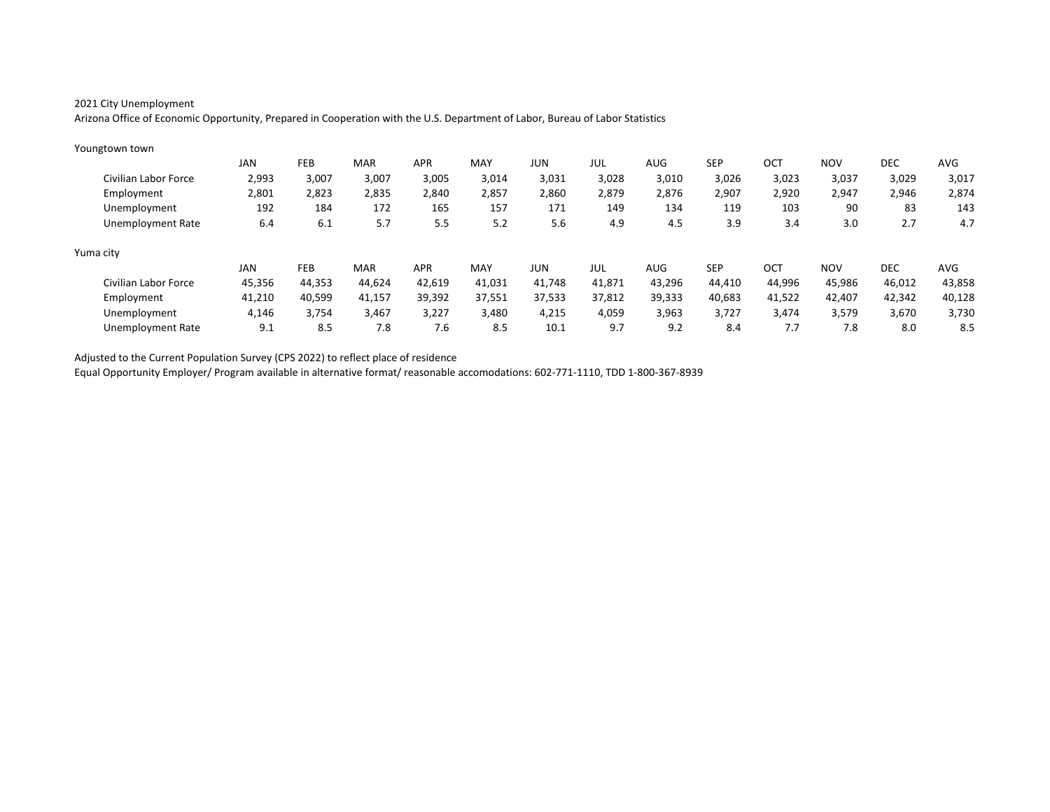2021 City Unemployment

Arizona Office of Economic Opportunity, Prepared in Cooperation with the U.S. Department of Labor, Bureau of Labor Statistics

Youngtown town

| | JAN | FEB | MAR | APR | MAY | JUN | JUL | AUG | SEP | OCT | NOV | DEC | AVG |
|---|---|---|---|---|---|---|---|---|---|---|---|---|---|
| Civilian Labor Force | 2,993 | 3,007 | 3,007 | 3,005 | 3,014 | 3,031 | 3,028 | 3,010 | 3,026 | 3,023 | 3,037 | 3,029 | 3,017 |
| Employment | 2,801 | 2,823 | 2,835 | 2,840 | 2,857 | 2,860 | 2,879 | 2,876 | 2,907 | 2,920 | 2,947 | 2,946 | 2,874 |
| Unemployment | 192 | 184 | 172 | 165 | 157 | 171 | 149 | 134 | 119 | 103 | 90 | 83 | 143 |
| Unemployment Rate | 6.4 | 6.1 | 5.7 | 5.5 | 5.2 | 5.6 | 4.9 | 4.5 | 3.9 | 3.4 | 3.0 | 2.7 | 4.7 |

Yuma city

| | JAN | FEB | MAR | APR | MAY | JUN | JUL | AUG | SEP | OCT | NOV | DEC | AVG |
|---|---|---|---|---|---|---|---|---|---|---|---|---|---|
| Civilian Labor Force | 45,356 | 44,353 | 44,624 | 42,619 | 41,031 | 41,748 | 41,871 | 43,296 | 44,410 | 44,996 | 45,986 | 46,012 | 43,858 |
| Employment | 41,210 | 40,599 | 41,157 | 39,392 | 37,551 | 37,533 | 37,812 | 39,333 | 40,683 | 41,522 | 42,407 | 42,342 | 40,128 |
| Unemployment | 4,146 | 3,754 | 3,467 | 3,227 | 3,480 | 4,215 | 4,059 | 3,963 | 3,727 | 3,474 | 3,579 | 3,670 | 3,730 |
| Unemployment Rate | 9.1 | 8.5 | 7.8 | 7.6 | 8.5 | 10.1 | 9.7 | 9.2 | 8.4 | 7.7 | 7.8 | 8.0 | 8.5 |

Adjusted to the Current Population Survey (CPS 2022) to reflect place of residence

Equal Opportunity Employer/ Program available in alternative format/ reasonable accomodations: 602-771-1110, TDD 1-800-367-8939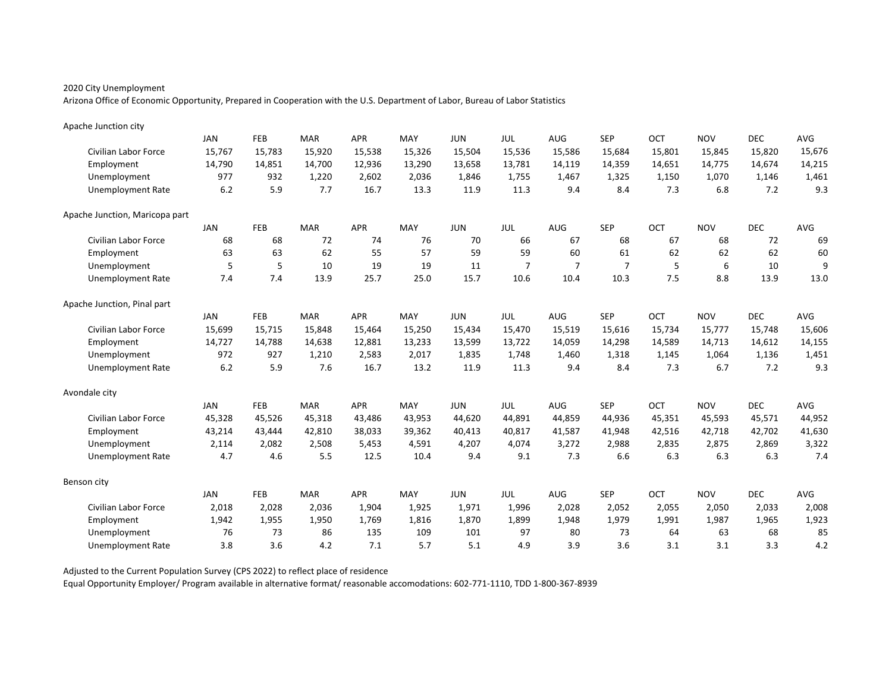2020 City Unemployment

Arizona Office of Economic Opportunity, Prepared in Cooperation with the U.S. Department of Labor, Bureau of Labor Statistics

Apache Junction city

| | JAN | FEB | MAR | APR | MAY | JUN | JUL | AUG | SEP | OCT | NOV | DEC | AVG |
|---|---|---|---|---|---|---|---|---|---|---|---|---|---|
| Civilian Labor Force | 15,767 | 15,783 | 15,920 | 15,538 | 15,326 | 15,504 | 15,536 | 15,586 | 15,684 | 15,801 | 15,845 | 15,820 | 15,676 |
| Employment | 14,790 | 14,851 | 14,700 | 12,936 | 13,290 | 13,658 | 13,781 | 14,119 | 14,359 | 14,651 | 14,775 | 14,674 | 14,215 |
| Unemployment | 977 | 932 | 1,220 | 2,602 | 2,036 | 1,846 | 1,755 | 1,467 | 1,325 | 1,150 | 1,070 | 1,146 | 1,461 |
| Unemployment Rate | 6.2 | 5.9 | 7.7 | 16.7 | 13.3 | 11.9 | 11.3 | 9.4 | 8.4 | 7.3 | 6.8 | 7.2 | 9.3 |

Apache Junction, Maricopa part

| | JAN | FEB | MAR | APR | MAY | JUN | JUL | AUG | SEP | OCT | NOV | DEC | AVG |
|---|---|---|---|---|---|---|---|---|---|---|---|---|---|
| Civilian Labor Force | 68 | 68 | 72 | 74 | 76 | 70 | 66 | 67 | 68 | 67 | 68 | 72 | 69 |
| Employment | 63 | 63 | 62 | 55 | 57 | 59 | 59 | 60 | 61 | 62 | 62 | 62 | 60 |
| Unemployment | 5 | 5 | 10 | 19 | 19 | 11 | 7 | 7 | 7 | 5 | 6 | 10 | 9 |
| Unemployment Rate | 7.4 | 7.4 | 13.9 | 25.7 | 25.0 | 15.7 | 10.6 | 10.4 | 10.3 | 7.5 | 8.8 | 13.9 | 13.0 |

Apache Junction, Pinal part

| | JAN | FEB | MAR | APR | MAY | JUN | JUL | AUG | SEP | OCT | NOV | DEC | AVG |
|---|---|---|---|---|---|---|---|---|---|---|---|---|---|
| Civilian Labor Force | 15,699 | 15,715 | 15,848 | 15,464 | 15,250 | 15,434 | 15,470 | 15,519 | 15,616 | 15,734 | 15,777 | 15,748 | 15,606 |
| Employment | 14,727 | 14,788 | 14,638 | 12,881 | 13,233 | 13,599 | 13,722 | 14,059 | 14,298 | 14,589 | 14,713 | 14,612 | 14,155 |
| Unemployment | 972 | 927 | 1,210 | 2,583 | 2,017 | 1,835 | 1,748 | 1,460 | 1,318 | 1,145 | 1,064 | 1,136 | 1,451 |
| Unemployment Rate | 6.2 | 5.9 | 7.6 | 16.7 | 13.2 | 11.9 | 11.3 | 9.4 | 8.4 | 7.3 | 6.7 | 7.2 | 9.3 |

Avondale city

| | JAN | FEB | MAR | APR | MAY | JUN | JUL | AUG | SEP | OCT | NOV | DEC | AVG |
|---|---|---|---|---|---|---|---|---|---|---|---|---|---|
| Civilian Labor Force | 45,328 | 45,526 | 45,318 | 43,486 | 43,953 | 44,620 | 44,891 | 44,859 | 44,936 | 45,351 | 45,593 | 45,571 | 44,952 |
| Employment | 43,214 | 43,444 | 42,810 | 38,033 | 39,362 | 40,413 | 40,817 | 41,587 | 41,948 | 42,516 | 42,718 | 42,702 | 41,630 |
| Unemployment | 2,114 | 2,082 | 2,508 | 5,453 | 4,591 | 4,207 | 4,074 | 3,272 | 2,988 | 2,835 | 2,875 | 2,869 | 3,322 |
| Unemployment Rate | 4.7 | 4.6 | 5.5 | 12.5 | 10.4 | 9.4 | 9.1 | 7.3 | 6.6 | 6.3 | 6.3 | 6.3 | 7.4 |

Benson city

| | JAN | FEB | MAR | APR | MAY | JUN | JUL | AUG | SEP | OCT | NOV | DEC | AVG |
|---|---|---|---|---|---|---|---|---|---|---|---|---|---|
| Civilian Labor Force | 2,018 | 2,028 | 2,036 | 1,904 | 1,925 | 1,971 | 1,996 | 2,028 | 2,052 | 2,055 | 2,050 | 2,033 | 2,008 |
| Employment | 1,942 | 1,955 | 1,950 | 1,769 | 1,816 | 1,870 | 1,899 | 1,948 | 1,979 | 1,991 | 1,987 | 1,965 | 1,923 |
| Unemployment | 76 | 73 | 86 | 135 | 109 | 101 | 97 | 80 | 73 | 64 | 63 | 68 | 85 |
| Unemployment Rate | 3.8 | 3.6 | 4.2 | 7.1 | 5.7 | 5.1 | 4.9 | 3.9 | 3.6 | 3.1 | 3.1 | 3.3 | 4.2 |

Adjusted to the Current Population Survey (CPS 2022) to reflect place of residence

Equal Opportunity Employer/ Program available in alternative format/ reasonable accomodations: 602-771-1110, TDD 1-800-367-8939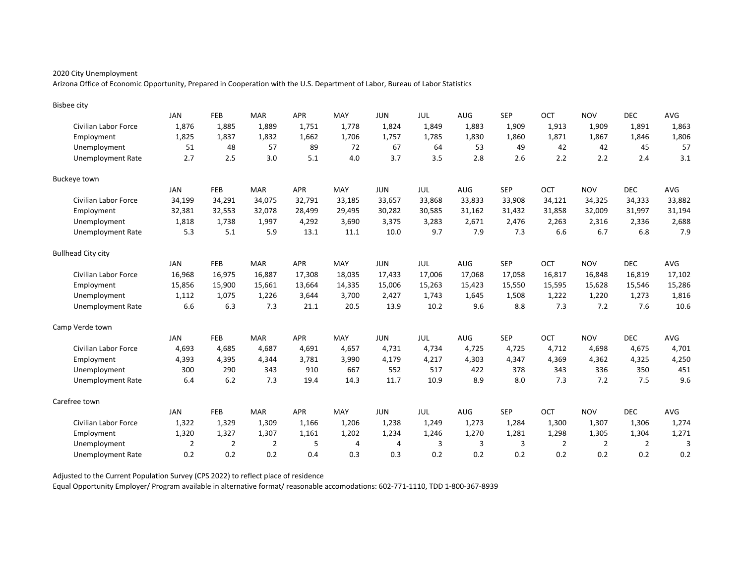2020 City Unemployment

Arizona Office of Economic Opportunity, Prepared in Cooperation with the U.S. Department of Labor, Bureau of Labor Statistics

Bisbee city

| | JAN | FEB | MAR | APR | MAY | JUN | JUL | AUG | SEP | OCT | NOV | DEC | AVG |
|---|---|---|---|---|---|---|---|---|---|---|---|---|---|
| Civilian Labor Force | 1,876 | 1,885 | 1,889 | 1,751 | 1,778 | 1,824 | 1,849 | 1,883 | 1,909 | 1,913 | 1,909 | 1,891 | 1,863 |
| Employment | 1,825 | 1,837 | 1,832 | 1,662 | 1,706 | 1,757 | 1,785 | 1,830 | 1,860 | 1,871 | 1,867 | 1,846 | 1,806 |
| Unemployment | 51 | 48 | 57 | 89 | 72 | 67 | 64 | 53 | 49 | 42 | 42 | 45 | 57 |
| Unemployment Rate | 2.7 | 2.5 | 3.0 | 5.1 | 4.0 | 3.7 | 3.5 | 2.8 | 2.6 | 2.2 | 2.2 | 2.4 | 3.1 |

Buckeye town

| | JAN | FEB | MAR | APR | MAY | JUN | JUL | AUG | SEP | OCT | NOV | DEC | AVG |
|---|---|---|---|---|---|---|---|---|---|---|---|---|---|
| Civilian Labor Force | 34,199 | 34,291 | 34,075 | 32,791 | 33,185 | 33,657 | 33,868 | 33,833 | 33,908 | 34,121 | 34,325 | 34,333 | 33,882 |
| Employment | 32,381 | 32,553 | 32,078 | 28,499 | 29,495 | 30,282 | 30,585 | 31,162 | 31,432 | 31,858 | 32,009 | 31,997 | 31,194 |
| Unemployment | 1,818 | 1,738 | 1,997 | 4,292 | 3,690 | 3,375 | 3,283 | 2,671 | 2,476 | 2,263 | 2,316 | 2,336 | 2,688 |
| Unemployment Rate | 5.3 | 5.1 | 5.9 | 13.1 | 11.1 | 10.0 | 9.7 | 7.9 | 7.3 | 6.6 | 6.7 | 6.8 | 7.9 |

Bullhead City city

| | JAN | FEB | MAR | APR | MAY | JUN | JUL | AUG | SEP | OCT | NOV | DEC | AVG |
|---|---|---|---|---|---|---|---|---|---|---|---|---|---|
| Civilian Labor Force | 16,968 | 16,975 | 16,887 | 17,308 | 18,035 | 17,433 | 17,006 | 17,068 | 17,058 | 16,817 | 16,848 | 16,819 | 17,102 |
| Employment | 15,856 | 15,900 | 15,661 | 13,664 | 14,335 | 15,006 | 15,263 | 15,423 | 15,550 | 15,595 | 15,628 | 15,546 | 15,286 |
| Unemployment | 1,112 | 1,075 | 1,226 | 3,644 | 3,700 | 2,427 | 1,743 | 1,645 | 1,508 | 1,222 | 1,220 | 1,273 | 1,816 |
| Unemployment Rate | 6.6 | 6.3 | 7.3 | 21.1 | 20.5 | 13.9 | 10.2 | 9.6 | 8.8 | 7.3 | 7.2 | 7.6 | 10.6 |

Camp Verde town

| | JAN | FEB | MAR | APR | MAY | JUN | JUL | AUG | SEP | OCT | NOV | DEC | AVG |
|---|---|---|---|---|---|---|---|---|---|---|---|---|---|
| Civilian Labor Force | 4,693 | 4,685 | 4,687 | 4,691 | 4,657 | 4,731 | 4,734 | 4,725 | 4,725 | 4,712 | 4,698 | 4,675 | 4,701 |
| Employment | 4,393 | 4,395 | 4,344 | 3,781 | 3,990 | 4,179 | 4,217 | 4,303 | 4,347 | 4,369 | 4,362 | 4,325 | 4,250 |
| Unemployment | 300 | 290 | 343 | 910 | 667 | 552 | 517 | 422 | 378 | 343 | 336 | 350 | 451 |
| Unemployment Rate | 6.4 | 6.2 | 7.3 | 19.4 | 14.3 | 11.7 | 10.9 | 8.9 | 8.0 | 7.3 | 7.2 | 7.5 | 9.6 |

Carefree town

| | JAN | FEB | MAR | APR | MAY | JUN | JUL | AUG | SEP | OCT | NOV | DEC | AVG |
|---|---|---|---|---|---|---|---|---|---|---|---|---|---|
| Civilian Labor Force | 1,322 | 1,329 | 1,309 | 1,166 | 1,206 | 1,238 | 1,249 | 1,273 | 1,284 | 1,300 | 1,307 | 1,306 | 1,274 |
| Employment | 1,320 | 1,327 | 1,307 | 1,161 | 1,202 | 1,234 | 1,246 | 1,270 | 1,281 | 1,298 | 1,305 | 1,304 | 1,271 |
| Unemployment | 2 | 2 | 2 | 5 | 4 | 4 | 3 | 3 | 3 | 2 | 2 | 2 | 3 |
| Unemployment Rate | 0.2 | 0.2 | 0.2 | 0.4 | 0.3 | 0.3 | 0.2 | 0.2 | 0.2 | 0.2 | 0.2 | 0.2 | 0.2 |

Adjusted to the Current Population Survey (CPS 2022) to reflect place of residence

Equal Opportunity Employer/ Program available in alternative format/ reasonable accomodations: 602-771-1110, TDD 1-800-367-8939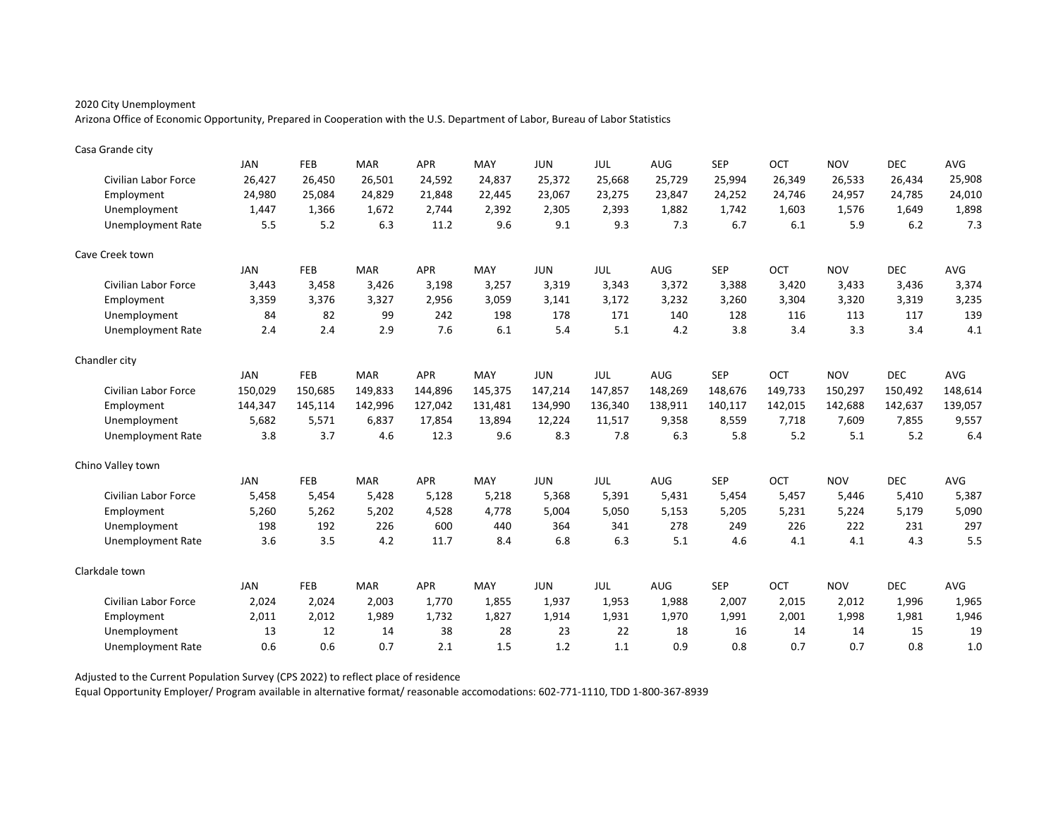2020 City Unemployment

Arizona Office of Economic Opportunity, Prepared in Cooperation with the U.S. Department of Labor, Bureau of Labor Statistics

Casa Grande city

| | JAN | FEB | MAR | APR | MAY | JUN | JUL | AUG | SEP | OCT | NOV | DEC | AVG |
|---|---|---|---|---|---|---|---|---|---|---|---|---|---|
| Civilian Labor Force | 26,427 | 26,450 | 26,501 | 24,592 | 24,837 | 25,372 | 25,668 | 25,729 | 25,994 | 26,349 | 26,533 | 26,434 | 25,908 |
| Employment | 24,980 | 25,084 | 24,829 | 21,848 | 22,445 | 23,067 | 23,275 | 23,847 | 24,252 | 24,746 | 24,957 | 24,785 | 24,010 |
| Unemployment | 1,447 | 1,366 | 1,672 | 2,744 | 2,392 | 2,305 | 2,393 | 1,882 | 1,742 | 1,603 | 1,576 | 1,649 | 1,898 |
| Unemployment Rate | 5.5 | 5.2 | 6.3 | 11.2 | 9.6 | 9.1 | 9.3 | 7.3 | 6.7 | 6.1 | 5.9 | 6.2 | 7.3 |

Cave Creek town

| | JAN | FEB | MAR | APR | MAY | JUN | JUL | AUG | SEP | OCT | NOV | DEC | AVG |
|---|---|---|---|---|---|---|---|---|---|---|---|---|---|
| Civilian Labor Force | 3,443 | 3,458 | 3,426 | 3,198 | 3,257 | 3,319 | 3,343 | 3,372 | 3,388 | 3,420 | 3,433 | 3,436 | 3,374 |
| Employment | 3,359 | 3,376 | 3,327 | 2,956 | 3,059 | 3,141 | 3,172 | 3,232 | 3,260 | 3,304 | 3,320 | 3,319 | 3,235 |
| Unemployment | 84 | 82 | 99 | 242 | 198 | 178 | 171 | 140 | 128 | 116 | 113 | 117 | 139 |
| Unemployment Rate | 2.4 | 2.4 | 2.9 | 7.6 | 6.1 | 5.4 | 5.1 | 4.2 | 3.8 | 3.4 | 3.3 | 3.4 | 4.1 |

Chandler city

| | JAN | FEB | MAR | APR | MAY | JUN | JUL | AUG | SEP | OCT | NOV | DEC | AVG |
|---|---|---|---|---|---|---|---|---|---|---|---|---|---|
| Civilian Labor Force | 150,029 | 150,685 | 149,833 | 144,896 | 145,375 | 147,214 | 147,857 | 148,269 | 148,676 | 149,733 | 150,297 | 150,492 | 148,614 |
| Employment | 144,347 | 145,114 | 142,996 | 127,042 | 131,481 | 134,990 | 136,340 | 138,911 | 140,117 | 142,015 | 142,688 | 142,637 | 139,057 |
| Unemployment | 5,682 | 5,571 | 6,837 | 17,854 | 13,894 | 12,224 | 11,517 | 9,358 | 8,559 | 7,718 | 7,609 | 7,855 | 9,557 |
| Unemployment Rate | 3.8 | 3.7 | 4.6 | 12.3 | 9.6 | 8.3 | 7.8 | 6.3 | 5.8 | 5.2 | 5.1 | 5.2 | 6.4 |

Chino Valley town

| | JAN | FEB | MAR | APR | MAY | JUN | JUL | AUG | SEP | OCT | NOV | DEC | AVG |
|---|---|---|---|---|---|---|---|---|---|---|---|---|---|
| Civilian Labor Force | 5,458 | 5,454 | 5,428 | 5,128 | 5,218 | 5,368 | 5,391 | 5,431 | 5,454 | 5,457 | 5,446 | 5,410 | 5,387 |
| Employment | 5,260 | 5,262 | 5,202 | 4,528 | 4,778 | 5,004 | 5,050 | 5,153 | 5,205 | 5,231 | 5,224 | 5,179 | 5,090 |
| Unemployment | 198 | 192 | 226 | 600 | 440 | 364 | 341 | 278 | 249 | 226 | 222 | 231 | 297 |
| Unemployment Rate | 3.6 | 3.5 | 4.2 | 11.7 | 8.4 | 6.8 | 6.3 | 5.1 | 4.6 | 4.1 | 4.1 | 4.3 | 5.5 |

Clarkdale town

| | JAN | FEB | MAR | APR | MAY | JUN | JUL | AUG | SEP | OCT | NOV | DEC | AVG |
|---|---|---|---|---|---|---|---|---|---|---|---|---|---|
| Civilian Labor Force | 2,024 | 2,024 | 2,003 | 1,770 | 1,855 | 1,937 | 1,953 | 1,988 | 2,007 | 2,015 | 2,012 | 1,996 | 1,965 |
| Employment | 2,011 | 2,012 | 1,989 | 1,732 | 1,827 | 1,914 | 1,931 | 1,970 | 1,991 | 2,001 | 1,998 | 1,981 | 1,946 |
| Unemployment | 13 | 12 | 14 | 38 | 28 | 23 | 22 | 18 | 16 | 14 | 14 | 15 | 19 |
| Unemployment Rate | 0.6 | 0.6 | 0.7 | 2.1 | 1.5 | 1.2 | 1.1 | 0.9 | 0.8 | 0.7 | 0.7 | 0.8 | 1.0 |

Adjusted to the Current Population Survey (CPS 2022) to reflect place of residence

Equal Opportunity Employer/ Program available in alternative format/ reasonable accomodations: 602-771-1110, TDD 1-800-367-8939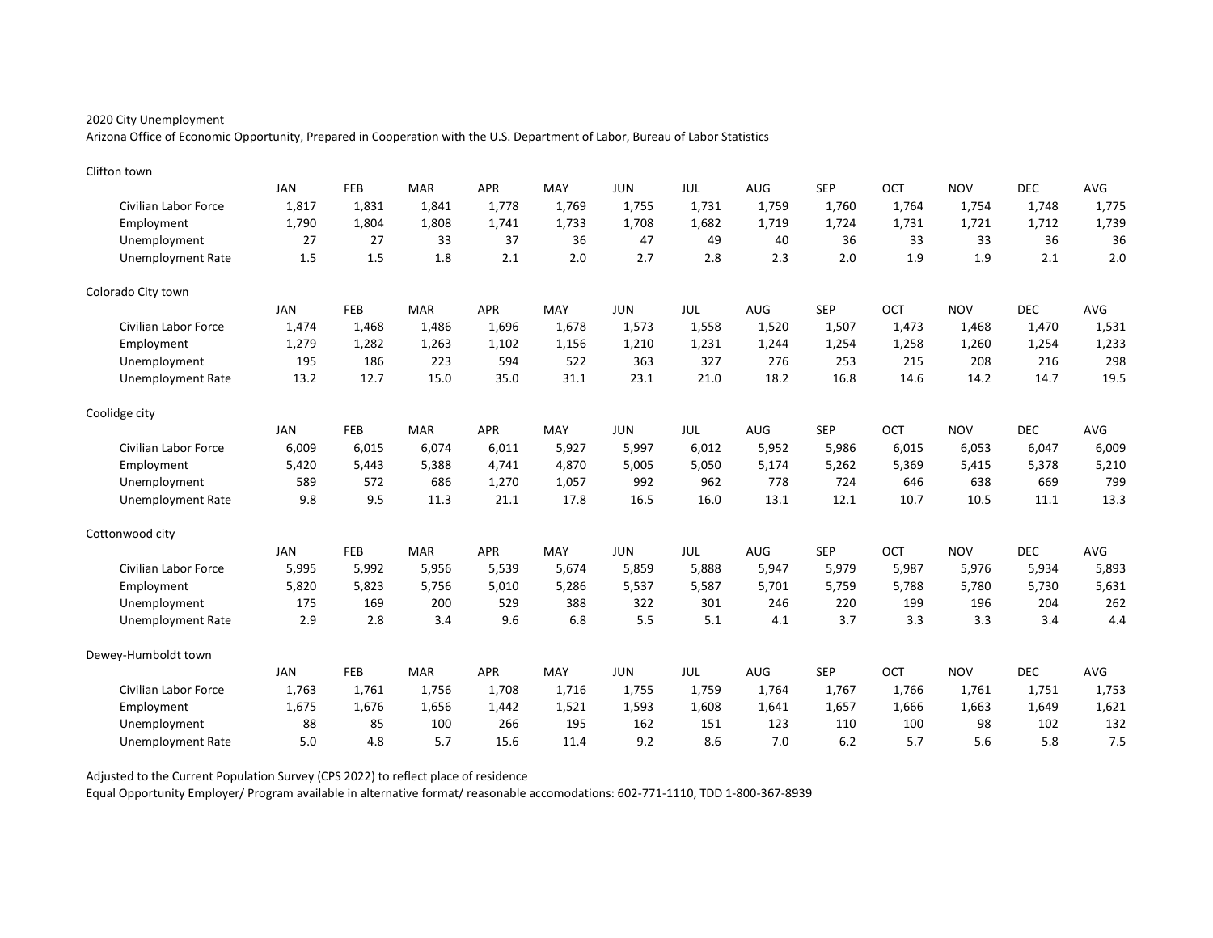2020 City Unemployment

Arizona Office of Economic Opportunity, Prepared in Cooperation with the U.S. Department of Labor, Bureau of Labor Statistics

Clifton town

| | JAN | FEB | MAR | APR | MAY | JUN | JUL | AUG | SEP | OCT | NOV | DEC | AVG |
|---|---|---|---|---|---|---|---|---|---|---|---|---|---|
| Civilian Labor Force | 1,817 | 1,831 | 1,841 | 1,778 | 1,769 | 1,755 | 1,731 | 1,759 | 1,760 | 1,764 | 1,754 | 1,748 | 1,775 |
| Employment | 1,790 | 1,804 | 1,808 | 1,741 | 1,733 | 1,708 | 1,682 | 1,719 | 1,724 | 1,731 | 1,721 | 1,712 | 1,739 |
| Unemployment | 27 | 27 | 33 | 37 | 36 | 47 | 49 | 40 | 36 | 33 | 33 | 36 | 36 |
| Unemployment Rate | 1.5 | 1.5 | 1.8 | 2.1 | 2.0 | 2.7 | 2.8 | 2.3 | 2.0 | 1.9 | 1.9 | 2.1 | 2.0 |

Colorado City town

| | JAN | FEB | MAR | APR | MAY | JUN | JUL | AUG | SEP | OCT | NOV | DEC | AVG |
|---|---|---|---|---|---|---|---|---|---|---|---|---|---|
| Civilian Labor Force | 1,474 | 1,468 | 1,486 | 1,696 | 1,678 | 1,573 | 1,558 | 1,520 | 1,507 | 1,473 | 1,468 | 1,470 | 1,531 |
| Employment | 1,279 | 1,282 | 1,263 | 1,102 | 1,156 | 1,210 | 1,231 | 1,244 | 1,254 | 1,258 | 1,260 | 1,254 | 1,233 |
| Unemployment | 195 | 186 | 223 | 594 | 522 | 363 | 327 | 276 | 253 | 215 | 208 | 216 | 298 |
| Unemployment Rate | 13.2 | 12.7 | 15.0 | 35.0 | 31.1 | 23.1 | 21.0 | 18.2 | 16.8 | 14.6 | 14.2 | 14.7 | 19.5 |

Coolidge city

| | JAN | FEB | MAR | APR | MAY | JUN | JUL | AUG | SEP | OCT | NOV | DEC | AVG |
|---|---|---|---|---|---|---|---|---|---|---|---|---|---|
| Civilian Labor Force | 6,009 | 6,015 | 6,074 | 6,011 | 5,927 | 5,997 | 6,012 | 5,952 | 5,986 | 6,015 | 6,053 | 6,047 | 6,009 |
| Employment | 5,420 | 5,443 | 5,388 | 4,741 | 4,870 | 5,005 | 5,050 | 5,174 | 5,262 | 5,369 | 5,415 | 5,378 | 5,210 |
| Unemployment | 589 | 572 | 686 | 1,270 | 1,057 | 992 | 962 | 778 | 724 | 646 | 638 | 669 | 799 |
| Unemployment Rate | 9.8 | 9.5 | 11.3 | 21.1 | 17.8 | 16.5 | 16.0 | 13.1 | 12.1 | 10.7 | 10.5 | 11.1 | 13.3 |

Cottonwood city

| | JAN | FEB | MAR | APR | MAY | JUN | JUL | AUG | SEP | OCT | NOV | DEC | AVG |
|---|---|---|---|---|---|---|---|---|---|---|---|---|---|
| Civilian Labor Force | 5,995 | 5,992 | 5,956 | 5,539 | 5,674 | 5,859 | 5,888 | 5,947 | 5,979 | 5,987 | 5,976 | 5,934 | 5,893 |
| Employment | 5,820 | 5,823 | 5,756 | 5,010 | 5,286 | 5,537 | 5,587 | 5,701 | 5,759 | 5,788 | 5,780 | 5,730 | 5,631 |
| Unemployment | 175 | 169 | 200 | 529 | 388 | 322 | 301 | 246 | 220 | 199 | 196 | 204 | 262 |
| Unemployment Rate | 2.9 | 2.8 | 3.4 | 9.6 | 6.8 | 5.5 | 5.1 | 4.1 | 3.7 | 3.3 | 3.3 | 3.4 | 4.4 |

Dewey-Humboldt town

| | JAN | FEB | MAR | APR | MAY | JUN | JUL | AUG | SEP | OCT | NOV | DEC | AVG |
|---|---|---|---|---|---|---|---|---|---|---|---|---|---|
| Civilian Labor Force | 1,763 | 1,761 | 1,756 | 1,708 | 1,716 | 1,755 | 1,759 | 1,764 | 1,767 | 1,766 | 1,761 | 1,751 | 1,753 |
| Employment | 1,675 | 1,676 | 1,656 | 1,442 | 1,521 | 1,593 | 1,608 | 1,641 | 1,657 | 1,666 | 1,663 | 1,649 | 1,621 |
| Unemployment | 88 | 85 | 100 | 266 | 195 | 162 | 151 | 123 | 110 | 100 | 98 | 102 | 132 |
| Unemployment Rate | 5.0 | 4.8 | 5.7 | 15.6 | 11.4 | 9.2 | 8.6 | 7.0 | 6.2 | 5.7 | 5.6 | 5.8 | 7.5 |

Adjusted to the Current Population Survey (CPS 2022) to reflect place of residence

Equal Opportunity Employer/ Program available in alternative format/ reasonable accomodations: 602-771-1110, TDD 1-800-367-8939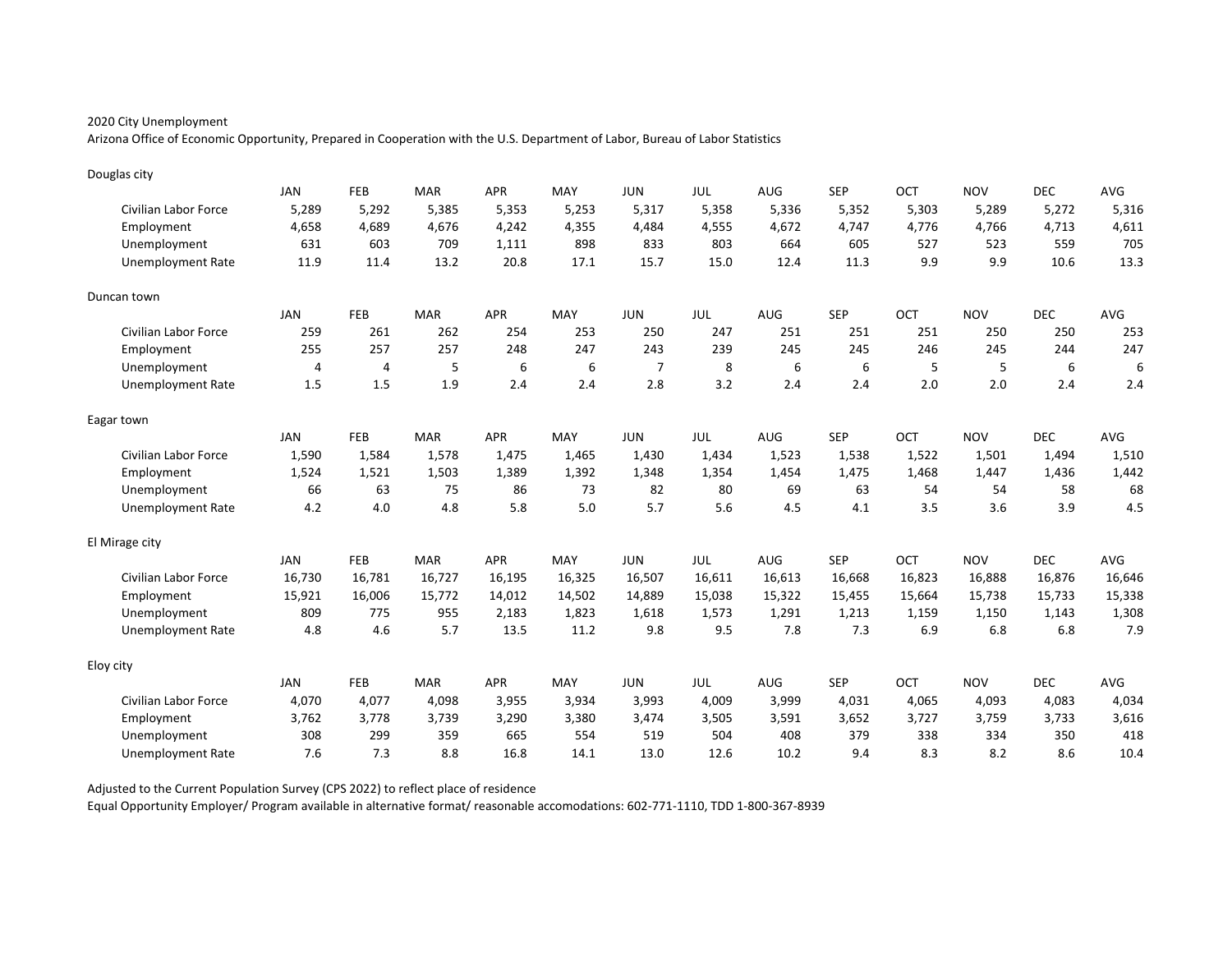2020 City Unemployment

Arizona Office of Economic Opportunity, Prepared in Cooperation with the U.S. Department of Labor, Bureau of Labor Statistics

Douglas city

| | JAN | FEB | MAR | APR | MAY | JUN | JUL | AUG | SEP | OCT | NOV | DEC | AVG |
|---|---|---|---|---|---|---|---|---|---|---|---|---|---|
| Civilian Labor Force | 5,289 | 5,292 | 5,385 | 5,353 | 5,253 | 5,317 | 5,358 | 5,336 | 5,352 | 5,303 | 5,289 | 5,272 | 5,316 |
| Employment | 4,658 | 4,689 | 4,676 | 4,242 | 4,355 | 4,484 | 4,555 | 4,672 | 4,747 | 4,776 | 4,766 | 4,713 | 4,611 |
| Unemployment | 631 | 603 | 709 | 1,111 | 898 | 833 | 803 | 664 | 605 | 527 | 523 | 559 | 705 |
| Unemployment Rate | 11.9 | 11.4 | 13.2 | 20.8 | 17.1 | 15.7 | 15.0 | 12.4 | 11.3 | 9.9 | 9.9 | 10.6 | 13.3 |

Duncan town

| | JAN | FEB | MAR | APR | MAY | JUN | JUL | AUG | SEP | OCT | NOV | DEC | AVG |
|---|---|---|---|---|---|---|---|---|---|---|---|---|---|
| Civilian Labor Force | 259 | 261 | 262 | 254 | 253 | 250 | 247 | 251 | 251 | 251 | 250 | 250 | 253 |
| Employment | 255 | 257 | 257 | 248 | 247 | 243 | 239 | 245 | 245 | 246 | 245 | 244 | 247 |
| Unemployment | 4 | 4 | 5 | 6 | 6 | 7 | 8 | 6 | 6 | 5 | 5 | 6 | 6 |
| Unemployment Rate | 1.5 | 1.5 | 1.9 | 2.4 | 2.4 | 2.8 | 3.2 | 2.4 | 2.4 | 2.0 | 2.0 | 2.4 | 2.4 |

Eagar town

| | JAN | FEB | MAR | APR | MAY | JUN | JUL | AUG | SEP | OCT | NOV | DEC | AVG |
|---|---|---|---|---|---|---|---|---|---|---|---|---|---|
| Civilian Labor Force | 1,590 | 1,584 | 1,578 | 1,475 | 1,465 | 1,430 | 1,434 | 1,523 | 1,538 | 1,522 | 1,501 | 1,494 | 1,510 |
| Employment | 1,524 | 1,521 | 1,503 | 1,389 | 1,392 | 1,348 | 1,354 | 1,454 | 1,475 | 1,468 | 1,447 | 1,436 | 1,442 |
| Unemployment | 66 | 63 | 75 | 86 | 73 | 82 | 80 | 69 | 63 | 54 | 54 | 58 | 68 |
| Unemployment Rate | 4.2 | 4.0 | 4.8 | 5.8 | 5.0 | 5.7 | 5.6 | 4.5 | 4.1 | 3.5 | 3.6 | 3.9 | 4.5 |

El Mirage city

| | JAN | FEB | MAR | APR | MAY | JUN | JUL | AUG | SEP | OCT | NOV | DEC | AVG |
|---|---|---|---|---|---|---|---|---|---|---|---|---|---|
| Civilian Labor Force | 16,730 | 16,781 | 16,727 | 16,195 | 16,325 | 16,507 | 16,611 | 16,613 | 16,668 | 16,823 | 16,888 | 16,876 | 16,646 |
| Employment | 15,921 | 16,006 | 15,772 | 14,012 | 14,502 | 14,889 | 15,038 | 15,322 | 15,455 | 15,664 | 15,738 | 15,733 | 15,338 |
| Unemployment | 809 | 775 | 955 | 2,183 | 1,823 | 1,618 | 1,573 | 1,291 | 1,213 | 1,159 | 1,150 | 1,143 | 1,308 |
| Unemployment Rate | 4.8 | 4.6 | 5.7 | 13.5 | 11.2 | 9.8 | 9.5 | 7.8 | 7.3 | 6.9 | 6.8 | 6.8 | 7.9 |

Eloy city

| | JAN | FEB | MAR | APR | MAY | JUN | JUL | AUG | SEP | OCT | NOV | DEC | AVG |
|---|---|---|---|---|---|---|---|---|---|---|---|---|---|
| Civilian Labor Force | 4,070 | 4,077 | 4,098 | 3,955 | 3,934 | 3,993 | 4,009 | 3,999 | 4,031 | 4,065 | 4,093 | 4,083 | 4,034 |
| Employment | 3,762 | 3,778 | 3,739 | 3,290 | 3,380 | 3,474 | 3,505 | 3,591 | 3,652 | 3,727 | 3,759 | 3,733 | 3,616 |
| Unemployment | 308 | 299 | 359 | 665 | 554 | 519 | 504 | 408 | 379 | 338 | 334 | 350 | 418 |
| Unemployment Rate | 7.6 | 7.3 | 8.8 | 16.8 | 14.1 | 13.0 | 12.6 | 10.2 | 9.4 | 8.3 | 8.2 | 8.6 | 10.4 |

Adjusted to the Current Population Survey (CPS 2022) to reflect place of residence

Equal Opportunity Employer/ Program available in alternative format/ reasonable accomodations: 602-771-1110, TDD 1-800-367-8939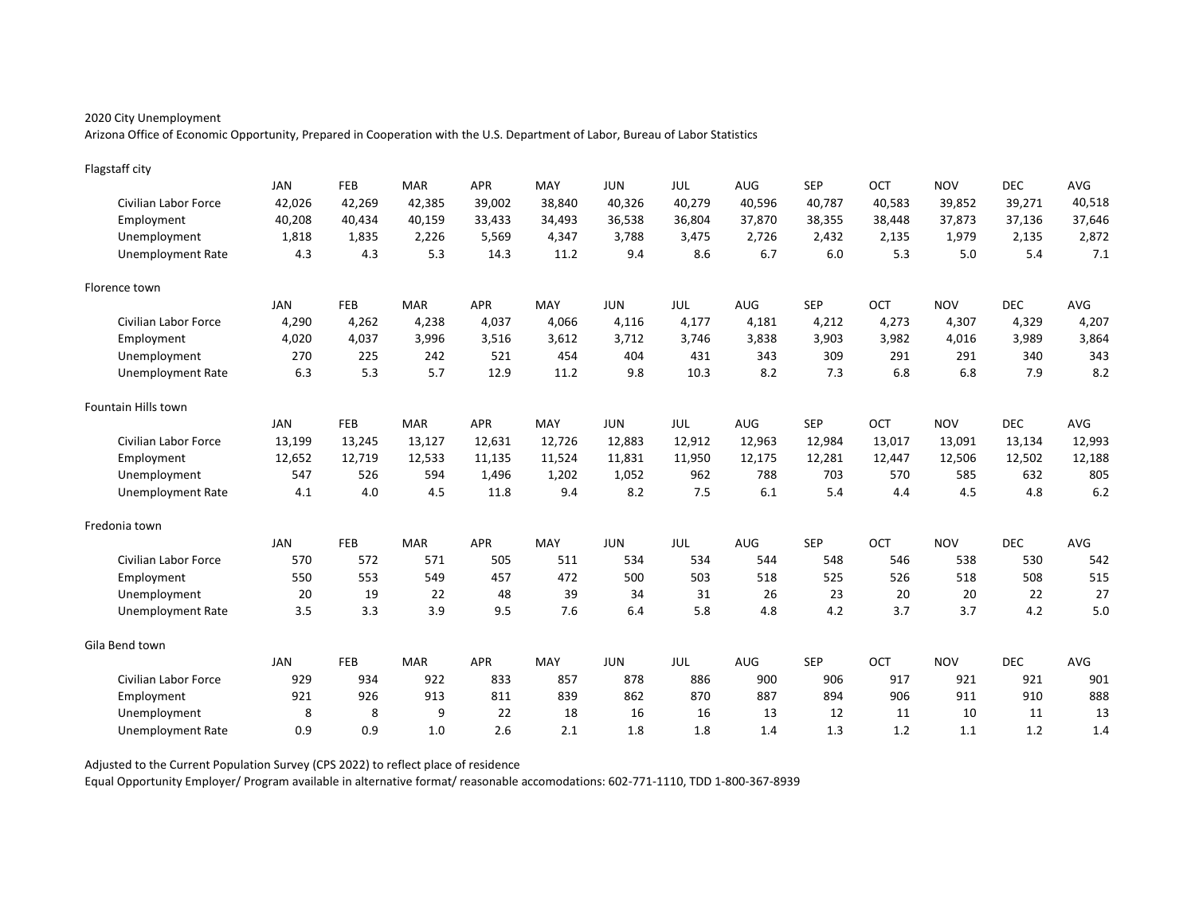2020 City Unemployment

Arizona Office of Economic Opportunity, Prepared in Cooperation with the U.S. Department of Labor, Bureau of Labor Statistics

Flagstaff city

| | JAN | FEB | MAR | APR | MAY | JUN | JUL | AUG | SEP | OCT | NOV | DEC | AVG |
|---|---|---|---|---|---|---|---|---|---|---|---|---|---|
| Civilian Labor Force | 42,026 | 42,269 | 42,385 | 39,002 | 38,840 | 40,326 | 40,279 | 40,596 | 40,787 | 40,583 | 39,852 | 39,271 | 40,518 |
| Employment | 40,208 | 40,434 | 40,159 | 33,433 | 34,493 | 36,538 | 36,804 | 37,870 | 38,355 | 38,448 | 37,873 | 37,136 | 37,646 |
| Unemployment | 1,818 | 1,835 | 2,226 | 5,569 | 4,347 | 3,788 | 3,475 | 2,726 | 2,432 | 2,135 | 1,979 | 2,135 | 2,872 |
| Unemployment Rate | 4.3 | 4.3 | 5.3 | 14.3 | 11.2 | 9.4 | 8.6 | 6.7 | 6.0 | 5.3 | 5.0 | 5.4 | 7.1 |

Florence town

| | JAN | FEB | MAR | APR | MAY | JUN | JUL | AUG | SEP | OCT | NOV | DEC | AVG |
|---|---|---|---|---|---|---|---|---|---|---|---|---|---|
| Civilian Labor Force | 4,290 | 4,262 | 4,238 | 4,037 | 4,066 | 4,116 | 4,177 | 4,181 | 4,212 | 4,273 | 4,307 | 4,329 | 4,207 |
| Employment | 4,020 | 4,037 | 3,996 | 3,516 | 3,612 | 3,712 | 3,746 | 3,838 | 3,903 | 3,982 | 4,016 | 3,989 | 3,864 |
| Unemployment | 270 | 225 | 242 | 521 | 454 | 404 | 431 | 343 | 309 | 291 | 291 | 340 | 343 |
| Unemployment Rate | 6.3 | 5.3 | 5.7 | 12.9 | 11.2 | 9.8 | 10.3 | 8.2 | 7.3 | 6.8 | 6.8 | 7.9 | 8.2 |

Fountain Hills town

| | JAN | FEB | MAR | APR | MAY | JUN | JUL | AUG | SEP | OCT | NOV | DEC | AVG |
|---|---|---|---|---|---|---|---|---|---|---|---|---|---|
| Civilian Labor Force | 13,199 | 13,245 | 13,127 | 12,631 | 12,726 | 12,883 | 12,912 | 12,963 | 12,984 | 13,017 | 13,091 | 13,134 | 12,993 |
| Employment | 12,652 | 12,719 | 12,533 | 11,135 | 11,524 | 11,831 | 11,950 | 12,175 | 12,281 | 12,447 | 12,506 | 12,502 | 12,188 |
| Unemployment | 547 | 526 | 594 | 1,496 | 1,202 | 1,052 | 962 | 788 | 703 | 570 | 585 | 632 | 805 |
| Unemployment Rate | 4.1 | 4.0 | 4.5 | 11.8 | 9.4 | 8.2 | 7.5 | 6.1 | 5.4 | 4.4 | 4.5 | 4.8 | 6.2 |

Fredonia town

| | JAN | FEB | MAR | APR | MAY | JUN | JUL | AUG | SEP | OCT | NOV | DEC | AVG |
|---|---|---|---|---|---|---|---|---|---|---|---|---|---|
| Civilian Labor Force | 570 | 572 | 571 | 505 | 511 | 534 | 534 | 544 | 548 | 546 | 538 | 530 | 542 |
| Employment | 550 | 553 | 549 | 457 | 472 | 500 | 503 | 518 | 525 | 526 | 518 | 508 | 515 |
| Unemployment | 20 | 19 | 22 | 48 | 39 | 34 | 31 | 26 | 23 | 20 | 20 | 22 | 27 |
| Unemployment Rate | 3.5 | 3.3 | 3.9 | 9.5 | 7.6 | 6.4 | 5.8 | 4.8 | 4.2 | 3.7 | 3.7 | 4.2 | 5.0 |

Gila Bend town

| | JAN | FEB | MAR | APR | MAY | JUN | JUL | AUG | SEP | OCT | NOV | DEC | AVG |
|---|---|---|---|---|---|---|---|---|---|---|---|---|---|
| Civilian Labor Force | 929 | 934 | 922 | 833 | 857 | 878 | 886 | 900 | 906 | 917 | 921 | 921 | 901 |
| Employment | 921 | 926 | 913 | 811 | 839 | 862 | 870 | 887 | 894 | 906 | 911 | 910 | 888 |
| Unemployment | 8 | 8 | 9 | 22 | 18 | 16 | 16 | 13 | 12 | 11 | 10 | 11 | 13 |
| Unemployment Rate | 0.9 | 0.9 | 1.0 | 2.6 | 2.1 | 1.8 | 1.8 | 1.4 | 1.3 | 1.2 | 1.1 | 1.2 | 1.4 |

Adjusted to the Current Population Survey (CPS 2022) to reflect place of residence

Equal Opportunity Employer/ Program available in alternative format/ reasonable accomodations: 602-771-1110, TDD 1-800-367-8939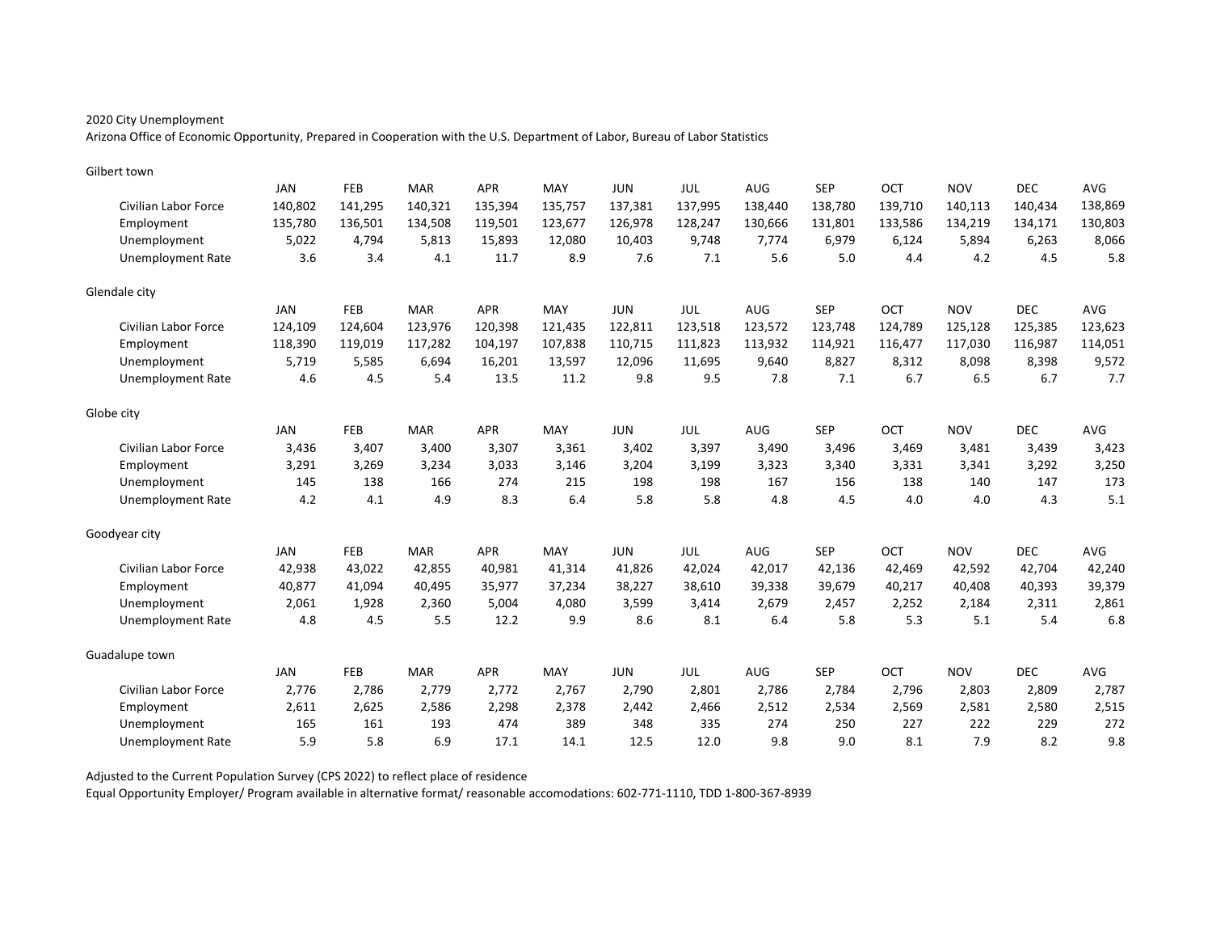2020 City Unemployment

Arizona Office of Economic Opportunity, Prepared in Cooperation with the U.S. Department of Labor, Bureau of Labor Statistics

Gilbert town

| | JAN | FEB | MAR | APR | MAY | JUN | JUL | AUG | SEP | OCT | NOV | DEC | AVG |
|---|---|---|---|---|---|---|---|---|---|---|---|---|---|
| Civilian Labor Force | 140,802 | 141,295 | 140,321 | 135,394 | 135,757 | 137,381 | 137,995 | 138,440 | 138,780 | 139,710 | 140,113 | 140,434 | 138,869 |
| Employment | 135,780 | 136,501 | 134,508 | 119,501 | 123,677 | 126,978 | 128,247 | 130,666 | 131,801 | 133,586 | 134,219 | 134,171 | 130,803 |
| Unemployment | 5,022 | 4,794 | 5,813 | 15,893 | 12,080 | 10,403 | 9,748 | 7,774 | 6,979 | 6,124 | 5,894 | 6,263 | 8,066 |
| Unemployment Rate | 3.6 | 3.4 | 4.1 | 11.7 | 8.9 | 7.6 | 7.1 | 5.6 | 5.0 | 4.4 | 4.2 | 4.5 | 5.8 |

Glendale city

| | JAN | FEB | MAR | APR | MAY | JUN | JUL | AUG | SEP | OCT | NOV | DEC | AVG |
|---|---|---|---|---|---|---|---|---|---|---|---|---|---|
| Civilian Labor Force | 124,109 | 124,604 | 123,976 | 120,398 | 121,435 | 122,811 | 123,518 | 123,572 | 123,748 | 124,789 | 125,128 | 125,385 | 123,623 |
| Employment | 118,390 | 119,019 | 117,282 | 104,197 | 107,838 | 110,715 | 111,823 | 113,932 | 114,921 | 116,477 | 117,030 | 116,987 | 114,051 |
| Unemployment | 5,719 | 5,585 | 6,694 | 16,201 | 13,597 | 12,096 | 11,695 | 9,640 | 8,827 | 8,312 | 8,098 | 8,398 | 9,572 |
| Unemployment Rate | 4.6 | 4.5 | 5.4 | 13.5 | 11.2 | 9.8 | 9.5 | 7.8 | 7.1 | 6.7 | 6.5 | 6.7 | 7.7 |

Globe city

| | JAN | FEB | MAR | APR | MAY | JUN | JUL | AUG | SEP | OCT | NOV | DEC | AVG |
|---|---|---|---|---|---|---|---|---|---|---|---|---|---|
| Civilian Labor Force | 3,436 | 3,407 | 3,400 | 3,307 | 3,361 | 3,402 | 3,397 | 3,490 | 3,496 | 3,469 | 3,481 | 3,439 | 3,423 |
| Employment | 3,291 | 3,269 | 3,234 | 3,033 | 3,146 | 3,204 | 3,199 | 3,323 | 3,340 | 3,331 | 3,341 | 3,292 | 3,250 |
| Unemployment | 145 | 138 | 166 | 274 | 215 | 198 | 198 | 167 | 156 | 138 | 140 | 147 | 173 |
| Unemployment Rate | 4.2 | 4.1 | 4.9 | 8.3 | 6.4 | 5.8 | 5.8 | 4.8 | 4.5 | 4.0 | 4.0 | 4.3 | 5.1 |

Goodyear city

| | JAN | FEB | MAR | APR | MAY | JUN | JUL | AUG | SEP | OCT | NOV | DEC | AVG |
|---|---|---|---|---|---|---|---|---|---|---|---|---|---|
| Civilian Labor Force | 42,938 | 43,022 | 42,855 | 40,981 | 41,314 | 41,826 | 42,024 | 42,017 | 42,136 | 42,469 | 42,592 | 42,704 | 42,240 |
| Employment | 40,877 | 41,094 | 40,495 | 35,977 | 37,234 | 38,227 | 38,610 | 39,338 | 39,679 | 40,217 | 40,408 | 40,393 | 39,379 |
| Unemployment | 2,061 | 1,928 | 2,360 | 5,004 | 4,080 | 3,599 | 3,414 | 2,679 | 2,457 | 2,252 | 2,184 | 2,311 | 2,861 |
| Unemployment Rate | 4.8 | 4.5 | 5.5 | 12.2 | 9.9 | 8.6 | 8.1 | 6.4 | 5.8 | 5.3 | 5.1 | 5.4 | 6.8 |

Guadalupe town

| | JAN | FEB | MAR | APR | MAY | JUN | JUL | AUG | SEP | OCT | NOV | DEC | AVG |
|---|---|---|---|---|---|---|---|---|---|---|---|---|---|
| Civilian Labor Force | 2,776 | 2,786 | 2,779 | 2,772 | 2,767 | 2,790 | 2,801 | 2,786 | 2,784 | 2,796 | 2,803 | 2,809 | 2,787 |
| Employment | 2,611 | 2,625 | 2,586 | 2,298 | 2,378 | 2,442 | 2,466 | 2,512 | 2,534 | 2,569 | 2,581 | 2,580 | 2,515 |
| Unemployment | 165 | 161 | 193 | 474 | 389 | 348 | 335 | 274 | 250 | 227 | 222 | 229 | 272 |
| Unemployment Rate | 5.9 | 5.8 | 6.9 | 17.1 | 14.1 | 12.5 | 12.0 | 9.8 | 9.0 | 8.1 | 7.9 | 8.2 | 9.8 |

Adjusted to the Current Population Survey (CPS 2022) to reflect place of residence

Equal Opportunity Employer/ Program available in alternative format/ reasonable accomodations: 602-771-1110, TDD 1-800-367-8939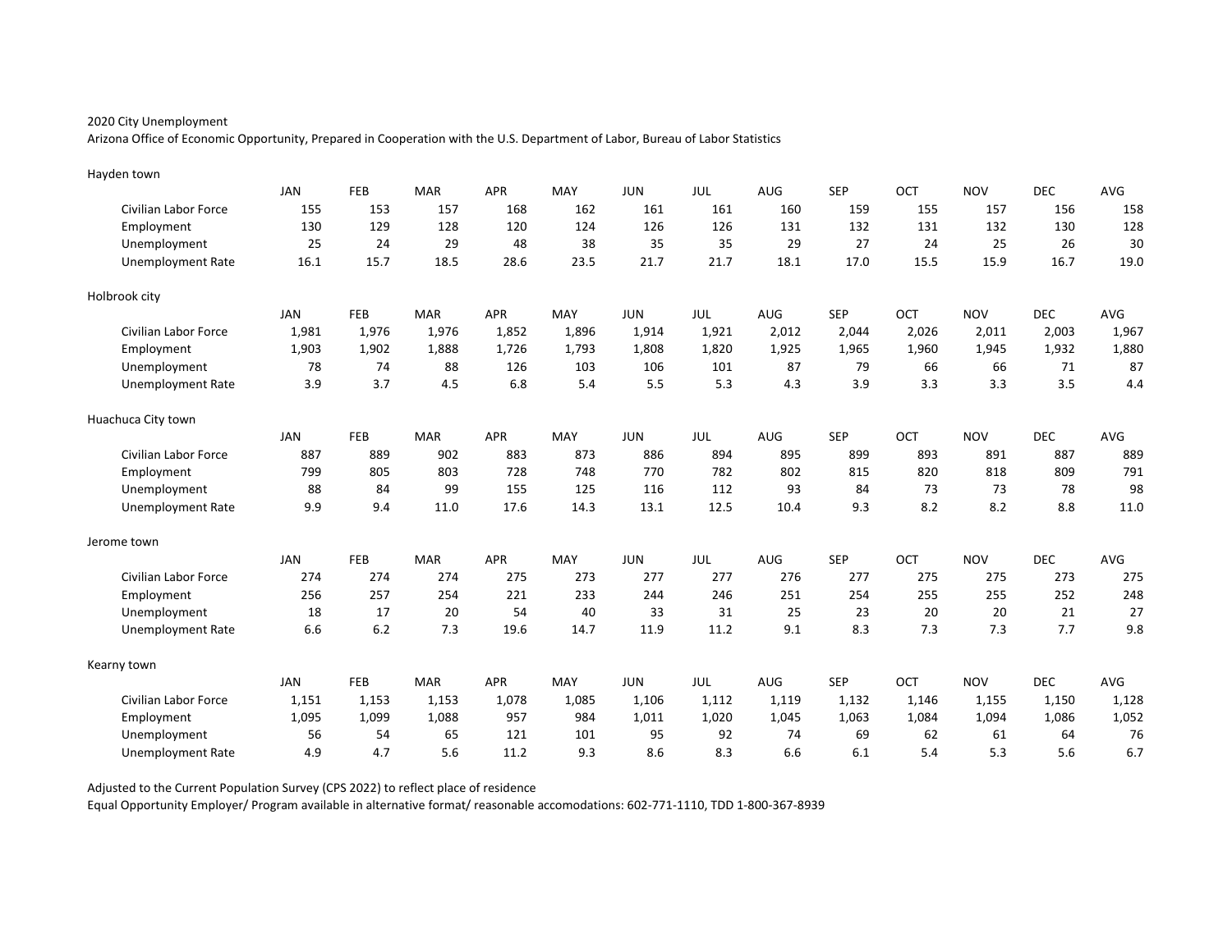2020 City Unemployment

Arizona Office of Economic Opportunity, Prepared in Cooperation with the U.S. Department of Labor, Bureau of Labor Statistics

Hayden town

| | JAN | FEB | MAR | APR | MAY | JUN | JUL | AUG | SEP | OCT | NOV | DEC | AVG |
|---|---|---|---|---|---|---|---|---|---|---|---|---|---|
| Civilian Labor Force | 155 | 153 | 157 | 168 | 162 | 161 | 161 | 160 | 159 | 155 | 157 | 156 | 158 |
| Employment | 130 | 129 | 128 | 120 | 124 | 126 | 126 | 131 | 132 | 131 | 132 | 130 | 128 |
| Unemployment | 25 | 24 | 29 | 48 | 38 | 35 | 35 | 29 | 27 | 24 | 25 | 26 | 30 |
| Unemployment Rate | 16.1 | 15.7 | 18.5 | 28.6 | 23.5 | 21.7 | 21.7 | 18.1 | 17.0 | 15.5 | 15.9 | 16.7 | 19.0 |

Holbrook city

| | JAN | FEB | MAR | APR | MAY | JUN | JUL | AUG | SEP | OCT | NOV | DEC | AVG |
|---|---|---|---|---|---|---|---|---|---|---|---|---|---|
| Civilian Labor Force | 1,981 | 1,976 | 1,976 | 1,852 | 1,896 | 1,914 | 1,921 | 2,012 | 2,044 | 2,026 | 2,011 | 2,003 | 1,967 |
| Employment | 1,903 | 1,902 | 1,888 | 1,726 | 1,793 | 1,808 | 1,820 | 1,925 | 1,965 | 1,960 | 1,945 | 1,932 | 1,880 |
| Unemployment | 78 | 74 | 88 | 126 | 103 | 106 | 101 | 87 | 79 | 66 | 66 | 71 | 87 |
| Unemployment Rate | 3.9 | 3.7 | 4.5 | 6.8 | 5.4 | 5.5 | 5.3 | 4.3 | 3.9 | 3.3 | 3.3 | 3.5 | 4.4 |

Huachuca City town

| | JAN | FEB | MAR | APR | MAY | JUN | JUL | AUG | SEP | OCT | NOV | DEC | AVG |
|---|---|---|---|---|---|---|---|---|---|---|---|---|---|
| Civilian Labor Force | 887 | 889 | 902 | 883 | 873 | 886 | 894 | 895 | 899 | 893 | 891 | 887 | 889 |
| Employment | 799 | 805 | 803 | 728 | 748 | 770 | 782 | 802 | 815 | 820 | 818 | 809 | 791 |
| Unemployment | 88 | 84 | 99 | 155 | 125 | 116 | 112 | 93 | 84 | 73 | 73 | 78 | 98 |
| Unemployment Rate | 9.9 | 9.4 | 11.0 | 17.6 | 14.3 | 13.1 | 12.5 | 10.4 | 9.3 | 8.2 | 8.2 | 8.8 | 11.0 |

Jerome town

| | JAN | FEB | MAR | APR | MAY | JUN | JUL | AUG | SEP | OCT | NOV | DEC | AVG |
|---|---|---|---|---|---|---|---|---|---|---|---|---|---|
| Civilian Labor Force | 274 | 274 | 274 | 275 | 273 | 277 | 277 | 276 | 277 | 275 | 275 | 273 | 275 |
| Employment | 256 | 257 | 254 | 221 | 233 | 244 | 246 | 251 | 254 | 255 | 255 | 252 | 248 |
| Unemployment | 18 | 17 | 20 | 54 | 40 | 33 | 31 | 25 | 23 | 20 | 20 | 21 | 27 |
| Unemployment Rate | 6.6 | 6.2 | 7.3 | 19.6 | 14.7 | 11.9 | 11.2 | 9.1 | 8.3 | 7.3 | 7.3 | 7.7 | 9.8 |

Kearny town

| | JAN | FEB | MAR | APR | MAY | JUN | JUL | AUG | SEP | OCT | NOV | DEC | AVG |
|---|---|---|---|---|---|---|---|---|---|---|---|---|---|
| Civilian Labor Force | 1,151 | 1,153 | 1,153 | 1,078 | 1,085 | 1,106 | 1,112 | 1,119 | 1,132 | 1,146 | 1,155 | 1,150 | 1,128 |
| Employment | 1,095 | 1,099 | 1,088 | 957 | 984 | 1,011 | 1,020 | 1,045 | 1,063 | 1,084 | 1,094 | 1,086 | 1,052 |
| Unemployment | 56 | 54 | 65 | 121 | 101 | 95 | 92 | 74 | 69 | 62 | 61 | 64 | 76 |
| Unemployment Rate | 4.9 | 4.7 | 5.6 | 11.2 | 9.3 | 8.6 | 8.3 | 6.6 | 6.1 | 5.4 | 5.3 | 5.6 | 6.7 |

Adjusted to the Current Population Survey (CPS 2022) to reflect place of residence

Equal Opportunity Employer/ Program available in alternative format/ reasonable accomodations: 602-771-1110, TDD 1-800-367-8939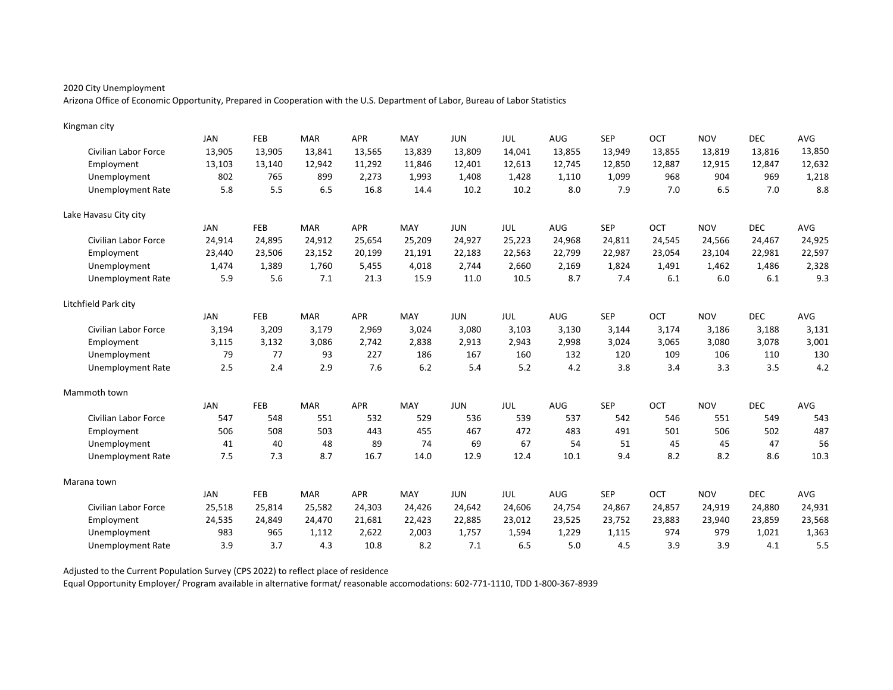2020 City Unemployment

Arizona Office of Economic Opportunity, Prepared in Cooperation with the U.S. Department of Labor, Bureau of Labor Statistics

Kingman city

| | JAN | FEB | MAR | APR | MAY | JUN | JUL | AUG | SEP | OCT | NOV | DEC | AVG |
|---|---|---|---|---|---|---|---|---|---|---|---|---|---|
| Civilian Labor Force | 13,905 | 13,905 | 13,841 | 13,565 | 13,839 | 13,809 | 14,041 | 13,855 | 13,949 | 13,855 | 13,819 | 13,816 | 13,850 |
| Employment | 13,103 | 13,140 | 12,942 | 11,292 | 11,846 | 12,401 | 12,613 | 12,745 | 12,850 | 12,887 | 12,915 | 12,847 | 12,632 |
| Unemployment | 802 | 765 | 899 | 2,273 | 1,993 | 1,408 | 1,428 | 1,110 | 1,099 | 968 | 904 | 969 | 1,218 |
| Unemployment Rate | 5.8 | 5.5 | 6.5 | 16.8 | 14.4 | 10.2 | 10.2 | 8.0 | 7.9 | 7.0 | 6.5 | 7.0 | 8.8 |

Lake Havasu City city

| | JAN | FEB | MAR | APR | MAY | JUN | JUL | AUG | SEP | OCT | NOV | DEC | AVG |
|---|---|---|---|---|---|---|---|---|---|---|---|---|---|
| Civilian Labor Force | 24,914 | 24,895 | 24,912 | 25,654 | 25,209 | 24,927 | 25,223 | 24,968 | 24,811 | 24,545 | 24,566 | 24,467 | 24,925 |
| Employment | 23,440 | 23,506 | 23,152 | 20,199 | 21,191 | 22,183 | 22,563 | 22,799 | 22,987 | 23,054 | 23,104 | 22,981 | 22,597 |
| Unemployment | 1,474 | 1,389 | 1,760 | 5,455 | 4,018 | 2,744 | 2,660 | 2,169 | 1,824 | 1,491 | 1,462 | 1,486 | 2,328 |
| Unemployment Rate | 5.9 | 5.6 | 7.1 | 21.3 | 15.9 | 11.0 | 10.5 | 8.7 | 7.4 | 6.1 | 6.0 | 6.1 | 9.3 |

Litchfield Park city

| | JAN | FEB | MAR | APR | MAY | JUN | JUL | AUG | SEP | OCT | NOV | DEC | AVG |
|---|---|---|---|---|---|---|---|---|---|---|---|---|---|
| Civilian Labor Force | 3,194 | 3,209 | 3,179 | 2,969 | 3,024 | 3,080 | 3,103 | 3,130 | 3,144 | 3,174 | 3,186 | 3,188 | 3,131 |
| Employment | 3,115 | 3,132 | 3,086 | 2,742 | 2,838 | 2,913 | 2,943 | 2,998 | 3,024 | 3,065 | 3,080 | 3,078 | 3,001 |
| Unemployment | 79 | 77 | 93 | 227 | 186 | 167 | 160 | 132 | 120 | 109 | 106 | 110 | 130 |
| Unemployment Rate | 2.5 | 2.4 | 2.9 | 7.6 | 6.2 | 5.4 | 5.2 | 4.2 | 3.8 | 3.4 | 3.3 | 3.5 | 4.2 |

Mammoth town

| | JAN | FEB | MAR | APR | MAY | JUN | JUL | AUG | SEP | OCT | NOV | DEC | AVG |
|---|---|---|---|---|---|---|---|---|---|---|---|---|---|
| Civilian Labor Force | 547 | 548 | 551 | 532 | 529 | 536 | 539 | 537 | 542 | 546 | 551 | 549 | 543 |
| Employment | 506 | 508 | 503 | 443 | 455 | 467 | 472 | 483 | 491 | 501 | 506 | 502 | 487 |
| Unemployment | 41 | 40 | 48 | 89 | 74 | 69 | 67 | 54 | 51 | 45 | 45 | 47 | 56 |
| Unemployment Rate | 7.5 | 7.3 | 8.7 | 16.7 | 14.0 | 12.9 | 12.4 | 10.1 | 9.4 | 8.2 | 8.2 | 8.6 | 10.3 |

Marana town

| | JAN | FEB | MAR | APR | MAY | JUN | JUL | AUG | SEP | OCT | NOV | DEC | AVG |
|---|---|---|---|---|---|---|---|---|---|---|---|---|---|
| Civilian Labor Force | 25,518 | 25,814 | 25,582 | 24,303 | 24,426 | 24,642 | 24,606 | 24,754 | 24,867 | 24,857 | 24,919 | 24,880 | 24,931 |
| Employment | 24,535 | 24,849 | 24,470 | 21,681 | 22,423 | 22,885 | 23,012 | 23,525 | 23,752 | 23,883 | 23,940 | 23,859 | 23,568 |
| Unemployment | 983 | 965 | 1,112 | 2,622 | 2,003 | 1,757 | 1,594 | 1,229 | 1,115 | 974 | 979 | 1,021 | 1,363 |
| Unemployment Rate | 3.9 | 3.7 | 4.3 | 10.8 | 8.2 | 7.1 | 6.5 | 5.0 | 4.5 | 3.9 | 3.9 | 4.1 | 5.5 |

Adjusted to the Current Population Survey (CPS 2022) to reflect place of residence

Equal Opportunity Employer/ Program available in alternative format/ reasonable accomodations: 602-771-1110, TDD 1-800-367-8939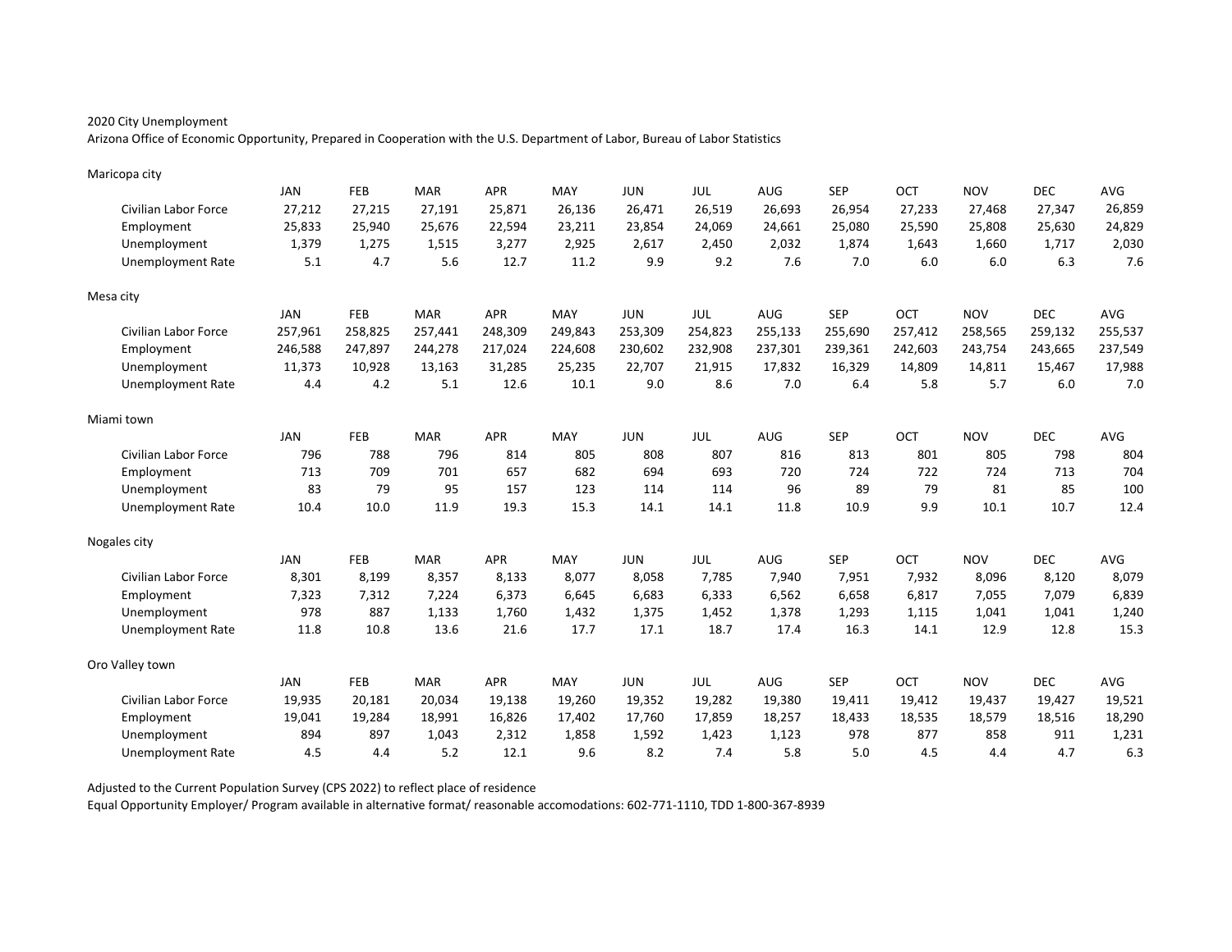2020 City Unemployment

Arizona Office of Economic Opportunity, Prepared in Cooperation with the U.S. Department of Labor, Bureau of Labor Statistics

Maricopa city

| | JAN | FEB | MAR | APR | MAY | JUN | JUL | AUG | SEP | OCT | NOV | DEC | AVG |
|---|---|---|---|---|---|---|---|---|---|---|---|---|---|
| Civilian Labor Force | 27,212 | 27,215 | 27,191 | 25,871 | 26,136 | 26,471 | 26,519 | 26,693 | 26,954 | 27,233 | 27,468 | 27,347 | 26,859 |
| Employment | 25,833 | 25,940 | 25,676 | 22,594 | 23,211 | 23,854 | 24,069 | 24,661 | 25,080 | 25,590 | 25,808 | 25,630 | 24,829 |
| Unemployment | 1,379 | 1,275 | 1,515 | 3,277 | 2,925 | 2,617 | 2,450 | 2,032 | 1,874 | 1,643 | 1,660 | 1,717 | 2,030 |
| Unemployment Rate | 5.1 | 4.7 | 5.6 | 12.7 | 11.2 | 9.9 | 9.2 | 7.6 | 7.0 | 6.0 | 6.0 | 6.3 | 7.6 |

Mesa city

| | JAN | FEB | MAR | APR | MAY | JUN | JUL | AUG | SEP | OCT | NOV | DEC | AVG |
|---|---|---|---|---|---|---|---|---|---|---|---|---|---|
| Civilian Labor Force | 257,961 | 258,825 | 257,441 | 248,309 | 249,843 | 253,309 | 254,823 | 255,133 | 255,690 | 257,412 | 258,565 | 259,132 | 255,537 |
| Employment | 246,588 | 247,897 | 244,278 | 217,024 | 224,608 | 230,602 | 232,908 | 237,301 | 239,361 | 242,603 | 243,754 | 243,665 | 237,549 |
| Unemployment | 11,373 | 10,928 | 13,163 | 31,285 | 25,235 | 22,707 | 21,915 | 17,832 | 16,329 | 14,809 | 14,811 | 15,467 | 17,988 |
| Unemployment Rate | 4.4 | 4.2 | 5.1 | 12.6 | 10.1 | 9.0 | 8.6 | 7.0 | 6.4 | 5.8 | 5.7 | 6.0 | 7.0 |

Miami town

| | JAN | FEB | MAR | APR | MAY | JUN | JUL | AUG | SEP | OCT | NOV | DEC | AVG |
|---|---|---|---|---|---|---|---|---|---|---|---|---|---|
| Civilian Labor Force | 796 | 788 | 796 | 814 | 805 | 808 | 807 | 816 | 813 | 801 | 805 | 798 | 804 |
| Employment | 713 | 709 | 701 | 657 | 682 | 694 | 693 | 720 | 724 | 722 | 724 | 713 | 704 |
| Unemployment | 83 | 79 | 95 | 157 | 123 | 114 | 114 | 96 | 89 | 79 | 81 | 85 | 100 |
| Unemployment Rate | 10.4 | 10.0 | 11.9 | 19.3 | 15.3 | 14.1 | 14.1 | 11.8 | 10.9 | 9.9 | 10.1 | 10.7 | 12.4 |

Nogales city

| | JAN | FEB | MAR | APR | MAY | JUN | JUL | AUG | SEP | OCT | NOV | DEC | AVG |
|---|---|---|---|---|---|---|---|---|---|---|---|---|---|
| Civilian Labor Force | 8,301 | 8,199 | 8,357 | 8,133 | 8,077 | 8,058 | 7,785 | 7,940 | 7,951 | 7,932 | 8,096 | 8,120 | 8,079 |
| Employment | 7,323 | 7,312 | 7,224 | 6,373 | 6,645 | 6,683 | 6,333 | 6,562 | 6,658 | 6,817 | 7,055 | 7,079 | 6,839 |
| Unemployment | 978 | 887 | 1,133 | 1,760 | 1,432 | 1,375 | 1,452 | 1,378 | 1,293 | 1,115 | 1,041 | 1,041 | 1,240 |
| Unemployment Rate | 11.8 | 10.8 | 13.6 | 21.6 | 17.7 | 17.1 | 18.7 | 17.4 | 16.3 | 14.1 | 12.9 | 12.8 | 15.3 |

Oro Valley town

| | JAN | FEB | MAR | APR | MAY | JUN | JUL | AUG | SEP | OCT | NOV | DEC | AVG |
|---|---|---|---|---|---|---|---|---|---|---|---|---|---|
| Civilian Labor Force | 19,935 | 20,181 | 20,034 | 19,138 | 19,260 | 19,352 | 19,282 | 19,380 | 19,411 | 19,412 | 19,437 | 19,427 | 19,521 |
| Employment | 19,041 | 19,284 | 18,991 | 16,826 | 17,402 | 17,760 | 17,859 | 18,257 | 18,433 | 18,535 | 18,579 | 18,516 | 18,290 |
| Unemployment | 894 | 897 | 1,043 | 2,312 | 1,858 | 1,592 | 1,423 | 1,123 | 978 | 877 | 858 | 911 | 1,231 |
| Unemployment Rate | 4.5 | 4.4 | 5.2 | 12.1 | 9.6 | 8.2 | 7.4 | 5.8 | 5.0 | 4.5 | 4.4 | 4.7 | 6.3 |

Adjusted to the Current Population Survey (CPS 2022) to reflect place of residence

Equal Opportunity Employer/ Program available in alternative format/ reasonable accomodations: 602-771-1110, TDD 1-800-367-8939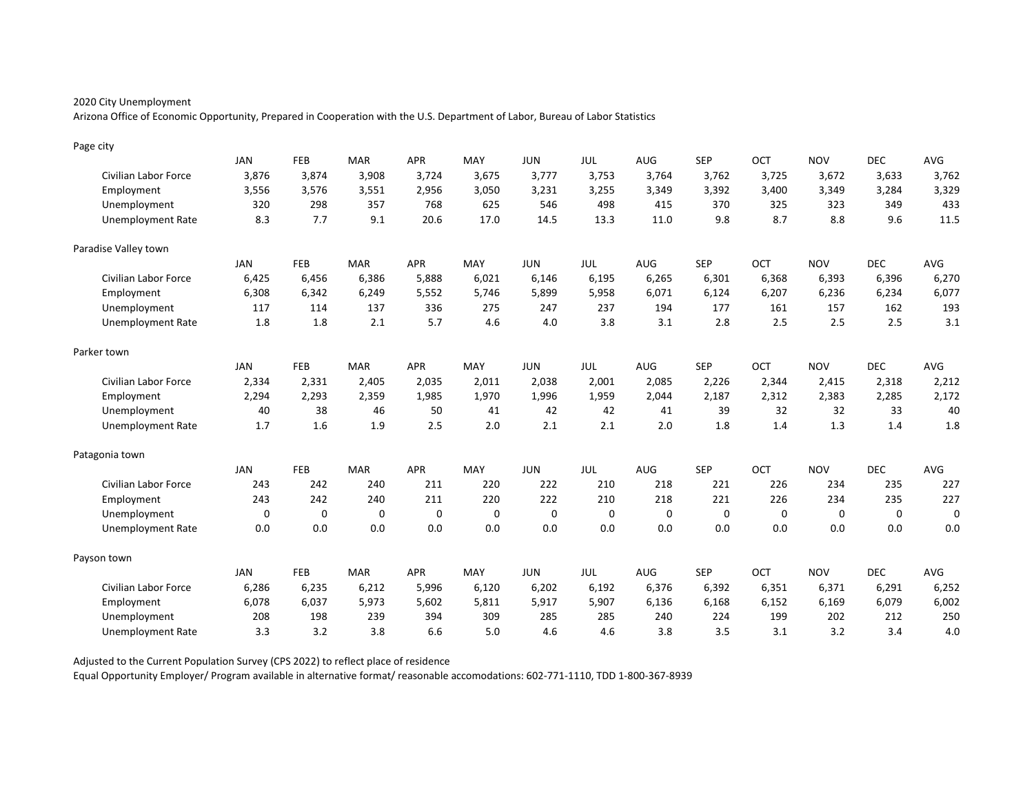2020 City Unemployment

Arizona Office of Economic Opportunity, Prepared in Cooperation with the U.S. Department of Labor, Bureau of Labor Statistics

Page city

| | JAN | FEB | MAR | APR | MAY | JUN | JUL | AUG | SEP | OCT | NOV | DEC | AVG |
|---|---|---|---|---|---|---|---|---|---|---|---|---|---|
| Civilian Labor Force | 3,876 | 3,874 | 3,908 | 3,724 | 3,675 | 3,777 | 3,753 | 3,764 | 3,762 | 3,725 | 3,672 | 3,633 | 3,762 |
| Employment | 3,556 | 3,576 | 3,551 | 2,956 | 3,050 | 3,231 | 3,255 | 3,349 | 3,392 | 3,400 | 3,349 | 3,284 | 3,329 |
| Unemployment | 320 | 298 | 357 | 768 | 625 | 546 | 498 | 415 | 370 | 325 | 323 | 349 | 433 |
| Unemployment Rate | 8.3 | 7.7 | 9.1 | 20.6 | 17.0 | 14.5 | 13.3 | 11.0 | 9.8 | 8.7 | 8.8 | 9.6 | 11.5 |

Paradise Valley town

| | JAN | FEB | MAR | APR | MAY | JUN | JUL | AUG | SEP | OCT | NOV | DEC | AVG |
|---|---|---|---|---|---|---|---|---|---|---|---|---|---|
| Civilian Labor Force | 6,425 | 6,456 | 6,386 | 5,888 | 6,021 | 6,146 | 6,195 | 6,265 | 6,301 | 6,368 | 6,393 | 6,396 | 6,270 |
| Employment | 6,308 | 6,342 | 6,249 | 5,552 | 5,746 | 5,899 | 5,958 | 6,071 | 6,124 | 6,207 | 6,236 | 6,234 | 6,077 |
| Unemployment | 117 | 114 | 137 | 336 | 275 | 247 | 237 | 194 | 177 | 161 | 157 | 162 | 193 |
| Unemployment Rate | 1.8 | 1.8 | 2.1 | 5.7 | 4.6 | 4.0 | 3.8 | 3.1 | 2.8 | 2.5 | 2.5 | 2.5 | 3.1 |

Parker town

| | JAN | FEB | MAR | APR | MAY | JUN | JUL | AUG | SEP | OCT | NOV | DEC | AVG |
|---|---|---|---|---|---|---|---|---|---|---|---|---|---|
| Civilian Labor Force | 2,334 | 2,331 | 2,405 | 2,035 | 2,011 | 2,038 | 2,001 | 2,085 | 2,226 | 2,344 | 2,415 | 2,318 | 2,212 |
| Employment | 2,294 | 2,293 | 2,359 | 1,985 | 1,970 | 1,996 | 1,959 | 2,044 | 2,187 | 2,312 | 2,383 | 2,285 | 2,172 |
| Unemployment | 40 | 38 | 46 | 50 | 41 | 42 | 42 | 41 | 39 | 32 | 32 | 33 | 40 |
| Unemployment Rate | 1.7 | 1.6 | 1.9 | 2.5 | 2.0 | 2.1 | 2.1 | 2.0 | 1.8 | 1.4 | 1.3 | 1.4 | 1.8 |

Patagonia town

| | JAN | FEB | MAR | APR | MAY | JUN | JUL | AUG | SEP | OCT | NOV | DEC | AVG |
|---|---|---|---|---|---|---|---|---|---|---|---|---|---|
| Civilian Labor Force | 243 | 242 | 240 | 211 | 220 | 222 | 210 | 218 | 221 | 226 | 234 | 235 | 227 |
| Employment | 243 | 242 | 240 | 211 | 220 | 222 | 210 | 218 | 221 | 226 | 234 | 235 | 227 |
| Unemployment | 0 | 0 | 0 | 0 | 0 | 0 | 0 | 0 | 0 | 0 | 0 | 0 | 0 |
| Unemployment Rate | 0.0 | 0.0 | 0.0 | 0.0 | 0.0 | 0.0 | 0.0 | 0.0 | 0.0 | 0.0 | 0.0 | 0.0 | 0.0 |

Payson town

| | JAN | FEB | MAR | APR | MAY | JUN | JUL | AUG | SEP | OCT | NOV | DEC | AVG |
|---|---|---|---|---|---|---|---|---|---|---|---|---|---|
| Civilian Labor Force | 6,286 | 6,235 | 6,212 | 5,996 | 6,120 | 6,202 | 6,192 | 6,376 | 6,392 | 6,351 | 6,371 | 6,291 | 6,252 |
| Employment | 6,078 | 6,037 | 5,973 | 5,602 | 5,811 | 5,917 | 5,907 | 6,136 | 6,168 | 6,152 | 6,169 | 6,079 | 6,002 |
| Unemployment | 208 | 198 | 239 | 394 | 309 | 285 | 285 | 240 | 224 | 199 | 202 | 212 | 250 |
| Unemployment Rate | 3.3 | 3.2 | 3.8 | 6.6 | 5.0 | 4.6 | 4.6 | 3.8 | 3.5 | 3.1 | 3.2 | 3.4 | 4.0 |

Adjusted to the Current Population Survey (CPS 2022) to reflect place of residence

Equal Opportunity Employer/ Program available in alternative format/ reasonable accomodations: 602-771-1110, TDD 1-800-367-8939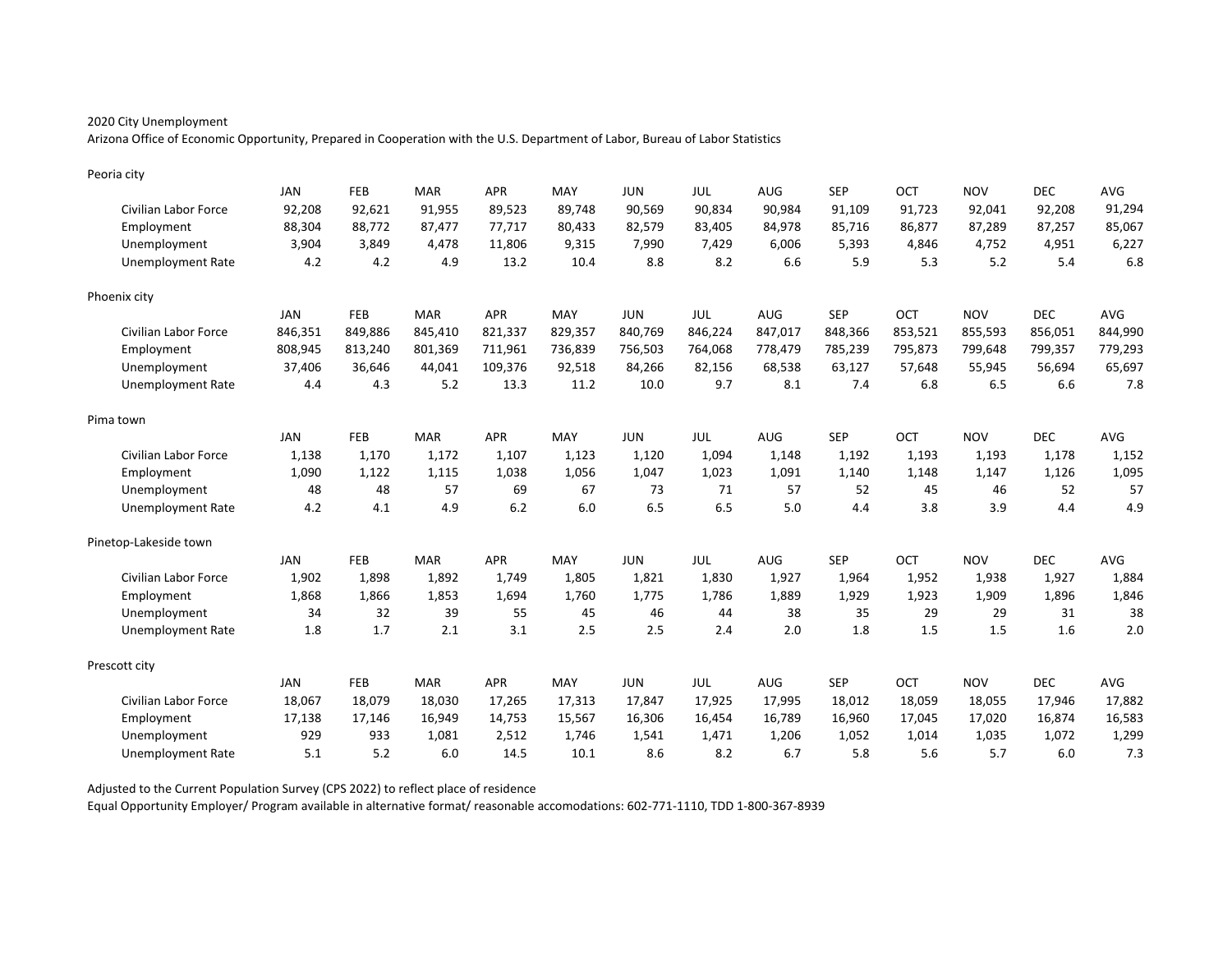2020 City Unemployment

Arizona Office of Economic Opportunity, Prepared in Cooperation with the U.S. Department of Labor, Bureau of Labor Statistics

Peoria city

| | JAN | FEB | MAR | APR | MAY | JUN | JUL | AUG | SEP | OCT | NOV | DEC | AVG |
|---|---|---|---|---|---|---|---|---|---|---|---|---|---|
| Civilian Labor Force | 92,208 | 92,621 | 91,955 | 89,523 | 89,748 | 90,569 | 90,834 | 90,984 | 91,109 | 91,723 | 92,041 | 92,208 | 91,294 |
| Employment | 88,304 | 88,772 | 87,477 | 77,717 | 80,433 | 82,579 | 83,405 | 84,978 | 85,716 | 86,877 | 87,289 | 87,257 | 85,067 |
| Unemployment | 3,904 | 3,849 | 4,478 | 11,806 | 9,315 | 7,990 | 7,429 | 6,006 | 5,393 | 4,846 | 4,752 | 4,951 | 6,227 |
| Unemployment Rate | 4.2 | 4.2 | 4.9 | 13.2 | 10.4 | 8.8 | 8.2 | 6.6 | 5.9 | 5.3 | 5.2 | 5.4 | 6.8 |

Phoenix city

| | JAN | FEB | MAR | APR | MAY | JUN | JUL | AUG | SEP | OCT | NOV | DEC | AVG |
|---|---|---|---|---|---|---|---|---|---|---|---|---|---|
| Civilian Labor Force | 846,351 | 849,886 | 845,410 | 821,337 | 829,357 | 840,769 | 846,224 | 847,017 | 848,366 | 853,521 | 855,593 | 856,051 | 844,990 |
| Employment | 808,945 | 813,240 | 801,369 | 711,961 | 736,839 | 756,503 | 764,068 | 778,479 | 785,239 | 795,873 | 799,648 | 799,357 | 779,293 |
| Unemployment | 37,406 | 36,646 | 44,041 | 109,376 | 92,518 | 84,266 | 82,156 | 68,538 | 63,127 | 57,648 | 55,945 | 56,694 | 65,697 |
| Unemployment Rate | 4.4 | 4.3 | 5.2 | 13.3 | 11.2 | 10.0 | 9.7 | 8.1 | 7.4 | 6.8 | 6.5 | 6.6 | 7.8 |

Pima town

| | JAN | FEB | MAR | APR | MAY | JUN | JUL | AUG | SEP | OCT | NOV | DEC | AVG |
|---|---|---|---|---|---|---|---|---|---|---|---|---|---|
| Civilian Labor Force | 1,138 | 1,170 | 1,172 | 1,107 | 1,123 | 1,120 | 1,094 | 1,148 | 1,192 | 1,193 | 1,193 | 1,178 | 1,152 |
| Employment | 1,090 | 1,122 | 1,115 | 1,038 | 1,056 | 1,047 | 1,023 | 1,091 | 1,140 | 1,148 | 1,147 | 1,126 | 1,095 |
| Unemployment | 48 | 48 | 57 | 69 | 67 | 73 | 71 | 57 | 52 | 45 | 46 | 52 | 57 |
| Unemployment Rate | 4.2 | 4.1 | 4.9 | 6.2 | 6.0 | 6.5 | 6.5 | 5.0 | 4.4 | 3.8 | 3.9 | 4.4 | 4.9 |

Pinetop-Lakeside town

| | JAN | FEB | MAR | APR | MAY | JUN | JUL | AUG | SEP | OCT | NOV | DEC | AVG |
|---|---|---|---|---|---|---|---|---|---|---|---|---|---|
| Civilian Labor Force | 1,902 | 1,898 | 1,892 | 1,749 | 1,805 | 1,821 | 1,830 | 1,927 | 1,964 | 1,952 | 1,938 | 1,927 | 1,884 |
| Employment | 1,868 | 1,866 | 1,853 | 1,694 | 1,760 | 1,775 | 1,786 | 1,889 | 1,929 | 1,923 | 1,909 | 1,896 | 1,846 |
| Unemployment | 34 | 32 | 39 | 55 | 45 | 46 | 44 | 38 | 35 | 29 | 29 | 31 | 38 |
| Unemployment Rate | 1.8 | 1.7 | 2.1 | 3.1 | 2.5 | 2.5 | 2.4 | 2.0 | 1.8 | 1.5 | 1.5 | 1.6 | 2.0 |

Prescott city

| | JAN | FEB | MAR | APR | MAY | JUN | JUL | AUG | SEP | OCT | NOV | DEC | AVG |
|---|---|---|---|---|---|---|---|---|---|---|---|---|---|
| Civilian Labor Force | 18,067 | 18,079 | 18,030 | 17,265 | 17,313 | 17,847 | 17,925 | 17,995 | 18,012 | 18,059 | 18,055 | 17,946 | 17,882 |
| Employment | 17,138 | 17,146 | 16,949 | 14,753 | 15,567 | 16,306 | 16,454 | 16,789 | 16,960 | 17,045 | 17,020 | 16,874 | 16,583 |
| Unemployment | 929 | 933 | 1,081 | 2,512 | 1,746 | 1,541 | 1,471 | 1,206 | 1,052 | 1,014 | 1,035 | 1,072 | 1,299 |
| Unemployment Rate | 5.1 | 5.2 | 6.0 | 14.5 | 10.1 | 8.6 | 8.2 | 6.7 | 5.8 | 5.6 | 5.7 | 6.0 | 7.3 |

Adjusted to the Current Population Survey (CPS 2022) to reflect place of residence

Equal Opportunity Employer/ Program available in alternative format/ reasonable accomodations: 602-771-1110, TDD 1-800-367-8939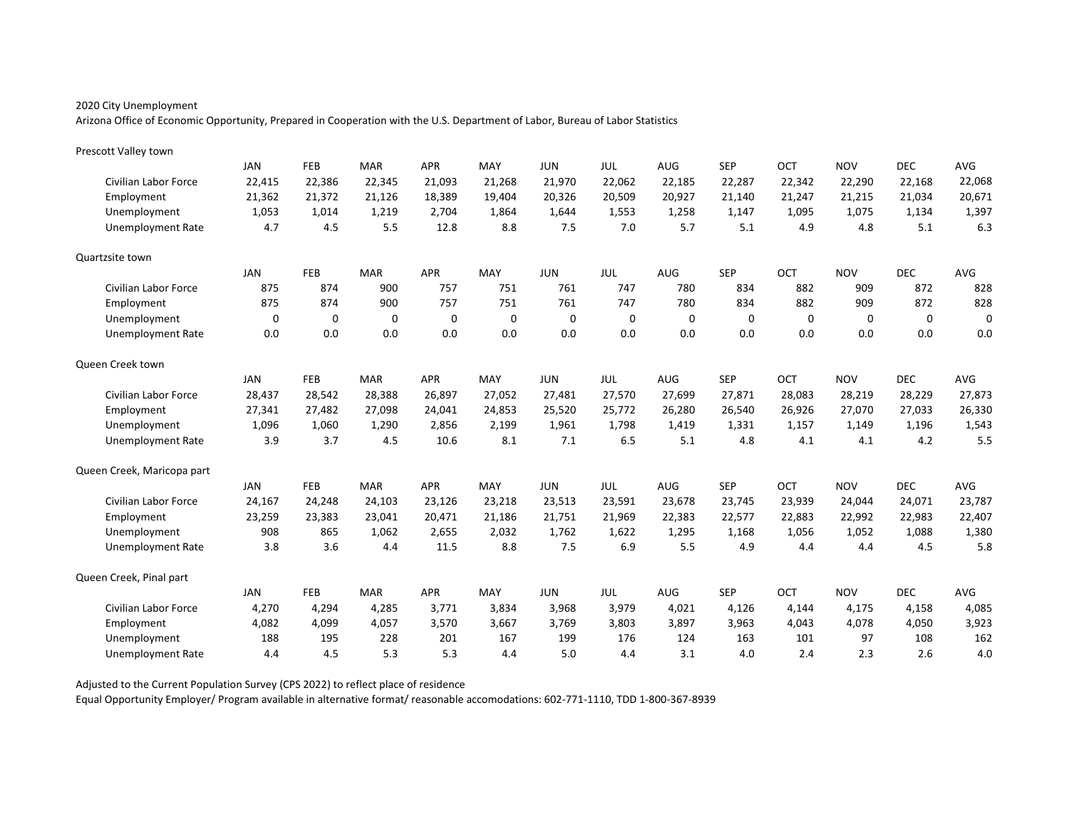2020 City Unemployment

Arizona Office of Economic Opportunity, Prepared in Cooperation with the U.S. Department of Labor, Bureau of Labor Statistics

Prescott Valley town

| | JAN | FEB | MAR | APR | MAY | JUN | JUL | AUG | SEP | OCT | NOV | DEC | AVG |
|---|---|---|---|---|---|---|---|---|---|---|---|---|---|
| Civilian Labor Force | 22,415 | 22,386 | 22,345 | 21,093 | 21,268 | 21,970 | 22,062 | 22,185 | 22,287 | 22,342 | 22,290 | 22,168 | 22,068 |
| Employment | 21,362 | 21,372 | 21,126 | 18,389 | 19,404 | 20,326 | 20,509 | 20,927 | 21,140 | 21,247 | 21,215 | 21,034 | 20,671 |
| Unemployment | 1,053 | 1,014 | 1,219 | 2,704 | 1,864 | 1,644 | 1,553 | 1,258 | 1,147 | 1,095 | 1,075 | 1,134 | 1,397 |
| Unemployment Rate | 4.7 | 4.5 | 5.5 | 12.8 | 8.8 | 7.5 | 7.0 | 5.7 | 5.1 | 4.9 | 4.8 | 5.1 | 6.3 |

Quartzsite town

| | JAN | FEB | MAR | APR | MAY | JUN | JUL | AUG | SEP | OCT | NOV | DEC | AVG |
|---|---|---|---|---|---|---|---|---|---|---|---|---|---|
| Civilian Labor Force | 875 | 874 | 900 | 757 | 751 | 761 | 747 | 780 | 834 | 882 | 909 | 872 | 828 |
| Employment | 875 | 874 | 900 | 757 | 751 | 761 | 747 | 780 | 834 | 882 | 909 | 872 | 828 |
| Unemployment | 0 | 0 | 0 | 0 | 0 | 0 | 0 | 0 | 0 | 0 | 0 | 0 | 0 |
| Unemployment Rate | 0.0 | 0.0 | 0.0 | 0.0 | 0.0 | 0.0 | 0.0 | 0.0 | 0.0 | 0.0 | 0.0 | 0.0 | 0.0 |

Queen Creek town

| | JAN | FEB | MAR | APR | MAY | JUN | JUL | AUG | SEP | OCT | NOV | DEC | AVG |
|---|---|---|---|---|---|---|---|---|---|---|---|---|---|
| Civilian Labor Force | 28,437 | 28,542 | 28,388 | 26,897 | 27,052 | 27,481 | 27,570 | 27,699 | 27,871 | 28,083 | 28,219 | 28,229 | 27,873 |
| Employment | 27,341 | 27,482 | 27,098 | 24,041 | 24,853 | 25,520 | 25,772 | 26,280 | 26,540 | 26,926 | 27,070 | 27,033 | 26,330 |
| Unemployment | 1,096 | 1,060 | 1,290 | 2,856 | 2,199 | 1,961 | 1,798 | 1,419 | 1,331 | 1,157 | 1,149 | 1,196 | 1,543 |
| Unemployment Rate | 3.9 | 3.7 | 4.5 | 10.6 | 8.1 | 7.1 | 6.5 | 5.1 | 4.8 | 4.1 | 4.1 | 4.2 | 5.5 |

Queen Creek, Maricopa part

| | JAN | FEB | MAR | APR | MAY | JUN | JUL | AUG | SEP | OCT | NOV | DEC | AVG |
|---|---|---|---|---|---|---|---|---|---|---|---|---|---|
| Civilian Labor Force | 24,167 | 24,248 | 24,103 | 23,126 | 23,218 | 23,513 | 23,591 | 23,678 | 23,745 | 23,939 | 24,044 | 24,071 | 23,787 |
| Employment | 23,259 | 23,383 | 23,041 | 20,471 | 21,186 | 21,751 | 21,969 | 22,383 | 22,577 | 22,883 | 22,992 | 22,983 | 22,407 |
| Unemployment | 908 | 865 | 1,062 | 2,655 | 2,032 | 1,762 | 1,622 | 1,295 | 1,168 | 1,056 | 1,052 | 1,088 | 1,380 |
| Unemployment Rate | 3.8 | 3.6 | 4.4 | 11.5 | 8.8 | 7.5 | 6.9 | 5.5 | 4.9 | 4.4 | 4.4 | 4.5 | 5.8 |

Queen Creek, Pinal part

| | JAN | FEB | MAR | APR | MAY | JUN | JUL | AUG | SEP | OCT | NOV | DEC | AVG |
|---|---|---|---|---|---|---|---|---|---|---|---|---|---|
| Civilian Labor Force | 4,270 | 4,294 | 4,285 | 3,771 | 3,834 | 3,968 | 3,979 | 4,021 | 4,126 | 4,144 | 4,175 | 4,158 | 4,085 |
| Employment | 4,082 | 4,099 | 4,057 | 3,570 | 3,667 | 3,769 | 3,803 | 3,897 | 3,963 | 4,043 | 4,078 | 4,050 | 3,923 |
| Unemployment | 188 | 195 | 228 | 201 | 167 | 199 | 176 | 124 | 163 | 101 | 97 | 108 | 162 |
| Unemployment Rate | 4.4 | 4.5 | 5.3 | 5.3 | 4.4 | 5.0 | 4.4 | 3.1 | 4.0 | 2.4 | 2.3 | 2.6 | 4.0 |

Adjusted to the Current Population Survey (CPS 2022) to reflect place of residence

Equal Opportunity Employer/ Program available in alternative format/ reasonable accomodations: 602-771-1110, TDD 1-800-367-8939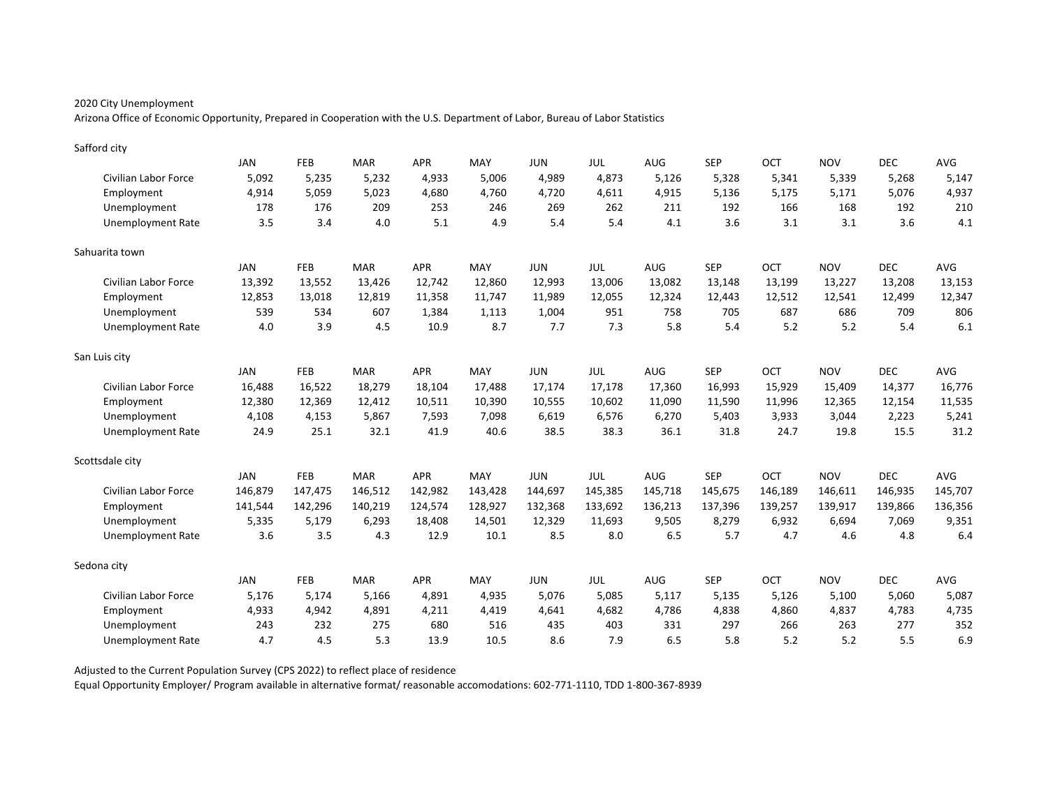2020 City Unemployment

Arizona Office of Economic Opportunity, Prepared in Cooperation with the U.S. Department of Labor, Bureau of Labor Statistics

Safford city

| | JAN | FEB | MAR | APR | MAY | JUN | JUL | AUG | SEP | OCT | NOV | DEC | AVG |
|---|---|---|---|---|---|---|---|---|---|---|---|---|---|
| Civilian Labor Force | 5,092 | 5,235 | 5,232 | 4,933 | 5,006 | 4,989 | 4,873 | 5,126 | 5,328 | 5,341 | 5,339 | 5,268 | 5,147 |
| Employment | 4,914 | 5,059 | 5,023 | 4,680 | 4,760 | 4,720 | 4,611 | 4,915 | 5,136 | 5,175 | 5,171 | 5,076 | 4,937 |
| Unemployment | 178 | 176 | 209 | 253 | 246 | 269 | 262 | 211 | 192 | 166 | 168 | 192 | 210 |
| Unemployment Rate | 3.5 | 3.4 | 4.0 | 5.1 | 4.9 | 5.4 | 5.4 | 4.1 | 3.6 | 3.1 | 3.1 | 3.6 | 4.1 |

Sahuarita town

| | JAN | FEB | MAR | APR | MAY | JUN | JUL | AUG | SEP | OCT | NOV | DEC | AVG |
|---|---|---|---|---|---|---|---|---|---|---|---|---|---|
| Civilian Labor Force | 13,392 | 13,552 | 13,426 | 12,742 | 12,860 | 12,993 | 13,006 | 13,082 | 13,148 | 13,199 | 13,227 | 13,208 | 13,153 |
| Employment | 12,853 | 13,018 | 12,819 | 11,358 | 11,747 | 11,989 | 12,055 | 12,324 | 12,443 | 12,512 | 12,541 | 12,499 | 12,347 |
| Unemployment | 539 | 534 | 607 | 1,384 | 1,113 | 1,004 | 951 | 758 | 705 | 687 | 686 | 709 | 806 |
| Unemployment Rate | 4.0 | 3.9 | 4.5 | 10.9 | 8.7 | 7.7 | 7.3 | 5.8 | 5.4 | 5.2 | 5.2 | 5.4 | 6.1 |

San Luis city

| | JAN | FEB | MAR | APR | MAY | JUN | JUL | AUG | SEP | OCT | NOV | DEC | AVG |
|---|---|---|---|---|---|---|---|---|---|---|---|---|---|
| Civilian Labor Force | 16,488 | 16,522 | 18,279 | 18,104 | 17,488 | 17,174 | 17,178 | 17,360 | 16,993 | 15,929 | 15,409 | 14,377 | 16,776 |
| Employment | 12,380 | 12,369 | 12,412 | 10,511 | 10,390 | 10,555 | 10,602 | 11,090 | 11,590 | 11,996 | 12,365 | 12,154 | 11,535 |
| Unemployment | 4,108 | 4,153 | 5,867 | 7,593 | 7,098 | 6,619 | 6,576 | 6,270 | 5,403 | 3,933 | 3,044 | 2,223 | 5,241 |
| Unemployment Rate | 24.9 | 25.1 | 32.1 | 41.9 | 40.6 | 38.5 | 38.3 | 36.1 | 31.8 | 24.7 | 19.8 | 15.5 | 31.2 |

Scottsdale city

| | JAN | FEB | MAR | APR | MAY | JUN | JUL | AUG | SEP | OCT | NOV | DEC | AVG |
|---|---|---|---|---|---|---|---|---|---|---|---|---|---|
| Civilian Labor Force | 146,879 | 147,475 | 146,512 | 142,982 | 143,428 | 144,697 | 145,385 | 145,718 | 145,675 | 146,189 | 146,611 | 146,935 | 145,707 |
| Employment | 141,544 | 142,296 | 140,219 | 124,574 | 128,927 | 132,368 | 133,692 | 136,213 | 137,396 | 139,257 | 139,917 | 139,866 | 136,356 |
| Unemployment | 5,335 | 5,179 | 6,293 | 18,408 | 14,501 | 12,329 | 11,693 | 9,505 | 8,279 | 6,932 | 6,694 | 7,069 | 9,351 |
| Unemployment Rate | 3.6 | 3.5 | 4.3 | 12.9 | 10.1 | 8.5 | 8.0 | 6.5 | 5.7 | 4.7 | 4.6 | 4.8 | 6.4 |

Sedona city

| | JAN | FEB | MAR | APR | MAY | JUN | JUL | AUG | SEP | OCT | NOV | DEC | AVG |
|---|---|---|---|---|---|---|---|---|---|---|---|---|---|
| Civilian Labor Force | 5,176 | 5,174 | 5,166 | 4,891 | 4,935 | 5,076 | 5,085 | 5,117 | 5,135 | 5,126 | 5,100 | 5,060 | 5,087 |
| Employment | 4,933 | 4,942 | 4,891 | 4,211 | 4,419 | 4,641 | 4,682 | 4,786 | 4,838 | 4,860 | 4,837 | 4,783 | 4,735 |
| Unemployment | 243 | 232 | 275 | 680 | 516 | 435 | 403 | 331 | 297 | 266 | 263 | 277 | 352 |
| Unemployment Rate | 4.7 | 4.5 | 5.3 | 13.9 | 10.5 | 8.6 | 7.9 | 6.5 | 5.8 | 5.2 | 5.2 | 5.5 | 6.9 |

Adjusted to the Current Population Survey (CPS 2022) to reflect place of residence

Equal Opportunity Employer/ Program available in alternative format/ reasonable accomodations: 602-771-1110, TDD 1-800-367-8939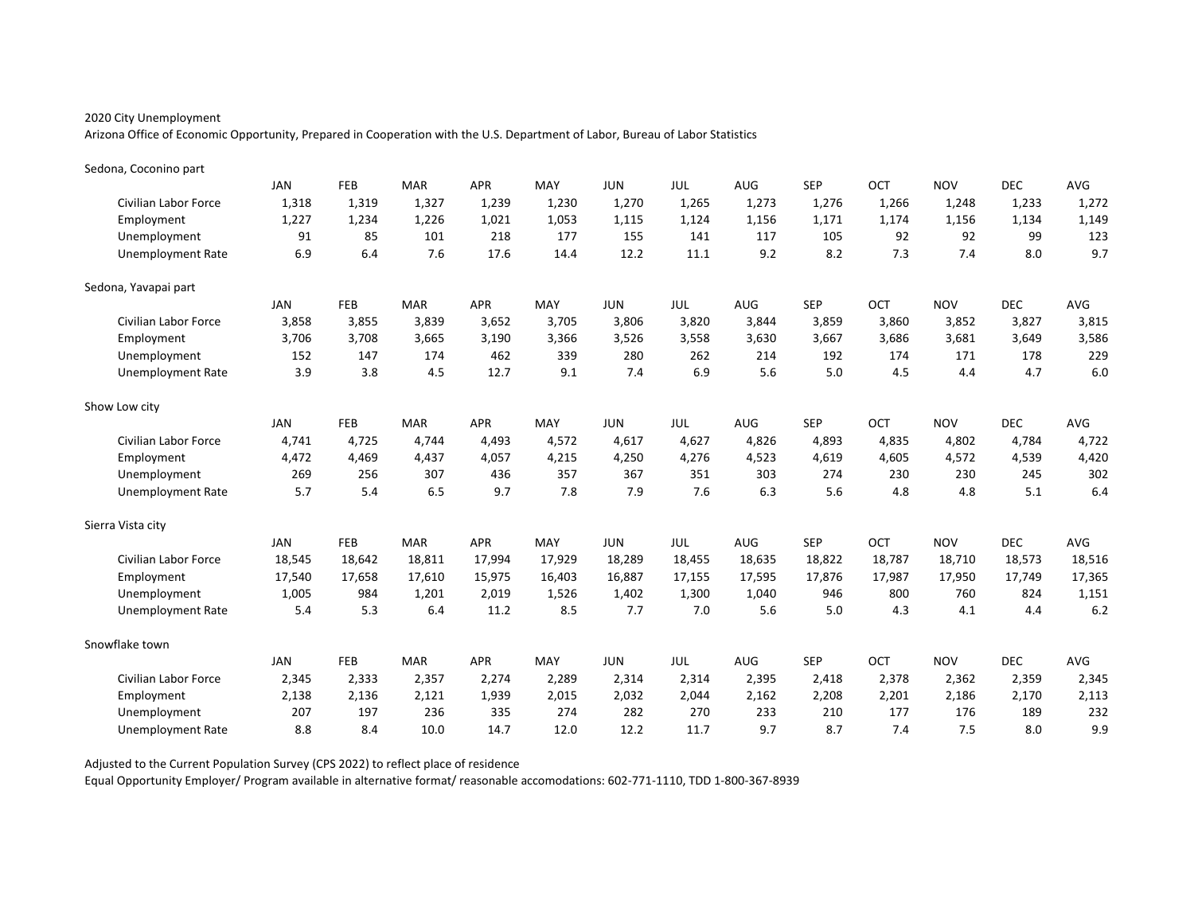2020 City Unemployment

Arizona Office of Economic Opportunity, Prepared in Cooperation with the U.S. Department of Labor, Bureau of Labor Statistics

Sedona, Coconino part

| | JAN | FEB | MAR | APR | MAY | JUN | JUL | AUG | SEP | OCT | NOV | DEC | AVG |
|---|---|---|---|---|---|---|---|---|---|---|---|---|---|
| Civilian Labor Force | 1,318 | 1,319 | 1,327 | 1,239 | 1,230 | 1,270 | 1,265 | 1,273 | 1,276 | 1,266 | 1,248 | 1,233 | 1,272 |
| Employment | 1,227 | 1,234 | 1,226 | 1,021 | 1,053 | 1,115 | 1,124 | 1,156 | 1,171 | 1,174 | 1,156 | 1,134 | 1,149 |
| Unemployment | 91 | 85 | 101 | 218 | 177 | 155 | 141 | 117 | 105 | 92 | 92 | 99 | 123 |
| Unemployment Rate | 6.9 | 6.4 | 7.6 | 17.6 | 14.4 | 12.2 | 11.1 | 9.2 | 8.2 | 7.3 | 7.4 | 8.0 | 9.7 |

Sedona, Yavapai part

| | JAN | FEB | MAR | APR | MAY | JUN | JUL | AUG | SEP | OCT | NOV | DEC | AVG |
|---|---|---|---|---|---|---|---|---|---|---|---|---|---|
| Civilian Labor Force | 3,858 | 3,855 | 3,839 | 3,652 | 3,705 | 3,806 | 3,820 | 3,844 | 3,859 | 3,860 | 3,852 | 3,827 | 3,815 |
| Employment | 3,706 | 3,708 | 3,665 | 3,190 | 3,366 | 3,526 | 3,558 | 3,630 | 3,667 | 3,686 | 3,681 | 3,649 | 3,586 |
| Unemployment | 152 | 147 | 174 | 462 | 339 | 280 | 262 | 214 | 192 | 174 | 171 | 178 | 229 |
| Unemployment Rate | 3.9 | 3.8 | 4.5 | 12.7 | 9.1 | 7.4 | 6.9 | 5.6 | 5.0 | 4.5 | 4.4 | 4.7 | 6.0 |

Show Low city

| | JAN | FEB | MAR | APR | MAY | JUN | JUL | AUG | SEP | OCT | NOV | DEC | AVG |
|---|---|---|---|---|---|---|---|---|---|---|---|---|---|
| Civilian Labor Force | 4,741 | 4,725 | 4,744 | 4,493 | 4,572 | 4,617 | 4,627 | 4,826 | 4,893 | 4,835 | 4,802 | 4,784 | 4,722 |
| Employment | 4,472 | 4,469 | 4,437 | 4,057 | 4,215 | 4,250 | 4,276 | 4,523 | 4,619 | 4,605 | 4,572 | 4,539 | 4,420 |
| Unemployment | 269 | 256 | 307 | 436 | 357 | 367 | 351 | 303 | 274 | 230 | 230 | 245 | 302 |
| Unemployment Rate | 5.7 | 5.4 | 6.5 | 9.7 | 7.8 | 7.9 | 7.6 | 6.3 | 5.6 | 4.8 | 4.8 | 5.1 | 6.4 |

Sierra Vista city

| | JAN | FEB | MAR | APR | MAY | JUN | JUL | AUG | SEP | OCT | NOV | DEC | AVG |
|---|---|---|---|---|---|---|---|---|---|---|---|---|---|
| Civilian Labor Force | 18,545 | 18,642 | 18,811 | 17,994 | 17,929 | 18,289 | 18,455 | 18,635 | 18,822 | 18,787 | 18,710 | 18,573 | 18,516 |
| Employment | 17,540 | 17,658 | 17,610 | 15,975 | 16,403 | 16,887 | 17,155 | 17,595 | 17,876 | 17,987 | 17,950 | 17,749 | 17,365 |
| Unemployment | 1,005 | 984 | 1,201 | 2,019 | 1,526 | 1,402 | 1,300 | 1,040 | 946 | 800 | 760 | 824 | 1,151 |
| Unemployment Rate | 5.4 | 5.3 | 6.4 | 11.2 | 8.5 | 7.7 | 7.0 | 5.6 | 5.0 | 4.3 | 4.1 | 4.4 | 6.2 |

Snowflake town

| | JAN | FEB | MAR | APR | MAY | JUN | JUL | AUG | SEP | OCT | NOV | DEC | AVG |
|---|---|---|---|---|---|---|---|---|---|---|---|---|---|
| Civilian Labor Force | 2,345 | 2,333 | 2,357 | 2,274 | 2,289 | 2,314 | 2,314 | 2,395 | 2,418 | 2,378 | 2,362 | 2,359 | 2,345 |
| Employment | 2,138 | 2,136 | 2,121 | 1,939 | 2,015 | 2,032 | 2,044 | 2,162 | 2,208 | 2,201 | 2,186 | 2,170 | 2,113 |
| Unemployment | 207 | 197 | 236 | 335 | 274 | 282 | 270 | 233 | 210 | 177 | 176 | 189 | 232 |
| Unemployment Rate | 8.8 | 8.4 | 10.0 | 14.7 | 12.0 | 12.2 | 11.7 | 9.7 | 8.7 | 7.4 | 7.5 | 8.0 | 9.9 |

Adjusted to the Current Population Survey (CPS 2022) to reflect place of residence

Equal Opportunity Employer/ Program available in alternative format/ reasonable accomodations: 602-771-1110, TDD 1-800-367-8939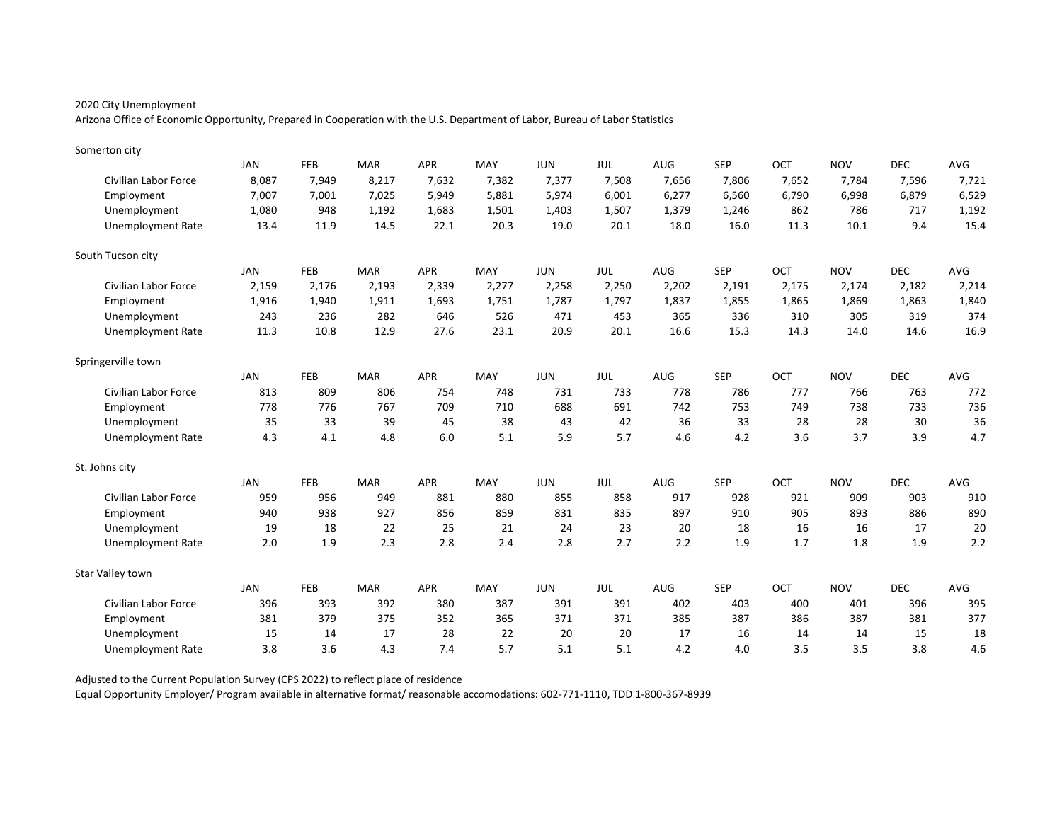2020 City Unemployment

Arizona Office of Economic Opportunity, Prepared in Cooperation with the U.S. Department of Labor, Bureau of Labor Statistics

Somerton city

| | JAN | FEB | MAR | APR | MAY | JUN | JUL | AUG | SEP | OCT | NOV | DEC | AVG |
|---|---|---|---|---|---|---|---|---|---|---|---|---|---|
| Civilian Labor Force | 8,087 | 7,949 | 8,217 | 7,632 | 7,382 | 7,377 | 7,508 | 7,656 | 7,806 | 7,652 | 7,784 | 7,596 | 7,721 |
| Employment | 7,007 | 7,001 | 7,025 | 5,949 | 5,881 | 5,974 | 6,001 | 6,277 | 6,560 | 6,790 | 6,998 | 6,879 | 6,529 |
| Unemployment | 1,080 | 948 | 1,192 | 1,683 | 1,501 | 1,403 | 1,507 | 1,379 | 1,246 | 862 | 786 | 717 | 1,192 |
| Unemployment Rate | 13.4 | 11.9 | 14.5 | 22.1 | 20.3 | 19.0 | 20.1 | 18.0 | 16.0 | 11.3 | 10.1 | 9.4 | 15.4 |

South Tucson city

| | JAN | FEB | MAR | APR | MAY | JUN | JUL | AUG | SEP | OCT | NOV | DEC | AVG |
|---|---|---|---|---|---|---|---|---|---|---|---|---|---|
| Civilian Labor Force | 2,159 | 2,176 | 2,193 | 2,339 | 2,277 | 2,258 | 2,250 | 2,202 | 2,191 | 2,175 | 2,174 | 2,182 | 2,214 |
| Employment | 1,916 | 1,940 | 1,911 | 1,693 | 1,751 | 1,787 | 1,797 | 1,837 | 1,855 | 1,865 | 1,869 | 1,863 | 1,840 |
| Unemployment | 243 | 236 | 282 | 646 | 526 | 471 | 453 | 365 | 336 | 310 | 305 | 319 | 374 |
| Unemployment Rate | 11.3 | 10.8 | 12.9 | 27.6 | 23.1 | 20.9 | 20.1 | 16.6 | 15.3 | 14.3 | 14.0 | 14.6 | 16.9 |

Springerville town

| | JAN | FEB | MAR | APR | MAY | JUN | JUL | AUG | SEP | OCT | NOV | DEC | AVG |
|---|---|---|---|---|---|---|---|---|---|---|---|---|---|
| Civilian Labor Force | 813 | 809 | 806 | 754 | 748 | 731 | 733 | 778 | 786 | 777 | 766 | 763 | 772 |
| Employment | 778 | 776 | 767 | 709 | 710 | 688 | 691 | 742 | 753 | 749 | 738 | 733 | 736 |
| Unemployment | 35 | 33 | 39 | 45 | 38 | 43 | 42 | 36 | 33 | 28 | 28 | 30 | 36 |
| Unemployment Rate | 4.3 | 4.1 | 4.8 | 6.0 | 5.1 | 5.9 | 5.7 | 4.6 | 4.2 | 3.6 | 3.7 | 3.9 | 4.7 |

St. Johns city

| | JAN | FEB | MAR | APR | MAY | JUN | JUL | AUG | SEP | OCT | NOV | DEC | AVG |
|---|---|---|---|---|---|---|---|---|---|---|---|---|---|
| Civilian Labor Force | 959 | 956 | 949 | 881 | 880 | 855 | 858 | 917 | 928 | 921 | 909 | 903 | 910 |
| Employment | 940 | 938 | 927 | 856 | 859 | 831 | 835 | 897 | 910 | 905 | 893 | 886 | 890 |
| Unemployment | 19 | 18 | 22 | 25 | 21 | 24 | 23 | 20 | 18 | 16 | 16 | 17 | 20 |
| Unemployment Rate | 2.0 | 1.9 | 2.3 | 2.8 | 2.4 | 2.8 | 2.7 | 2.2 | 1.9 | 1.7 | 1.8 | 1.9 | 2.2 |

Star Valley town

| | JAN | FEB | MAR | APR | MAY | JUN | JUL | AUG | SEP | OCT | NOV | DEC | AVG |
|---|---|---|---|---|---|---|---|---|---|---|---|---|---|
| Civilian Labor Force | 396 | 393 | 392 | 380 | 387 | 391 | 391 | 402 | 403 | 400 | 401 | 396 | 395 |
| Employment | 381 | 379 | 375 | 352 | 365 | 371 | 371 | 385 | 387 | 386 | 387 | 381 | 377 |
| Unemployment | 15 | 14 | 17 | 28 | 22 | 20 | 20 | 17 | 16 | 14 | 14 | 15 | 18 |
| Unemployment Rate | 3.8 | 3.6 | 4.3 | 7.4 | 5.7 | 5.1 | 5.1 | 4.2 | 4.0 | 3.5 | 3.5 | 3.8 | 4.6 |

Adjusted to the Current Population Survey (CPS 2022) to reflect place of residence

Equal Opportunity Employer/ Program available in alternative format/ reasonable accomodations: 602-771-1110, TDD 1-800-367-8939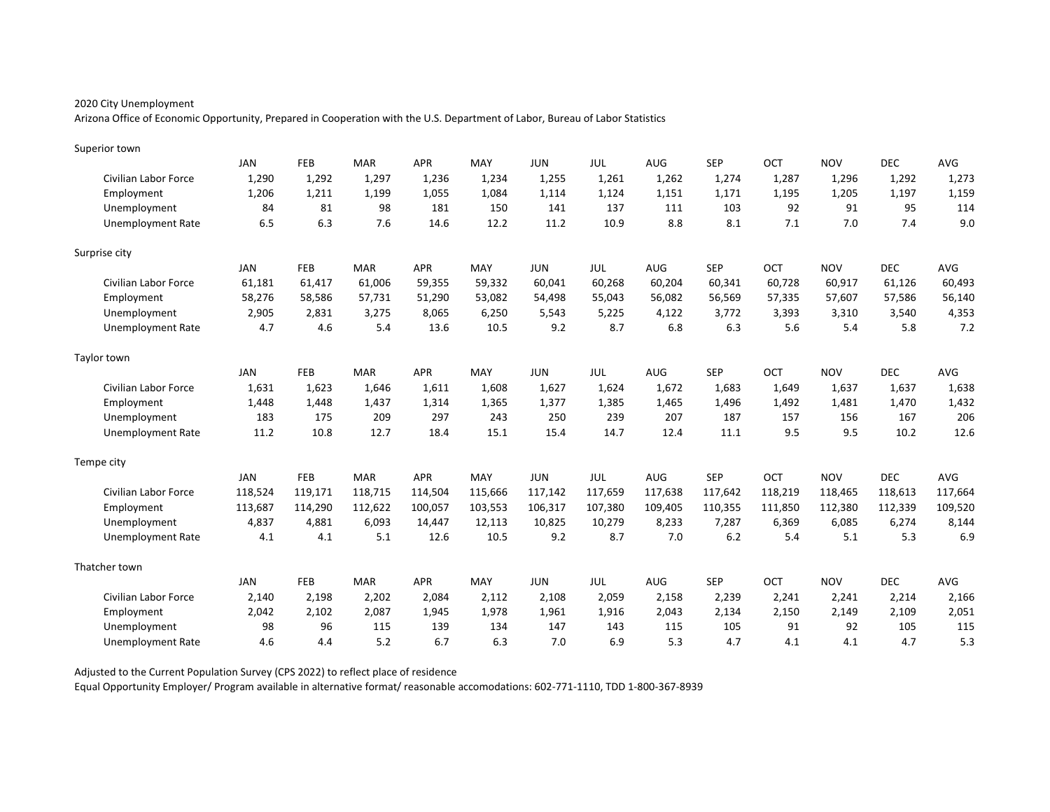2020 City Unemployment

Arizona Office of Economic Opportunity, Prepared in Cooperation with the U.S. Department of Labor, Bureau of Labor Statistics

Superior town

| | JAN | FEB | MAR | APR | MAY | JUN | JUL | AUG | SEP | OCT | NOV | DEC | AVG |
|---|---|---|---|---|---|---|---|---|---|---|---|---|---|
| Civilian Labor Force | 1,290 | 1,292 | 1,297 | 1,236 | 1,234 | 1,255 | 1,261 | 1,262 | 1,274 | 1,287 | 1,296 | 1,292 | 1,273 |
| Employment | 1,206 | 1,211 | 1,199 | 1,055 | 1,084 | 1,114 | 1,124 | 1,151 | 1,171 | 1,195 | 1,205 | 1,197 | 1,159 |
| Unemployment | 84 | 81 | 98 | 181 | 150 | 141 | 137 | 111 | 103 | 92 | 91 | 95 | 114 |
| Unemployment Rate | 6.5 | 6.3 | 7.6 | 14.6 | 12.2 | 11.2 | 10.9 | 8.8 | 8.1 | 7.1 | 7.0 | 7.4 | 9.0 |

Surprise city

| | JAN | FEB | MAR | APR | MAY | JUN | JUL | AUG | SEP | OCT | NOV | DEC | AVG |
|---|---|---|---|---|---|---|---|---|---|---|---|---|---|
| Civilian Labor Force | 61,181 | 61,417 | 61,006 | 59,355 | 59,332 | 60,041 | 60,268 | 60,204 | 60,341 | 60,728 | 60,917 | 61,126 | 60,493 |
| Employment | 58,276 | 58,586 | 57,731 | 51,290 | 53,082 | 54,498 | 55,043 | 56,082 | 56,569 | 57,335 | 57,607 | 57,586 | 56,140 |
| Unemployment | 2,905 | 2,831 | 3,275 | 8,065 | 6,250 | 5,543 | 5,225 | 4,122 | 3,772 | 3,393 | 3,310 | 3,540 | 4,353 |
| Unemployment Rate | 4.7 | 4.6 | 5.4 | 13.6 | 10.5 | 9.2 | 8.7 | 6.8 | 6.3 | 5.6 | 5.4 | 5.8 | 7.2 |

Taylor town

| | JAN | FEB | MAR | APR | MAY | JUN | JUL | AUG | SEP | OCT | NOV | DEC | AVG |
|---|---|---|---|---|---|---|---|---|---|---|---|---|---|
| Civilian Labor Force | 1,631 | 1,623 | 1,646 | 1,611 | 1,608 | 1,627 | 1,624 | 1,672 | 1,683 | 1,649 | 1,637 | 1,637 | 1,638 |
| Employment | 1,448 | 1,448 | 1,437 | 1,314 | 1,365 | 1,377 | 1,385 | 1,465 | 1,496 | 1,492 | 1,481 | 1,470 | 1,432 |
| Unemployment | 183 | 175 | 209 | 297 | 243 | 250 | 239 | 207 | 187 | 157 | 156 | 167 | 206 |
| Unemployment Rate | 11.2 | 10.8 | 12.7 | 18.4 | 15.1 | 15.4 | 14.7 | 12.4 | 11.1 | 9.5 | 9.5 | 10.2 | 12.6 |

Tempe city

| | JAN | FEB | MAR | APR | MAY | JUN | JUL | AUG | SEP | OCT | NOV | DEC | AVG |
|---|---|---|---|---|---|---|---|---|---|---|---|---|---|
| Civilian Labor Force | 118,524 | 119,171 | 118,715 | 114,504 | 115,666 | 117,142 | 117,659 | 117,638 | 117,642 | 118,219 | 118,465 | 118,613 | 117,664 |
| Employment | 113,687 | 114,290 | 112,622 | 100,057 | 103,553 | 106,317 | 107,380 | 109,405 | 110,355 | 111,850 | 112,380 | 112,339 | 109,520 |
| Unemployment | 4,837 | 4,881 | 6,093 | 14,447 | 12,113 | 10,825 | 10,279 | 8,233 | 7,287 | 6,369 | 6,085 | 6,274 | 8,144 |
| Unemployment Rate | 4.1 | 4.1 | 5.1 | 12.6 | 10.5 | 9.2 | 8.7 | 7.0 | 6.2 | 5.4 | 5.1 | 5.3 | 6.9 |

Thatcher town

| | JAN | FEB | MAR | APR | MAY | JUN | JUL | AUG | SEP | OCT | NOV | DEC | AVG |
|---|---|---|---|---|---|---|---|---|---|---|---|---|---|
| Civilian Labor Force | 2,140 | 2,198 | 2,202 | 2,084 | 2,112 | 2,108 | 2,059 | 2,158 | 2,239 | 2,241 | 2,241 | 2,214 | 2,166 |
| Employment | 2,042 | 2,102 | 2,087 | 1,945 | 1,978 | 1,961 | 1,916 | 2,043 | 2,134 | 2,150 | 2,149 | 2,109 | 2,051 |
| Unemployment | 98 | 96 | 115 | 139 | 134 | 147 | 143 | 115 | 105 | 91 | 92 | 105 | 115 |
| Unemployment Rate | 4.6 | 4.4 | 5.2 | 6.7 | 6.3 | 7.0 | 6.9 | 5.3 | 4.7 | 4.1 | 4.1 | 4.7 | 5.3 |

Adjusted to the Current Population Survey (CPS 2022) to reflect place of residence

Equal Opportunity Employer/ Program available in alternative format/ reasonable accomodations: 602-771-1110, TDD 1-800-367-8939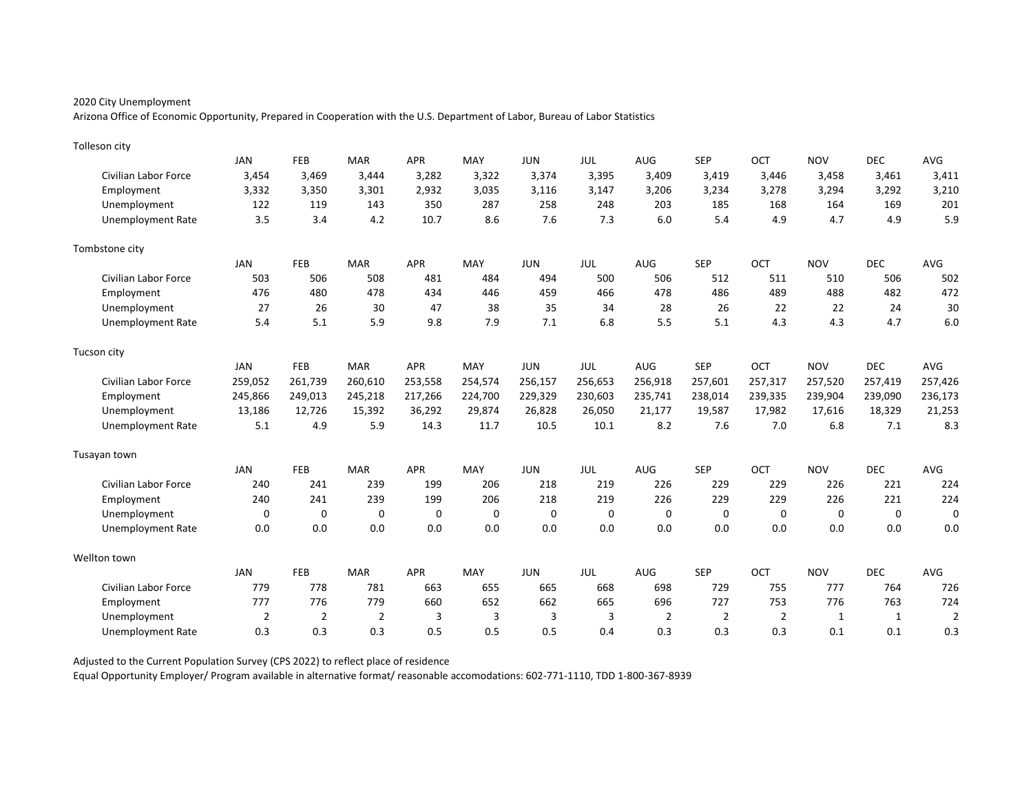2020 City Unemployment

Arizona Office of Economic Opportunity, Prepared in Cooperation with the U.S. Department of Labor, Bureau of Labor Statistics

Tolleson city

| | JAN | FEB | MAR | APR | MAY | JUN | JUL | AUG | SEP | OCT | NOV | DEC | AVG |
|---|---|---|---|---|---|---|---|---|---|---|---|---|---|
| Civilian Labor Force | 3,454 | 3,469 | 3,444 | 3,282 | 3,322 | 3,374 | 3,395 | 3,409 | 3,419 | 3,446 | 3,458 | 3,461 | 3,411 |
| Employment | 3,332 | 3,350 | 3,301 | 2,932 | 3,035 | 3,116 | 3,147 | 3,206 | 3,234 | 3,278 | 3,294 | 3,292 | 3,210 |
| Unemployment | 122 | 119 | 143 | 350 | 287 | 258 | 248 | 203 | 185 | 168 | 164 | 169 | 201 |
| Unemployment Rate | 3.5 | 3.4 | 4.2 | 10.7 | 8.6 | 7.6 | 7.3 | 6.0 | 5.4 | 4.9 | 4.7 | 4.9 | 5.9 |

Tombstone city

| | JAN | FEB | MAR | APR | MAY | JUN | JUL | AUG | SEP | OCT | NOV | DEC | AVG |
|---|---|---|---|---|---|---|---|---|---|---|---|---|---|
| Civilian Labor Force | 503 | 506 | 508 | 481 | 484 | 494 | 500 | 506 | 512 | 511 | 510 | 506 | 502 |
| Employment | 476 | 480 | 478 | 434 | 446 | 459 | 466 | 478 | 486 | 489 | 488 | 482 | 472 |
| Unemployment | 27 | 26 | 30 | 47 | 38 | 35 | 34 | 28 | 26 | 22 | 22 | 24 | 30 |
| Unemployment Rate | 5.4 | 5.1 | 5.9 | 9.8 | 7.9 | 7.1 | 6.8 | 5.5 | 5.1 | 4.3 | 4.3 | 4.7 | 6.0 |

Tucson city

| | JAN | FEB | MAR | APR | MAY | JUN | JUL | AUG | SEP | OCT | NOV | DEC | AVG |
|---|---|---|---|---|---|---|---|---|---|---|---|---|---|
| Civilian Labor Force | 259,052 | 261,739 | 260,610 | 253,558 | 254,574 | 256,157 | 256,653 | 256,918 | 257,601 | 257,317 | 257,520 | 257,419 | 257,426 |
| Employment | 245,866 | 249,013 | 245,218 | 217,266 | 224,700 | 229,329 | 230,603 | 235,741 | 238,014 | 239,335 | 239,904 | 239,090 | 236,173 |
| Unemployment | 13,186 | 12,726 | 15,392 | 36,292 | 29,874 | 26,828 | 26,050 | 21,177 | 19,587 | 17,982 | 17,616 | 18,329 | 21,253 |
| Unemployment Rate | 5.1 | 4.9 | 5.9 | 14.3 | 11.7 | 10.5 | 10.1 | 8.2 | 7.6 | 7.0 | 6.8 | 7.1 | 8.3 |

Tusayan town

| | JAN | FEB | MAR | APR | MAY | JUN | JUL | AUG | SEP | OCT | NOV | DEC | AVG |
|---|---|---|---|---|---|---|---|---|---|---|---|---|---|
| Civilian Labor Force | 240 | 241 | 239 | 199 | 206 | 218 | 219 | 226 | 229 | 229 | 226 | 221 | 224 |
| Employment | 240 | 241 | 239 | 199 | 206 | 218 | 219 | 226 | 229 | 229 | 226 | 221 | 224 |
| Unemployment | 0 | 0 | 0 | 0 | 0 | 0 | 0 | 0 | 0 | 0 | 0 | 0 | 0 |
| Unemployment Rate | 0.0 | 0.0 | 0.0 | 0.0 | 0.0 | 0.0 | 0.0 | 0.0 | 0.0 | 0.0 | 0.0 | 0.0 | 0.0 |

Wellton town

| | JAN | FEB | MAR | APR | MAY | JUN | JUL | AUG | SEP | OCT | NOV | DEC | AVG |
|---|---|---|---|---|---|---|---|---|---|---|---|---|---|
| Civilian Labor Force | 779 | 778 | 781 | 663 | 655 | 665 | 668 | 698 | 729 | 755 | 777 | 764 | 726 |
| Employment | 777 | 776 | 779 | 660 | 652 | 662 | 665 | 696 | 727 | 753 | 776 | 763 | 724 |
| Unemployment | 2 | 2 | 2 | 3 | 3 | 3 | 3 | 2 | 2 | 2 | 1 | 1 | 2 |
| Unemployment Rate | 0.3 | 0.3 | 0.3 | 0.5 | 0.5 | 0.5 | 0.4 | 0.3 | 0.3 | 0.3 | 0.1 | 0.1 | 0.3 |

Adjusted to the Current Population Survey (CPS 2022) to reflect place of residence

Equal Opportunity Employer/ Program available in alternative format/ reasonable accomodations: 602-771-1110, TDD 1-800-367-8939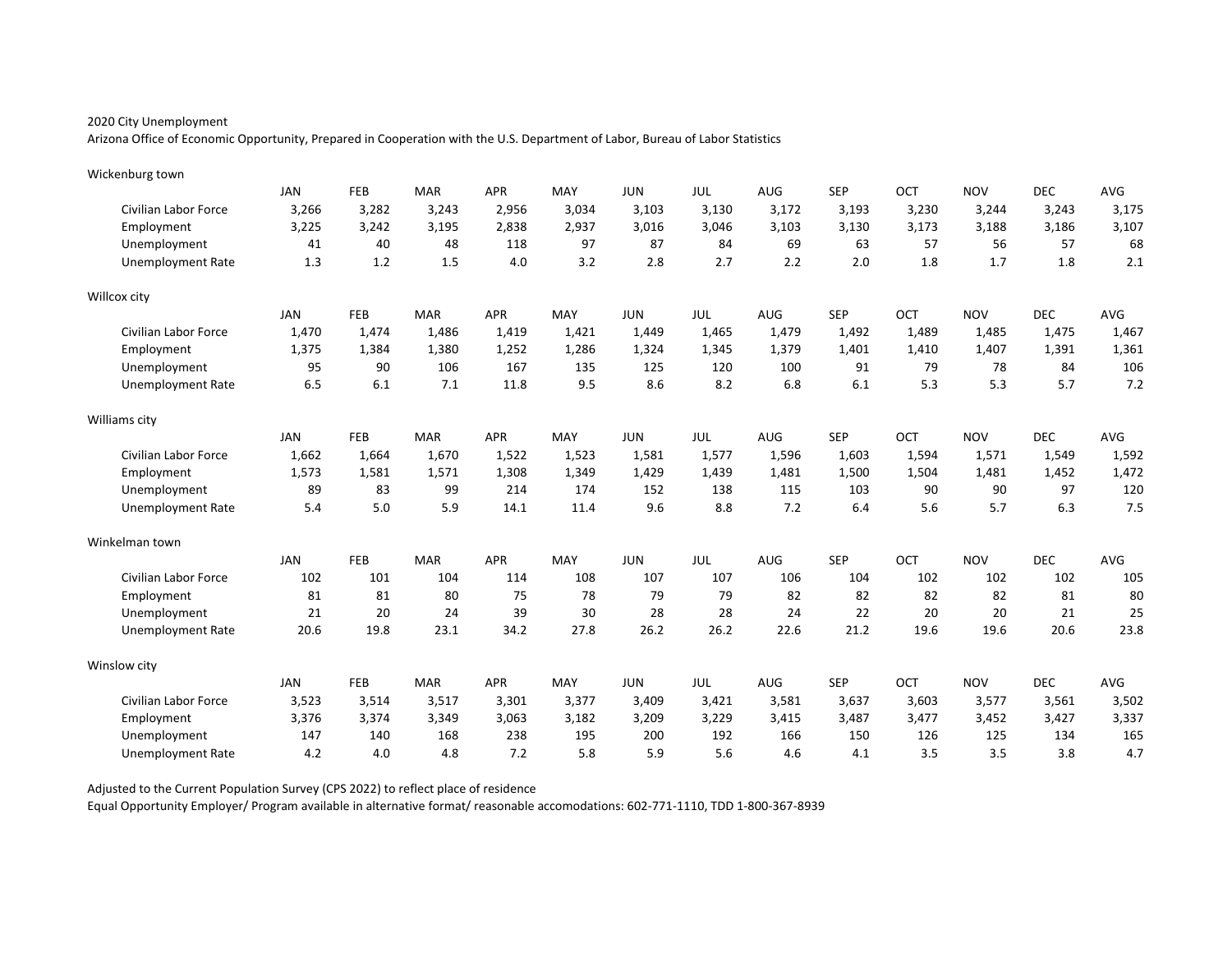2020 City Unemployment

Arizona Office of Economic Opportunity, Prepared in Cooperation with the U.S. Department of Labor, Bureau of Labor Statistics

Wickenburg town

| | JAN | FEB | MAR | APR | MAY | JUN | JUL | AUG | SEP | OCT | NOV | DEC | AVG |
|---|---|---|---|---|---|---|---|---|---|---|---|---|---|
| Civilian Labor Force | 3,266 | 3,282 | 3,243 | 2,956 | 3,034 | 3,103 | 3,130 | 3,172 | 3,193 | 3,230 | 3,244 | 3,243 | 3,175 |
| Employment | 3,225 | 3,242 | 3,195 | 2,838 | 2,937 | 3,016 | 3,046 | 3,103 | 3,130 | 3,173 | 3,188 | 3,186 | 3,107 |
| Unemployment | 41 | 40 | 48 | 118 | 97 | 87 | 84 | 69 | 63 | 57 | 56 | 57 | 68 |
| Unemployment Rate | 1.3 | 1.2 | 1.5 | 4.0 | 3.2 | 2.8 | 2.7 | 2.2 | 2.0 | 1.8 | 1.7 | 1.8 | 2.1 |

Willcox city

| | JAN | FEB | MAR | APR | MAY | JUN | JUL | AUG | SEP | OCT | NOV | DEC | AVG |
|---|---|---|---|---|---|---|---|---|---|---|---|---|---|
| Civilian Labor Force | 1,470 | 1,474 | 1,486 | 1,419 | 1,421 | 1,449 | 1,465 | 1,479 | 1,492 | 1,489 | 1,485 | 1,475 | 1,467 |
| Employment | 1,375 | 1,384 | 1,380 | 1,252 | 1,286 | 1,324 | 1,345 | 1,379 | 1,401 | 1,410 | 1,407 | 1,391 | 1,361 |
| Unemployment | 95 | 90 | 106 | 167 | 135 | 125 | 120 | 100 | 91 | 79 | 78 | 84 | 106 |
| Unemployment Rate | 6.5 | 6.1 | 7.1 | 11.8 | 9.5 | 8.6 | 8.2 | 6.8 | 6.1 | 5.3 | 5.3 | 5.7 | 7.2 |

Williams city

| | JAN | FEB | MAR | APR | MAY | JUN | JUL | AUG | SEP | OCT | NOV | DEC | AVG |
|---|---|---|---|---|---|---|---|---|---|---|---|---|---|
| Civilian Labor Force | 1,662 | 1,664 | 1,670 | 1,522 | 1,523 | 1,581 | 1,577 | 1,596 | 1,603 | 1,594 | 1,571 | 1,549 | 1,592 |
| Employment | 1,573 | 1,581 | 1,571 | 1,308 | 1,349 | 1,429 | 1,439 | 1,481 | 1,500 | 1,504 | 1,481 | 1,452 | 1,472 |
| Unemployment | 89 | 83 | 99 | 214 | 174 | 152 | 138 | 115 | 103 | 90 | 90 | 97 | 120 |
| Unemployment Rate | 5.4 | 5.0 | 5.9 | 14.1 | 11.4 | 9.6 | 8.8 | 7.2 | 6.4 | 5.6 | 5.7 | 6.3 | 7.5 |

Winkelman town

| | JAN | FEB | MAR | APR | MAY | JUN | JUL | AUG | SEP | OCT | NOV | DEC | AVG |
|---|---|---|---|---|---|---|---|---|---|---|---|---|---|
| Civilian Labor Force | 102 | 101 | 104 | 114 | 108 | 107 | 107 | 106 | 104 | 102 | 102 | 102 | 105 |
| Employment | 81 | 81 | 80 | 75 | 78 | 79 | 79 | 82 | 82 | 82 | 82 | 81 | 80 |
| Unemployment | 21 | 20 | 24 | 39 | 30 | 28 | 28 | 24 | 22 | 20 | 20 | 21 | 25 |
| Unemployment Rate | 20.6 | 19.8 | 23.1 | 34.2 | 27.8 | 26.2 | 26.2 | 22.6 | 21.2 | 19.6 | 19.6 | 20.6 | 23.8 |

Winslow city

| | JAN | FEB | MAR | APR | MAY | JUN | JUL | AUG | SEP | OCT | NOV | DEC | AVG |
|---|---|---|---|---|---|---|---|---|---|---|---|---|---|
| Civilian Labor Force | 3,523 | 3,514 | 3,517 | 3,301 | 3,377 | 3,409 | 3,421 | 3,581 | 3,637 | 3,603 | 3,577 | 3,561 | 3,502 |
| Employment | 3,376 | 3,374 | 3,349 | 3,063 | 3,182 | 3,209 | 3,229 | 3,415 | 3,487 | 3,477 | 3,452 | 3,427 | 3,337 |
| Unemployment | 147 | 140 | 168 | 238 | 195 | 200 | 192 | 166 | 150 | 126 | 125 | 134 | 165 |
| Unemployment Rate | 4.2 | 4.0 | 4.8 | 7.2 | 5.8 | 5.9 | 5.6 | 4.6 | 4.1 | 3.5 | 3.5 | 3.8 | 4.7 |

Adjusted to the Current Population Survey (CPS 2022) to reflect place of residence

Equal Opportunity Employer/ Program available in alternative format/ reasonable accomodations: 602-771-1110, TDD 1-800-367-8939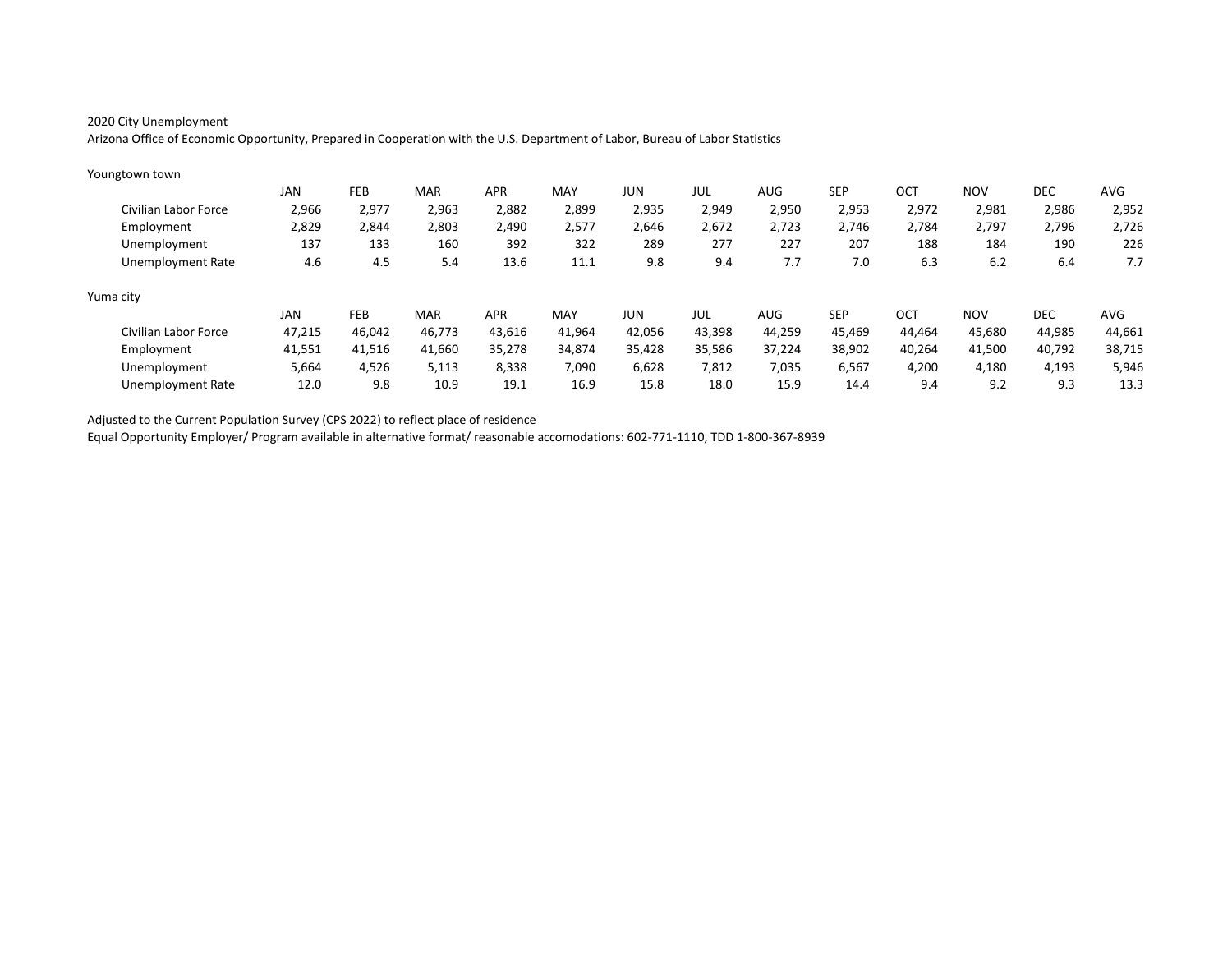2020 City Unemployment

Arizona Office of Economic Opportunity, Prepared in Cooperation with the U.S. Department of Labor, Bureau of Labor Statistics

Youngtown town

| | JAN | FEB | MAR | APR | MAY | JUN | JUL | AUG | SEP | OCT | NOV | DEC | AVG |
|---|---|---|---|---|---|---|---|---|---|---|---|---|---|
| Civilian Labor Force | 2,966 | 2,977 | 2,963 | 2,882 | 2,899 | 2,935 | 2,949 | 2,950 | 2,953 | 2,972 | 2,981 | 2,986 | 2,952 |
| Employment | 2,829 | 2,844 | 2,803 | 2,490 | 2,577 | 2,646 | 2,672 | 2,723 | 2,746 | 2,784 | 2,797 | 2,796 | 2,726 |
| Unemployment | 137 | 133 | 160 | 392 | 322 | 289 | 277 | 227 | 207 | 188 | 184 | 190 | 226 |
| Unemployment Rate | 4.6 | 4.5 | 5.4 | 13.6 | 11.1 | 9.8 | 9.4 | 7.7 | 7.0 | 6.3 | 6.2 | 6.4 | 7.7 |

Yuma city

| | JAN | FEB | MAR | APR | MAY | JUN | JUL | AUG | SEP | OCT | NOV | DEC | AVG |
|---|---|---|---|---|---|---|---|---|---|---|---|---|---|
| Civilian Labor Force | 47,215 | 46,042 | 46,773 | 43,616 | 41,964 | 42,056 | 43,398 | 44,259 | 45,469 | 44,464 | 45,680 | 44,985 | 44,661 |
| Employment | 41,551 | 41,516 | 41,660 | 35,278 | 34,874 | 35,428 | 35,586 | 37,224 | 38,902 | 40,264 | 41,500 | 40,792 | 38,715 |
| Unemployment | 5,664 | 4,526 | 5,113 | 8,338 | 7,090 | 6,628 | 7,812 | 7,035 | 6,567 | 4,200 | 4,180 | 4,193 | 5,946 |
| Unemployment Rate | 12.0 | 9.8 | 10.9 | 19.1 | 16.9 | 15.8 | 18.0 | 15.9 | 14.4 | 9.4 | 9.2 | 9.3 | 13.3 |

Adjusted to the Current Population Survey (CPS 2022) to reflect place of residence

Equal Opportunity Employer/ Program available in alternative format/ reasonable accomodations: 602-771-1110, TDD 1-800-367-8939